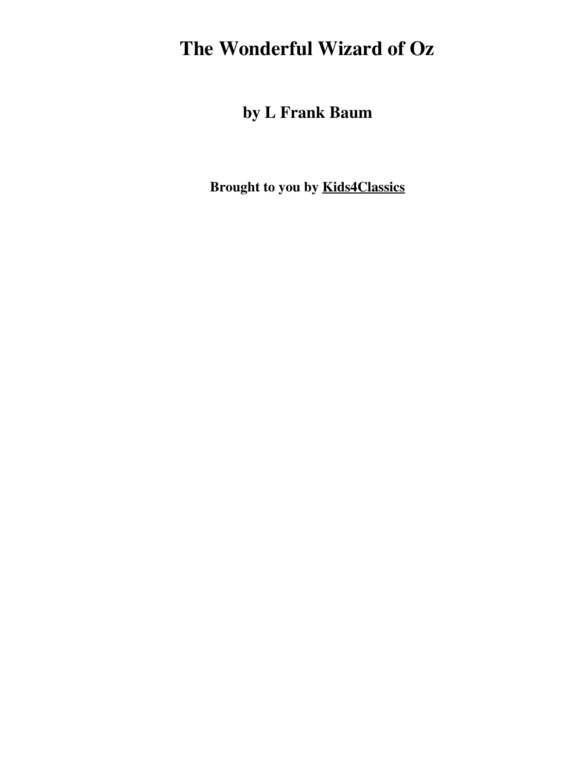# The Wonderful Wizard of Oz

## by L Frank Baum

**Brought to you by Kids4Classics**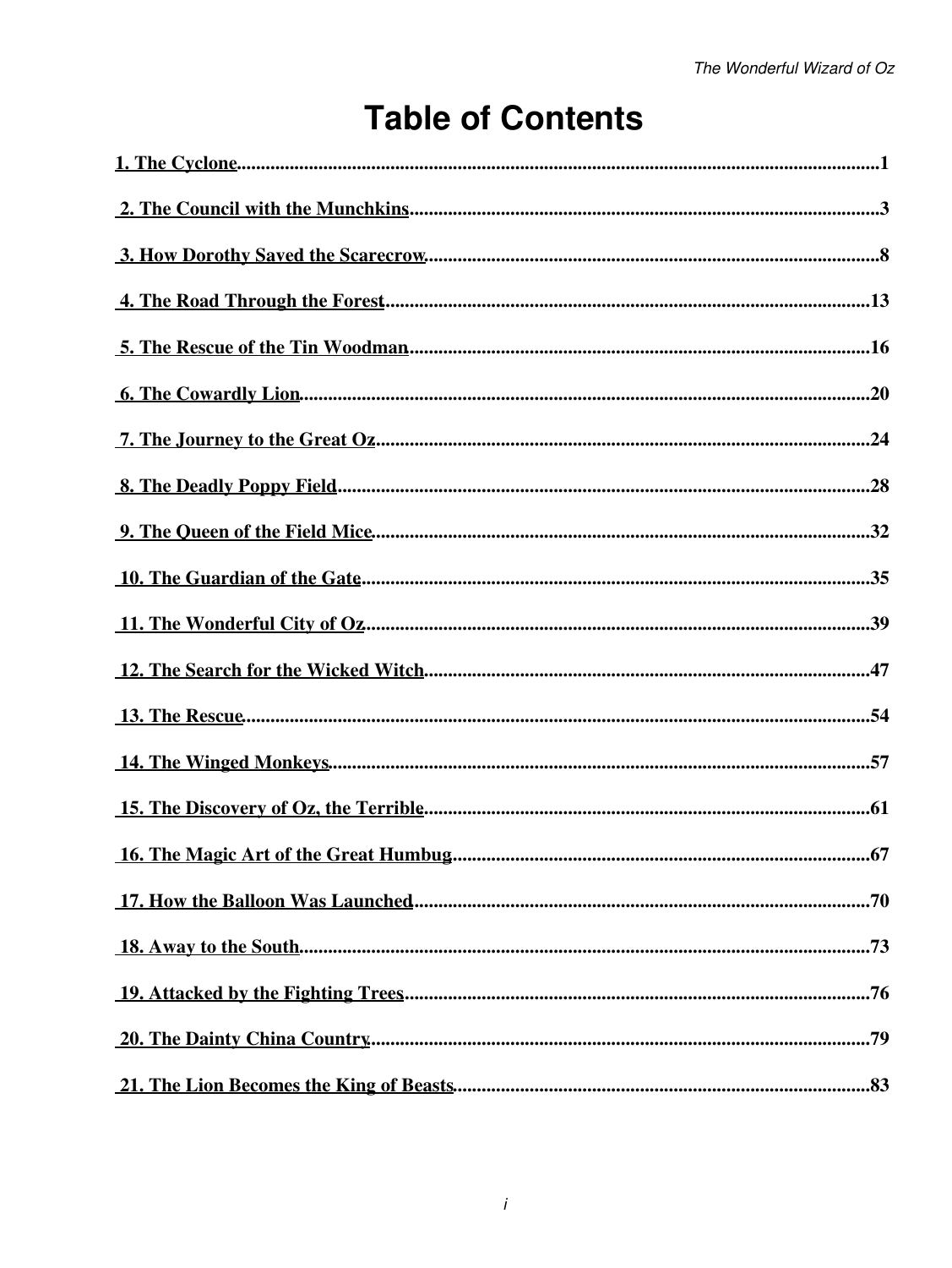# Table of Contents

1. The Cyclone.....1
2. The Council with the Munchkins.....3
3. How Dorothy Saved the Scarecrow.....8
4. The Road Through the Forest.....13
5. The Rescue of the Tin Woodman.....16
6. The Cowardly Lion.....20
7. The Journey to the Great Oz.....24
8. The Deadly Poppy Field.....28
9. The Queen of the Field Mice.....32
10. The Guardian of the Gate.....35
11. The Wonderful City of Oz.....39
12. The Search for the Wicked Witch.....47
13. The Rescue.....54
14. The Winged Monkeys.....57
15. The Discovery of Oz, the Terrible.....61
16. The Magic Art of the Great Humbug.....67
17. How the Balloon Was Launched.....70
18. Away to the South.....73
19. Attacked by the Fighting Trees.....76
20. The Dainty China Country.....79
21. The Lion Becomes the King of Beasts.....83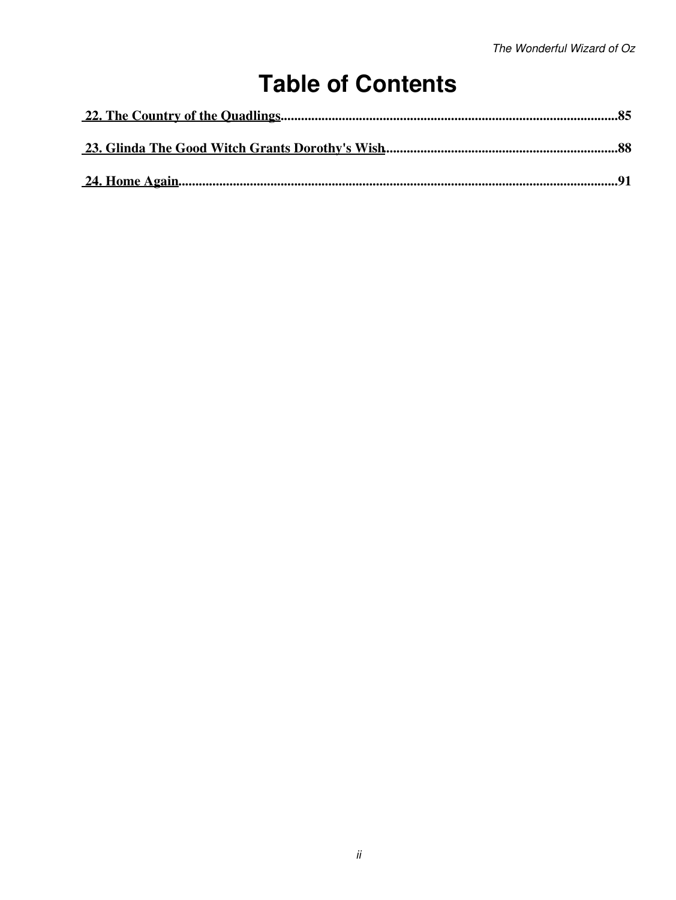# Table of Contents

**22. The Country of the Quadlings**..................................................................................................85

**23. Glinda The Good Witch Grants Dorothy's Wish**....................................................................88

**24. Home Again**...............................................................................................................................91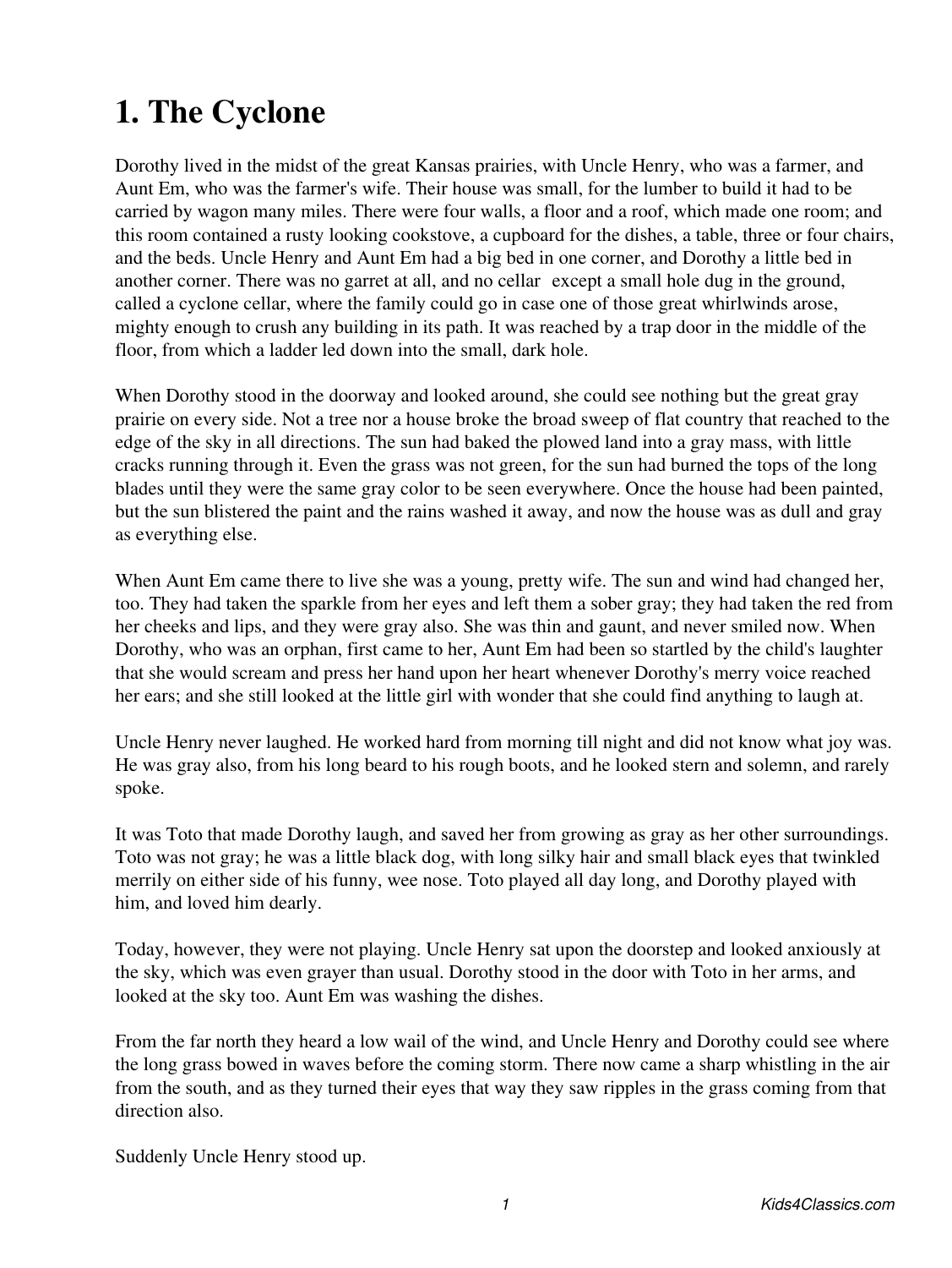# 1. The Cyclone

Dorothy lived in the midst of the great Kansas prairies, with Uncle Henry, who was a farmer, and Aunt Em, who was the farmer's wife. Their house was small, for the lumber to build it had to be carried by wagon many miles. There were four walls, a floor and a roof, which made one room; and this room contained a rusty looking cookstove, a cupboard for the dishes, a table, three or four chairs, and the beds. Uncle Henry and Aunt Em had a big bed in one corner, and Dorothy a little bed in another corner. There was no garret at all, and no cellar except a small hole dug in the ground, called a cyclone cellar, where the family could go in case one of those great whirlwinds arose, mighty enough to crush any building in its path. It was reached by a trap door in the middle of the floor, from which a ladder led down into the small, dark hole.

When Dorothy stood in the doorway and looked around, she could see nothing but the great gray prairie on every side. Not a tree nor a house broke the broad sweep of flat country that reached to the edge of the sky in all directions. The sun had baked the plowed land into a gray mass, with little cracks running through it. Even the grass was not green, for the sun had burned the tops of the long blades until they were the same gray color to be seen everywhere. Once the house had been painted, but the sun blistered the paint and the rains washed it away, and now the house was as dull and gray as everything else.

When Aunt Em came there to live she was a young, pretty wife. The sun and wind had changed her, too. They had taken the sparkle from her eyes and left them a sober gray; they had taken the red from her cheeks and lips, and they were gray also. She was thin and gaunt, and never smiled now. When Dorothy, who was an orphan, first came to her, Aunt Em had been so startled by the child's laughter that she would scream and press her hand upon her heart whenever Dorothy's merry voice reached her ears; and she still looked at the little girl with wonder that she could find anything to laugh at.

Uncle Henry never laughed. He worked hard from morning till night and did not know what joy was. He was gray also, from his long beard to his rough boots, and he looked stern and solemn, and rarely spoke.

It was Toto that made Dorothy laugh, and saved her from growing as gray as her other surroundings. Toto was not gray; he was a little black dog, with long silky hair and small black eyes that twinkled merrily on either side of his funny, wee nose. Toto played all day long, and Dorothy played with him, and loved him dearly.

Today, however, they were not playing. Uncle Henry sat upon the doorstep and looked anxiously at the sky, which was even grayer than usual. Dorothy stood in the door with Toto in her arms, and looked at the sky too. Aunt Em was washing the dishes.

From the far north they heard a low wail of the wind, and Uncle Henry and Dorothy could see where the long grass bowed in waves before the coming storm. There now came a sharp whistling in the air from the south, and as they turned their eyes that way they saw ripples in the grass coming from that direction also.

Suddenly Uncle Henry stood up.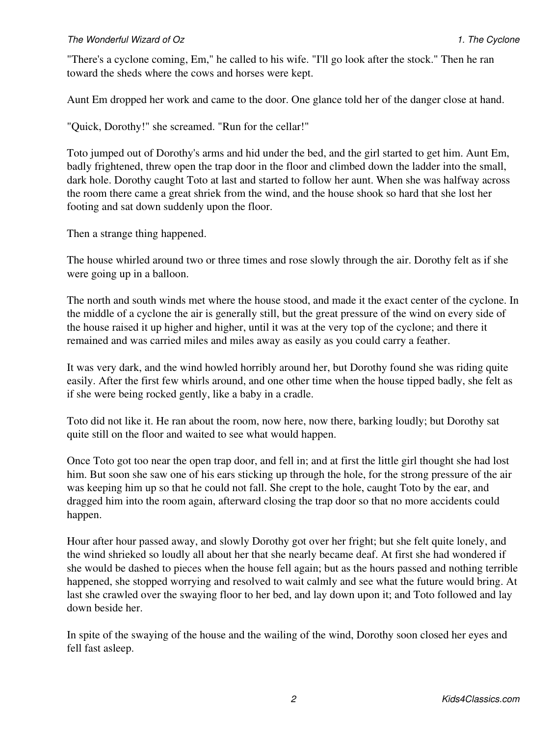"There's a cyclone coming, Em," he called to his wife. "I'll go look after the stock." Then he ran toward the sheds where the cows and horses were kept.

Aunt Em dropped her work and came to the door. One glance told her of the danger close at hand.

"Quick, Dorothy!" she screamed. "Run for the cellar!"

Toto jumped out of Dorothy's arms and hid under the bed, and the girl started to get him. Aunt Em, badly frightened, threw open the trap door in the floor and climbed down the ladder into the small, dark hole. Dorothy caught Toto at last and started to follow her aunt. When she was halfway across the room there came a great shriek from the wind, and the house shook so hard that she lost her footing and sat down suddenly upon the floor.

Then a strange thing happened.

The house whirled around two or three times and rose slowly through the air. Dorothy felt as if she were going up in a balloon.

The north and south winds met where the house stood, and made it the exact center of the cyclone. In the middle of a cyclone the air is generally still, but the great pressure of the wind on every side of the house raised it up higher and higher, until it was at the very top of the cyclone; and there it remained and was carried miles and miles away as easily as you could carry a feather.

It was very dark, and the wind howled horribly around her, but Dorothy found she was riding quite easily. After the first few whirls around, and one other time when the house tipped badly, she felt as if she were being rocked gently, like a baby in a cradle.

Toto did not like it. He ran about the room, now here, now there, barking loudly; but Dorothy sat quite still on the floor and waited to see what would happen.

Once Toto got too near the open trap door, and fell in; and at first the little girl thought she had lost him. But soon she saw one of his ears sticking up through the hole, for the strong pressure of the air was keeping him up so that he could not fall. She crept to the hole, caught Toto by the ear, and dragged him into the room again, afterward closing the trap door so that no more accidents could happen.

Hour after hour passed away, and slowly Dorothy got over her fright; but she felt quite lonely, and the wind shrieked so loudly all about her that she nearly became deaf. At first she had wondered if she would be dashed to pieces when the house fell again; but as the hours passed and nothing terrible happened, she stopped worrying and resolved to wait calmly and see what the future would bring. At last she crawled over the swaying floor to her bed, and lay down upon it; and Toto followed and lay down beside her.

In spite of the swaying of the house and the wailing of the wind, Dorothy soon closed her eyes and fell fast asleep.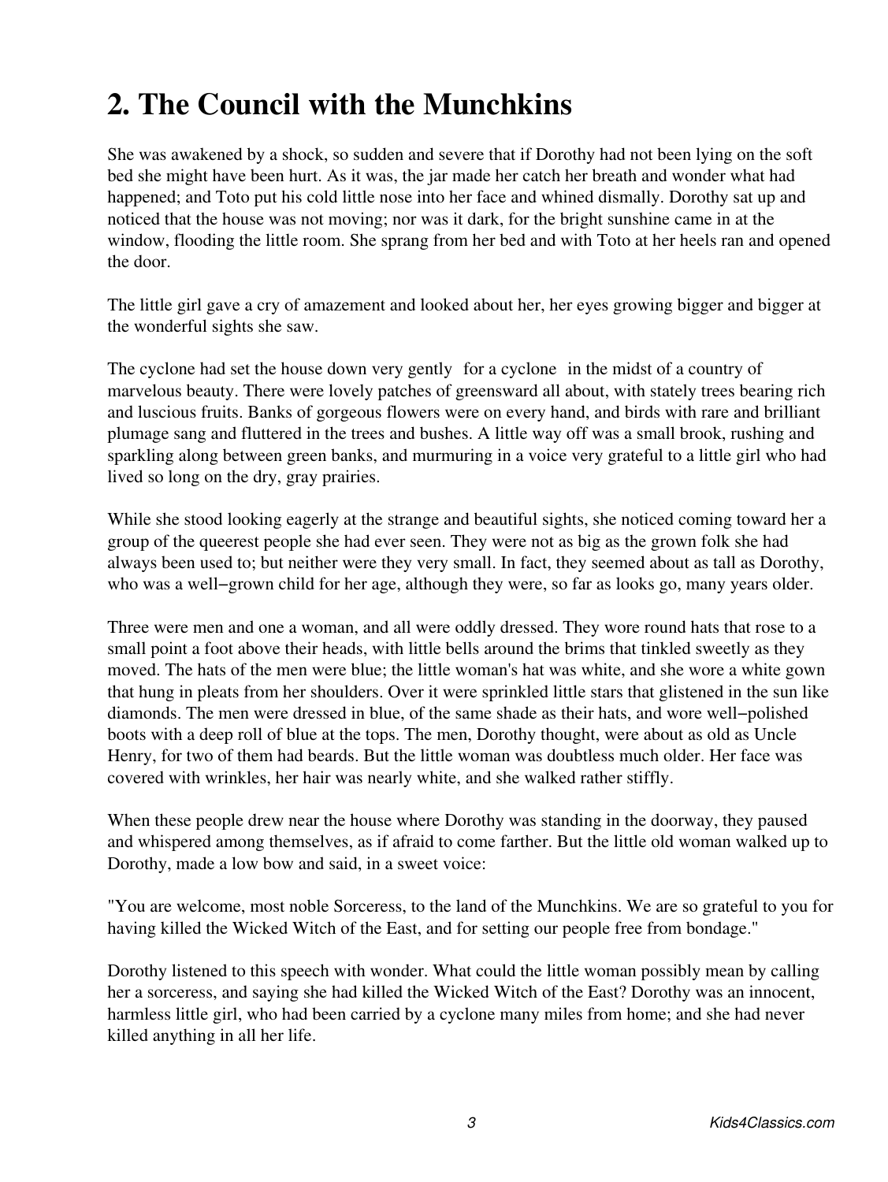# 2. The Council with the Munchkins

She was awakened by a shock, so sudden and severe that if Dorothy had not been lying on the soft bed she might have been hurt. As it was, the jar made her catch her breath and wonder what had happened; and Toto put his cold little nose into her face and whined dismally. Dorothy sat up and noticed that the house was not moving; nor was it dark, for the bright sunshine came in at the window, flooding the little room. She sprang from her bed and with Toto at her heels ran and opened the door.

The little girl gave a cry of amazement and looked about her, her eyes growing bigger and bigger at the wonderful sights she saw.

The cyclone had set the house down very gently  for a cyclone  in the midst of a country of marvelous beauty. There were lovely patches of greensward all about, with stately trees bearing rich and luscious fruits. Banks of gorgeous flowers were on every hand, and birds with rare and brilliant plumage sang and fluttered in the trees and bushes. A little way off was a small brook, rushing and sparkling along between green banks, and murmuring in a voice very grateful to a little girl who had lived so long on the dry, gray prairies.

While she stood looking eagerly at the strange and beautiful sights, she noticed coming toward her a group of the queerest people she had ever seen. They were not as big as the grown folk she had always been used to; but neither were they very small. In fact, they seemed about as tall as Dorothy, who was a well−grown child for her age, although they were, so far as looks go, many years older.

Three were men and one a woman, and all were oddly dressed. They wore round hats that rose to a small point a foot above their heads, with little bells around the brims that tinkled sweetly as they moved. The hats of the men were blue; the little woman's hat was white, and she wore a white gown that hung in pleats from her shoulders. Over it were sprinkled little stars that glistened in the sun like diamonds. The men were dressed in blue, of the same shade as their hats, and wore well−polished boots with a deep roll of blue at the tops. The men, Dorothy thought, were about as old as Uncle Henry, for two of them had beards. But the little woman was doubtless much older. Her face was covered with wrinkles, her hair was nearly white, and she walked rather stiffly.

When these people drew near the house where Dorothy was standing in the doorway, they paused and whispered among themselves, as if afraid to come farther. But the little old woman walked up to Dorothy, made a low bow and said, in a sweet voice:

"You are welcome, most noble Sorceress, to the land of the Munchkins. We are so grateful to you for having killed the Wicked Witch of the East, and for setting our people free from bondage."

Dorothy listened to this speech with wonder. What could the little woman possibly mean by calling her a sorceress, and saying she had killed the Wicked Witch of the East? Dorothy was an innocent, harmless little girl, who had been carried by a cyclone many miles from home; and she had never killed anything in all her life.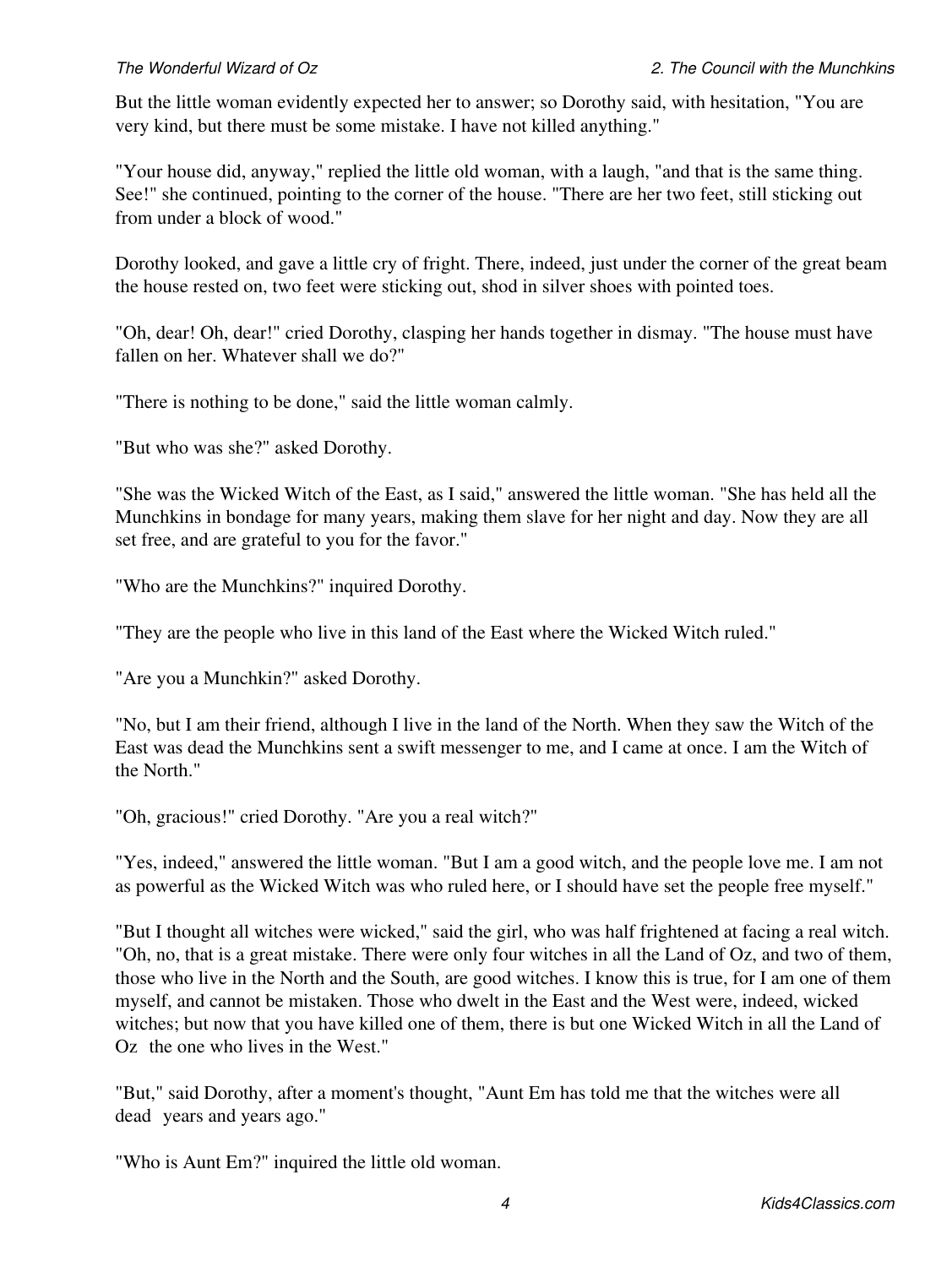But the little woman evidently expected her to answer; so Dorothy said, with hesitation, "You are very kind, but there must be some mistake. I have not killed anything."

"Your house did, anyway," replied the little old woman, with a laugh, "and that is the same thing. See!" she continued, pointing to the corner of the house. "There are her two feet, still sticking out from under a block of wood."

Dorothy looked, and gave a little cry of fright. There, indeed, just under the corner of the great beam the house rested on, two feet were sticking out, shod in silver shoes with pointed toes.

"Oh, dear! Oh, dear!" cried Dorothy, clasping her hands together in dismay. "The house must have fallen on her. Whatever shall we do?"

"There is nothing to be done," said the little woman calmly.

"But who was she?" asked Dorothy.

"She was the Wicked Witch of the East, as I said," answered the little woman. "She has held all the Munchkins in bondage for many years, making them slave for her night and day. Now they are all set free, and are grateful to you for the favor."

"Who are the Munchkins?" inquired Dorothy.

"They are the people who live in this land of the East where the Wicked Witch ruled."

"Are you a Munchkin?" asked Dorothy.

"No, but I am their friend, although I live in the land of the North. When they saw the Witch of the East was dead the Munchkins sent a swift messenger to me, and I came at once. I am the Witch of the North."

"Oh, gracious!" cried Dorothy. "Are you a real witch?"

"Yes, indeed," answered the little woman. "But I am a good witch, and the people love me. I am not as powerful as the Wicked Witch was who ruled here, or I should have set the people free myself."

"But I thought all witches were wicked," said the girl, who was half frightened at facing a real witch. "Oh, no, that is a great mistake. There were only four witches in all the Land of Oz, and two of them, those who live in the North and the South, are good witches. I know this is true, for I am one of them myself, and cannot be mistaken. Those who dwelt in the East and the West were, indeed, wicked witches; but now that you have killed one of them, there is but one Wicked Witch in all the Land of Oz the one who lives in the West."

"But," said Dorothy, after a moment's thought, "Aunt Em has told me that the witches were all dead years and years ago."

"Who is Aunt Em?" inquired the little old woman.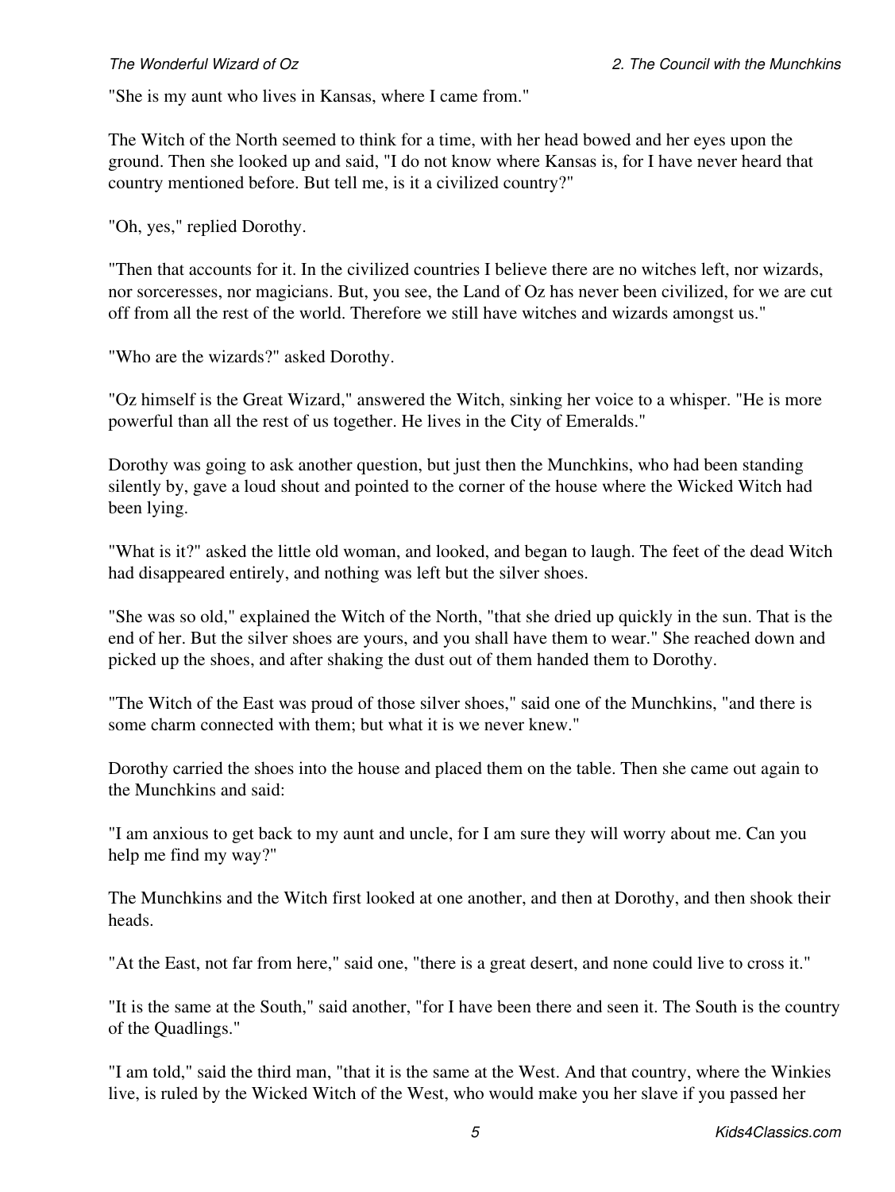"She is my aunt who lives in Kansas, where I came from."

The Witch of the North seemed to think for a time, with her head bowed and her eyes upon the ground. Then she looked up and said, "I do not know where Kansas is, for I have never heard that country mentioned before. But tell me, is it a civilized country?"

"Oh, yes," replied Dorothy.

"Then that accounts for it. In the civilized countries I believe there are no witches left, nor wizards, nor sorceresses, nor magicians. But, you see, the Land of Oz has never been civilized, for we are cut off from all the rest of the world. Therefore we still have witches and wizards amongst us."

"Who are the wizards?" asked Dorothy.

"Oz himself is the Great Wizard," answered the Witch, sinking her voice to a whisper. "He is more powerful than all the rest of us together. He lives in the City of Emeralds."

Dorothy was going to ask another question, but just then the Munchkins, who had been standing silently by, gave a loud shout and pointed to the corner of the house where the Wicked Witch had been lying.

"What is it?" asked the little old woman, and looked, and began to laugh. The feet of the dead Witch had disappeared entirely, and nothing was left but the silver shoes.

"She was so old," explained the Witch of the North, "that she dried up quickly in the sun. That is the end of her. But the silver shoes are yours, and you shall have them to wear." She reached down and picked up the shoes, and after shaking the dust out of them handed them to Dorothy.

"The Witch of the East was proud of those silver shoes," said one of the Munchkins, "and there is some charm connected with them; but what it is we never knew."

Dorothy carried the shoes into the house and placed them on the table. Then she came out again to the Munchkins and said:

"I am anxious to get back to my aunt and uncle, for I am sure they will worry about me. Can you help me find my way?"

The Munchkins and the Witch first looked at one another, and then at Dorothy, and then shook their heads.

"At the East, not far from here," said one, "there is a great desert, and none could live to cross it."

"It is the same at the South," said another, "for I have been there and seen it. The South is the country of the Quadlings."

"I am told," said the third man, "that it is the same at the West. And that country, where the Winkies live, is ruled by the Wicked Witch of the West, who would make you her slave if you passed her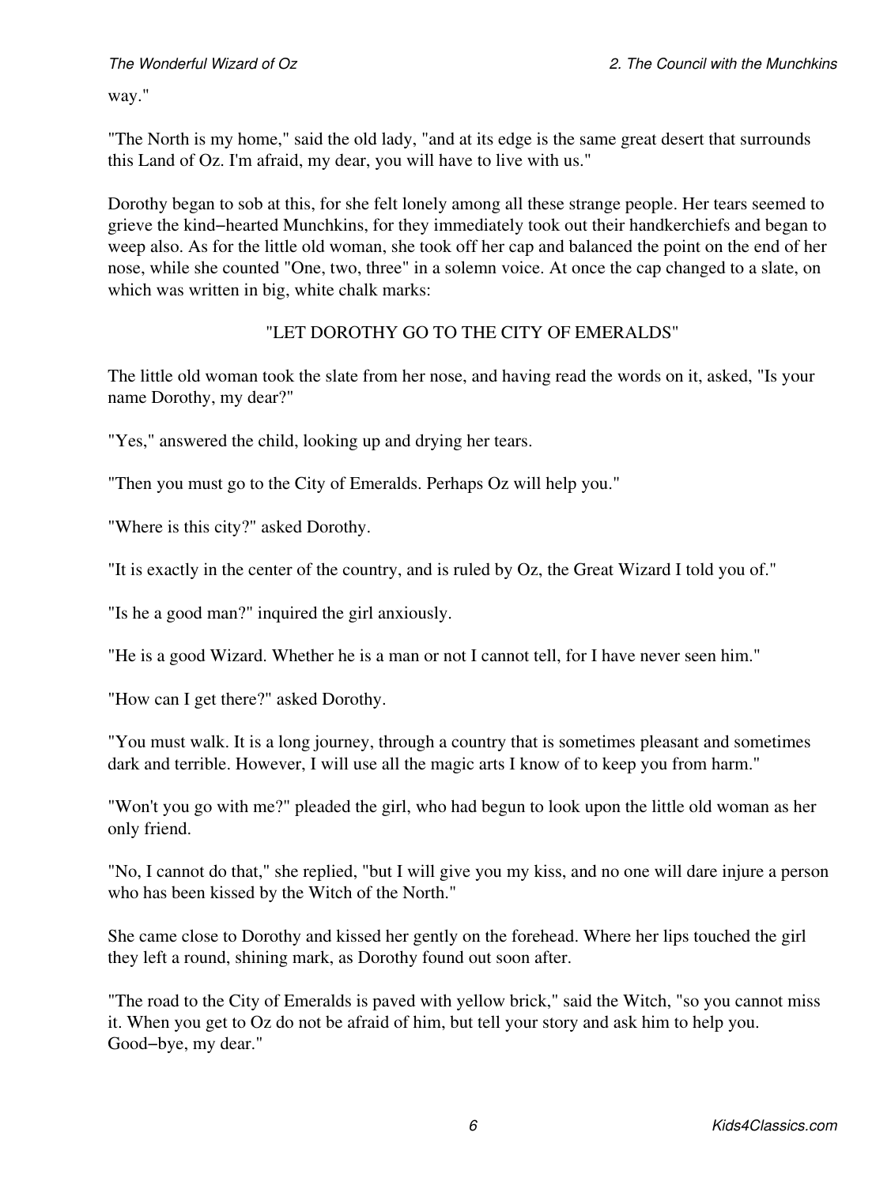way."

"The North is my home," said the old lady, "and at its edge is the same great desert that surrounds this Land of Oz. I'm afraid, my dear, you will have to live with us."

Dorothy began to sob at this, for she felt lonely among all these strange people. Her tears seemed to grieve the kind−hearted Munchkins, for they immediately took out their handkerchiefs and began to weep also. As for the little old woman, she took off her cap and balanced the point on the end of her nose, while she counted "One, two, three" in a solemn voice. At once the cap changed to a slate, on which was written in big, white chalk marks:

"LET DOROTHY GO TO THE CITY OF EMERALDS"

The little old woman took the slate from her nose, and having read the words on it, asked, "Is your name Dorothy, my dear?"

"Yes," answered the child, looking up and drying her tears.

"Then you must go to the City of Emeralds. Perhaps Oz will help you."

"Where is this city?" asked Dorothy.

"It is exactly in the center of the country, and is ruled by Oz, the Great Wizard I told you of."

"Is he a good man?" inquired the girl anxiously.

"He is a good Wizard. Whether he is a man or not I cannot tell, for I have never seen him."

"How can I get there?" asked Dorothy.

"You must walk. It is a long journey, through a country that is sometimes pleasant and sometimes dark and terrible. However, I will use all the magic arts I know of to keep you from harm."

"Won't you go with me?" pleaded the girl, who had begun to look upon the little old woman as her only friend.

"No, I cannot do that," she replied, "but I will give you my kiss, and no one will dare injure a person who has been kissed by the Witch of the North."

She came close to Dorothy and kissed her gently on the forehead. Where her lips touched the girl they left a round, shining mark, as Dorothy found out soon after.

"The road to the City of Emeralds is paved with yellow brick," said the Witch, "so you cannot miss it. When you get to Oz do not be afraid of him, but tell your story and ask him to help you. Good−bye, my dear."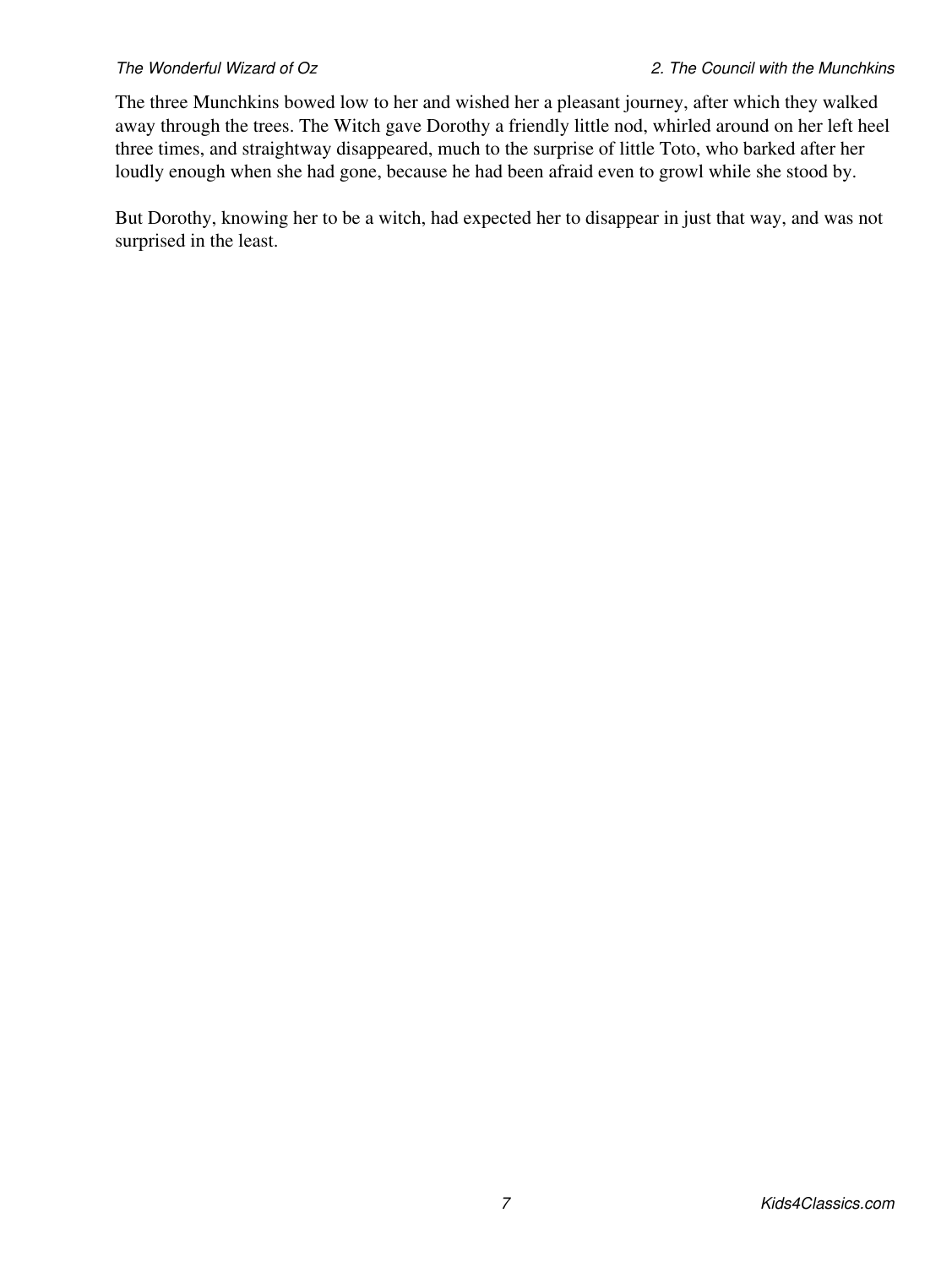The three Munchkins bowed low to her and wished her a pleasant journey, after which they walked away through the trees. The Witch gave Dorothy a friendly little nod, whirled around on her left heel three times, and straightway disappeared, much to the surprise of little Toto, who barked after her loudly enough when she had gone, because he had been afraid even to growl while she stood by.

But Dorothy, knowing her to be a witch, had expected her to disappear in just that way, and was not surprised in the least.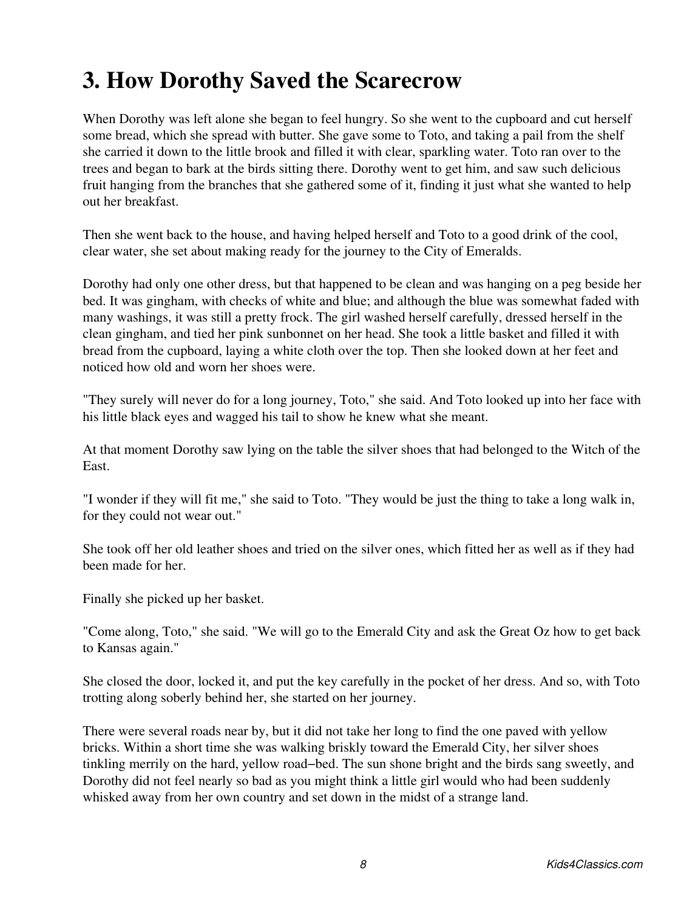# 3. How Dorothy Saved the Scarecrow

When Dorothy was left alone she began to feel hungry. So she went to the cupboard and cut herself some bread, which she spread with butter. She gave some to Toto, and taking a pail from the shelf she carried it down to the little brook and filled it with clear, sparkling water. Toto ran over to the trees and began to bark at the birds sitting there. Dorothy went to get him, and saw such delicious fruit hanging from the branches that she gathered some of it, finding it just what she wanted to help out her breakfast.

Then she went back to the house, and having helped herself and Toto to a good drink of the cool, clear water, she set about making ready for the journey to the City of Emeralds.

Dorothy had only one other dress, but that happened to be clean and was hanging on a peg beside her bed. It was gingham, with checks of white and blue; and although the blue was somewhat faded with many washings, it was still a pretty frock. The girl washed herself carefully, dressed herself in the clean gingham, and tied her pink sunbonnet on her head. She took a little basket and filled it with bread from the cupboard, laying a white cloth over the top. Then she looked down at her feet and noticed how old and worn her shoes were.

"They surely will never do for a long journey, Toto," she said. And Toto looked up into her face with his little black eyes and wagged his tail to show he knew what she meant.

At that moment Dorothy saw lying on the table the silver shoes that had belonged to the Witch of the East.

"I wonder if they will fit me," she said to Toto. "They would be just the thing to take a long walk in, for they could not wear out."

She took off her old leather shoes and tried on the silver ones, which fitted her as well as if they had been made for her.

Finally she picked up her basket.

"Come along, Toto," she said. "We will go to the Emerald City and ask the Great Oz how to get back to Kansas again."

She closed the door, locked it, and put the key carefully in the pocket of her dress. And so, with Toto trotting along soberly behind her, she started on her journey.

There were several roads near by, but it did not take her long to find the one paved with yellow bricks. Within a short time she was walking briskly toward the Emerald City, her silver shoes tinkling merrily on the hard, yellow road–bed. The sun shone bright and the birds sang sweetly, and Dorothy did not feel nearly so bad as you might think a little girl would who had been suddenly whisked away from her own country and set down in the midst of a strange land.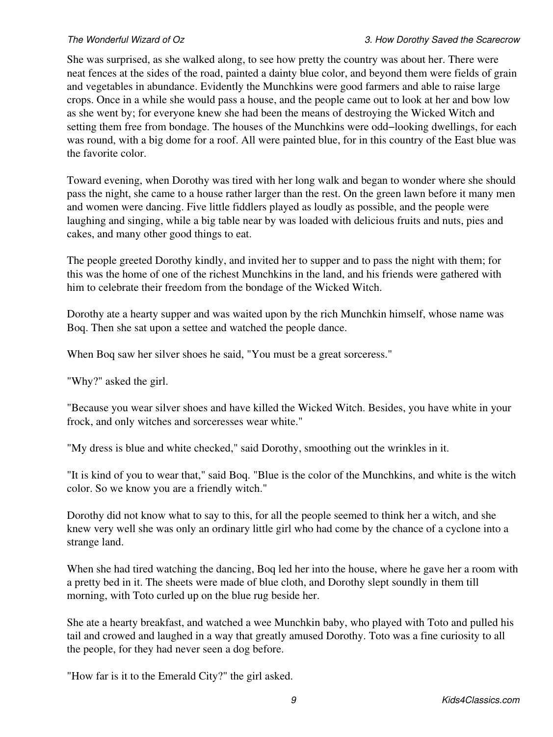She was surprised, as she walked along, to see how pretty the country was about her. There were neat fences at the sides of the road, painted a dainty blue color, and beyond them were fields of grain and vegetables in abundance. Evidently the Munchkins were good farmers and able to raise large crops. Once in a while she would pass a house, and the people came out to look at her and bow low as she went by; for everyone knew she had been the means of destroying the Wicked Witch and setting them free from bondage. The houses of the Munchkins were odd−looking dwellings, for each was round, with a big dome for a roof. All were painted blue, for in this country of the East blue was the favorite color.

Toward evening, when Dorothy was tired with her long walk and began to wonder where she should pass the night, she came to a house rather larger than the rest. On the green lawn before it many men and women were dancing. Five little fiddlers played as loudly as possible, and the people were laughing and singing, while a big table near by was loaded with delicious fruits and nuts, pies and cakes, and many other good things to eat.

The people greeted Dorothy kindly, and invited her to supper and to pass the night with them; for this was the home of one of the richest Munchkins in the land, and his friends were gathered with him to celebrate their freedom from the bondage of the Wicked Witch.

Dorothy ate a hearty supper and was waited upon by the rich Munchkin himself, whose name was Boq. Then she sat upon a settee and watched the people dance.

When Boq saw her silver shoes he said, "You must be a great sorceress."

"Why?" asked the girl.

"Because you wear silver shoes and have killed the Wicked Witch. Besides, you have white in your frock, and only witches and sorceresses wear white."

"My dress is blue and white checked," said Dorothy, smoothing out the wrinkles in it.

"It is kind of you to wear that," said Boq. "Blue is the color of the Munchkins, and white is the witch color. So we know you are a friendly witch."

Dorothy did not know what to say to this, for all the people seemed to think her a witch, and she knew very well she was only an ordinary little girl who had come by the chance of a cyclone into a strange land.

When she had tired watching the dancing, Boq led her into the house, where he gave her a room with a pretty bed in it. The sheets were made of blue cloth, and Dorothy slept soundly in them till morning, with Toto curled up on the blue rug beside her.

She ate a hearty breakfast, and watched a wee Munchkin baby, who played with Toto and pulled his tail and crowed and laughed in a way that greatly amused Dorothy. Toto was a fine curiosity to all the people, for they had never seen a dog before.

"How far is it to the Emerald City?" the girl asked.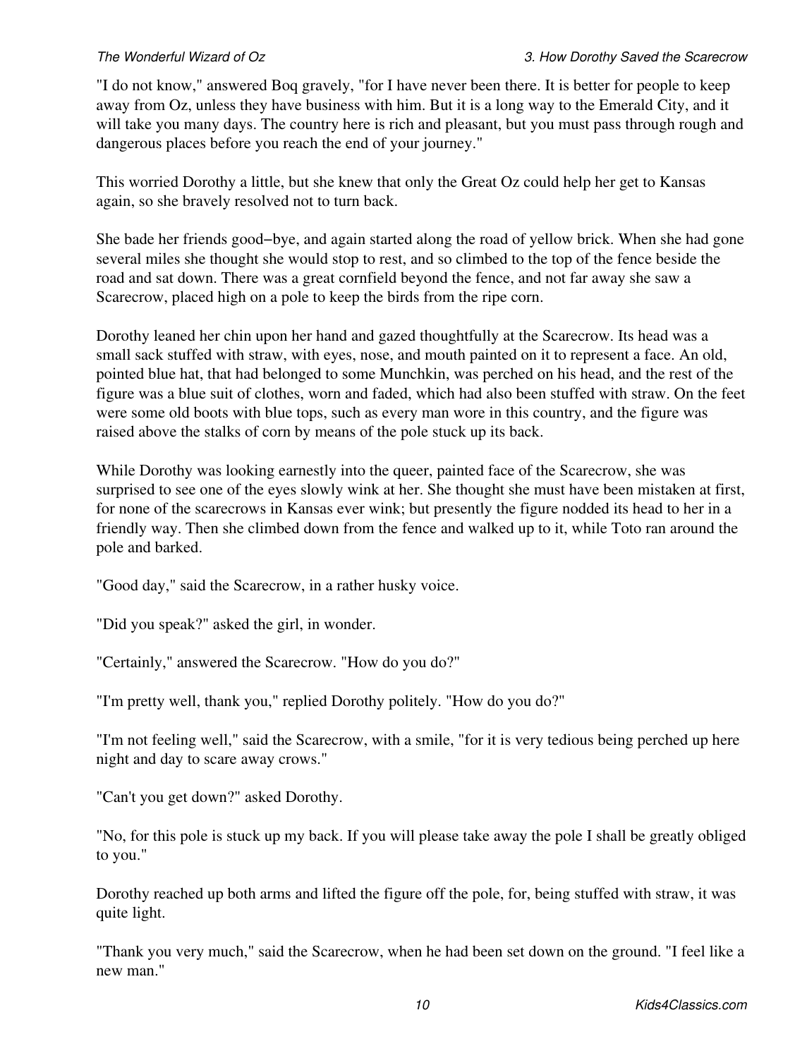"I do not know," answered Boq gravely, "for I have never been there. It is better for people to keep away from Oz, unless they have business with him. But it is a long way to the Emerald City, and it will take you many days. The country here is rich and pleasant, but you must pass through rough and dangerous places before you reach the end of your journey."

This worried Dorothy a little, but she knew that only the Great Oz could help her get to Kansas again, so she bravely resolved not to turn back.

She bade her friends good−bye, and again started along the road of yellow brick. When she had gone several miles she thought she would stop to rest, and so climbed to the top of the fence beside the road and sat down. There was a great cornfield beyond the fence, and not far away she saw a Scarecrow, placed high on a pole to keep the birds from the ripe corn.

Dorothy leaned her chin upon her hand and gazed thoughtfully at the Scarecrow. Its head was a small sack stuffed with straw, with eyes, nose, and mouth painted on it to represent a face. An old, pointed blue hat, that had belonged to some Munchkin, was perched on his head, and the rest of the figure was a blue suit of clothes, worn and faded, which had also been stuffed with straw. On the feet were some old boots with blue tops, such as every man wore in this country, and the figure was raised above the stalks of corn by means of the pole stuck up its back.

While Dorothy was looking earnestly into the queer, painted face of the Scarecrow, she was surprised to see one of the eyes slowly wink at her. She thought she must have been mistaken at first, for none of the scarecrows in Kansas ever wink; but presently the figure nodded its head to her in a friendly way. Then she climbed down from the fence and walked up to it, while Toto ran around the pole and barked.

"Good day," said the Scarecrow, in a rather husky voice.

"Did you speak?" asked the girl, in wonder.

"Certainly," answered the Scarecrow. "How do you do?"

"I'm pretty well, thank you," replied Dorothy politely. "How do you do?"

"I'm not feeling well," said the Scarecrow, with a smile, "for it is very tedious being perched up here night and day to scare away crows."

"Can't you get down?" asked Dorothy.

"No, for this pole is stuck up my back. If you will please take away the pole I shall be greatly obliged to you."

Dorothy reached up both arms and lifted the figure off the pole, for, being stuffed with straw, it was quite light.

"Thank you very much," said the Scarecrow, when he had been set down on the ground. "I feel like a new man."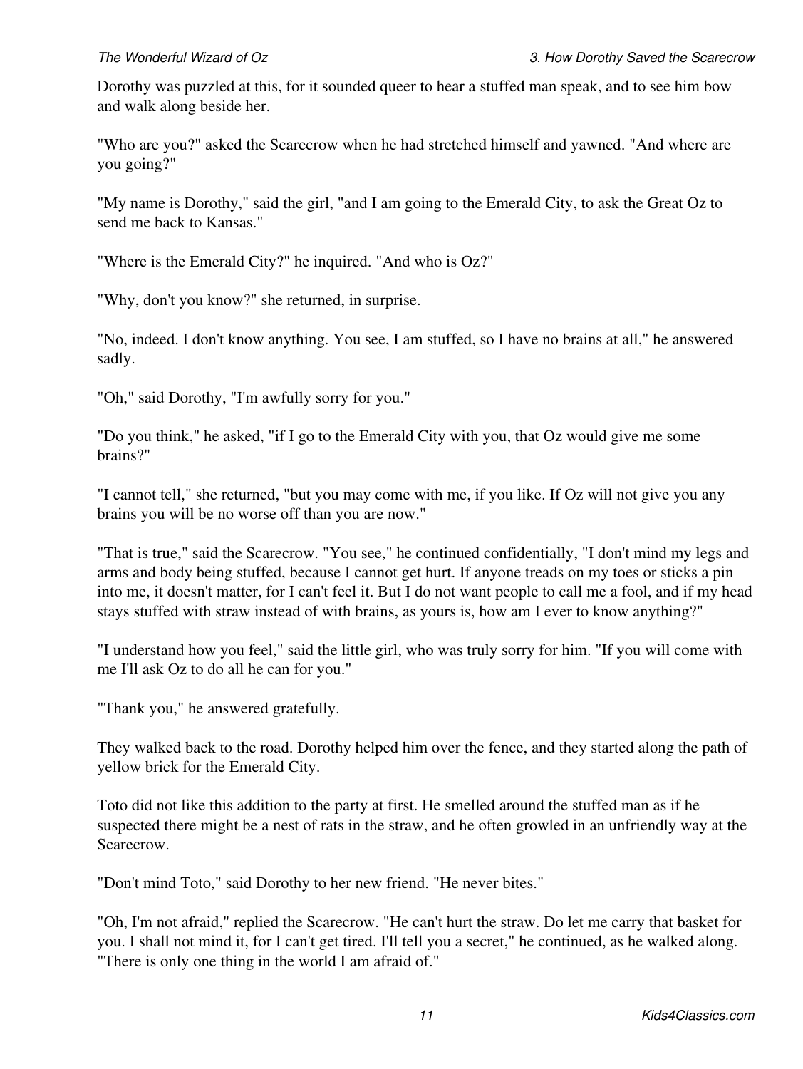Dorothy was puzzled at this, for it sounded queer to hear a stuffed man speak, and to see him bow and walk along beside her.

"Who are you?" asked the Scarecrow when he had stretched himself and yawned. "And where are you going?"

"My name is Dorothy," said the girl, "and I am going to the Emerald City, to ask the Great Oz to send me back to Kansas."

"Where is the Emerald City?" he inquired. "And who is Oz?"

"Why, don't you know?" she returned, in surprise.

"No, indeed. I don't know anything. You see, I am stuffed, so I have no brains at all," he answered sadly.

"Oh," said Dorothy, "I'm awfully sorry for you."

"Do you think," he asked, "if I go to the Emerald City with you, that Oz would give me some brains?"

"I cannot tell," she returned, "but you may come with me, if you like. If Oz will not give you any brains you will be no worse off than you are now."

"That is true," said the Scarecrow. "You see," he continued confidentially, "I don't mind my legs and arms and body being stuffed, because I cannot get hurt. If anyone treads on my toes or sticks a pin into me, it doesn't matter, for I can't feel it. But I do not want people to call me a fool, and if my head stays stuffed with straw instead of with brains, as yours is, how am I ever to know anything?"

"I understand how you feel," said the little girl, who was truly sorry for him. "If you will come with me I'll ask Oz to do all he can for you."

"Thank you," he answered gratefully.

They walked back to the road. Dorothy helped him over the fence, and they started along the path of yellow brick for the Emerald City.

Toto did not like this addition to the party at first. He smelled around the stuffed man as if he suspected there might be a nest of rats in the straw, and he often growled in an unfriendly way at the Scarecrow.

"Don't mind Toto," said Dorothy to her new friend. "He never bites."

"Oh, I'm not afraid," replied the Scarecrow. "He can't hurt the straw. Do let me carry that basket for you. I shall not mind it, for I can't get tired. I'll tell you a secret," he continued, as he walked along. "There is only one thing in the world I am afraid of."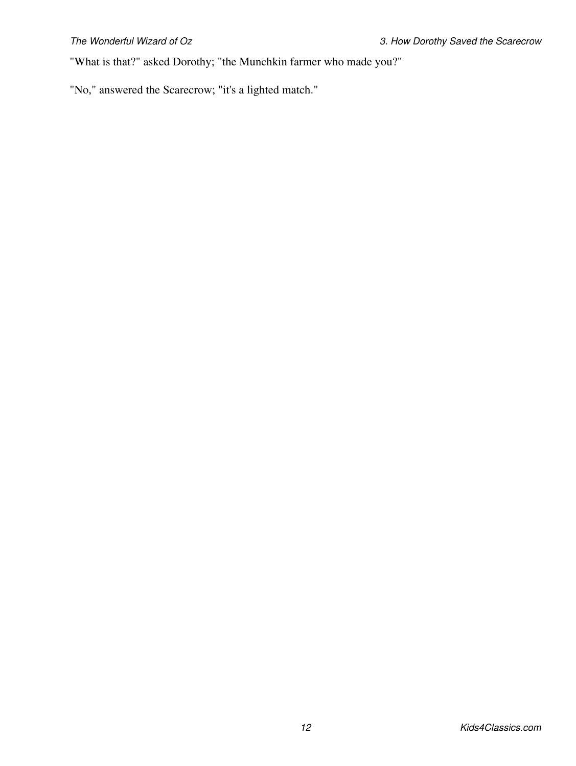"What is that?" asked Dorothy; "the Munchkin farmer who made you?"

"No," answered the Scarecrow; "it's a lighted match."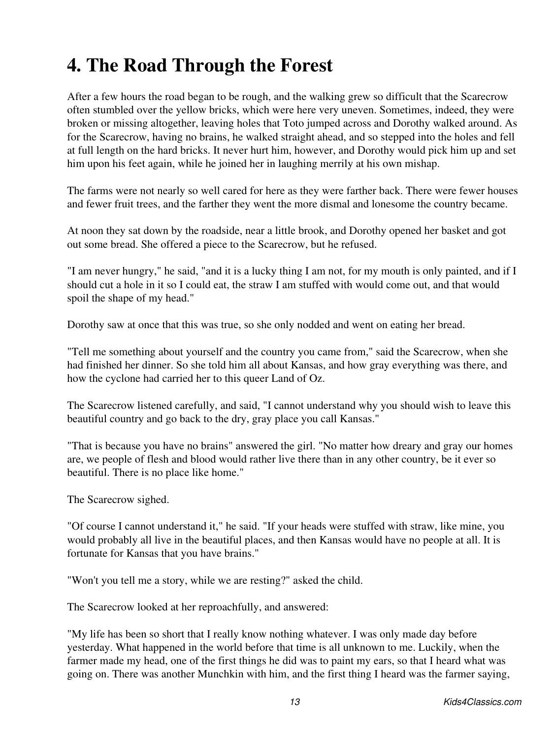# 4. The Road Through the Forest

After a few hours the road began to be rough, and the walking grew so difficult that the Scarecrow often stumbled over the yellow bricks, which were here very uneven. Sometimes, indeed, they were broken or missing altogether, leaving holes that Toto jumped across and Dorothy walked around. As for the Scarecrow, having no brains, he walked straight ahead, and so stepped into the holes and fell at full length on the hard bricks. It never hurt him, however, and Dorothy would pick him up and set him upon his feet again, while he joined her in laughing merrily at his own mishap.

The farms were not nearly so well cared for here as they were farther back. There were fewer houses and fewer fruit trees, and the farther they went the more dismal and lonesome the country became.

At noon they sat down by the roadside, near a little brook, and Dorothy opened her basket and got out some bread. She offered a piece to the Scarecrow, but he refused.

"I am never hungry," he said, "and it is a lucky thing I am not, for my mouth is only painted, and if I should cut a hole in it so I could eat, the straw I am stuffed with would come out, and that would spoil the shape of my head."

Dorothy saw at once that this was true, so she only nodded and went on eating her bread.

"Tell me something about yourself and the country you came from," said the Scarecrow, when she had finished her dinner. So she told him all about Kansas, and how gray everything was there, and how the cyclone had carried her to this queer Land of Oz.

The Scarecrow listened carefully, and said, "I cannot understand why you should wish to leave this beautiful country and go back to the dry, gray place you call Kansas."

"That is because you have no brains" answered the girl. "No matter how dreary and gray our homes are, we people of flesh and blood would rather live there than in any other country, be it ever so beautiful. There is no place like home."

The Scarecrow sighed.

"Of course I cannot understand it," he said. "If your heads were stuffed with straw, like mine, you would probably all live in the beautiful places, and then Kansas would have no people at all. It is fortunate for Kansas that you have brains."

"Won't you tell me a story, while we are resting?" asked the child.

The Scarecrow looked at her reproachfully, and answered:

"My life has been so short that I really know nothing whatever. I was only made day before yesterday. What happened in the world before that time is all unknown to me. Luckily, when the farmer made my head, one of the first things he did was to paint my ears, so that I heard what was going on. There was another Munchkin with him, and the first thing I heard was the farmer saying,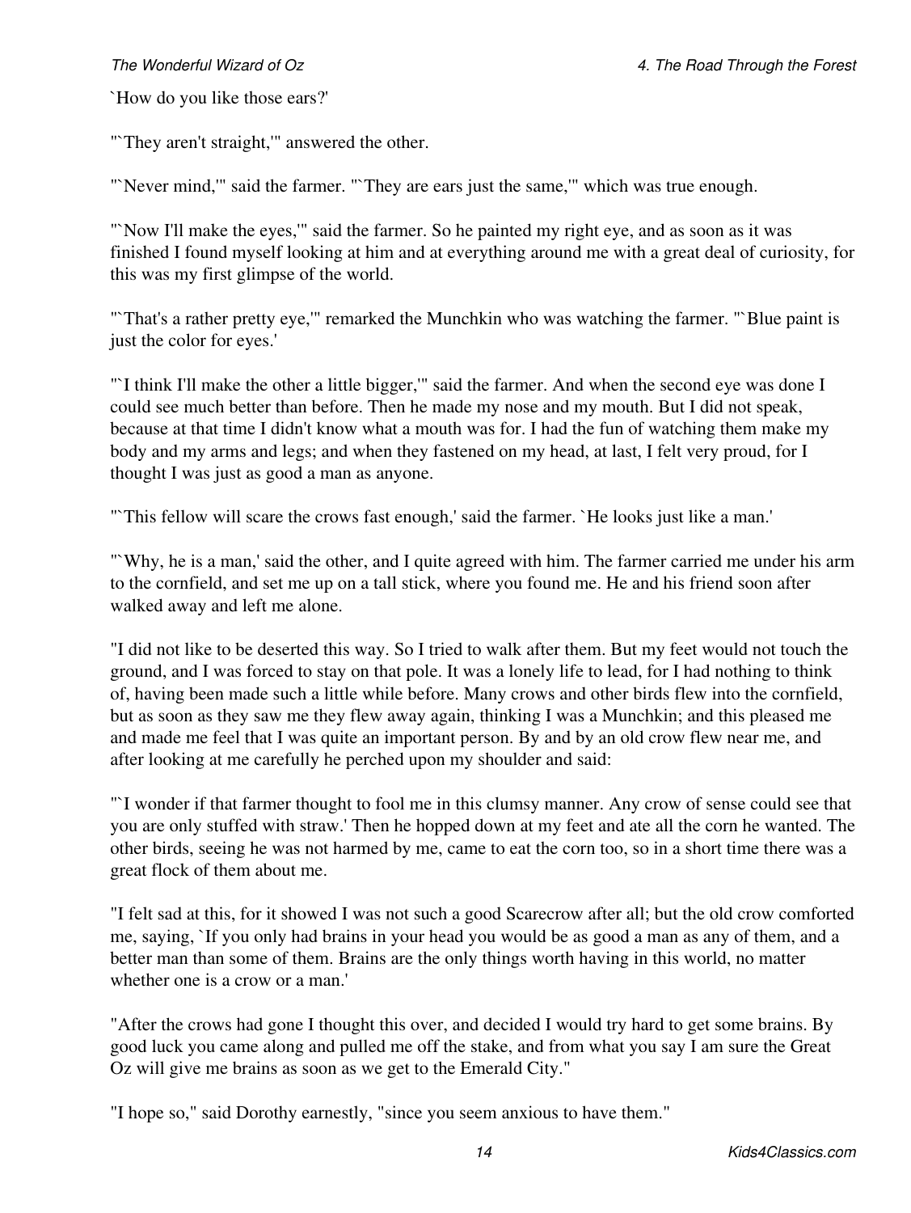`How do you like those ears?'

"`They aren't straight,'" answered the other.

"`Never mind,'" said the farmer. "`They are ears just the same,'" which was true enough.

"`Now I'll make the eyes,'" said the farmer. So he painted my right eye, and as soon as it was finished I found myself looking at him and at everything around me with a great deal of curiosity, for this was my first glimpse of the world.

"`That's a rather pretty eye,'" remarked the Munchkin who was watching the farmer. "`Blue paint is just the color for eyes.'

"`I think I'll make the other a little bigger,'" said the farmer. And when the second eye was done I could see much better than before. Then he made my nose and my mouth. But I did not speak, because at that time I didn't know what a mouth was for. I had the fun of watching them make my body and my arms and legs; and when they fastened on my head, at last, I felt very proud, for I thought I was just as good a man as anyone.

"`This fellow will scare the crows fast enough,' said the farmer. `He looks just like a man.'

"`Why, he is a man,' said the other, and I quite agreed with him. The farmer carried me under his arm to the cornfield, and set me up on a tall stick, where you found me. He and his friend soon after walked away and left me alone.

"I did not like to be deserted this way. So I tried to walk after them. But my feet would not touch the ground, and I was forced to stay on that pole. It was a lonely life to lead, for I had nothing to think of, having been made such a little while before. Many crows and other birds flew into the cornfield, but as soon as they saw me they flew away again, thinking I was a Munchkin; and this pleased me and made me feel that I was quite an important person. By and by an old crow flew near me, and after looking at me carefully he perched upon my shoulder and said:

"`I wonder if that farmer thought to fool me in this clumsy manner. Any crow of sense could see that you are only stuffed with straw.' Then he hopped down at my feet and ate all the corn he wanted. The other birds, seeing he was not harmed by me, came to eat the corn too, so in a short time there was a great flock of them about me.

"I felt sad at this, for it showed I was not such a good Scarecrow after all; but the old crow comforted me, saying, `If you only had brains in your head you would be as good a man as any of them, and a better man than some of them. Brains are the only things worth having in this world, no matter whether one is a crow or a man.'

"After the crows had gone I thought this over, and decided I would try hard to get some brains. By good luck you came along and pulled me off the stake, and from what you say I am sure the Great Oz will give me brains as soon as we get to the Emerald City."

"I hope so," said Dorothy earnestly, "since you seem anxious to have them."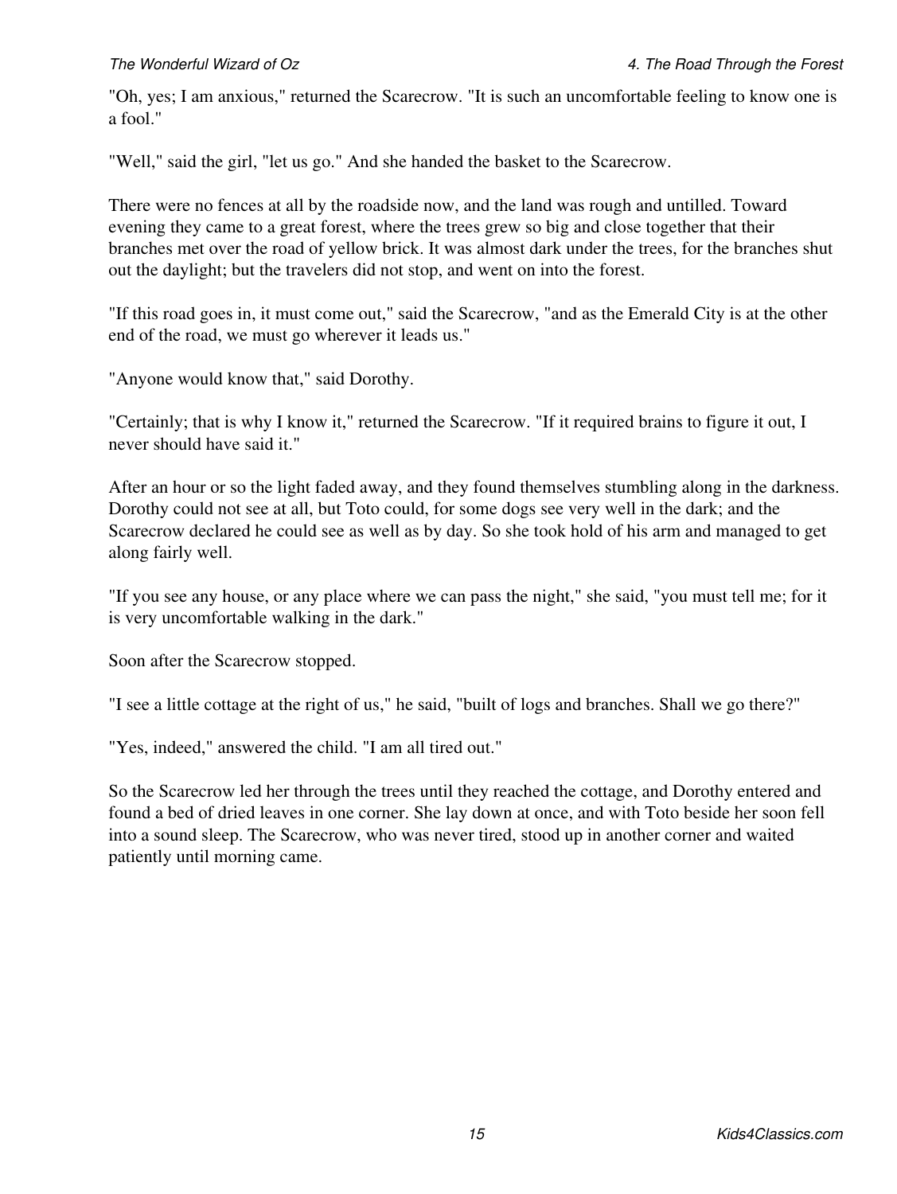"Oh, yes; I am anxious," returned the Scarecrow. "It is such an uncomfortable feeling to know one is a fool."

"Well," said the girl, "let us go." And she handed the basket to the Scarecrow.

There were no fences at all by the roadside now, and the land was rough and untilled. Toward evening they came to a great forest, where the trees grew so big and close together that their branches met over the road of yellow brick. It was almost dark under the trees, for the branches shut out the daylight; but the travelers did not stop, and went on into the forest.

"If this road goes in, it must come out," said the Scarecrow, "and as the Emerald City is at the other end of the road, we must go wherever it leads us."

"Anyone would know that," said Dorothy.

"Certainly; that is why I know it," returned the Scarecrow. "If it required brains to figure it out, I never should have said it."

After an hour or so the light faded away, and they found themselves stumbling along in the darkness. Dorothy could not see at all, but Toto could, for some dogs see very well in the dark; and the Scarecrow declared he could see as well as by day. So she took hold of his arm and managed to get along fairly well.

"If you see any house, or any place where we can pass the night," she said, "you must tell me; for it is very uncomfortable walking in the dark."

Soon after the Scarecrow stopped.

"I see a little cottage at the right of us," he said, "built of logs and branches. Shall we go there?"

"Yes, indeed," answered the child. "I am all tired out."

So the Scarecrow led her through the trees until they reached the cottage, and Dorothy entered and found a bed of dried leaves in one corner. She lay down at once, and with Toto beside her soon fell into a sound sleep. The Scarecrow, who was never tired, stood up in another corner and waited patiently until morning came.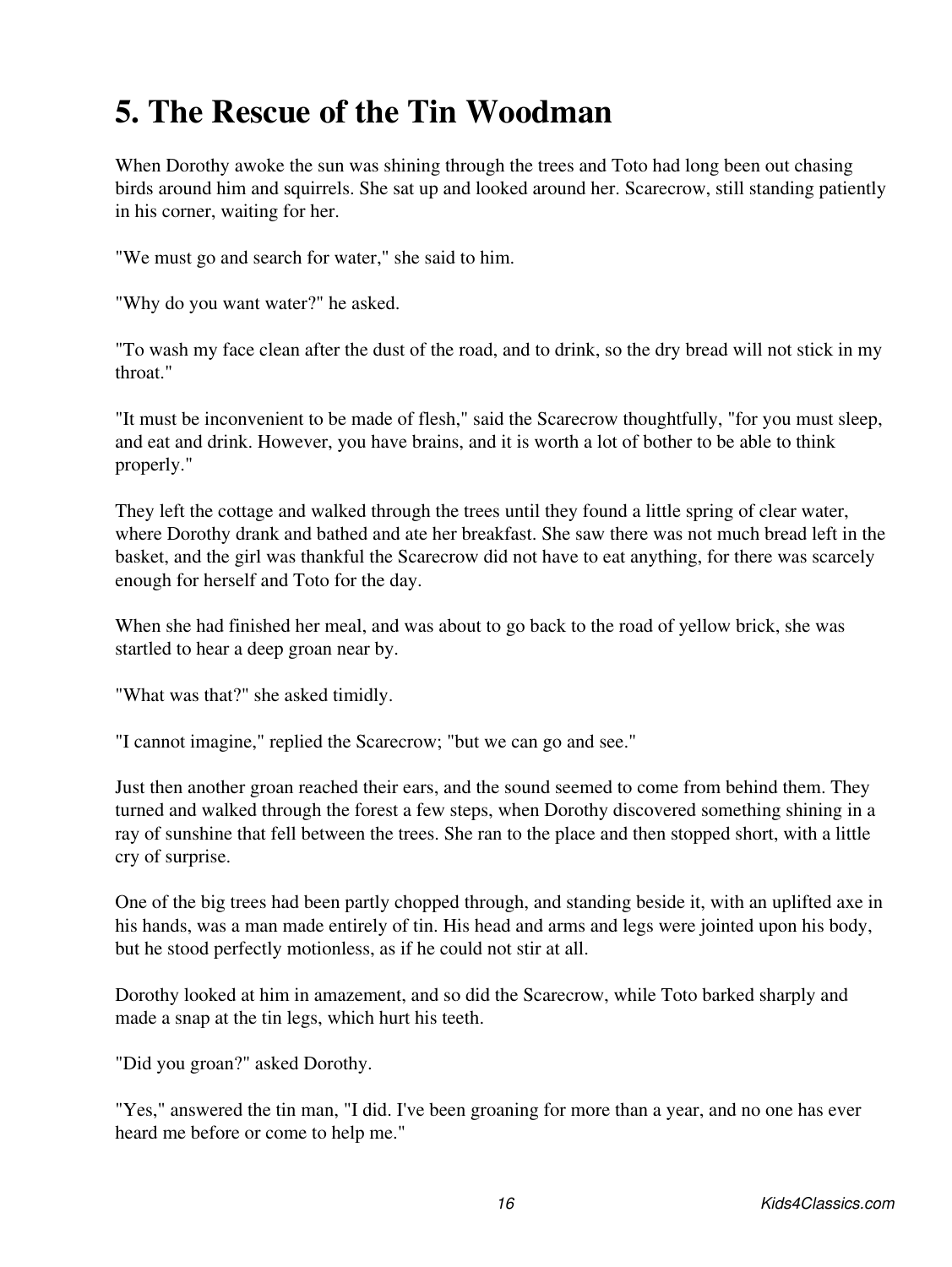# 5. The Rescue of the Tin Woodman

When Dorothy awoke the sun was shining through the trees and Toto had long been out chasing birds around him and squirrels. She sat up and looked around her. Scarecrow, still standing patiently in his corner, waiting for her.

"We must go and search for water," she said to him.

"Why do you want water?" he asked.

"To wash my face clean after the dust of the road, and to drink, so the dry bread will not stick in my throat."

"It must be inconvenient to be made of flesh," said the Scarecrow thoughtfully, "for you must sleep, and eat and drink. However, you have brains, and it is worth a lot of bother to be able to think properly."

They left the cottage and walked through the trees until they found a little spring of clear water, where Dorothy drank and bathed and ate her breakfast. She saw there was not much bread left in the basket, and the girl was thankful the Scarecrow did not have to eat anything, for there was scarcely enough for herself and Toto for the day.

When she had finished her meal, and was about to go back to the road of yellow brick, she was startled to hear a deep groan near by.

"What was that?" she asked timidly.

"I cannot imagine," replied the Scarecrow; "but we can go and see."

Just then another groan reached their ears, and the sound seemed to come from behind them. They turned and walked through the forest a few steps, when Dorothy discovered something shining in a ray of sunshine that fell between the trees. She ran to the place and then stopped short, with a little cry of surprise.

One of the big trees had been partly chopped through, and standing beside it, with an uplifted axe in his hands, was a man made entirely of tin. His head and arms and legs were jointed upon his body, but he stood perfectly motionless, as if he could not stir at all.

Dorothy looked at him in amazement, and so did the Scarecrow, while Toto barked sharply and made a snap at the tin legs, which hurt his teeth.

"Did you groan?" asked Dorothy.

"Yes," answered the tin man, "I did. I've been groaning for more than a year, and no one has ever heard me before or come to help me."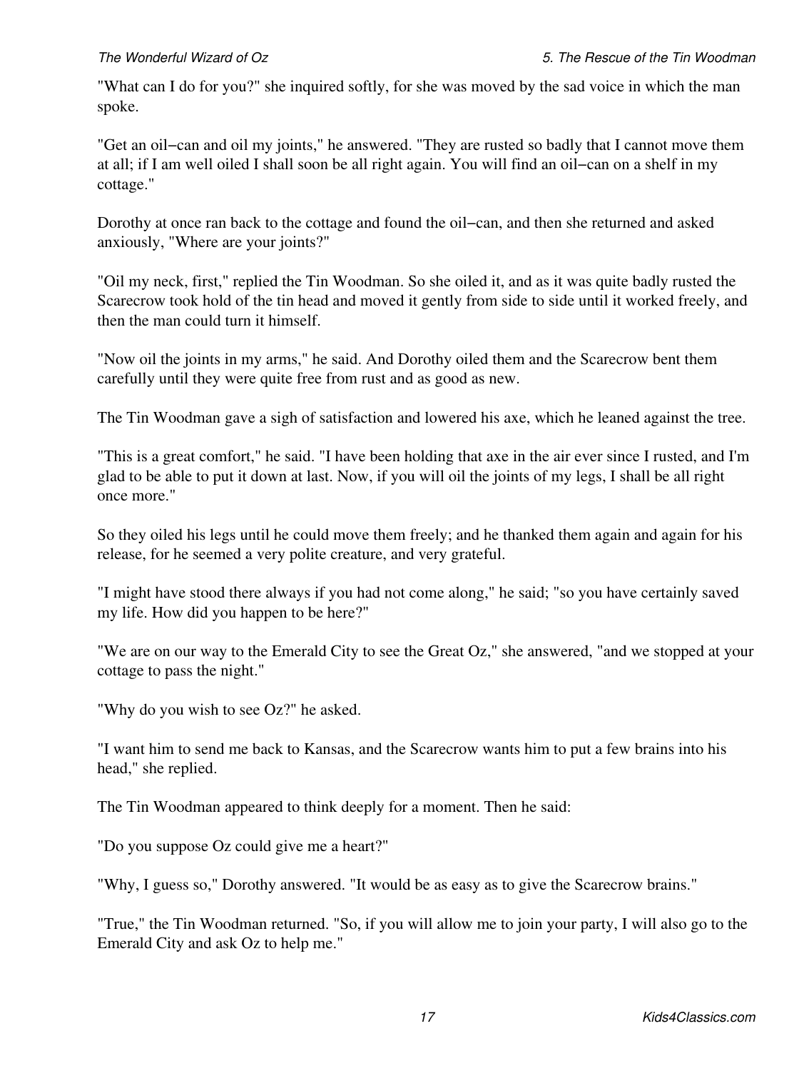"What can I do for you?" she inquired softly, for she was moved by the sad voice in which the man spoke.

"Get an oil−can and oil my joints," he answered. "They are rusted so badly that I cannot move them at all; if I am well oiled I shall soon be all right again. You will find an oil−can on a shelf in my cottage."

Dorothy at once ran back to the cottage and found the oil−can, and then she returned and asked anxiously, "Where are your joints?"

"Oil my neck, first," replied the Tin Woodman. So she oiled it, and as it was quite badly rusted the Scarecrow took hold of the tin head and moved it gently from side to side until it worked freely, and then the man could turn it himself.

"Now oil the joints in my arms," he said. And Dorothy oiled them and the Scarecrow bent them carefully until they were quite free from rust and as good as new.

The Tin Woodman gave a sigh of satisfaction and lowered his axe, which he leaned against the tree.

"This is a great comfort," he said. "I have been holding that axe in the air ever since I rusted, and I'm glad to be able to put it down at last. Now, if you will oil the joints of my legs, I shall be all right once more."

So they oiled his legs until he could move them freely; and he thanked them again and again for his release, for he seemed a very polite creature, and very grateful.

"I might have stood there always if you had not come along," he said; "so you have certainly saved my life. How did you happen to be here?"

"We are on our way to the Emerald City to see the Great Oz," she answered, "and we stopped at your cottage to pass the night."

"Why do you wish to see Oz?" he asked.

"I want him to send me back to Kansas, and the Scarecrow wants him to put a few brains into his head," she replied.

The Tin Woodman appeared to think deeply for a moment. Then he said:

"Do you suppose Oz could give me a heart?"

"Why, I guess so," Dorothy answered. "It would be as easy as to give the Scarecrow brains."

"True," the Tin Woodman returned. "So, if you will allow me to join your party, I will also go to the Emerald City and ask Oz to help me."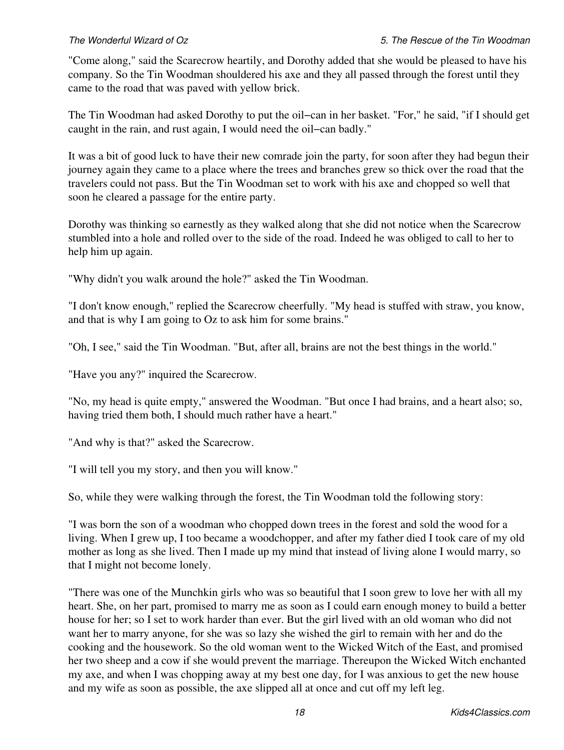"Come along," said the Scarecrow heartily, and Dorothy added that she would be pleased to have his company. So the Tin Woodman shouldered his axe and they all passed through the forest until they came to the road that was paved with yellow brick.

The Tin Woodman had asked Dorothy to put the oil−can in her basket. "For," he said, "if I should get caught in the rain, and rust again, I would need the oil−can badly."

It was a bit of good luck to have their new comrade join the party, for soon after they had begun their journey again they came to a place where the trees and branches grew so thick over the road that the travelers could not pass. But the Tin Woodman set to work with his axe and chopped so well that soon he cleared a passage for the entire party.

Dorothy was thinking so earnestly as they walked along that she did not notice when the Scarecrow stumbled into a hole and rolled over to the side of the road. Indeed he was obliged to call to her to help him up again.

"Why didn't you walk around the hole?" asked the Tin Woodman.

"I don't know enough," replied the Scarecrow cheerfully. "My head is stuffed with straw, you know, and that is why I am going to Oz to ask him for some brains."

"Oh, I see," said the Tin Woodman. "But, after all, brains are not the best things in the world."

"Have you any?" inquired the Scarecrow.

"No, my head is quite empty," answered the Woodman. "But once I had brains, and a heart also; so, having tried them both, I should much rather have a heart."

"And why is that?" asked the Scarecrow.

"I will tell you my story, and then you will know."

So, while they were walking through the forest, the Tin Woodman told the following story:

"I was born the son of a woodman who chopped down trees in the forest and sold the wood for a living. When I grew up, I too became a woodchopper, and after my father died I took care of my old mother as long as she lived. Then I made up my mind that instead of living alone I would marry, so that I might not become lonely.

"There was one of the Munchkin girls who was so beautiful that I soon grew to love her with all my heart. She, on her part, promised to marry me as soon as I could earn enough money to build a better house for her; so I set to work harder than ever. But the girl lived with an old woman who did not want her to marry anyone, for she was so lazy she wished the girl to remain with her and do the cooking and the housework. So the old woman went to the Wicked Witch of the East, and promised her two sheep and a cow if she would prevent the marriage. Thereupon the Wicked Witch enchanted my axe, and when I was chopping away at my best one day, for I was anxious to get the new house and my wife as soon as possible, the axe slipped all at once and cut off my left leg.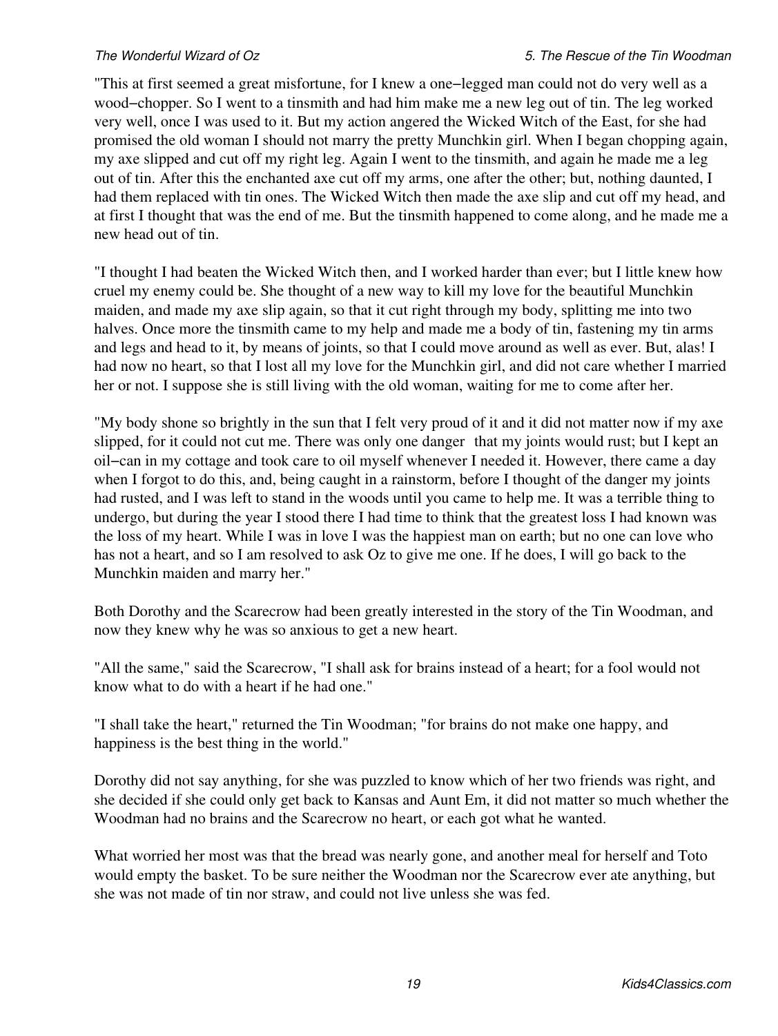"This at first seemed a great misfortune, for I knew a one−legged man could not do very well as a wood−chopper. So I went to a tinsmith and had him make me a new leg out of tin. The leg worked very well, once I was used to it. But my action angered the Wicked Witch of the East, for she had promised the old woman I should not marry the pretty Munchkin girl. When I began chopping again, my axe slipped and cut off my right leg. Again I went to the tinsmith, and again he made me a leg out of tin. After this the enchanted axe cut off my arms, one after the other; but, nothing daunted, I had them replaced with tin ones. The Wicked Witch then made the axe slip and cut off my head, and at first I thought that was the end of me. But the tinsmith happened to come along, and he made me a new head out of tin.

"I thought I had beaten the Wicked Witch then, and I worked harder than ever; but I little knew how cruel my enemy could be. She thought of a new way to kill my love for the beautiful Munchkin maiden, and made my axe slip again, so that it cut right through my body, splitting me into two halves. Once more the tinsmith came to my help and made me a body of tin, fastening my tin arms and legs and head to it, by means of joints, so that I could move around as well as ever. But, alas! I had now no heart, so that I lost all my love for the Munchkin girl, and did not care whether I married her or not. I suppose she is still living with the old woman, waiting for me to come after her.

"My body shone so brightly in the sun that I felt very proud of it and it did not matter now if my axe slipped, for it could not cut me. There was only one danger that my joints would rust; but I kept an oil−can in my cottage and took care to oil myself whenever I needed it. However, there came a day when I forgot to do this, and, being caught in a rainstorm, before I thought of the danger my joints had rusted, and I was left to stand in the woods until you came to help me. It was a terrible thing to undergo, but during the year I stood there I had time to think that the greatest loss I had known was the loss of my heart. While I was in love I was the happiest man on earth; but no one can love who has not a heart, and so I am resolved to ask Oz to give me one. If he does, I will go back to the Munchkin maiden and marry her."

Both Dorothy and the Scarecrow had been greatly interested in the story of the Tin Woodman, and now they knew why he was so anxious to get a new heart.

"All the same," said the Scarecrow, "I shall ask for brains instead of a heart; for a fool would not know what to do with a heart if he had one."

"I shall take the heart," returned the Tin Woodman; "for brains do not make one happy, and happiness is the best thing in the world."

Dorothy did not say anything, for she was puzzled to know which of her two friends was right, and she decided if she could only get back to Kansas and Aunt Em, it did not matter so much whether the Woodman had no brains and the Scarecrow no heart, or each got what he wanted.

What worried her most was that the bread was nearly gone, and another meal for herself and Toto would empty the basket. To be sure neither the Woodman nor the Scarecrow ever ate anything, but she was not made of tin nor straw, and could not live unless she was fed.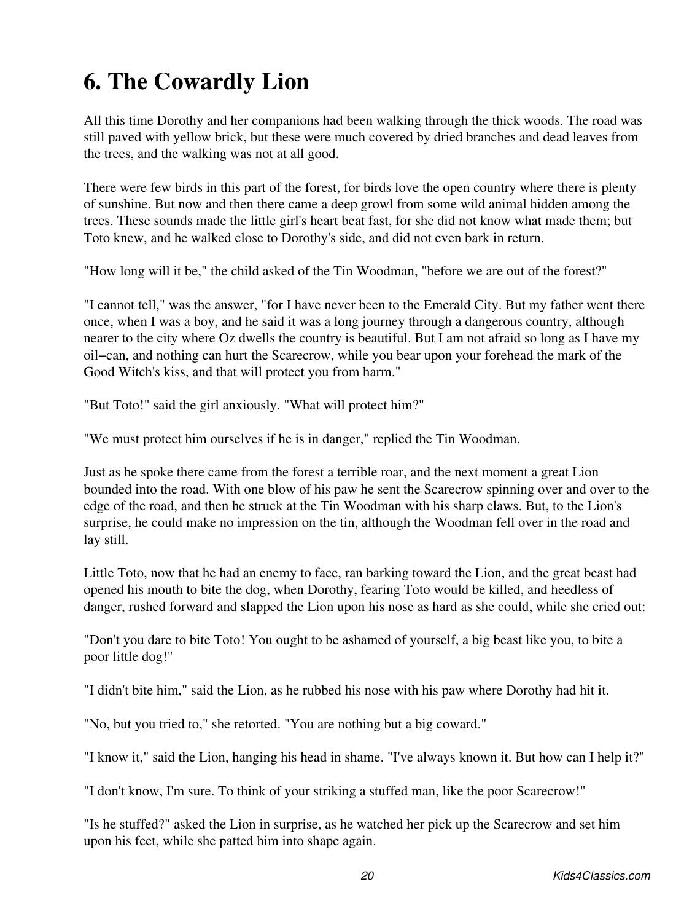# 6. The Cowardly Lion

All this time Dorothy and her companions had been walking through the thick woods. The road was still paved with yellow brick, but these were much covered by dried branches and dead leaves from the trees, and the walking was not at all good.

There were few birds in this part of the forest, for birds love the open country where there is plenty of sunshine. But now and then there came a deep growl from some wild animal hidden among the trees. These sounds made the little girl's heart beat fast, for she did not know what made them; but Toto knew, and he walked close to Dorothy's side, and did not even bark in return.

"How long will it be," the child asked of the Tin Woodman, "before we are out of the forest?"

"I cannot tell," was the answer, "for I have never been to the Emerald City. But my father went there once, when I was a boy, and he said it was a long journey through a dangerous country, although nearer to the city where Oz dwells the country is beautiful. But I am not afraid so long as I have my oil−can, and nothing can hurt the Scarecrow, while you bear upon your forehead the mark of the Good Witch's kiss, and that will protect you from harm."

"But Toto!" said the girl anxiously. "What will protect him?"

"We must protect him ourselves if he is in danger," replied the Tin Woodman.

Just as he spoke there came from the forest a terrible roar, and the next moment a great Lion bounded into the road. With one blow of his paw he sent the Scarecrow spinning over and over to the edge of the road, and then he struck at the Tin Woodman with his sharp claws. But, to the Lion's surprise, he could make no impression on the tin, although the Woodman fell over in the road and lay still.

Little Toto, now that he had an enemy to face, ran barking toward the Lion, and the great beast had opened his mouth to bite the dog, when Dorothy, fearing Toto would be killed, and heedless of danger, rushed forward and slapped the Lion upon his nose as hard as she could, while she cried out:

"Don't you dare to bite Toto! You ought to be ashamed of yourself, a big beast like you, to bite a poor little dog!"

"I didn't bite him," said the Lion, as he rubbed his nose with his paw where Dorothy had hit it.

"No, but you tried to," she retorted. "You are nothing but a big coward."

"I know it," said the Lion, hanging his head in shame. "I've always known it. But how can I help it?"

"I don't know, I'm sure. To think of your striking a stuffed man, like the poor Scarecrow!"

"Is he stuffed?" asked the Lion in surprise, as he watched her pick up the Scarecrow and set him upon his feet, while she patted him into shape again.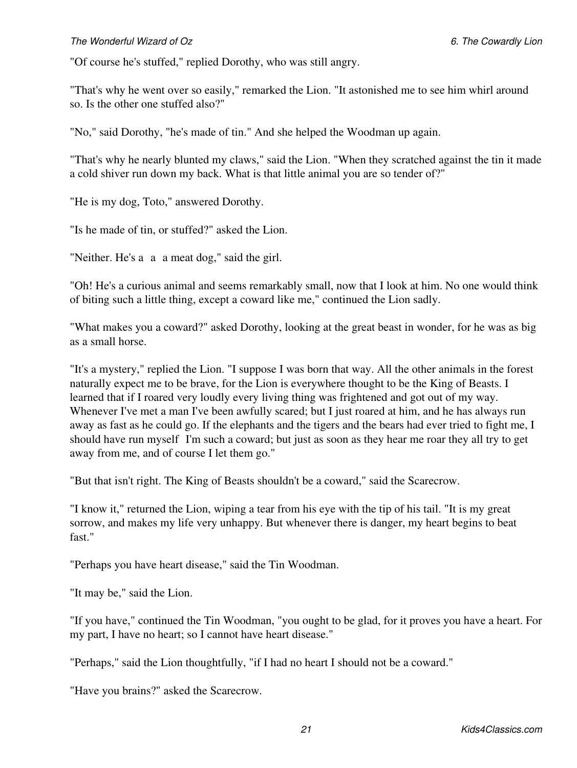"Of course he's stuffed," replied Dorothy, who was still angry.

"That's why he went over so easily," remarked the Lion. "It astonished me to see him whirl around so. Is the other one stuffed also?"

"No," said Dorothy, "he's made of tin." And she helped the Woodman up again.

"That's why he nearly blunted my claws," said the Lion. "When they scratched against the tin it made a cold shiver run down my back. What is that little animal you are so tender of?"

"He is my dog, Toto," answered Dorothy.

"Is he made of tin, or stuffed?" asked the Lion.

"Neither. He's a  a  a meat dog," said the girl.

"Oh! He's a curious animal and seems remarkably small, now that I look at him. No one would think of biting such a little thing, except a coward like me," continued the Lion sadly.

"What makes you a coward?" asked Dorothy, looking at the great beast in wonder, for he was as big as a small horse.

"It's a mystery," replied the Lion. "I suppose I was born that way. All the other animals in the forest naturally expect me to be brave, for the Lion is everywhere thought to be the King of Beasts. I learned that if I roared very loudly every living thing was frightened and got out of my way. Whenever I've met a man I've been awfully scared; but I just roared at him, and he has always run away as fast as he could go. If the elephants and the tigers and the bears had ever tried to fight me, I should have run myself  I'm such a coward; but just as soon as they hear me roar they all try to get away from me, and of course I let them go."

"But that isn't right. The King of Beasts shouldn't be a coward," said the Scarecrow.

"I know it," returned the Lion, wiping a tear from his eye with the tip of his tail. "It is my great sorrow, and makes my life very unhappy. But whenever there is danger, my heart begins to beat fast."

"Perhaps you have heart disease," said the Tin Woodman.

"It may be," said the Lion.

"If you have," continued the Tin Woodman, "you ought to be glad, for it proves you have a heart. For my part, I have no heart; so I cannot have heart disease."

"Perhaps," said the Lion thoughtfully, "if I had no heart I should not be a coward."

"Have you brains?" asked the Scarecrow.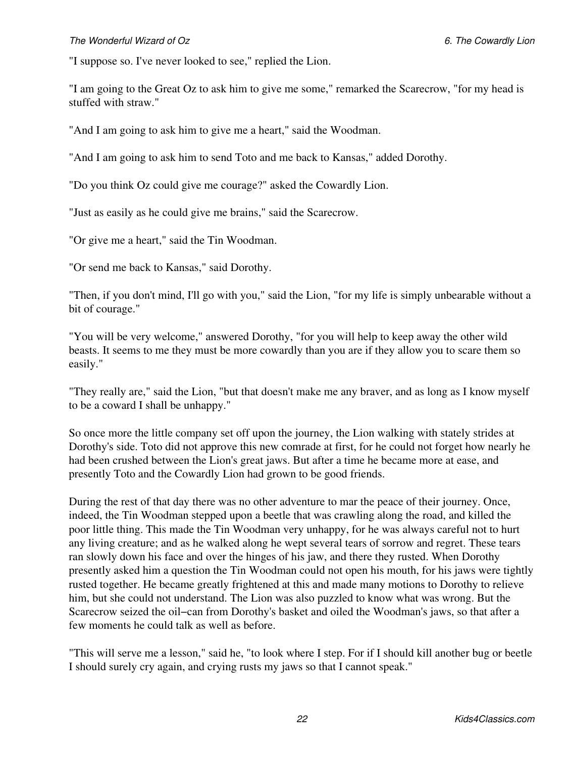"I suppose so. I've never looked to see," replied the Lion.

"I am going to the Great Oz to ask him to give me some," remarked the Scarecrow, "for my head is stuffed with straw."

"And I am going to ask him to give me a heart," said the Woodman.

"And I am going to ask him to send Toto and me back to Kansas," added Dorothy.

"Do you think Oz could give me courage?" asked the Cowardly Lion.

"Just as easily as he could give me brains," said the Scarecrow.

"Or give me a heart," said the Tin Woodman.

"Or send me back to Kansas," said Dorothy.

"Then, if you don't mind, I'll go with you," said the Lion, "for my life is simply unbearable without a bit of courage."

"You will be very welcome," answered Dorothy, "for you will help to keep away the other wild beasts. It seems to me they must be more cowardly than you are if they allow you to scare them so easily."

"They really are," said the Lion, "but that doesn't make me any braver, and as long as I know myself to be a coward I shall be unhappy."

So once more the little company set off upon the journey, the Lion walking with stately strides at Dorothy's side. Toto did not approve this new comrade at first, for he could not forget how nearly he had been crushed between the Lion's great jaws. But after a time he became more at ease, and presently Toto and the Cowardly Lion had grown to be good friends.

During the rest of that day there was no other adventure to mar the peace of their journey. Once, indeed, the Tin Woodman stepped upon a beetle that was crawling along the road, and killed the poor little thing. This made the Tin Woodman very unhappy, for he was always careful not to hurt any living creature; and as he walked along he wept several tears of sorrow and regret. These tears ran slowly down his face and over the hinges of his jaw, and there they rusted. When Dorothy presently asked him a question the Tin Woodman could not open his mouth, for his jaws were tightly rusted together. He became greatly frightened at this and made many motions to Dorothy to relieve him, but she could not understand. The Lion was also puzzled to know what was wrong. But the Scarecrow seized the oil−can from Dorothy's basket and oiled the Woodman's jaws, so that after a few moments he could talk as well as before.

"This will serve me a lesson," said he, "to look where I step. For if I should kill another bug or beetle I should surely cry again, and crying rusts my jaws so that I cannot speak."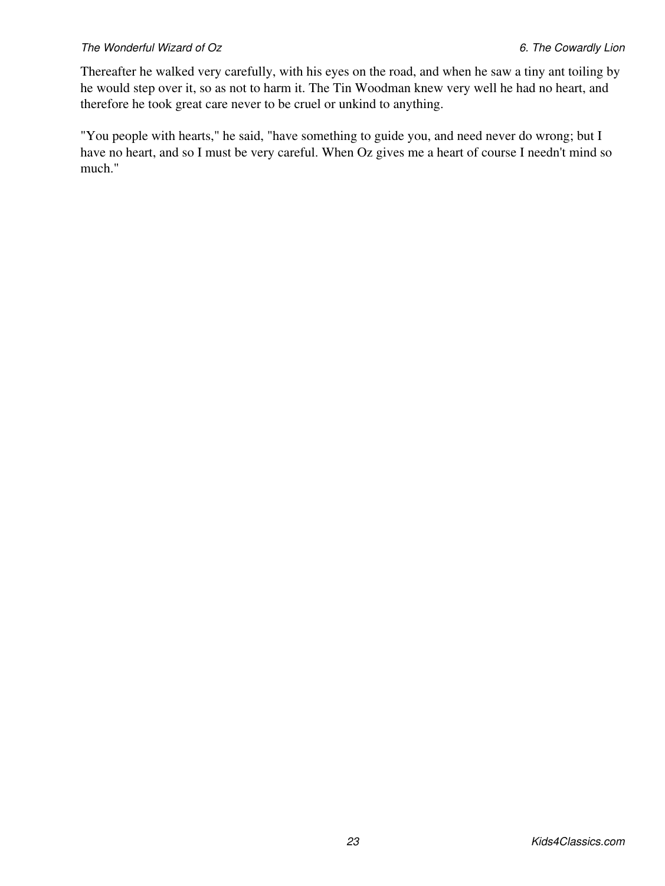Thereafter he walked very carefully, with his eyes on the road, and when he saw a tiny ant toiling by he would step over it, so as not to harm it. The Tin Woodman knew very well he had no heart, and therefore he took great care never to be cruel or unkind to anything.

"You people with hearts," he said, "have something to guide you, and need never do wrong; but I have no heart, and so I must be very careful. When Oz gives me a heart of course I needn't mind so much."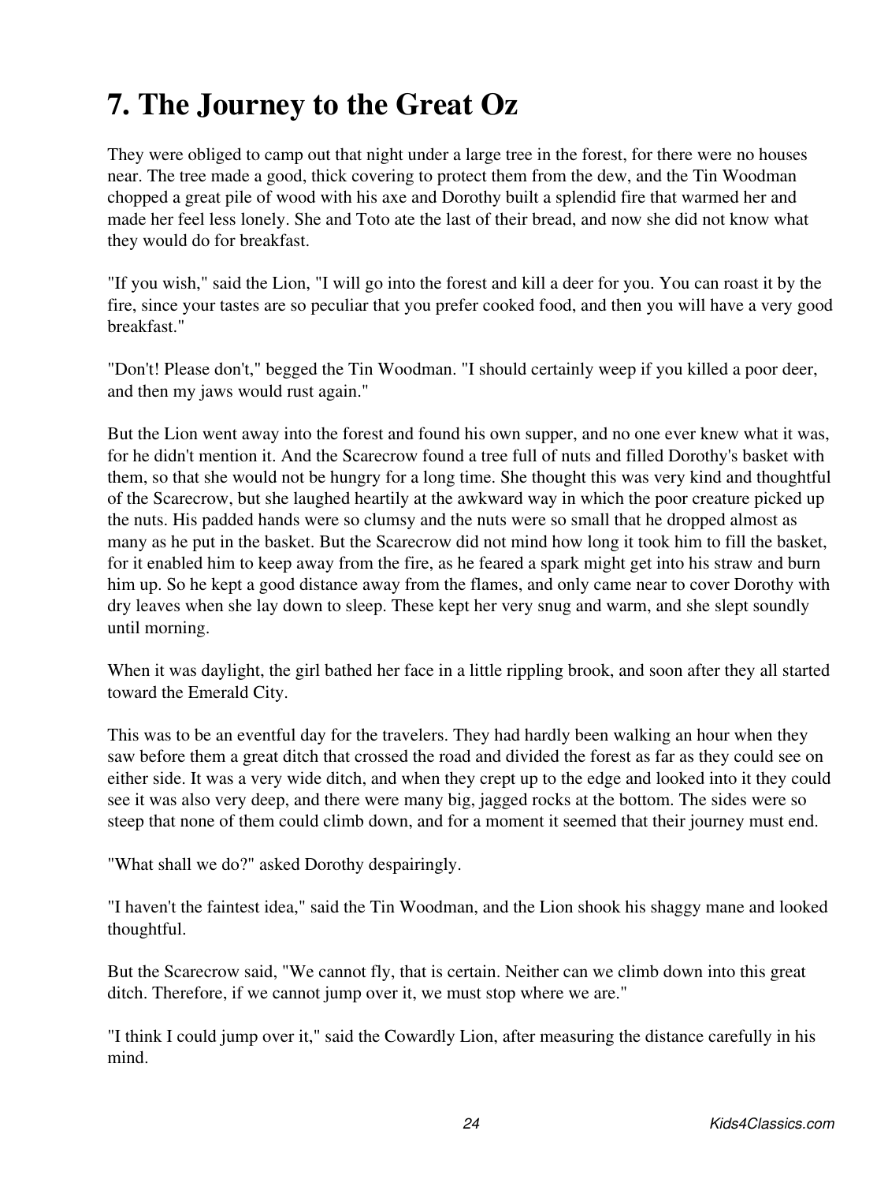# 7. The Journey to the Great Oz

They were obliged to camp out that night under a large tree in the forest, for there were no houses near. The tree made a good, thick covering to protect them from the dew, and the Tin Woodman chopped a great pile of wood with his axe and Dorothy built a splendid fire that warmed her and made her feel less lonely. She and Toto ate the last of their bread, and now she did not know what they would do for breakfast.

"If you wish," said the Lion, "I will go into the forest and kill a deer for you. You can roast it by the fire, since your tastes are so peculiar that you prefer cooked food, and then you will have a very good breakfast."

"Don't! Please don't," begged the Tin Woodman. "I should certainly weep if you killed a poor deer, and then my jaws would rust again."

But the Lion went away into the forest and found his own supper, and no one ever knew what it was, for he didn't mention it. And the Scarecrow found a tree full of nuts and filled Dorothy's basket with them, so that she would not be hungry for a long time. She thought this was very kind and thoughtful of the Scarecrow, but she laughed heartily at the awkward way in which the poor creature picked up the nuts. His padded hands were so clumsy and the nuts were so small that he dropped almost as many as he put in the basket. But the Scarecrow did not mind how long it took him to fill the basket, for it enabled him to keep away from the fire, as he feared a spark might get into his straw and burn him up. So he kept a good distance away from the flames, and only came near to cover Dorothy with dry leaves when she lay down to sleep. These kept her very snug and warm, and she slept soundly until morning.

When it was daylight, the girl bathed her face in a little rippling brook, and soon after they all started toward the Emerald City.

This was to be an eventful day for the travelers. They had hardly been walking an hour when they saw before them a great ditch that crossed the road and divided the forest as far as they could see on either side. It was a very wide ditch, and when they crept up to the edge and looked into it they could see it was also very deep, and there were many big, jagged rocks at the bottom. The sides were so steep that none of them could climb down, and for a moment it seemed that their journey must end.

"What shall we do?" asked Dorothy despairingly.

"I haven't the faintest idea," said the Tin Woodman, and the Lion shook his shaggy mane and looked thoughtful.

But the Scarecrow said, "We cannot fly, that is certain. Neither can we climb down into this great ditch. Therefore, if we cannot jump over it, we must stop where we are."

"I think I could jump over it," said the Cowardly Lion, after measuring the distance carefully in his mind.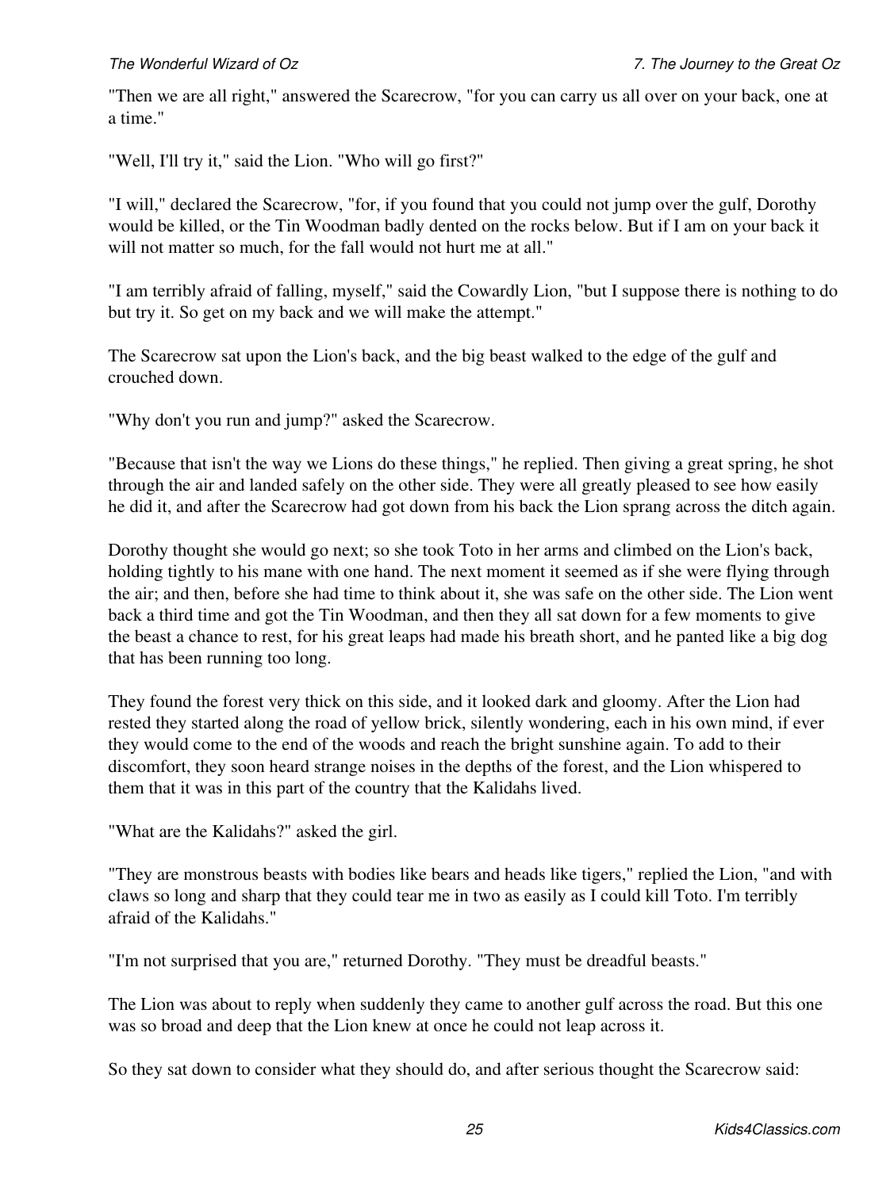"Then we are all right," answered the Scarecrow, "for you can carry us all over on your back, one at a time."

"Well, I'll try it," said the Lion. "Who will go first?"

"I will," declared the Scarecrow, "for, if you found that you could not jump over the gulf, Dorothy would be killed, or the Tin Woodman badly dented on the rocks below. But if I am on your back it will not matter so much, for the fall would not hurt me at all."

"I am terribly afraid of falling, myself," said the Cowardly Lion, "but I suppose there is nothing to do but try it. So get on my back and we will make the attempt."

The Scarecrow sat upon the Lion's back, and the big beast walked to the edge of the gulf and crouched down.

"Why don't you run and jump?" asked the Scarecrow.

"Because that isn't the way we Lions do these things," he replied. Then giving a great spring, he shot through the air and landed safely on the other side. They were all greatly pleased to see how easily he did it, and after the Scarecrow had got down from his back the Lion sprang across the ditch again.

Dorothy thought she would go next; so she took Toto in her arms and climbed on the Lion's back, holding tightly to his mane with one hand. The next moment it seemed as if she were flying through the air; and then, before she had time to think about it, she was safe on the other side. The Lion went back a third time and got the Tin Woodman, and then they all sat down for a few moments to give the beast a chance to rest, for his great leaps had made his breath short, and he panted like a big dog that has been running too long.

They found the forest very thick on this side, and it looked dark and gloomy. After the Lion had rested they started along the road of yellow brick, silently wondering, each in his own mind, if ever they would come to the end of the woods and reach the bright sunshine again. To add to their discomfort, they soon heard strange noises in the depths of the forest, and the Lion whispered to them that it was in this part of the country that the Kalidahs lived.

"What are the Kalidahs?" asked the girl.

"They are monstrous beasts with bodies like bears and heads like tigers," replied the Lion, "and with claws so long and sharp that they could tear me in two as easily as I could kill Toto. I'm terribly afraid of the Kalidahs."

"I'm not surprised that you are," returned Dorothy. "They must be dreadful beasts."

The Lion was about to reply when suddenly they came to another gulf across the road. But this one was so broad and deep that the Lion knew at once he could not leap across it.

So they sat down to consider what they should do, and after serious thought the Scarecrow said: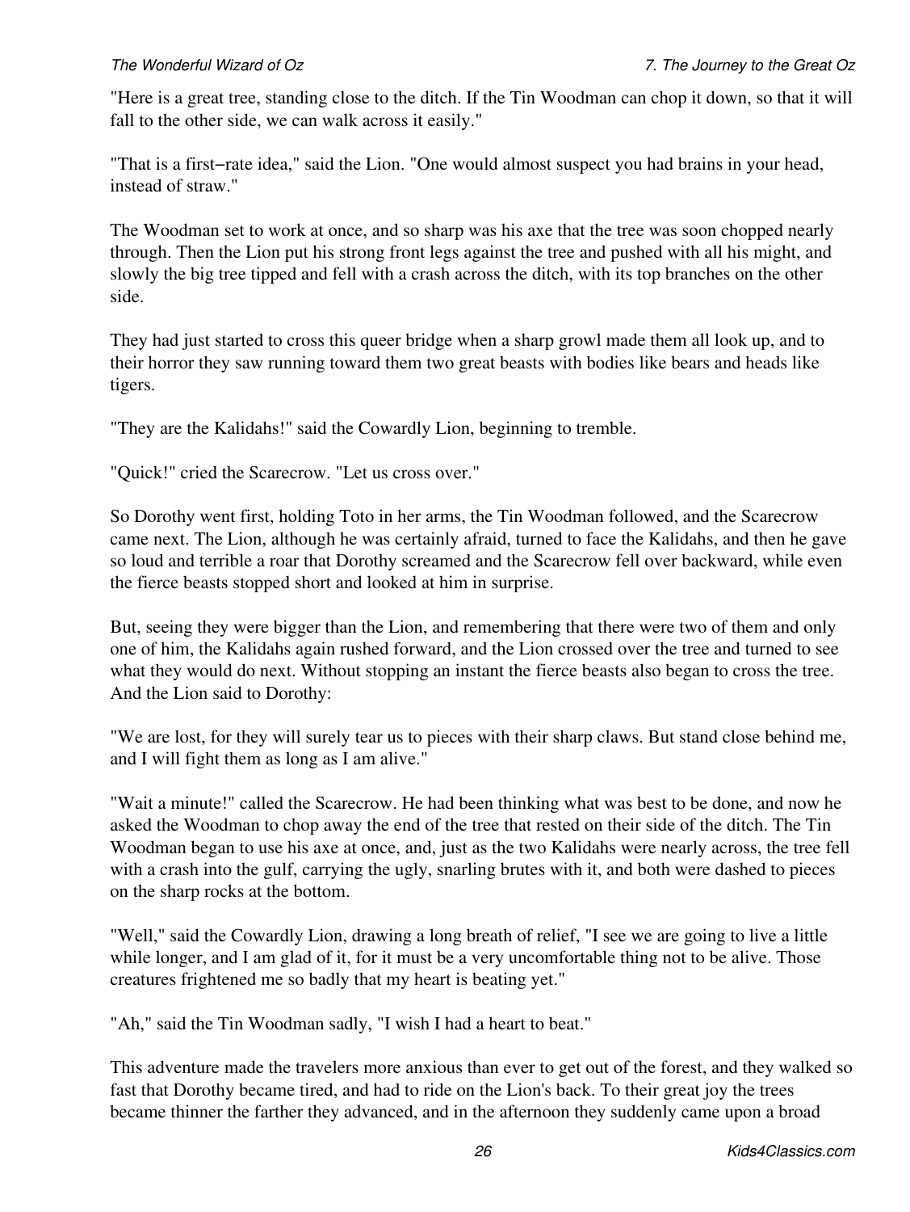"Here is a great tree, standing close to the ditch. If the Tin Woodman can chop it down, so that it will fall to the other side, we can walk across it easily."

"That is a first−rate idea," said the Lion. "One would almost suspect you had brains in your head, instead of straw."

The Woodman set to work at once, and so sharp was his axe that the tree was soon chopped nearly through. Then the Lion put his strong front legs against the tree and pushed with all his might, and slowly the big tree tipped and fell with a crash across the ditch, with its top branches on the other side.

They had just started to cross this queer bridge when a sharp growl made them all look up, and to their horror they saw running toward them two great beasts with bodies like bears and heads like tigers.

"They are the Kalidahs!" said the Cowardly Lion, beginning to tremble.

"Quick!" cried the Scarecrow. "Let us cross over."

So Dorothy went first, holding Toto in her arms, the Tin Woodman followed, and the Scarecrow came next. The Lion, although he was certainly afraid, turned to face the Kalidahs, and then he gave so loud and terrible a roar that Dorothy screamed and the Scarecrow fell over backward, while even the fierce beasts stopped short and looked at him in surprise.

But, seeing they were bigger than the Lion, and remembering that there were two of them and only one of him, the Kalidahs again rushed forward, and the Lion crossed over the tree and turned to see what they would do next. Without stopping an instant the fierce beasts also began to cross the tree. And the Lion said to Dorothy:

"We are lost, for they will surely tear us to pieces with their sharp claws. But stand close behind me, and I will fight them as long as I am alive."

"Wait a minute!" called the Scarecrow. He had been thinking what was best to be done, and now he asked the Woodman to chop away the end of the tree that rested on their side of the ditch. The Tin Woodman began to use his axe at once, and, just as the two Kalidahs were nearly across, the tree fell with a crash into the gulf, carrying the ugly, snarling brutes with it, and both were dashed to pieces on the sharp rocks at the bottom.

"Well," said the Cowardly Lion, drawing a long breath of relief, "I see we are going to live a little while longer, and I am glad of it, for it must be a very uncomfortable thing not to be alive. Those creatures frightened me so badly that my heart is beating yet."

"Ah," said the Tin Woodman sadly, "I wish I had a heart to beat."

This adventure made the travelers more anxious than ever to get out of the forest, and they walked so fast that Dorothy became tired, and had to ride on the Lion's back. To their great joy the trees became thinner the farther they advanced, and in the afternoon they suddenly came upon a broad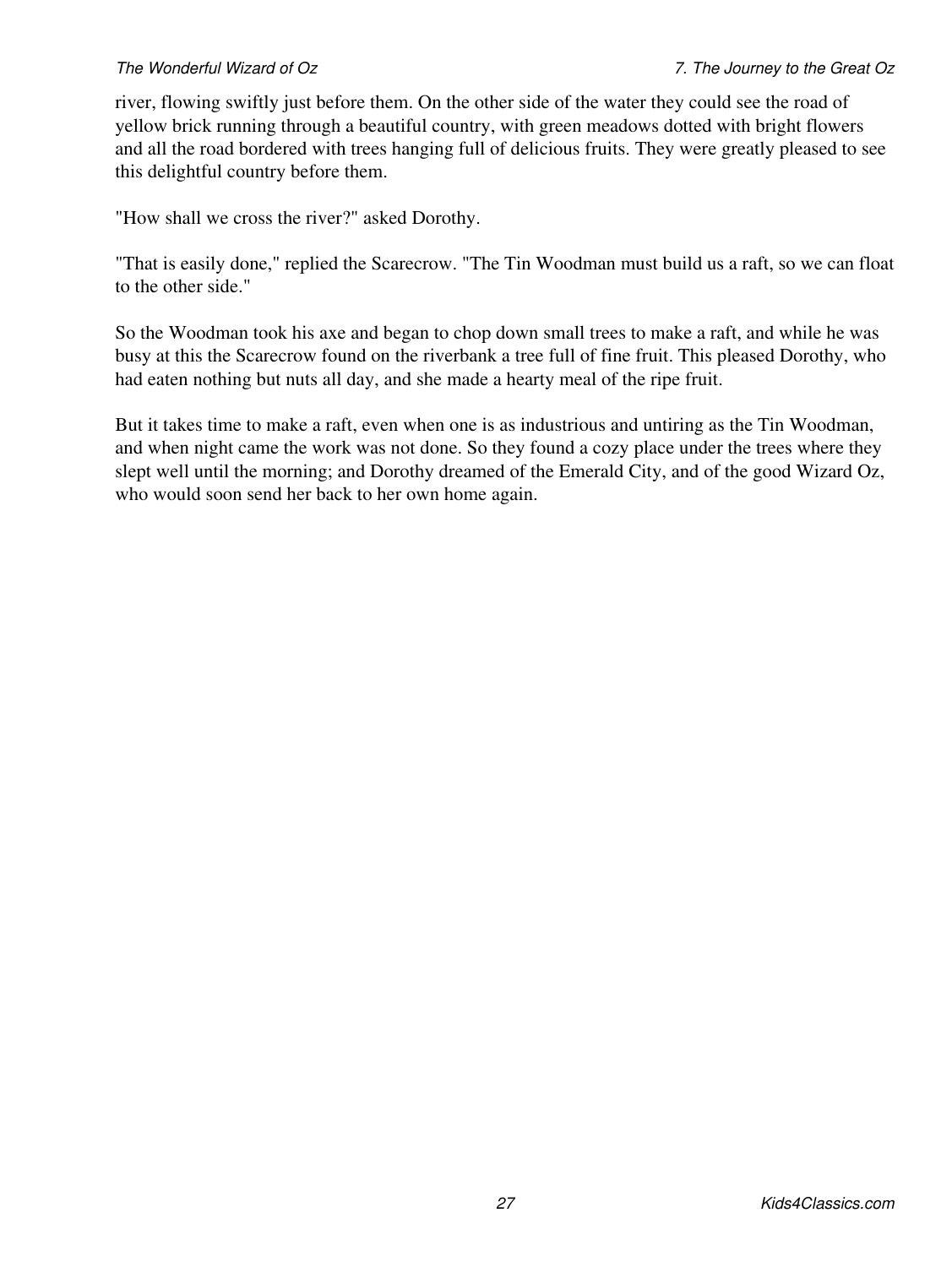river, flowing swiftly just before them. On the other side of the water they could see the road of yellow brick running through a beautiful country, with green meadows dotted with bright flowers and all the road bordered with trees hanging full of delicious fruits. They were greatly pleased to see this delightful country before them.

"How shall we cross the river?" asked Dorothy.

"That is easily done," replied the Scarecrow. "The Tin Woodman must build us a raft, so we can float to the other side."

So the Woodman took his axe and began to chop down small trees to make a raft, and while he was busy at this the Scarecrow found on the riverbank a tree full of fine fruit. This pleased Dorothy, who had eaten nothing but nuts all day, and she made a hearty meal of the ripe fruit.

But it takes time to make a raft, even when one is as industrious and untiring as the Tin Woodman, and when night came the work was not done. So they found a cozy place under the trees where they slept well until the morning; and Dorothy dreamed of the Emerald City, and of the good Wizard Oz, who would soon send her back to her own home again.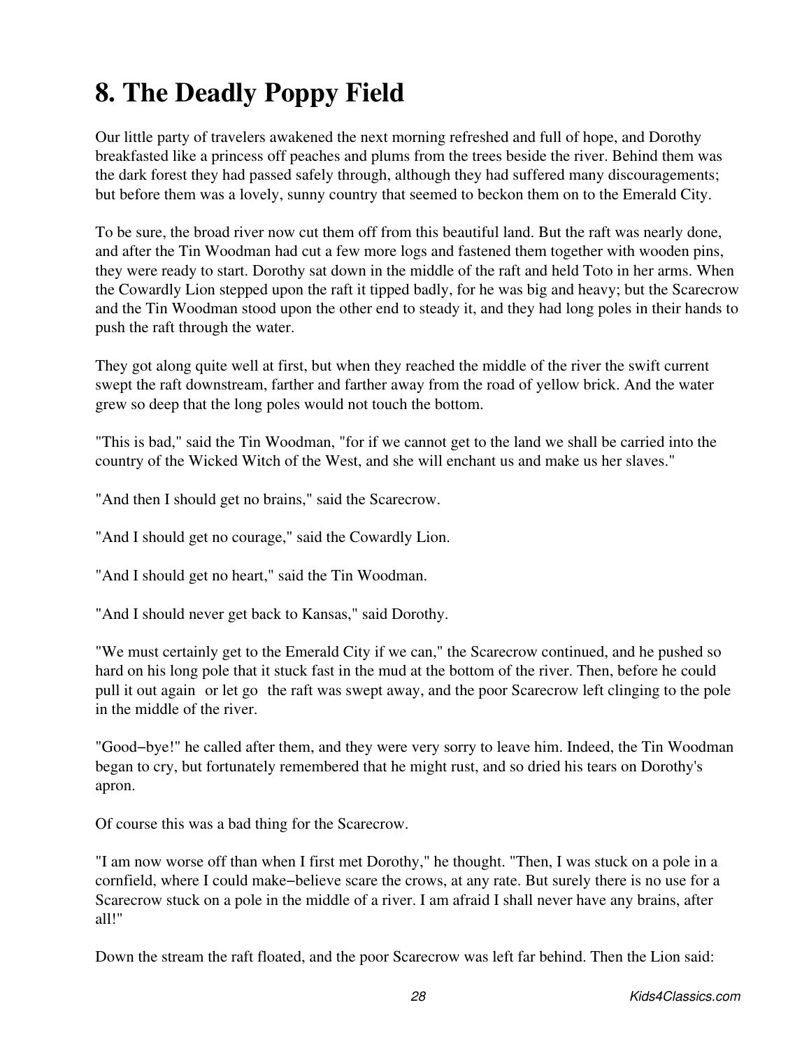# 8. The Deadly Poppy Field

Our little party of travelers awakened the next morning refreshed and full of hope, and Dorothy breakfasted like a princess off peaches and plums from the trees beside the river. Behind them was the dark forest they had passed safely through, although they had suffered many discouragements; but before them was a lovely, sunny country that seemed to beckon them on to the Emerald City.

To be sure, the broad river now cut them off from this beautiful land. But the raft was nearly done, and after the Tin Woodman had cut a few more logs and fastened them together with wooden pins, they were ready to start. Dorothy sat down in the middle of the raft and held Toto in her arms. When the Cowardly Lion stepped upon the raft it tipped badly, for he was big and heavy; but the Scarecrow and the Tin Woodman stood upon the other end to steady it, and they had long poles in their hands to push the raft through the water.

They got along quite well at first, but when they reached the middle of the river the swift current swept the raft downstream, farther and farther away from the road of yellow brick. And the water grew so deep that the long poles would not touch the bottom.

"This is bad," said the Tin Woodman, "for if we cannot get to the land we shall be carried into the country of the Wicked Witch of the West, and she will enchant us and make us her slaves."

"And then I should get no brains," said the Scarecrow.

"And I should get no courage," said the Cowardly Lion.

"And I should get no heart," said the Tin Woodman.

"And I should never get back to Kansas," said Dorothy.

"We must certainly get to the Emerald City if we can," the Scarecrow continued, and he pushed so hard on his long pole that it stuck fast in the mud at the bottom of the river. Then, before he could pull it out again or let go the raft was swept away, and the poor Scarecrow left clinging to the pole in the middle of the river.

"Good−bye!" he called after them, and they were very sorry to leave him. Indeed, the Tin Woodman began to cry, but fortunately remembered that he might rust, and so dried his tears on Dorothy's apron.

Of course this was a bad thing for the Scarecrow.

"I am now worse off than when I first met Dorothy," he thought. "Then, I was stuck on a pole in a cornfield, where I could make−believe scare the crows, at any rate. But surely there is no use for a Scarecrow stuck on a pole in the middle of a river. I am afraid I shall never have any brains, after all!"

Down the stream the raft floated, and the poor Scarecrow was left far behind. Then the Lion said: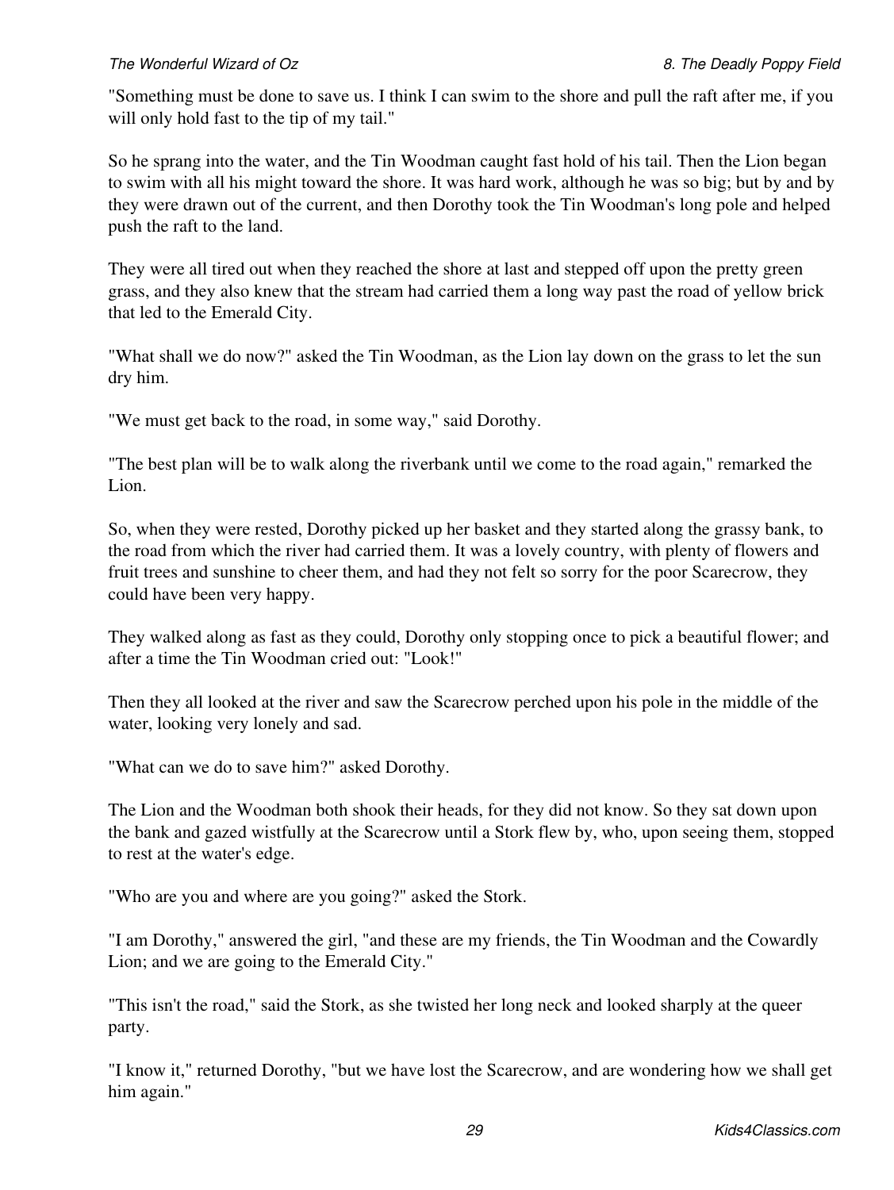"Something must be done to save us. I think I can swim to the shore and pull the raft after me, if you will only hold fast to the tip of my tail."

So he sprang into the water, and the Tin Woodman caught fast hold of his tail. Then the Lion began to swim with all his might toward the shore. It was hard work, although he was so big; but by and by they were drawn out of the current, and then Dorothy took the Tin Woodman's long pole and helped push the raft to the land.

They were all tired out when they reached the shore at last and stepped off upon the pretty green grass, and they also knew that the stream had carried them a long way past the road of yellow brick that led to the Emerald City.

"What shall we do now?" asked the Tin Woodman, as the Lion lay down on the grass to let the sun dry him.

"We must get back to the road, in some way," said Dorothy.

"The best plan will be to walk along the riverbank until we come to the road again," remarked the Lion.

So, when they were rested, Dorothy picked up her basket and they started along the grassy bank, to the road from which the river had carried them. It was a lovely country, with plenty of flowers and fruit trees and sunshine to cheer them, and had they not felt so sorry for the poor Scarecrow, they could have been very happy.

They walked along as fast as they could, Dorothy only stopping once to pick a beautiful flower; and after a time the Tin Woodman cried out: "Look!"

Then they all looked at the river and saw the Scarecrow perched upon his pole in the middle of the water, looking very lonely and sad.

"What can we do to save him?" asked Dorothy.

The Lion and the Woodman both shook their heads, for they did not know. So they sat down upon the bank and gazed wistfully at the Scarecrow until a Stork flew by, who, upon seeing them, stopped to rest at the water's edge.

"Who are you and where are you going?" asked the Stork.

"I am Dorothy," answered the girl, "and these are my friends, the Tin Woodman and the Cowardly Lion; and we are going to the Emerald City."

"This isn't the road," said the Stork, as she twisted her long neck and looked sharply at the queer party.

"I know it," returned Dorothy, "but we have lost the Scarecrow, and are wondering how we shall get him again."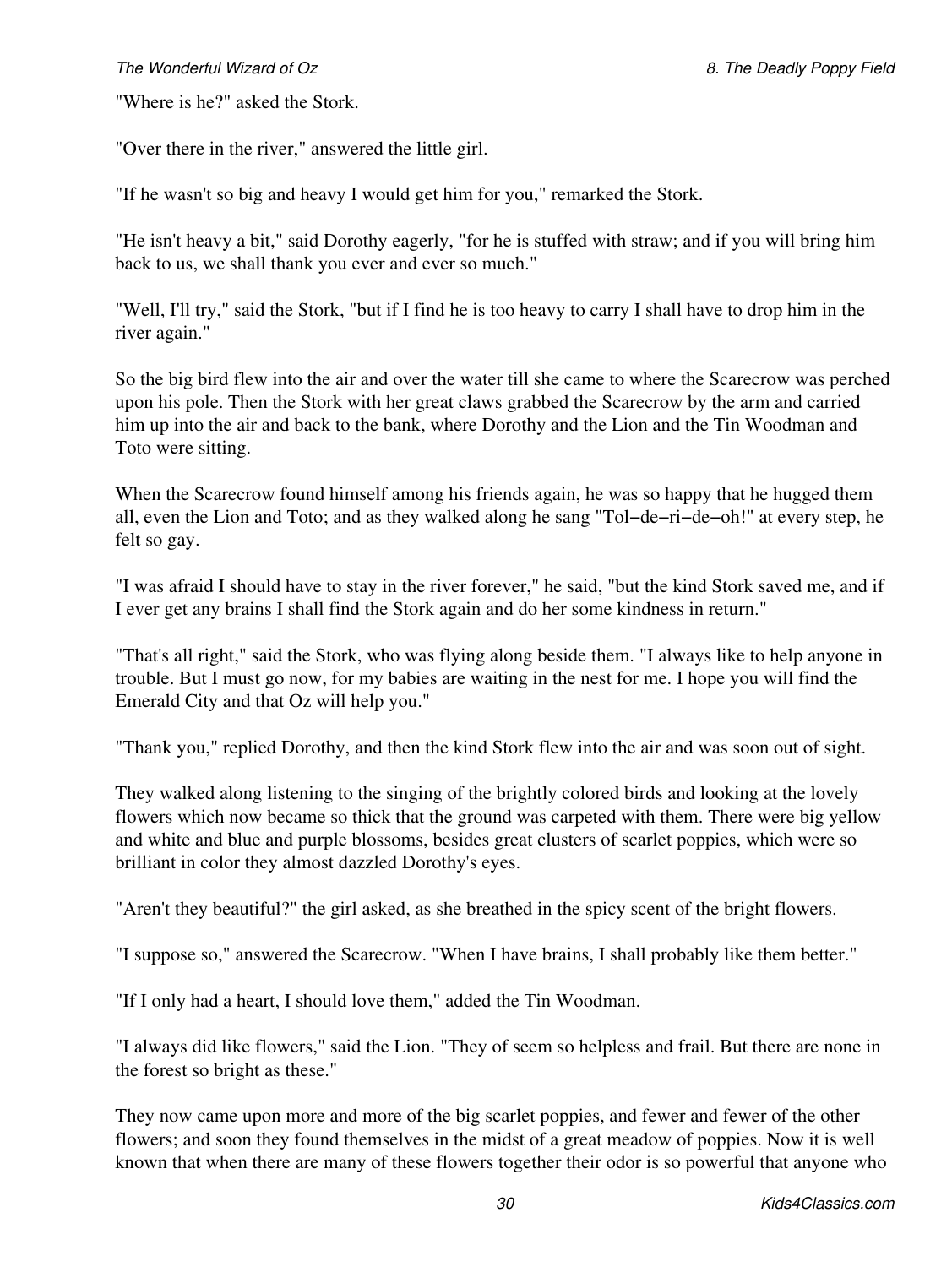"Where is he?" asked the Stork.

"Over there in the river," answered the little girl.

"If he wasn't so big and heavy I would get him for you," remarked the Stork.

"He isn't heavy a bit," said Dorothy eagerly, "for he is stuffed with straw; and if you will bring him back to us, we shall thank you ever and ever so much."

"Well, I'll try," said the Stork, "but if I find he is too heavy to carry I shall have to drop him in the river again."

So the big bird flew into the air and over the water till she came to where the Scarecrow was perched upon his pole. Then the Stork with her great claws grabbed the Scarecrow by the arm and carried him up into the air and back to the bank, where Dorothy and the Lion and the Tin Woodman and Toto were sitting.

When the Scarecrow found himself among his friends again, he was so happy that he hugged them all, even the Lion and Toto; and as they walked along he sang "Tol−de−ri−de−oh!" at every step, he felt so gay.

"I was afraid I should have to stay in the river forever," he said, "but the kind Stork saved me, and if I ever get any brains I shall find the Stork again and do her some kindness in return."

"That's all right," said the Stork, who was flying along beside them. "I always like to help anyone in trouble. But I must go now, for my babies are waiting in the nest for me. I hope you will find the Emerald City and that Oz will help you."

"Thank you," replied Dorothy, and then the kind Stork flew into the air and was soon out of sight.

They walked along listening to the singing of the brightly colored birds and looking at the lovely flowers which now became so thick that the ground was carpeted with them. There were big yellow and white and blue and purple blossoms, besides great clusters of scarlet poppies, which were so brilliant in color they almost dazzled Dorothy's eyes.

"Aren't they beautiful?" the girl asked, as she breathed in the spicy scent of the bright flowers.

"I suppose so," answered the Scarecrow. "When I have brains, I shall probably like them better."

"If I only had a heart, I should love them," added the Tin Woodman.

"I always did like flowers," said the Lion. "They of seem so helpless and frail. But there are none in the forest so bright as these."

They now came upon more and more of the big scarlet poppies, and fewer and fewer of the other flowers; and soon they found themselves in the midst of a great meadow of poppies. Now it is well known that when there are many of these flowers together their odor is so powerful that anyone who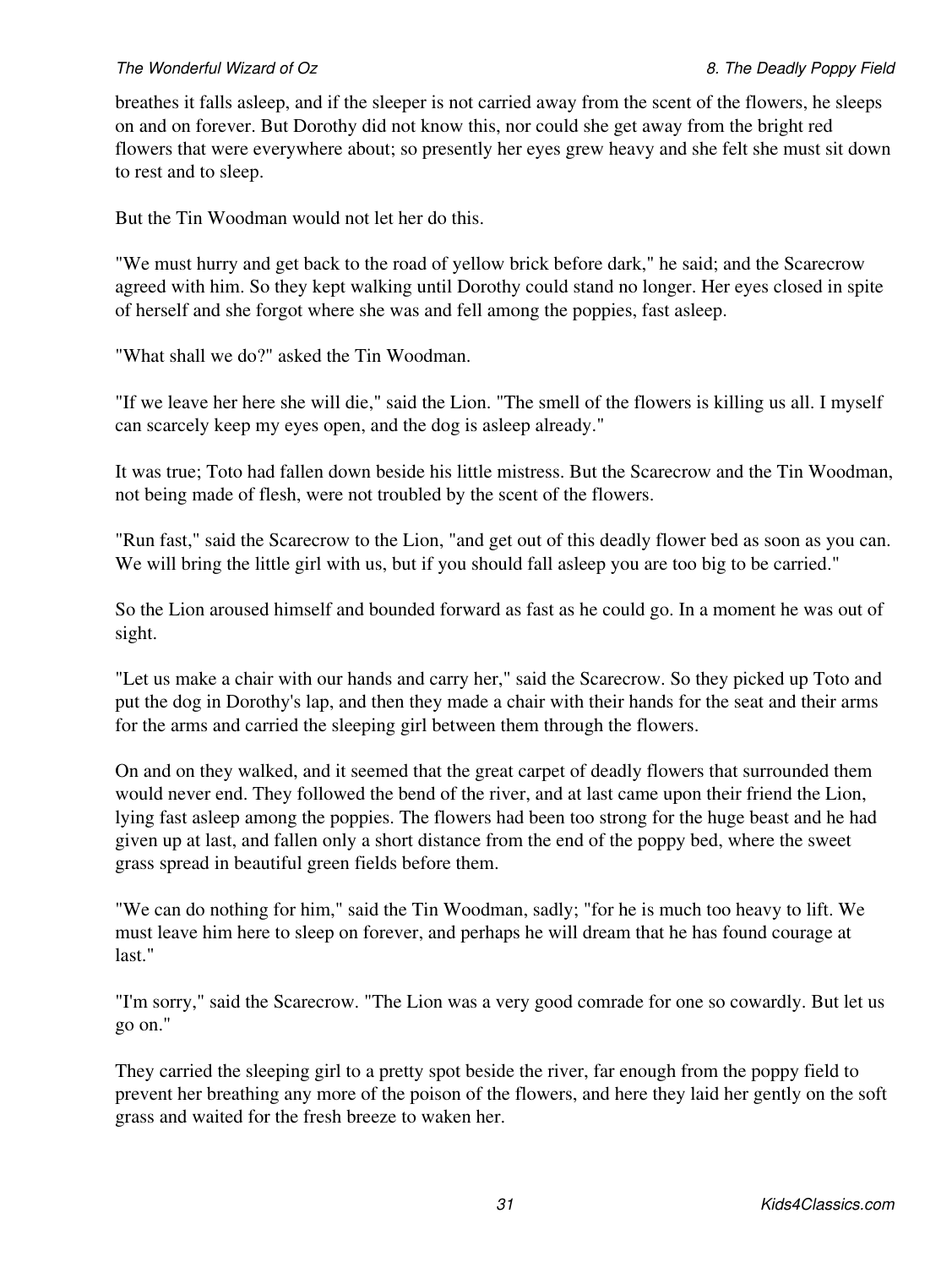breathes it falls asleep, and if the sleeper is not carried away from the scent of the flowers, he sleeps on and on forever. But Dorothy did not know this, nor could she get away from the bright red flowers that were everywhere about; so presently her eyes grew heavy and she felt she must sit down to rest and to sleep.

But the Tin Woodman would not let her do this.

"We must hurry and get back to the road of yellow brick before dark," he said; and the Scarecrow agreed with him. So they kept walking until Dorothy could stand no longer. Her eyes closed in spite of herself and she forgot where she was and fell among the poppies, fast asleep.

"What shall we do?" asked the Tin Woodman.

"If we leave her here she will die," said the Lion. "The smell of the flowers is killing us all. I myself can scarcely keep my eyes open, and the dog is asleep already."

It was true; Toto had fallen down beside his little mistress. But the Scarecrow and the Tin Woodman, not being made of flesh, were not troubled by the scent of the flowers.

"Run fast," said the Scarecrow to the Lion, "and get out of this deadly flower bed as soon as you can. We will bring the little girl with us, but if you should fall asleep you are too big to be carried."

So the Lion aroused himself and bounded forward as fast as he could go. In a moment he was out of sight.

"Let us make a chair with our hands and carry her," said the Scarecrow. So they picked up Toto and put the dog in Dorothy's lap, and then they made a chair with their hands for the seat and their arms for the arms and carried the sleeping girl between them through the flowers.

On and on they walked, and it seemed that the great carpet of deadly flowers that surrounded them would never end. They followed the bend of the river, and at last came upon their friend the Lion, lying fast asleep among the poppies. The flowers had been too strong for the huge beast and he had given up at last, and fallen only a short distance from the end of the poppy bed, where the sweet grass spread in beautiful green fields before them.

"We can do nothing for him," said the Tin Woodman, sadly; "for he is much too heavy to lift. We must leave him here to sleep on forever, and perhaps he will dream that he has found courage at last."

"I'm sorry," said the Scarecrow. "The Lion was a very good comrade for one so cowardly. But let us go on."

They carried the sleeping girl to a pretty spot beside the river, far enough from the poppy field to prevent her breathing any more of the poison of the flowers, and here they laid her gently on the soft grass and waited for the fresh breeze to waken her.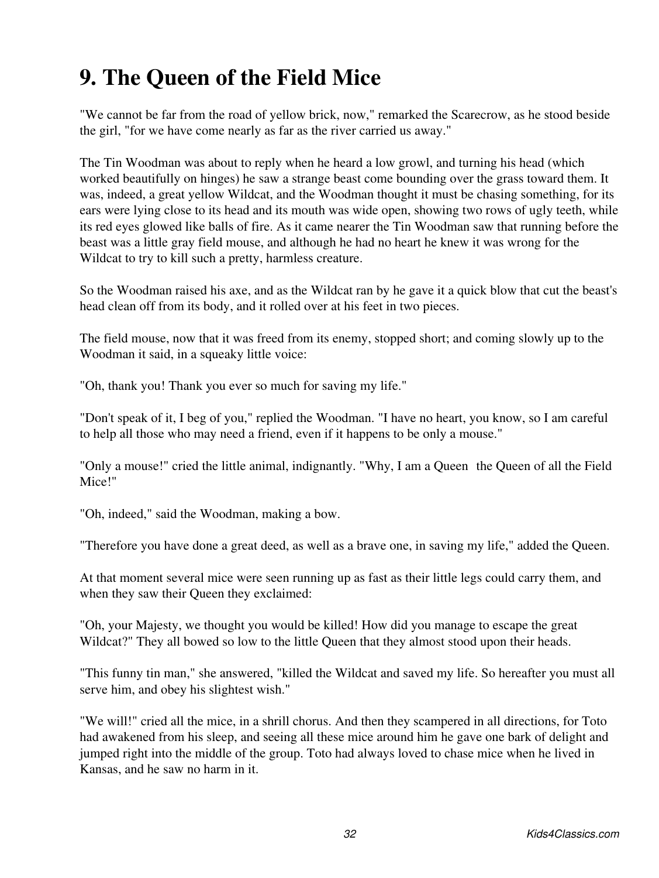# 9. The Queen of the Field Mice

"We cannot be far from the road of yellow brick, now," remarked the Scarecrow, as he stood beside the girl, "for we have come nearly as far as the river carried us away."

The Tin Woodman was about to reply when he heard a low growl, and turning his head (which worked beautifully on hinges) he saw a strange beast come bounding over the grass toward them. It was, indeed, a great yellow Wildcat, and the Woodman thought it must be chasing something, for its ears were lying close to its head and its mouth was wide open, showing two rows of ugly teeth, while its red eyes glowed like balls of fire. As it came nearer the Tin Woodman saw that running before the beast was a little gray field mouse, and although he had no heart he knew it was wrong for the Wildcat to try to kill such a pretty, harmless creature.

So the Woodman raised his axe, and as the Wildcat ran by he gave it a quick blow that cut the beast's head clean off from its body, and it rolled over at his feet in two pieces.

The field mouse, now that it was freed from its enemy, stopped short; and coming slowly up to the Woodman it said, in a squeaky little voice:

"Oh, thank you! Thank you ever so much for saving my life."

"Don't speak of it, I beg of you," replied the Woodman. "I have no heart, you know, so I am careful to help all those who may need a friend, even if it happens to be only a mouse."

"Only a mouse!" cried the little animal, indignantly. "Why, I am a Queen the Queen of all the Field Mice!"

"Oh, indeed," said the Woodman, making a bow.

"Therefore you have done a great deed, as well as a brave one, in saving my life," added the Queen.

At that moment several mice were seen running up as fast as their little legs could carry them, and when they saw their Queen they exclaimed:

"Oh, your Majesty, we thought you would be killed! How did you manage to escape the great Wildcat?" They all bowed so low to the little Queen that they almost stood upon their heads.

"This funny tin man," she answered, "killed the Wildcat and saved my life. So hereafter you must all serve him, and obey his slightest wish."

"We will!" cried all the mice, in a shrill chorus. And then they scampered in all directions, for Toto had awakened from his sleep, and seeing all these mice around him he gave one bark of delight and jumped right into the middle of the group. Toto had always loved to chase mice when he lived in Kansas, and he saw no harm in it.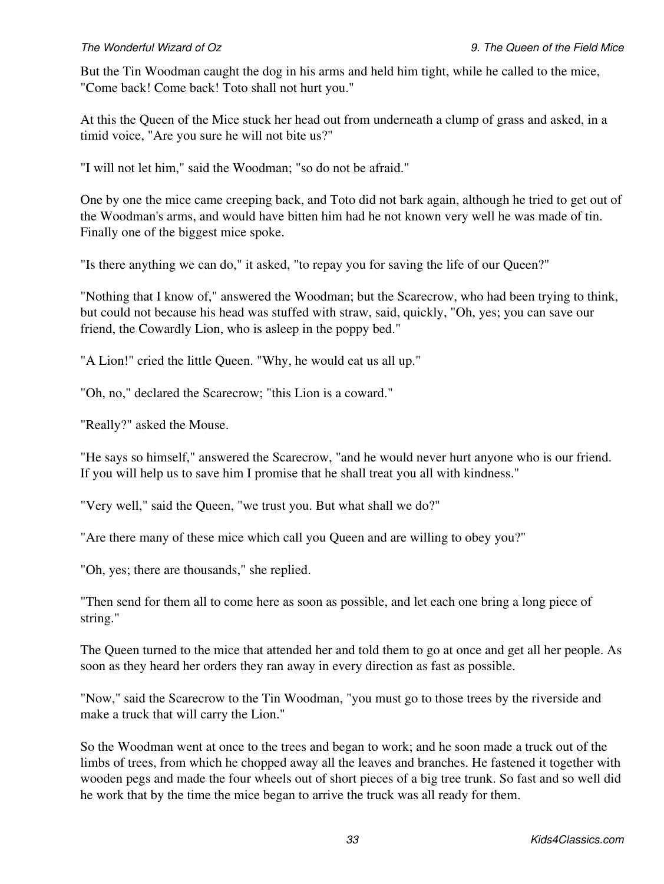But the Tin Woodman caught the dog in his arms and held him tight, while he called to the mice, "Come back! Come back! Toto shall not hurt you."

At this the Queen of the Mice stuck her head out from underneath a clump of grass and asked, in a timid voice, "Are you sure he will not bite us?"

"I will not let him," said the Woodman; "so do not be afraid."

One by one the mice came creeping back, and Toto did not bark again, although he tried to get out of the Woodman's arms, and would have bitten him had he not known very well he was made of tin. Finally one of the biggest mice spoke.

"Is there anything we can do," it asked, "to repay you for saving the life of our Queen?"

"Nothing that I know of," answered the Woodman; but the Scarecrow, who had been trying to think, but could not because his head was stuffed with straw, said, quickly, "Oh, yes; you can save our friend, the Cowardly Lion, who is asleep in the poppy bed."

"A Lion!" cried the little Queen. "Why, he would eat us all up."

"Oh, no," declared the Scarecrow; "this Lion is a coward."

"Really?" asked the Mouse.

"He says so himself," answered the Scarecrow, "and he would never hurt anyone who is our friend. If you will help us to save him I promise that he shall treat you all with kindness."

"Very well," said the Queen, "we trust you. But what shall we do?"

"Are there many of these mice which call you Queen and are willing to obey you?"

"Oh, yes; there are thousands," she replied.

"Then send for them all to come here as soon as possible, and let each one bring a long piece of string."

The Queen turned to the mice that attended her and told them to go at once and get all her people. As soon as they heard her orders they ran away in every direction as fast as possible.

"Now," said the Scarecrow to the Tin Woodman, "you must go to those trees by the riverside and make a truck that will carry the Lion."

So the Woodman went at once to the trees and began to work; and he soon made a truck out of the limbs of trees, from which he chopped away all the leaves and branches. He fastened it together with wooden pegs and made the four wheels out of short pieces of a big tree trunk. So fast and so well did he work that by the time the mice began to arrive the truck was all ready for them.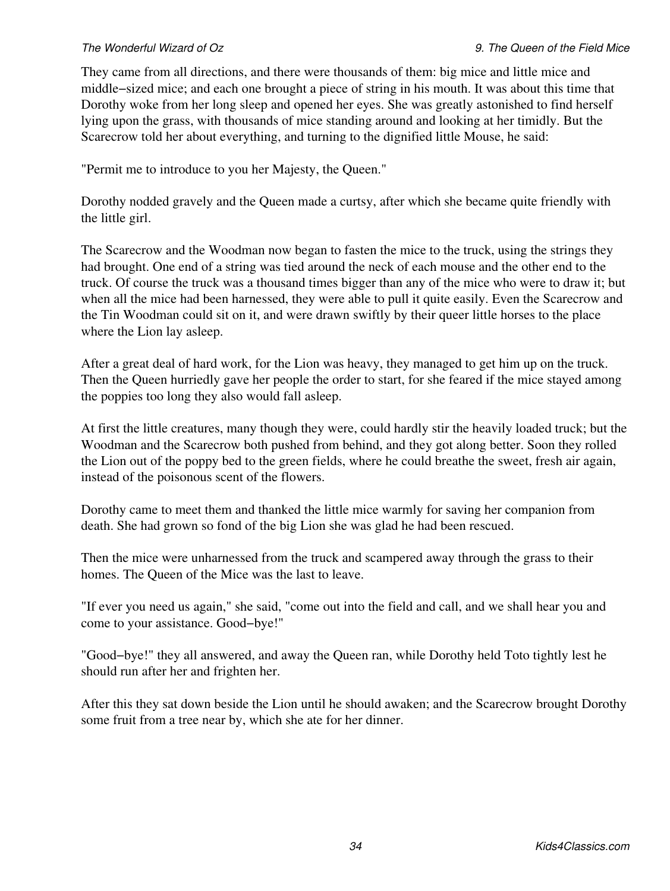They came from all directions, and there were thousands of them: big mice and little mice and middle−sized mice; and each one brought a piece of string in his mouth. It was about this time that Dorothy woke from her long sleep and opened her eyes. She was greatly astonished to find herself lying upon the grass, with thousands of mice standing around and looking at her timidly. But the Scarecrow told her about everything, and turning to the dignified little Mouse, he said:

"Permit me to introduce to you her Majesty, the Queen."

Dorothy nodded gravely and the Queen made a curtsy, after which she became quite friendly with the little girl.

The Scarecrow and the Woodman now began to fasten the mice to the truck, using the strings they had brought. One end of a string was tied around the neck of each mouse and the other end to the truck. Of course the truck was a thousand times bigger than any of the mice who were to draw it; but when all the mice had been harnessed, they were able to pull it quite easily. Even the Scarecrow and the Tin Woodman could sit on it, and were drawn swiftly by their queer little horses to the place where the Lion lay asleep.

After a great deal of hard work, for the Lion was heavy, they managed to get him up on the truck. Then the Queen hurriedly gave her people the order to start, for she feared if the mice stayed among the poppies too long they also would fall asleep.

At first the little creatures, many though they were, could hardly stir the heavily loaded truck; but the Woodman and the Scarecrow both pushed from behind, and they got along better. Soon they rolled the Lion out of the poppy bed to the green fields, where he could breathe the sweet, fresh air again, instead of the poisonous scent of the flowers.

Dorothy came to meet them and thanked the little mice warmly for saving her companion from death. She had grown so fond of the big Lion she was glad he had been rescued.

Then the mice were unharnessed from the truck and scampered away through the grass to their homes. The Queen of the Mice was the last to leave.

"If ever you need us again," she said, "come out into the field and call, and we shall hear you and come to your assistance. Good−bye!"

"Good−bye!" they all answered, and away the Queen ran, while Dorothy held Toto tightly lest he should run after her and frighten her.

After this they sat down beside the Lion until he should awaken; and the Scarecrow brought Dorothy some fruit from a tree near by, which she ate for her dinner.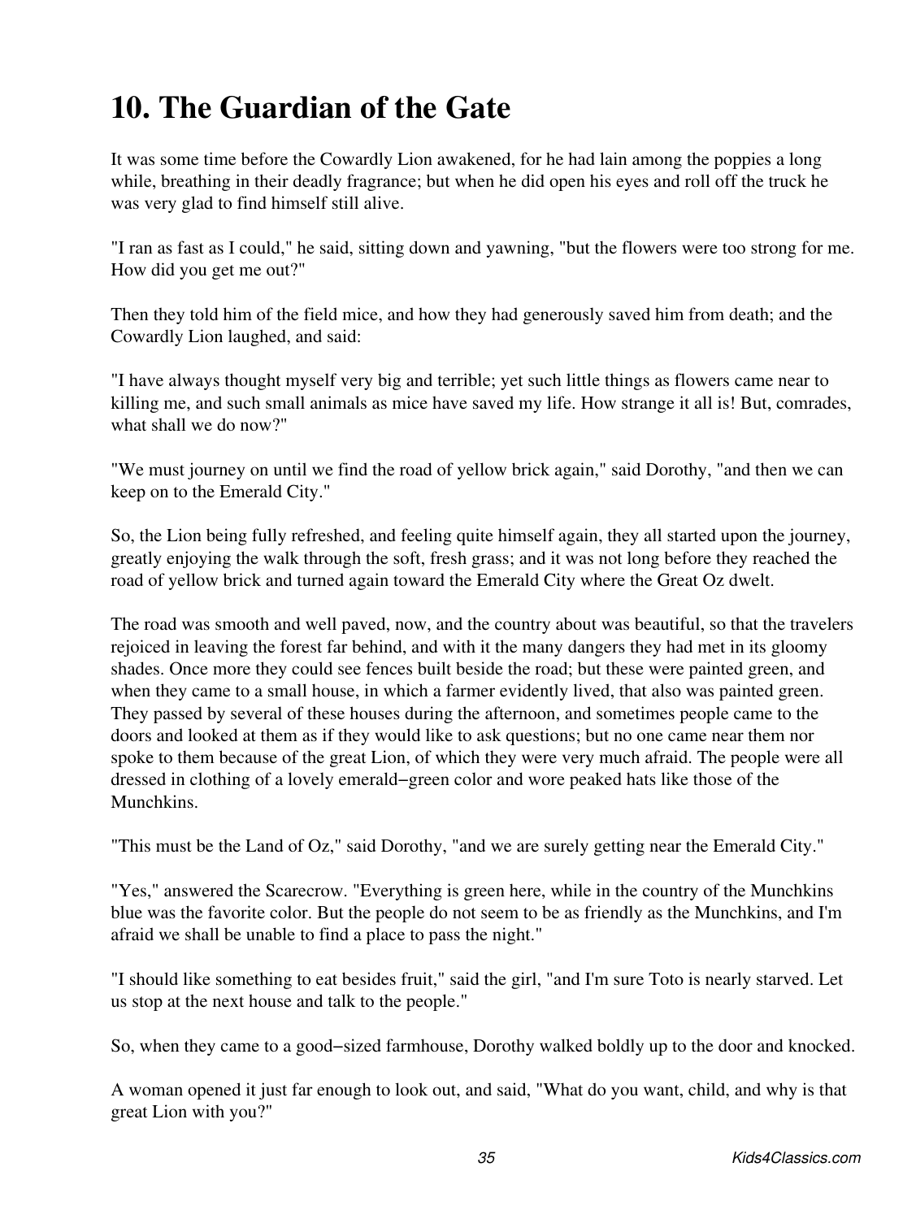# 10. The Guardian of the Gate

It was some time before the Cowardly Lion awakened, for he had lain among the poppies a long while, breathing in their deadly fragrance; but when he did open his eyes and roll off the truck he was very glad to find himself still alive.

"I ran as fast as I could," he said, sitting down and yawning, "but the flowers were too strong for me. How did you get me out?"

Then they told him of the field mice, and how they had generously saved him from death; and the Cowardly Lion laughed, and said:

"I have always thought myself very big and terrible; yet such little things as flowers came near to killing me, and such small animals as mice have saved my life. How strange it all is! But, comrades, what shall we do now?"

"We must journey on until we find the road of yellow brick again," said Dorothy, "and then we can keep on to the Emerald City."

So, the Lion being fully refreshed, and feeling quite himself again, they all started upon the journey, greatly enjoying the walk through the soft, fresh grass; and it was not long before they reached the road of yellow brick and turned again toward the Emerald City where the Great Oz dwelt.

The road was smooth and well paved, now, and the country about was beautiful, so that the travelers rejoiced in leaving the forest far behind, and with it the many dangers they had met in its gloomy shades. Once more they could see fences built beside the road; but these were painted green, and when they came to a small house, in which a farmer evidently lived, that also was painted green. They passed by several of these houses during the afternoon, and sometimes people came to the doors and looked at them as if they would like to ask questions; but no one came near them nor spoke to them because of the great Lion, of which they were very much afraid. The people were all dressed in clothing of a lovely emerald−green color and wore peaked hats like those of the Munchkins.

"This must be the Land of Oz," said Dorothy, "and we are surely getting near the Emerald City."

"Yes," answered the Scarecrow. "Everything is green here, while in the country of the Munchkins blue was the favorite color. But the people do not seem to be as friendly as the Munchkins, and I'm afraid we shall be unable to find a place to pass the night."

"I should like something to eat besides fruit," said the girl, "and I'm sure Toto is nearly starved. Let us stop at the next house and talk to the people."

So, when they came to a good−sized farmhouse, Dorothy walked boldly up to the door and knocked.

A woman opened it just far enough to look out, and said, "What do you want, child, and why is that great Lion with you?"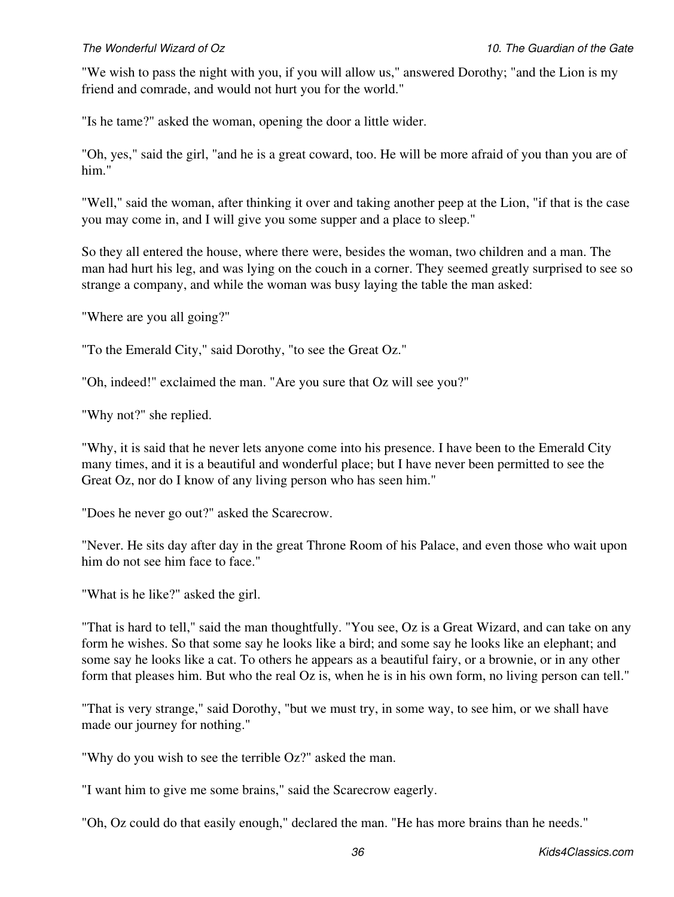"We wish to pass the night with you, if you will allow us," answered Dorothy; "and the Lion is my friend and comrade, and would not hurt you for the world."

"Is he tame?" asked the woman, opening the door a little wider.

"Oh, yes," said the girl, "and he is a great coward, too. He will be more afraid of you than you are of him."

"Well," said the woman, after thinking it over and taking another peep at the Lion, "if that is the case you may come in, and I will give you some supper and a place to sleep."

So they all entered the house, where there were, besides the woman, two children and a man. The man had hurt his leg, and was lying on the couch in a corner. They seemed greatly surprised to see so strange a company, and while the woman was busy laying the table the man asked:

"Where are you all going?"

"To the Emerald City," said Dorothy, "to see the Great Oz."

"Oh, indeed!" exclaimed the man. "Are you sure that Oz will see you?"

"Why not?" she replied.

"Why, it is said that he never lets anyone come into his presence. I have been to the Emerald City many times, and it is a beautiful and wonderful place; but I have never been permitted to see the Great Oz, nor do I know of any living person who has seen him."

"Does he never go out?" asked the Scarecrow.

"Never. He sits day after day in the great Throne Room of his Palace, and even those who wait upon him do not see him face to face."

"What is he like?" asked the girl.

"That is hard to tell," said the man thoughtfully. "You see, Oz is a Great Wizard, and can take on any form he wishes. So that some say he looks like a bird; and some say he looks like an elephant; and some say he looks like a cat. To others he appears as a beautiful fairy, or a brownie, or in any other form that pleases him. But who the real Oz is, when he is in his own form, no living person can tell."

"That is very strange," said Dorothy, "but we must try, in some way, to see him, or we shall have made our journey for nothing."

"Why do you wish to see the terrible Oz?" asked the man.

"I want him to give me some brains," said the Scarecrow eagerly.

"Oh, Oz could do that easily enough," declared the man. "He has more brains than he needs."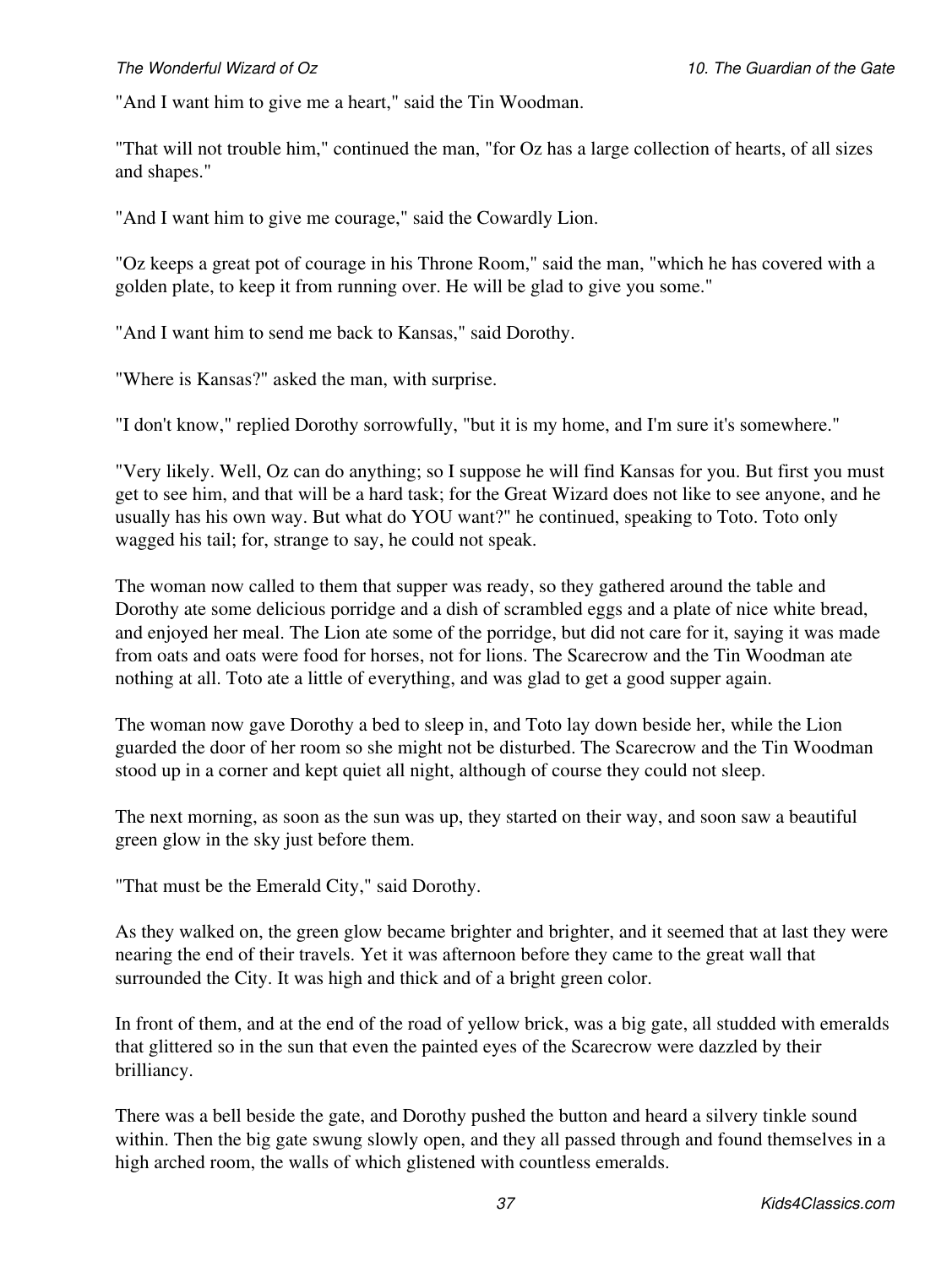"And I want him to give me a heart," said the Tin Woodman.

"That will not trouble him," continued the man, "for Oz has a large collection of hearts, of all sizes and shapes."

"And I want him to give me courage," said the Cowardly Lion.

"Oz keeps a great pot of courage in his Throne Room," said the man, "which he has covered with a golden plate, to keep it from running over. He will be glad to give you some."

"And I want him to send me back to Kansas," said Dorothy.

"Where is Kansas?" asked the man, with surprise.

"I don't know," replied Dorothy sorrowfully, "but it is my home, and I'm sure it's somewhere."

"Very likely. Well, Oz can do anything; so I suppose he will find Kansas for you. But first you must get to see him, and that will be a hard task; for the Great Wizard does not like to see anyone, and he usually has his own way. But what do YOU want?" he continued, speaking to Toto. Toto only wagged his tail; for, strange to say, he could not speak.

The woman now called to them that supper was ready, so they gathered around the table and Dorothy ate some delicious porridge and a dish of scrambled eggs and a plate of nice white bread, and enjoyed her meal. The Lion ate some of the porridge, but did not care for it, saying it was made from oats and oats were food for horses, not for lions. The Scarecrow and the Tin Woodman ate nothing at all. Toto ate a little of everything, and was glad to get a good supper again.

The woman now gave Dorothy a bed to sleep in, and Toto lay down beside her, while the Lion guarded the door of her room so she might not be disturbed. The Scarecrow and the Tin Woodman stood up in a corner and kept quiet all night, although of course they could not sleep.

The next morning, as soon as the sun was up, they started on their way, and soon saw a beautiful green glow in the sky just before them.

"That must be the Emerald City," said Dorothy.

As they walked on, the green glow became brighter and brighter, and it seemed that at last they were nearing the end of their travels. Yet it was afternoon before they came to the great wall that surrounded the City. It was high and thick and of a bright green color.

In front of them, and at the end of the road of yellow brick, was a big gate, all studded with emeralds that glittered so in the sun that even the painted eyes of the Scarecrow were dazzled by their brilliancy.

There was a bell beside the gate, and Dorothy pushed the button and heard a silvery tinkle sound within. Then the big gate swung slowly open, and they all passed through and found themselves in a high arched room, the walls of which glistened with countless emeralds.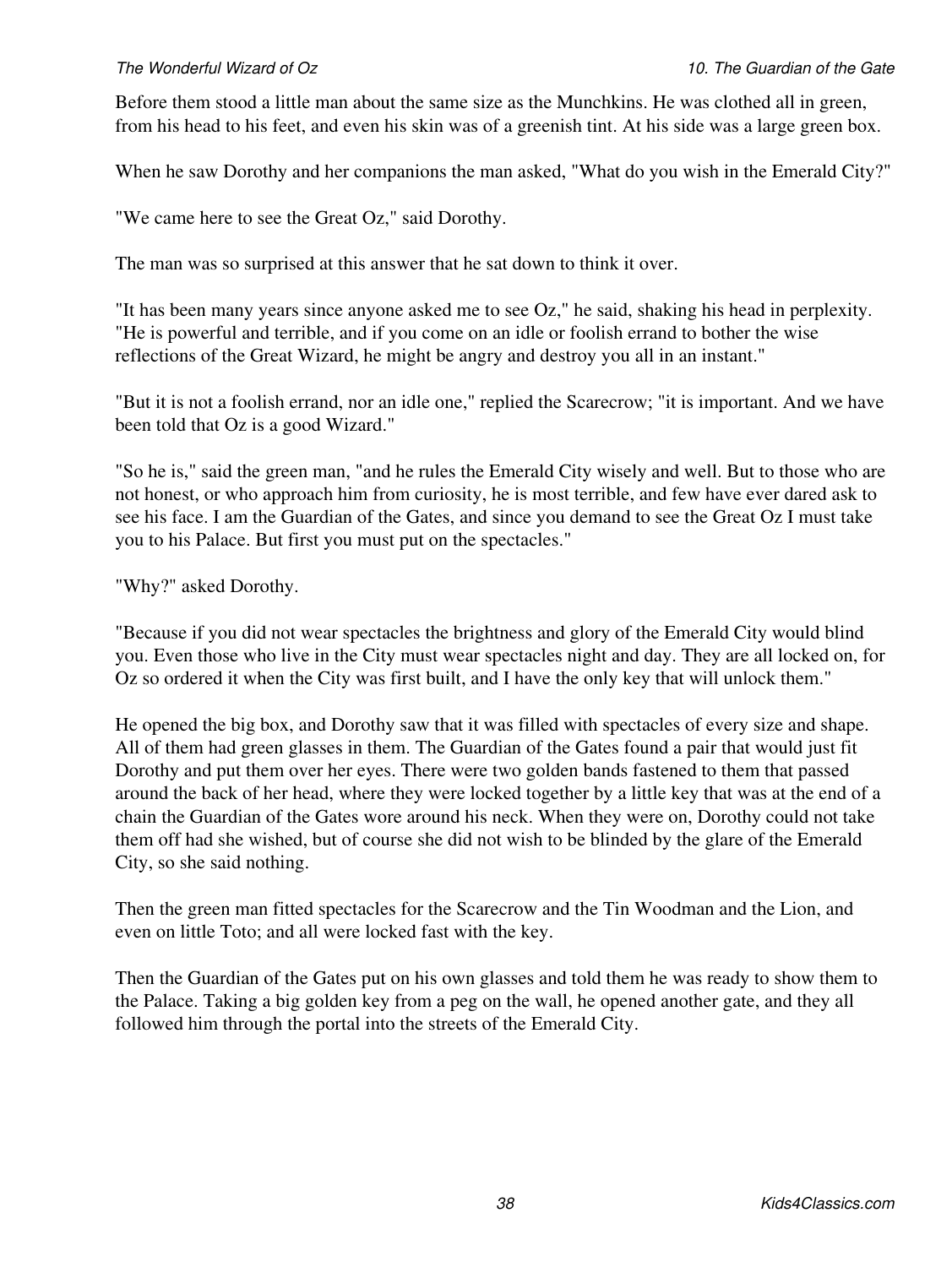Before them stood a little man about the same size as the Munchkins. He was clothed all in green, from his head to his feet, and even his skin was of a greenish tint. At his side was a large green box.

When he saw Dorothy and her companions the man asked, "What do you wish in the Emerald City?"

"We came here to see the Great Oz," said Dorothy.

The man was so surprised at this answer that he sat down to think it over.

"It has been many years since anyone asked me to see Oz," he said, shaking his head in perplexity. "He is powerful and terrible, and if you come on an idle or foolish errand to bother the wise reflections of the Great Wizard, he might be angry and destroy you all in an instant."

"But it is not a foolish errand, nor an idle one," replied the Scarecrow; "it is important. And we have been told that Oz is a good Wizard."

"So he is," said the green man, "and he rules the Emerald City wisely and well. But to those who are not honest, or who approach him from curiosity, he is most terrible, and few have ever dared ask to see his face. I am the Guardian of the Gates, and since you demand to see the Great Oz I must take you to his Palace. But first you must put on the spectacles."

"Why?" asked Dorothy.

"Because if you did not wear spectacles the brightness and glory of the Emerald City would blind you. Even those who live in the City must wear spectacles night and day. They are all locked on, for Oz so ordered it when the City was first built, and I have the only key that will unlock them."

He opened the big box, and Dorothy saw that it was filled with spectacles of every size and shape. All of them had green glasses in them. The Guardian of the Gates found a pair that would just fit Dorothy and put them over her eyes. There were two golden bands fastened to them that passed around the back of her head, where they were locked together by a little key that was at the end of a chain the Guardian of the Gates wore around his neck. When they were on, Dorothy could not take them off had she wished, but of course she did not wish to be blinded by the glare of the Emerald City, so she said nothing.

Then the green man fitted spectacles for the Scarecrow and the Tin Woodman and the Lion, and even on little Toto; and all were locked fast with the key.

Then the Guardian of the Gates put on his own glasses and told them he was ready to show them to the Palace. Taking a big golden key from a peg on the wall, he opened another gate, and they all followed him through the portal into the streets of the Emerald City.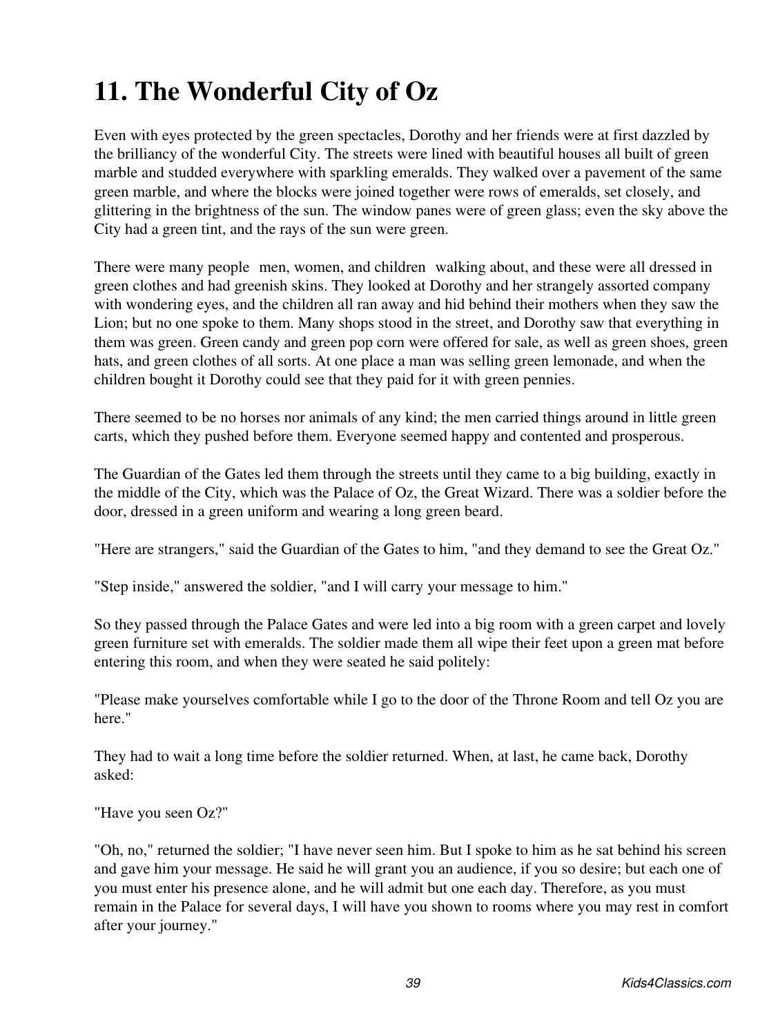# 11. The Wonderful City of Oz

Even with eyes protected by the green spectacles, Dorothy and her friends were at first dazzled by the brilliancy of the wonderful City. The streets were lined with beautiful houses all built of green marble and studded everywhere with sparkling emeralds. They walked over a pavement of the same green marble, and where the blocks were joined together were rows of emeralds, set closely, and glittering in the brightness of the sun. The window panes were of green glass; even the sky above the City had a green tint, and the rays of the sun were green.

There were many people men, women, and children walking about, and these were all dressed in green clothes and had greenish skins. They looked at Dorothy and her strangely assorted company with wondering eyes, and the children all ran away and hid behind their mothers when they saw the Lion; but no one spoke to them. Many shops stood in the street, and Dorothy saw that everything in them was green. Green candy and green pop corn were offered for sale, as well as green shoes, green hats, and green clothes of all sorts. At one place a man was selling green lemonade, and when the children bought it Dorothy could see that they paid for it with green pennies.

There seemed to be no horses nor animals of any kind; the men carried things around in little green carts, which they pushed before them. Everyone seemed happy and contented and prosperous.

The Guardian of the Gates led them through the streets until they came to a big building, exactly in the middle of the City, which was the Palace of Oz, the Great Wizard. There was a soldier before the door, dressed in a green uniform and wearing a long green beard.

"Here are strangers," said the Guardian of the Gates to him, "and they demand to see the Great Oz."

"Step inside," answered the soldier, "and I will carry your message to him."

So they passed through the Palace Gates and were led into a big room with a green carpet and lovely green furniture set with emeralds. The soldier made them all wipe their feet upon a green mat before entering this room, and when they were seated he said politely:

"Please make yourselves comfortable while I go to the door of the Throne Room and tell Oz you are here."

They had to wait a long time before the soldier returned. When, at last, he came back, Dorothy asked:

"Have you seen Oz?"

"Oh, no," returned the soldier; "I have never seen him. But I spoke to him as he sat behind his screen and gave him your message. He said he will grant you an audience, if you so desire; but each one of you must enter his presence alone, and he will admit but one each day. Therefore, as you must remain in the Palace for several days, I will have you shown to rooms where you may rest in comfort after your journey."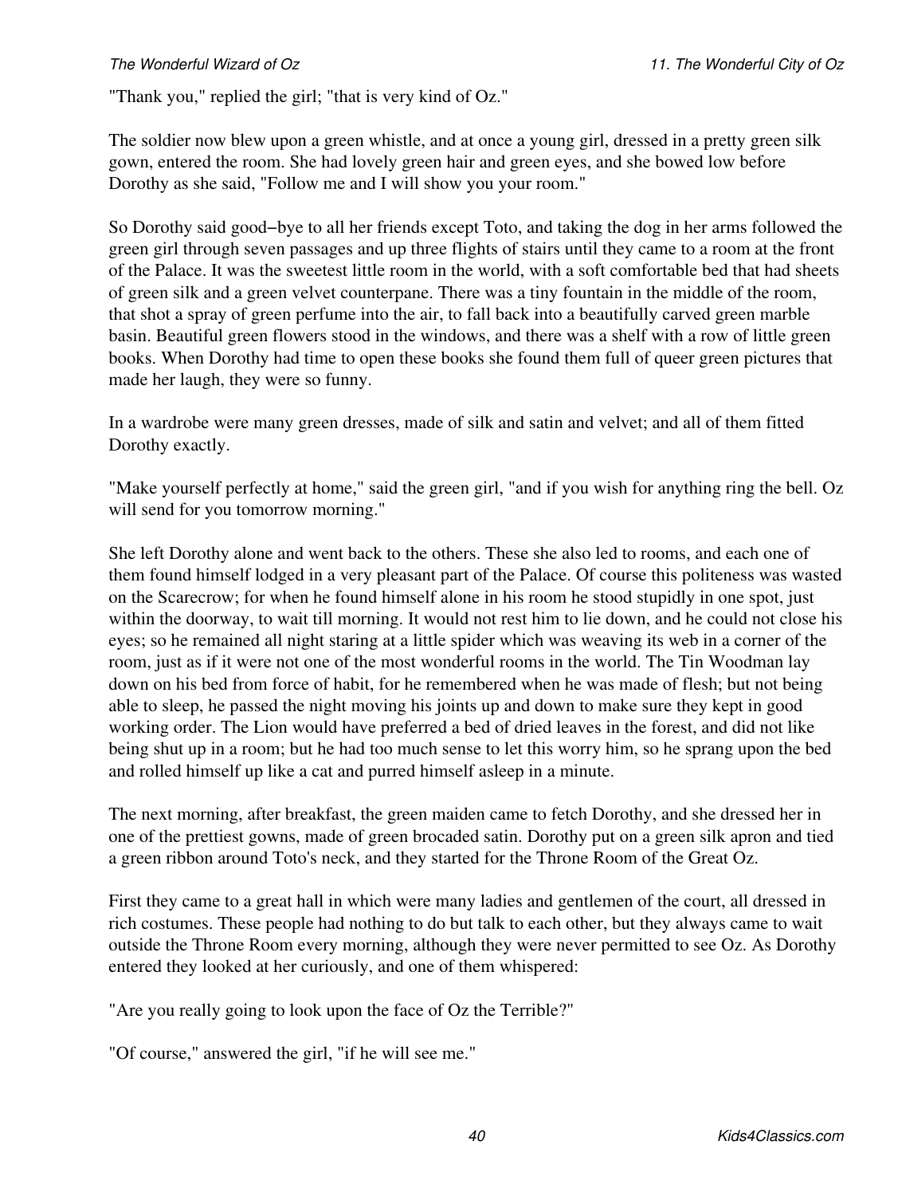"Thank you," replied the girl; "that is very kind of Oz."

The soldier now blew upon a green whistle, and at once a young girl, dressed in a pretty green silk gown, entered the room. She had lovely green hair and green eyes, and she bowed low before Dorothy as she said, "Follow me and I will show you your room."

So Dorothy said good−bye to all her friends except Toto, and taking the dog in her arms followed the green girl through seven passages and up three flights of stairs until they came to a room at the front of the Palace. It was the sweetest little room in the world, with a soft comfortable bed that had sheets of green silk and a green velvet counterpane. There was a tiny fountain in the middle of the room, that shot a spray of green perfume into the air, to fall back into a beautifully carved green marble basin. Beautiful green flowers stood in the windows, and there was a shelf with a row of little green books. When Dorothy had time to open these books she found them full of queer green pictures that made her laugh, they were so funny.

In a wardrobe were many green dresses, made of silk and satin and velvet; and all of them fitted Dorothy exactly.

"Make yourself perfectly at home," said the green girl, "and if you wish for anything ring the bell. Oz will send for you tomorrow morning."

She left Dorothy alone and went back to the others. These she also led to rooms, and each one of them found himself lodged in a very pleasant part of the Palace. Of course this politeness was wasted on the Scarecrow; for when he found himself alone in his room he stood stupidly in one spot, just within the doorway, to wait till morning. It would not rest him to lie down, and he could not close his eyes; so he remained all night staring at a little spider which was weaving its web in a corner of the room, just as if it were not one of the most wonderful rooms in the world. The Tin Woodman lay down on his bed from force of habit, for he remembered when he was made of flesh; but not being able to sleep, he passed the night moving his joints up and down to make sure they kept in good working order. The Lion would have preferred a bed of dried leaves in the forest, and did not like being shut up in a room; but he had too much sense to let this worry him, so he sprang upon the bed and rolled himself up like a cat and purred himself asleep in a minute.

The next morning, after breakfast, the green maiden came to fetch Dorothy, and she dressed her in one of the prettiest gowns, made of green brocaded satin. Dorothy put on a green silk apron and tied a green ribbon around Toto's neck, and they started for the Throne Room of the Great Oz.

First they came to a great hall in which were many ladies and gentlemen of the court, all dressed in rich costumes. These people had nothing to do but talk to each other, but they always came to wait outside the Throne Room every morning, although they were never permitted to see Oz. As Dorothy entered they looked at her curiously, and one of them whispered:

"Are you really going to look upon the face of Oz the Terrible?"

"Of course," answered the girl, "if he will see me."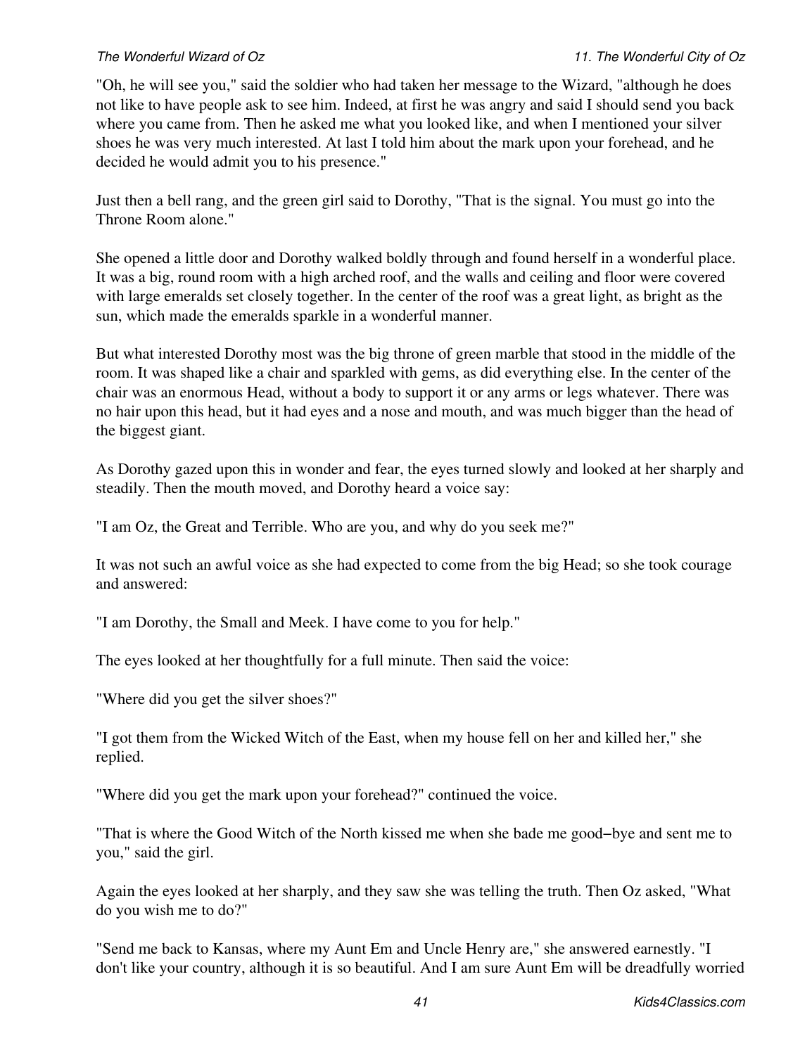"Oh, he will see you," said the soldier who had taken her message to the Wizard, "although he does not like to have people ask to see him. Indeed, at first he was angry and said I should send you back where you came from. Then he asked me what you looked like, and when I mentioned your silver shoes he was very much interested. At last I told him about the mark upon your forehead, and he decided he would admit you to his presence."

Just then a bell rang, and the green girl said to Dorothy, "That is the signal. You must go into the Throne Room alone."

She opened a little door and Dorothy walked boldly through and found herself in a wonderful place. It was a big, round room with a high arched roof, and the walls and ceiling and floor were covered with large emeralds set closely together. In the center of the roof was a great light, as bright as the sun, which made the emeralds sparkle in a wonderful manner.

But what interested Dorothy most was the big throne of green marble that stood in the middle of the room. It was shaped like a chair and sparkled with gems, as did everything else. In the center of the chair was an enormous Head, without a body to support it or any arms or legs whatever. There was no hair upon this head, but it had eyes and a nose and mouth, and was much bigger than the head of the biggest giant.

As Dorothy gazed upon this in wonder and fear, the eyes turned slowly and looked at her sharply and steadily. Then the mouth moved, and Dorothy heard a voice say:

"I am Oz, the Great and Terrible. Who are you, and why do you seek me?"

It was not such an awful voice as she had expected to come from the big Head; so she took courage and answered:

"I am Dorothy, the Small and Meek. I have come to you for help."

The eyes looked at her thoughtfully for a full minute. Then said the voice:

"Where did you get the silver shoes?"

"I got them from the Wicked Witch of the East, when my house fell on her and killed her," she replied.

"Where did you get the mark upon your forehead?" continued the voice.

"That is where the Good Witch of the North kissed me when she bade me good−bye and sent me to you," said the girl.

Again the eyes looked at her sharply, and they saw she was telling the truth. Then Oz asked, "What do you wish me to do?"

"Send me back to Kansas, where my Aunt Em and Uncle Henry are," she answered earnestly. "I don't like your country, although it is so beautiful. And I am sure Aunt Em will be dreadfully worried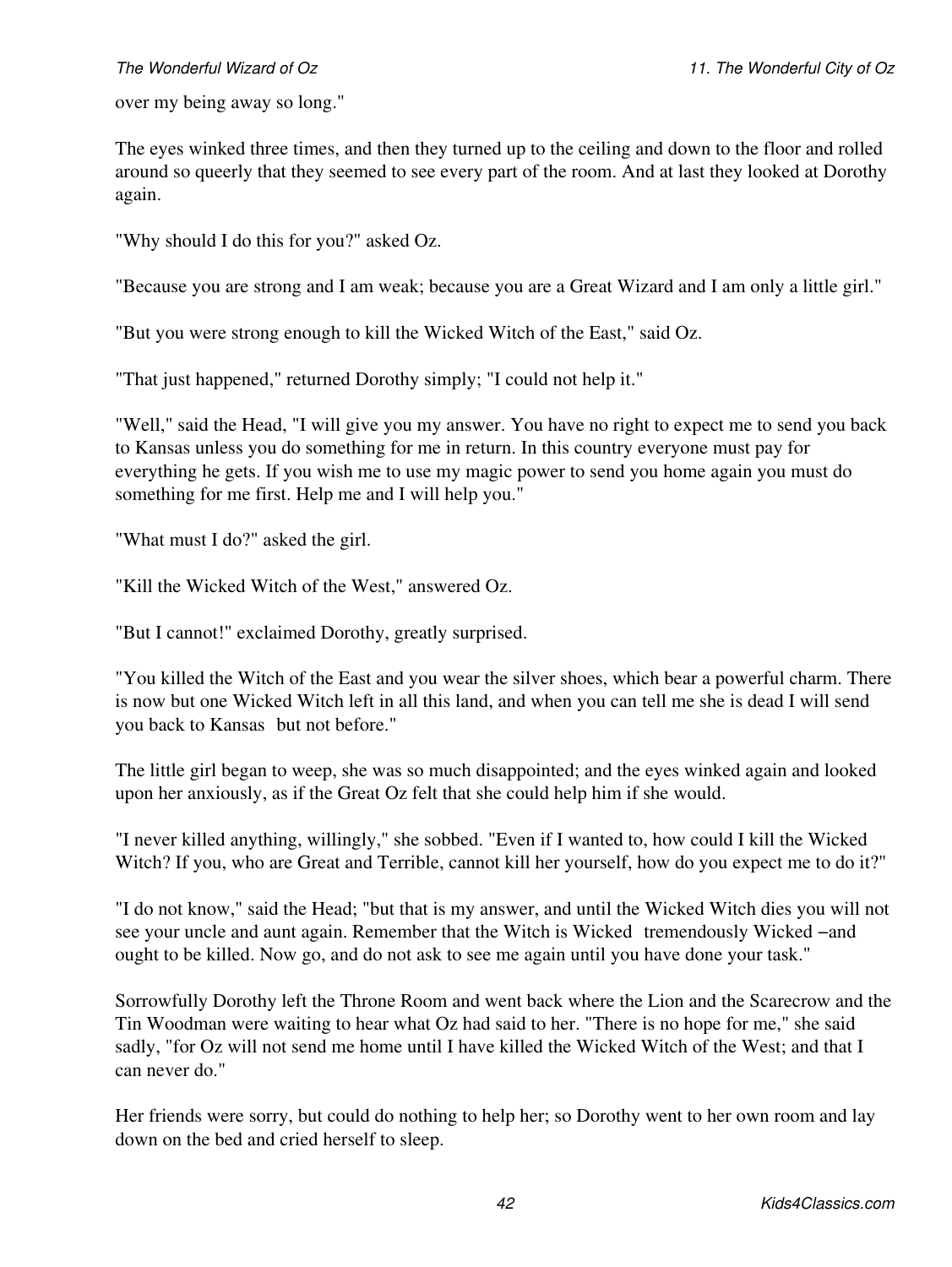over my being away so long."

The eyes winked three times, and then they turned up to the ceiling and down to the floor and rolled around so queerly that they seemed to see every part of the room. And at last they looked at Dorothy again.

"Why should I do this for you?" asked Oz.

"Because you are strong and I am weak; because you are a Great Wizard and I am only a little girl."

"But you were strong enough to kill the Wicked Witch of the East," said Oz.

"That just happened," returned Dorothy simply; "I could not help it."

"Well," said the Head, "I will give you my answer. You have no right to expect me to send you back to Kansas unless you do something for me in return. In this country everyone must pay for everything he gets. If you wish me to use my magic power to send you home again you must do something for me first. Help me and I will help you."

"What must I do?" asked the girl.

"Kill the Wicked Witch of the West," answered Oz.

"But I cannot!" exclaimed Dorothy, greatly surprised.

"You killed the Witch of the East and you wear the silver shoes, which bear a powerful charm. There is now but one Wicked Witch left in all this land, and when you can tell me she is dead I will send you back to Kansas  but not before."

The little girl began to weep, she was so much disappointed; and the eyes winked again and looked upon her anxiously, as if the Great Oz felt that she could help him if she would.

"I never killed anything, willingly," she sobbed. "Even if I wanted to, how could I kill the Wicked Witch? If you, who are Great and Terrible, cannot kill her yourself, how do you expect me to do it?"

"I do not know," said the Head; "but that is my answer, and until the Wicked Witch dies you will not see your uncle and aunt again. Remember that the Witch is Wicked  tremendously Wicked −and ought to be killed. Now go, and do not ask to see me again until you have done your task."

Sorrowfully Dorothy left the Throne Room and went back where the Lion and the Scarecrow and the Tin Woodman were waiting to hear what Oz had said to her. "There is no hope for me," she said sadly, "for Oz will not send me home until I have killed the Wicked Witch of the West; and that I can never do."

Her friends were sorry, but could do nothing to help her; so Dorothy went to her own room and lay down on the bed and cried herself to sleep.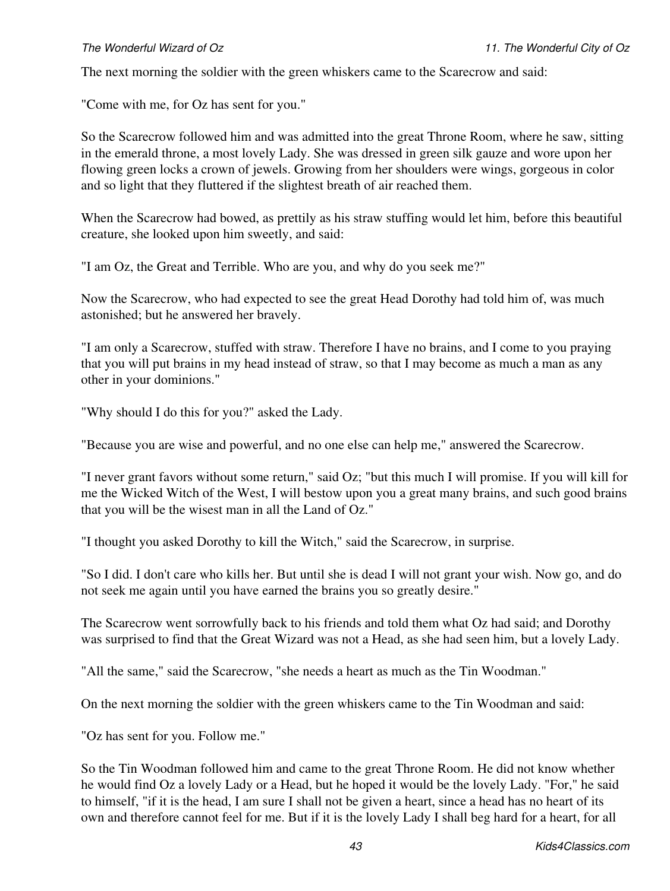The next morning the soldier with the green whiskers came to the Scarecrow and said:

"Come with me, for Oz has sent for you."

So the Scarecrow followed him and was admitted into the great Throne Room, where he saw, sitting in the emerald throne, a most lovely Lady. She was dressed in green silk gauze and wore upon her flowing green locks a crown of jewels. Growing from her shoulders were wings, gorgeous in color and so light that they fluttered if the slightest breath of air reached them.

When the Scarecrow had bowed, as prettily as his straw stuffing would let him, before this beautiful creature, she looked upon him sweetly, and said:

"I am Oz, the Great and Terrible. Who are you, and why do you seek me?"

Now the Scarecrow, who had expected to see the great Head Dorothy had told him of, was much astonished; but he answered her bravely.

"I am only a Scarecrow, stuffed with straw. Therefore I have no brains, and I come to you praying that you will put brains in my head instead of straw, so that I may become as much a man as any other in your dominions."

"Why should I do this for you?" asked the Lady.

"Because you are wise and powerful, and no one else can help me," answered the Scarecrow.

"I never grant favors without some return," said Oz; "but this much I will promise. If you will kill for me the Wicked Witch of the West, I will bestow upon you a great many brains, and such good brains that you will be the wisest man in all the Land of Oz."

"I thought you asked Dorothy to kill the Witch," said the Scarecrow, in surprise.

"So I did. I don't care who kills her. But until she is dead I will not grant your wish. Now go, and do not seek me again until you have earned the brains you so greatly desire."

The Scarecrow went sorrowfully back to his friends and told them what Oz had said; and Dorothy was surprised to find that the Great Wizard was not a Head, as she had seen him, but a lovely Lady.

"All the same," said the Scarecrow, "she needs a heart as much as the Tin Woodman."

On the next morning the soldier with the green whiskers came to the Tin Woodman and said:

"Oz has sent for you. Follow me."

So the Tin Woodman followed him and came to the great Throne Room. He did not know whether he would find Oz a lovely Lady or a Head, but he hoped it would be the lovely Lady. "For," he said to himself, "if it is the head, I am sure I shall not be given a heart, since a head has no heart of its own and therefore cannot feel for me. But if it is the lovely Lady I shall beg hard for a heart, for all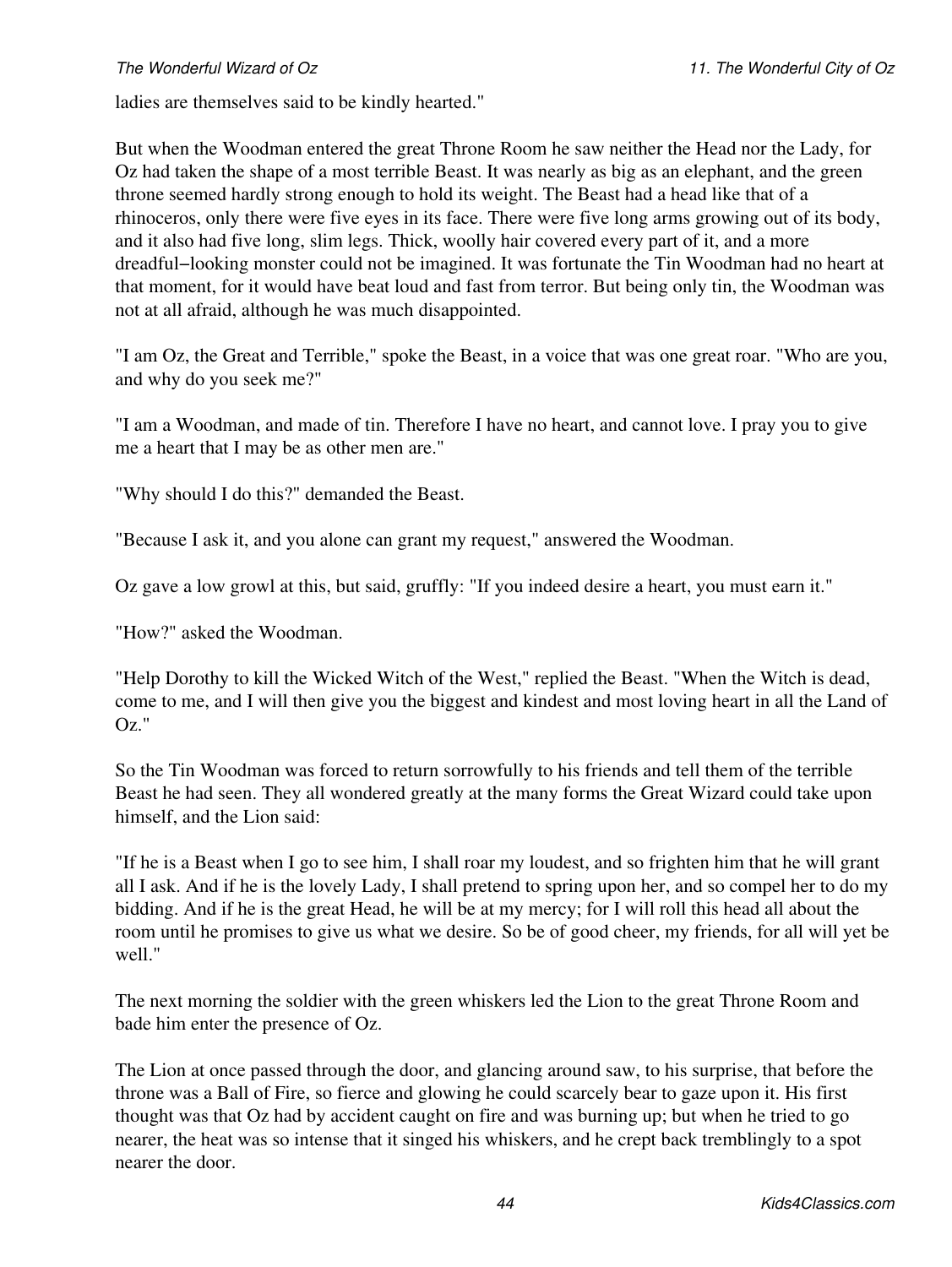ladies are themselves said to be kindly hearted."

But when the Woodman entered the great Throne Room he saw neither the Head nor the Lady, for Oz had taken the shape of a most terrible Beast. It was nearly as big as an elephant, and the green throne seemed hardly strong enough to hold its weight. The Beast had a head like that of a rhinoceros, only there were five eyes in its face. There were five long arms growing out of its body, and it also had five long, slim legs. Thick, woolly hair covered every part of it, and a more dreadful−looking monster could not be imagined. It was fortunate the Tin Woodman had no heart at that moment, for it would have beat loud and fast from terror. But being only tin, the Woodman was not at all afraid, although he was much disappointed.

"I am Oz, the Great and Terrible," spoke the Beast, in a voice that was one great roar. "Who are you, and why do you seek me?"

"I am a Woodman, and made of tin. Therefore I have no heart, and cannot love. I pray you to give me a heart that I may be as other men are."

"Why should I do this?" demanded the Beast.

"Because I ask it, and you alone can grant my request," answered the Woodman.

Oz gave a low growl at this, but said, gruffly: "If you indeed desire a heart, you must earn it."

"How?" asked the Woodman.

"Help Dorothy to kill the Wicked Witch of the West," replied the Beast. "When the Witch is dead, come to me, and I will then give you the biggest and kindest and most loving heart in all the Land of Oz."

So the Tin Woodman was forced to return sorrowfully to his friends and tell them of the terrible Beast he had seen. They all wondered greatly at the many forms the Great Wizard could take upon himself, and the Lion said:

"If he is a Beast when I go to see him, I shall roar my loudest, and so frighten him that he will grant all I ask. And if he is the lovely Lady, I shall pretend to spring upon her, and so compel her to do my bidding. And if he is the great Head, he will be at my mercy; for I will roll this head all about the room until he promises to give us what we desire. So be of good cheer, my friends, for all will yet be well."

The next morning the soldier with the green whiskers led the Lion to the great Throne Room and bade him enter the presence of Oz.

The Lion at once passed through the door, and glancing around saw, to his surprise, that before the throne was a Ball of Fire, so fierce and glowing he could scarcely bear to gaze upon it. His first thought was that Oz had by accident caught on fire and was burning up; but when he tried to go nearer, the heat was so intense that it singed his whiskers, and he crept back tremblingly to a spot nearer the door.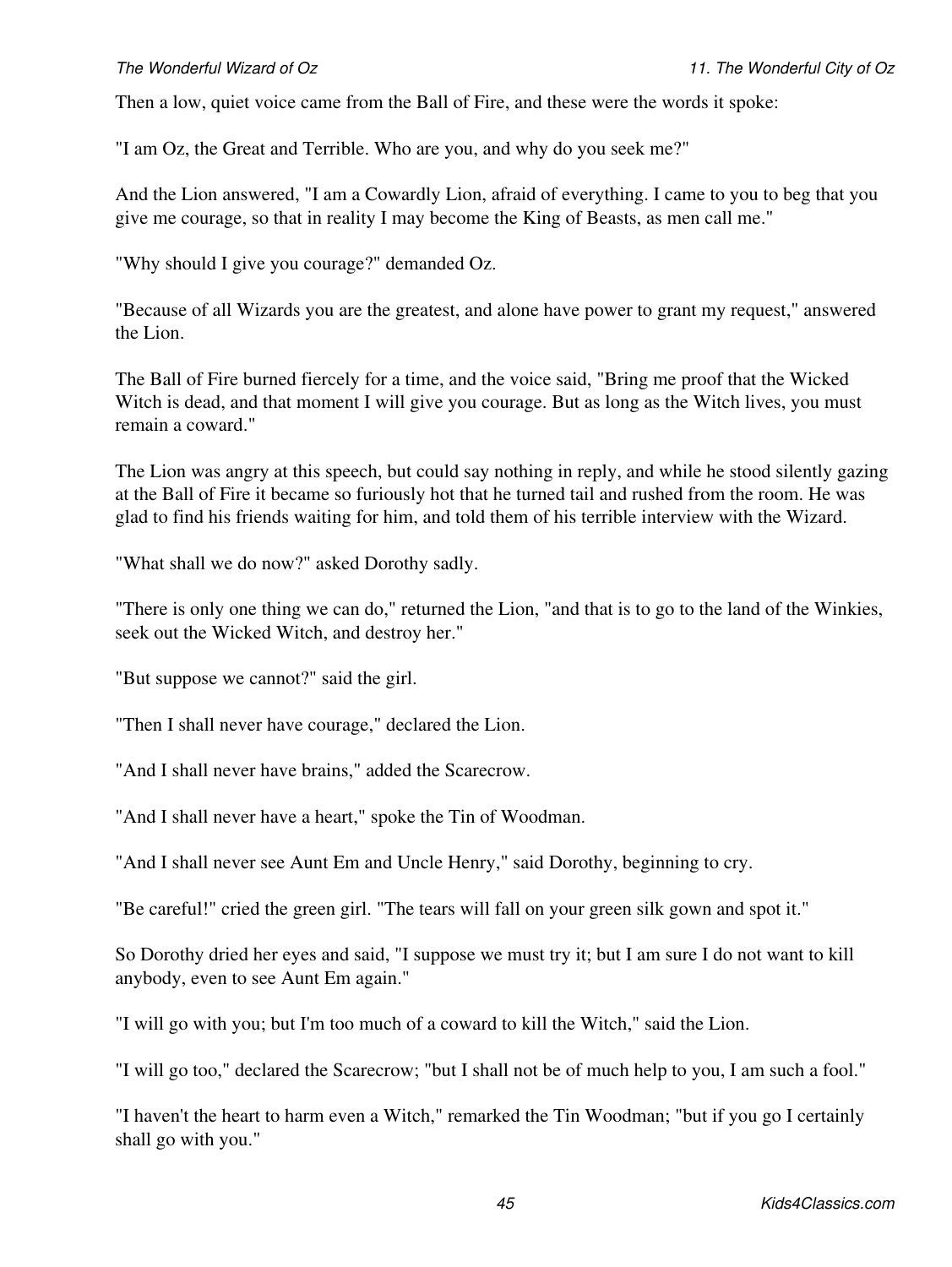Then a low, quiet voice came from the Ball of Fire, and these were the words it spoke:

"I am Oz, the Great and Terrible. Who are you, and why do you seek me?"

And the Lion answered, "I am a Cowardly Lion, afraid of everything. I came to you to beg that you give me courage, so that in reality I may become the King of Beasts, as men call me."

"Why should I give you courage?" demanded Oz.

"Because of all Wizards you are the greatest, and alone have power to grant my request," answered the Lion.

The Ball of Fire burned fiercely for a time, and the voice said, "Bring me proof that the Wicked Witch is dead, and that moment I will give you courage. But as long as the Witch lives, you must remain a coward."

The Lion was angry at this speech, but could say nothing in reply, and while he stood silently gazing at the Ball of Fire it became so furiously hot that he turned tail and rushed from the room. He was glad to find his friends waiting for him, and told them of his terrible interview with the Wizard.

"What shall we do now?" asked Dorothy sadly.

"There is only one thing we can do," returned the Lion, "and that is to go to the land of the Winkies, seek out the Wicked Witch, and destroy her."

"But suppose we cannot?" said the girl.

"Then I shall never have courage," declared the Lion.

"And I shall never have brains," added the Scarecrow.

"And I shall never have a heart," spoke the Tin of Woodman.

"And I shall never see Aunt Em and Uncle Henry," said Dorothy, beginning to cry.

"Be careful!" cried the green girl. "The tears will fall on your green silk gown and spot it."

So Dorothy dried her eyes and said, "I suppose we must try it; but I am sure I do not want to kill anybody, even to see Aunt Em again."

"I will go with you; but I'm too much of a coward to kill the Witch," said the Lion.

"I will go too," declared the Scarecrow; "but I shall not be of much help to you, I am such a fool."

"I haven't the heart to harm even a Witch," remarked the Tin Woodman; "but if you go I certainly shall go with you."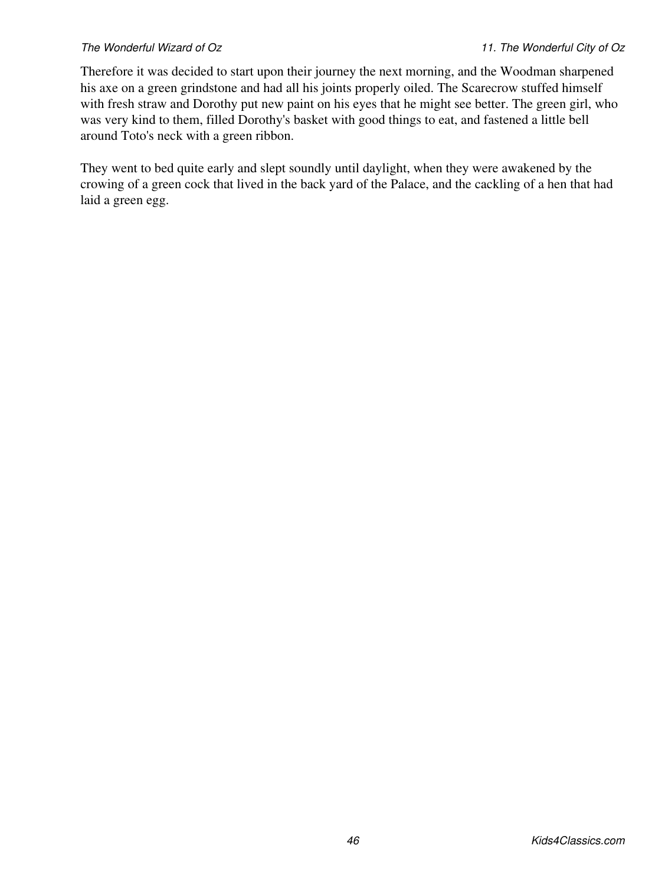Therefore it was decided to start upon their journey the next morning, and the Woodman sharpened his axe on a green grindstone and had all his joints properly oiled. The Scarecrow stuffed himself with fresh straw and Dorothy put new paint on his eyes that he might see better. The green girl, who was very kind to them, filled Dorothy's basket with good things to eat, and fastened a little bell around Toto's neck with a green ribbon.

They went to bed quite early and slept soundly until daylight, when they were awakened by the crowing of a green cock that lived in the back yard of the Palace, and the cackling of a hen that had laid a green egg.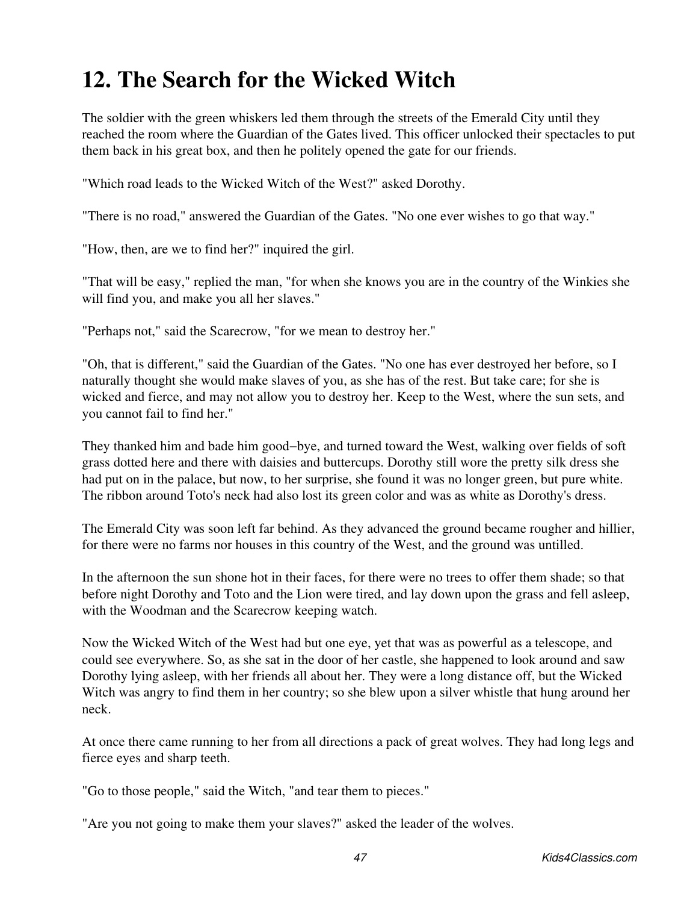# 12. The Search for the Wicked Witch

The soldier with the green whiskers led them through the streets of the Emerald City until they reached the room where the Guardian of the Gates lived. This officer unlocked their spectacles to put them back in his great box, and then he politely opened the gate for our friends.

"Which road leads to the Wicked Witch of the West?" asked Dorothy.

"There is no road," answered the Guardian of the Gates. "No one ever wishes to go that way."

"How, then, are we to find her?" inquired the girl.

"That will be easy," replied the man, "for when she knows you are in the country of the Winkies she will find you, and make you all her slaves."

"Perhaps not," said the Scarecrow, "for we mean to destroy her."

"Oh, that is different," said the Guardian of the Gates. "No one has ever destroyed her before, so I naturally thought she would make slaves of you, as she has of the rest. But take care; for she is wicked and fierce, and may not allow you to destroy her. Keep to the West, where the sun sets, and you cannot fail to find her."

They thanked him and bade him good−bye, and turned toward the West, walking over fields of soft grass dotted here and there with daisies and buttercups. Dorothy still wore the pretty silk dress she had put on in the palace, but now, to her surprise, she found it was no longer green, but pure white. The ribbon around Toto's neck had also lost its green color and was as white as Dorothy's dress.

The Emerald City was soon left far behind. As they advanced the ground became rougher and hillier, for there were no farms nor houses in this country of the West, and the ground was untilled.

In the afternoon the sun shone hot in their faces, for there were no trees to offer them shade; so that before night Dorothy and Toto and the Lion were tired, and lay down upon the grass and fell asleep, with the Woodman and the Scarecrow keeping watch.

Now the Wicked Witch of the West had but one eye, yet that was as powerful as a telescope, and could see everywhere. So, as she sat in the door of her castle, she happened to look around and saw Dorothy lying asleep, with her friends all about her. They were a long distance off, but the Wicked Witch was angry to find them in her country; so she blew upon a silver whistle that hung around her neck.

At once there came running to her from all directions a pack of great wolves. They had long legs and fierce eyes and sharp teeth.

"Go to those people," said the Witch, "and tear them to pieces."

"Are you not going to make them your slaves?" asked the leader of the wolves.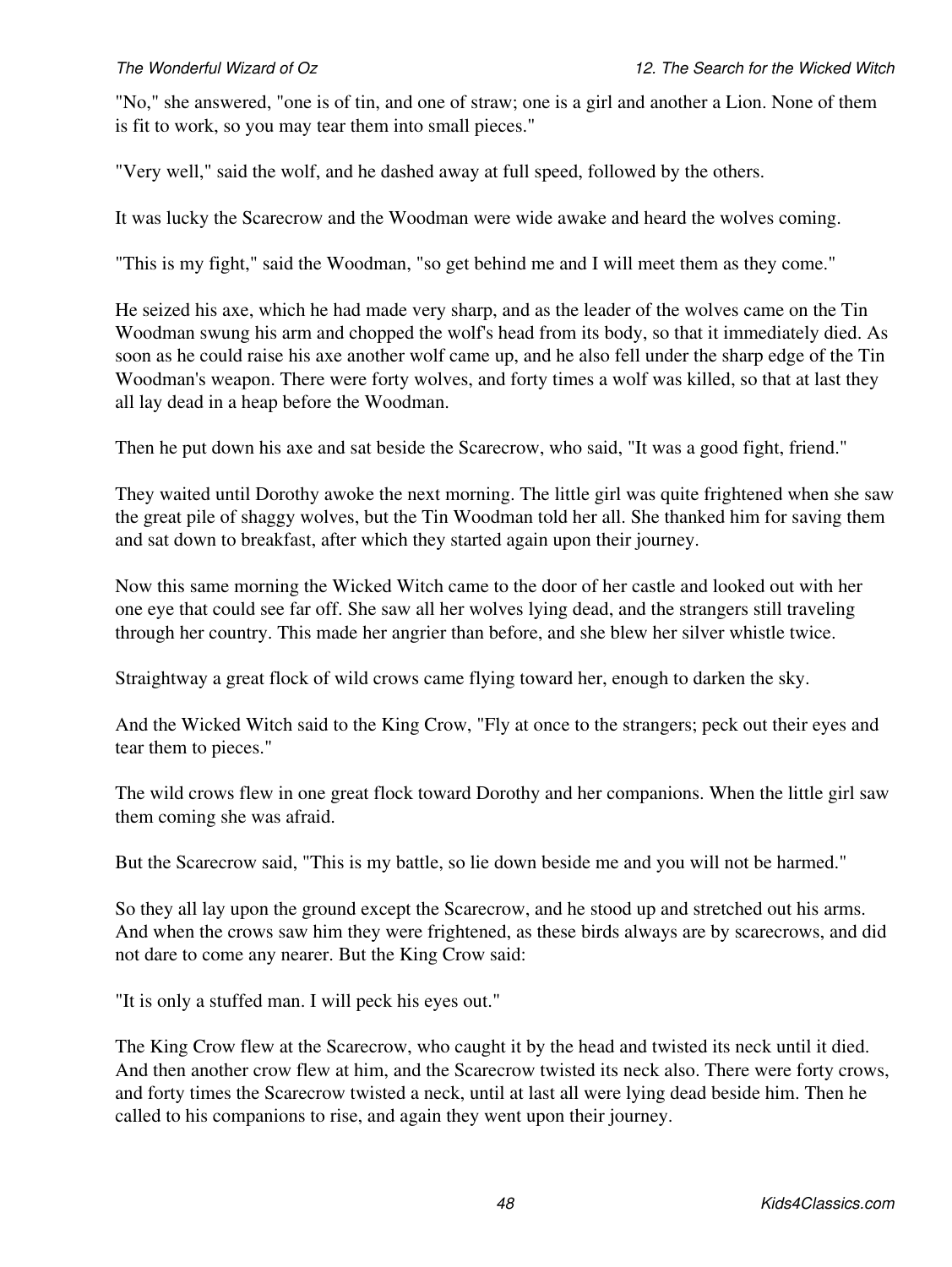"No," she answered, "one is of tin, and one of straw; one is a girl and another a Lion. None of them is fit to work, so you may tear them into small pieces."

"Very well," said the wolf, and he dashed away at full speed, followed by the others.

It was lucky the Scarecrow and the Woodman were wide awake and heard the wolves coming.

"This is my fight," said the Woodman, "so get behind me and I will meet them as they come."

He seized his axe, which he had made very sharp, and as the leader of the wolves came on the Tin Woodman swung his arm and chopped the wolf's head from its body, so that it immediately died. As soon as he could raise his axe another wolf came up, and he also fell under the sharp edge of the Tin Woodman's weapon. There were forty wolves, and forty times a wolf was killed, so that at last they all lay dead in a heap before the Woodman.

Then he put down his axe and sat beside the Scarecrow, who said, "It was a good fight, friend."

They waited until Dorothy awoke the next morning. The little girl was quite frightened when she saw the great pile of shaggy wolves, but the Tin Woodman told her all. She thanked him for saving them and sat down to breakfast, after which they started again upon their journey.

Now this same morning the Wicked Witch came to the door of her castle and looked out with her one eye that could see far off. She saw all her wolves lying dead, and the strangers still traveling through her country. This made her angrier than before, and she blew her silver whistle twice.

Straightway a great flock of wild crows came flying toward her, enough to darken the sky.

And the Wicked Witch said to the King Crow, "Fly at once to the strangers; peck out their eyes and tear them to pieces."

The wild crows flew in one great flock toward Dorothy and her companions. When the little girl saw them coming she was afraid.

But the Scarecrow said, "This is my battle, so lie down beside me and you will not be harmed."

So they all lay upon the ground except the Scarecrow, and he stood up and stretched out his arms. And when the crows saw him they were frightened, as these birds always are by scarecrows, and did not dare to come any nearer. But the King Crow said:

"It is only a stuffed man. I will peck his eyes out."

The King Crow flew at the Scarecrow, who caught it by the head and twisted its neck until it died. And then another crow flew at him, and the Scarecrow twisted its neck also. There were forty crows, and forty times the Scarecrow twisted a neck, until at last all were lying dead beside him. Then he called to his companions to rise, and again they went upon their journey.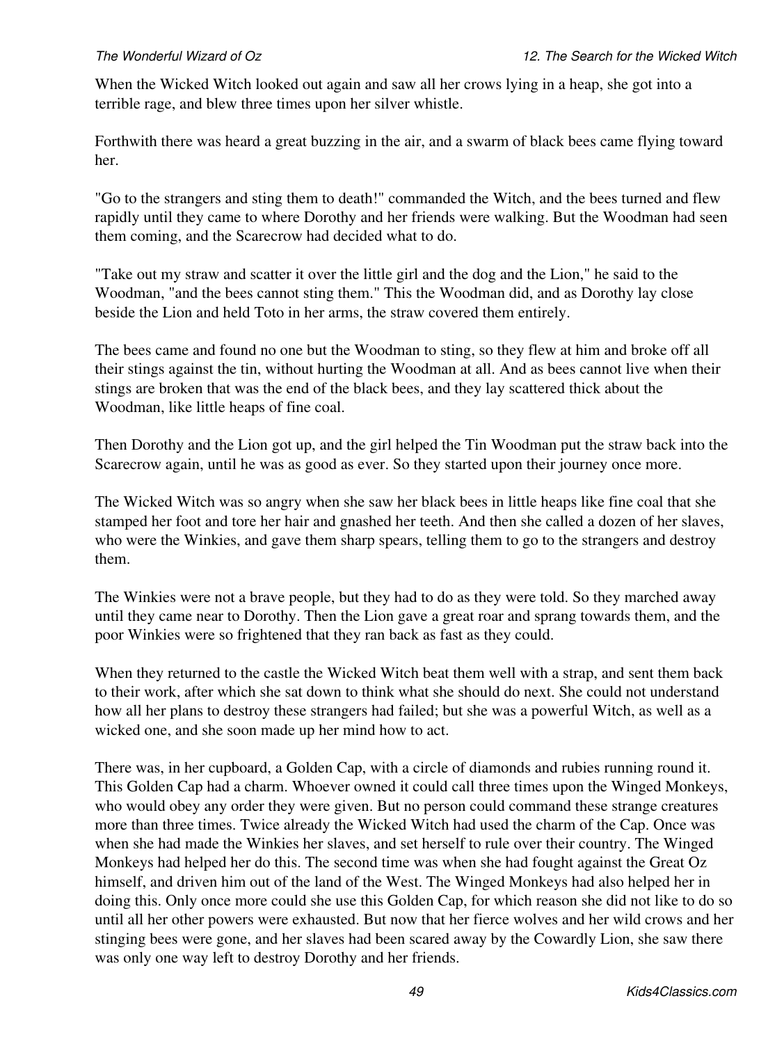When the Wicked Witch looked out again and saw all her crows lying in a heap, she got into a terrible rage, and blew three times upon her silver whistle.

Forthwith there was heard a great buzzing in the air, and a swarm of black bees came flying toward her.

"Go to the strangers and sting them to death!" commanded the Witch, and the bees turned and flew rapidly until they came to where Dorothy and her friends were walking. But the Woodman had seen them coming, and the Scarecrow had decided what to do.

"Take out my straw and scatter it over the little girl and the dog and the Lion," he said to the Woodman, "and the bees cannot sting them." This the Woodman did, and as Dorothy lay close beside the Lion and held Toto in her arms, the straw covered them entirely.

The bees came and found no one but the Woodman to sting, so they flew at him and broke off all their stings against the tin, without hurting the Woodman at all. And as bees cannot live when their stings are broken that was the end of the black bees, and they lay scattered thick about the Woodman, like little heaps of fine coal.

Then Dorothy and the Lion got up, and the girl helped the Tin Woodman put the straw back into the Scarecrow again, until he was as good as ever. So they started upon their journey once more.

The Wicked Witch was so angry when she saw her black bees in little heaps like fine coal that she stamped her foot and tore her hair and gnashed her teeth. And then she called a dozen of her slaves, who were the Winkies, and gave them sharp spears, telling them to go to the strangers and destroy them.

The Winkies were not a brave people, but they had to do as they were told. So they marched away until they came near to Dorothy. Then the Lion gave a great roar and sprang towards them, and the poor Winkies were so frightened that they ran back as fast as they could.

When they returned to the castle the Wicked Witch beat them well with a strap, and sent them back to their work, after which she sat down to think what she should do next. She could not understand how all her plans to destroy these strangers had failed; but she was a powerful Witch, as well as a wicked one, and she soon made up her mind how to act.

There was, in her cupboard, a Golden Cap, with a circle of diamonds and rubies running round it. This Golden Cap had a charm. Whoever owned it could call three times upon the Winged Monkeys, who would obey any order they were given. But no person could command these strange creatures more than three times. Twice already the Wicked Witch had used the charm of the Cap. Once was when she had made the Winkies her slaves, and set herself to rule over their country. The Winged Monkeys had helped her do this. The second time was when she had fought against the Great Oz himself, and driven him out of the land of the West. The Winged Monkeys had also helped her in doing this. Only once more could she use this Golden Cap, for which reason she did not like to do so until all her other powers were exhausted. But now that her fierce wolves and her wild crows and her stinging bees were gone, and her slaves had been scared away by the Cowardly Lion, she saw there was only one way left to destroy Dorothy and her friends.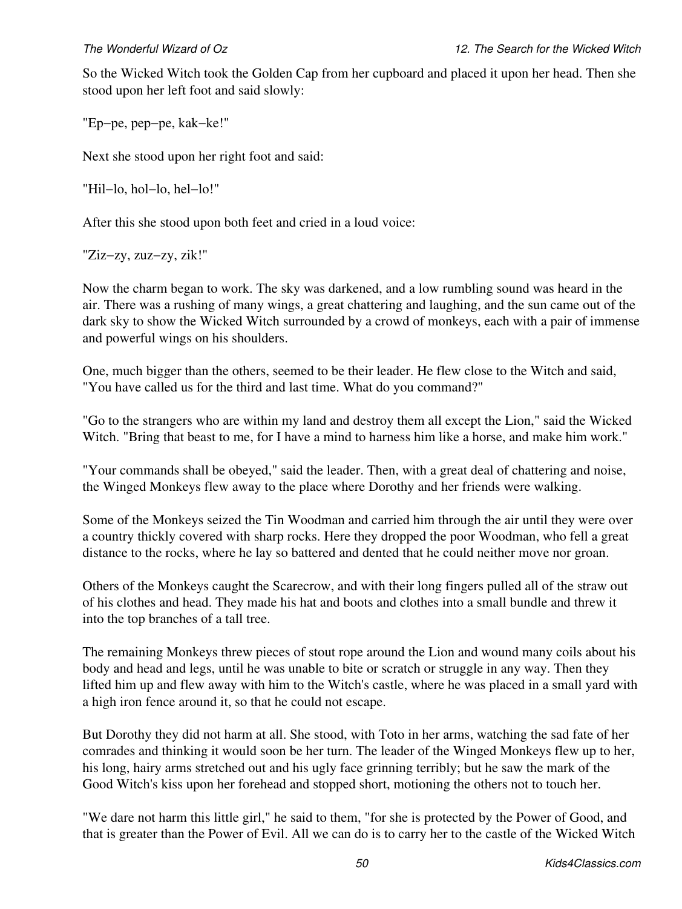So the Wicked Witch took the Golden Cap from her cupboard and placed it upon her head. Then she stood upon her left foot and said slowly:

"Ep−pe, pep−pe, kak−ke!"

Next she stood upon her right foot and said:

"Hil−lo, hol−lo, hel−lo!"

After this she stood upon both feet and cried in a loud voice:

"Ziz−zy, zuz−zy, zik!"

Now the charm began to work. The sky was darkened, and a low rumbling sound was heard in the air. There was a rushing of many wings, a great chattering and laughing, and the sun came out of the dark sky to show the Wicked Witch surrounded by a crowd of monkeys, each with a pair of immense and powerful wings on his shoulders.

One, much bigger than the others, seemed to be their leader. He flew close to the Witch and said, "You have called us for the third and last time. What do you command?"

"Go to the strangers who are within my land and destroy them all except the Lion," said the Wicked Witch. "Bring that beast to me, for I have a mind to harness him like a horse, and make him work."

"Your commands shall be obeyed," said the leader. Then, with a great deal of chattering and noise, the Winged Monkeys flew away to the place where Dorothy and her friends were walking.

Some of the Monkeys seized the Tin Woodman and carried him through the air until they were over a country thickly covered with sharp rocks. Here they dropped the poor Woodman, who fell a great distance to the rocks, where he lay so battered and dented that he could neither move nor groan.

Others of the Monkeys caught the Scarecrow, and with their long fingers pulled all of the straw out of his clothes and head. They made his hat and boots and clothes into a small bundle and threw it into the top branches of a tall tree.

The remaining Monkeys threw pieces of stout rope around the Lion and wound many coils about his body and head and legs, until he was unable to bite or scratch or struggle in any way. Then they lifted him up and flew away with him to the Witch's castle, where he was placed in a small yard with a high iron fence around it, so that he could not escape.

But Dorothy they did not harm at all. She stood, with Toto in her arms, watching the sad fate of her comrades and thinking it would soon be her turn. The leader of the Winged Monkeys flew up to her, his long, hairy arms stretched out and his ugly face grinning terribly; but he saw the mark of the Good Witch's kiss upon her forehead and stopped short, motioning the others not to touch her.

"We dare not harm this little girl," he said to them, "for she is protected by the Power of Good, and that is greater than the Power of Evil. All we can do is to carry her to the castle of the Wicked Witch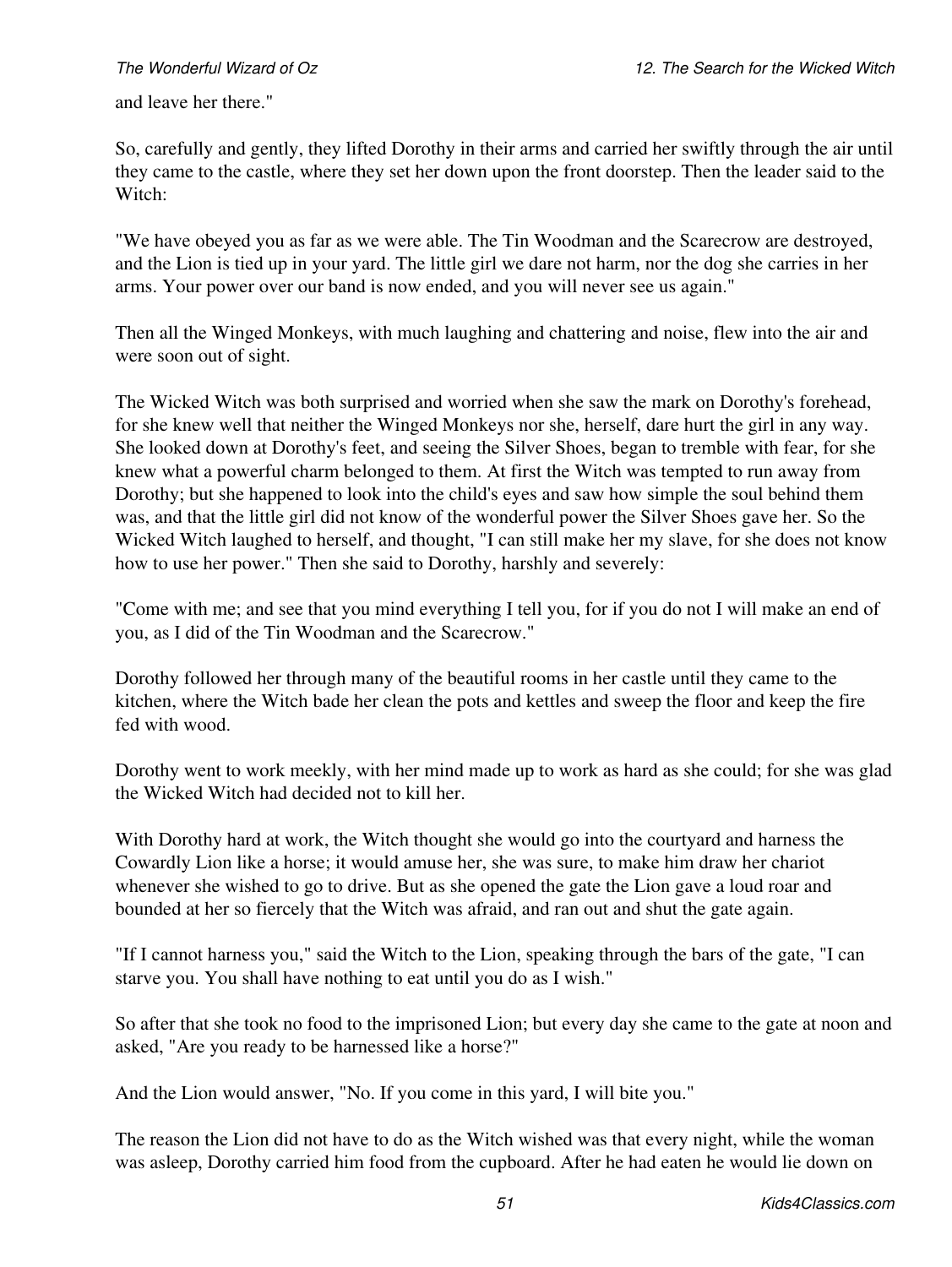and leave her there."

So, carefully and gently, they lifted Dorothy in their arms and carried her swiftly through the air until they came to the castle, where they set her down upon the front doorstep. Then the leader said to the Witch:

"We have obeyed you as far as we were able. The Tin Woodman and the Scarecrow are destroyed, and the Lion is tied up in your yard. The little girl we dare not harm, nor the dog she carries in her arms. Your power over our band is now ended, and you will never see us again."

Then all the Winged Monkeys, with much laughing and chattering and noise, flew into the air and were soon out of sight.

The Wicked Witch was both surprised and worried when she saw the mark on Dorothy's forehead, for she knew well that neither the Winged Monkeys nor she, herself, dare hurt the girl in any way. She looked down at Dorothy's feet, and seeing the Silver Shoes, began to tremble with fear, for she knew what a powerful charm belonged to them. At first the Witch was tempted to run away from Dorothy; but she happened to look into the child's eyes and saw how simple the soul behind them was, and that the little girl did not know of the wonderful power the Silver Shoes gave her. So the Wicked Witch laughed to herself, and thought, "I can still make her my slave, for she does not know how to use her power." Then she said to Dorothy, harshly and severely:

"Come with me; and see that you mind everything I tell you, for if you do not I will make an end of you, as I did of the Tin Woodman and the Scarecrow."

Dorothy followed her through many of the beautiful rooms in her castle until they came to the kitchen, where the Witch bade her clean the pots and kettles and sweep the floor and keep the fire fed with wood.

Dorothy went to work meekly, with her mind made up to work as hard as she could; for she was glad the Wicked Witch had decided not to kill her.

With Dorothy hard at work, the Witch thought she would go into the courtyard and harness the Cowardly Lion like a horse; it would amuse her, she was sure, to make him draw her chariot whenever she wished to go to drive. But as she opened the gate the Lion gave a loud roar and bounded at her so fiercely that the Witch was afraid, and ran out and shut the gate again.

"If I cannot harness you," said the Witch to the Lion, speaking through the bars of the gate, "I can starve you. You shall have nothing to eat until you do as I wish."

So after that she took no food to the imprisoned Lion; but every day she came to the gate at noon and asked, "Are you ready to be harnessed like a horse?"

And the Lion would answer, "No. If you come in this yard, I will bite you."

The reason the Lion did not have to do as the Witch wished was that every night, while the woman was asleep, Dorothy carried him food from the cupboard. After he had eaten he would lie down on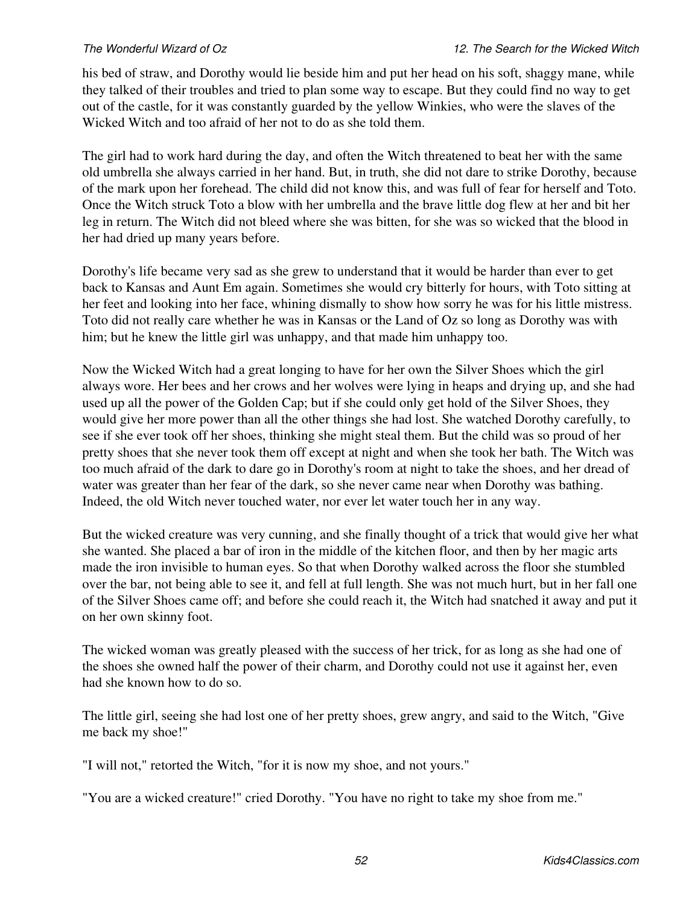his bed of straw, and Dorothy would lie beside him and put her head on his soft, shaggy mane, while they talked of their troubles and tried to plan some way to escape. But they could find no way to get out of the castle, for it was constantly guarded by the yellow Winkies, who were the slaves of the Wicked Witch and too afraid of her not to do as she told them.

The girl had to work hard during the day, and often the Witch threatened to beat her with the same old umbrella she always carried in her hand. But, in truth, she did not dare to strike Dorothy, because of the mark upon her forehead. The child did not know this, and was full of fear for herself and Toto. Once the Witch struck Toto a blow with her umbrella and the brave little dog flew at her and bit her leg in return. The Witch did not bleed where she was bitten, for she was so wicked that the blood in her had dried up many years before.

Dorothy's life became very sad as she grew to understand that it would be harder than ever to get back to Kansas and Aunt Em again. Sometimes she would cry bitterly for hours, with Toto sitting at her feet and looking into her face, whining dismally to show how sorry he was for his little mistress. Toto did not really care whether he was in Kansas or the Land of Oz so long as Dorothy was with him; but he knew the little girl was unhappy, and that made him unhappy too.

Now the Wicked Witch had a great longing to have for her own the Silver Shoes which the girl always wore. Her bees and her crows and her wolves were lying in heaps and drying up, and she had used up all the power of the Golden Cap; but if she could only get hold of the Silver Shoes, they would give her more power than all the other things she had lost. She watched Dorothy carefully, to see if she ever took off her shoes, thinking she might steal them. But the child was so proud of her pretty shoes that she never took them off except at night and when she took her bath. The Witch was too much afraid of the dark to dare go in Dorothy's room at night to take the shoes, and her dread of water was greater than her fear of the dark, so she never came near when Dorothy was bathing. Indeed, the old Witch never touched water, nor ever let water touch her in any way.

But the wicked creature was very cunning, and she finally thought of a trick that would give her what she wanted. She placed a bar of iron in the middle of the kitchen floor, and then by her magic arts made the iron invisible to human eyes. So that when Dorothy walked across the floor she stumbled over the bar, not being able to see it, and fell at full length. She was not much hurt, but in her fall one of the Silver Shoes came off; and before she could reach it, the Witch had snatched it away and put it on her own skinny foot.

The wicked woman was greatly pleased with the success of her trick, for as long as she had one of the shoes she owned half the power of their charm, and Dorothy could not use it against her, even had she known how to do so.

The little girl, seeing she had lost one of her pretty shoes, grew angry, and said to the Witch, "Give me back my shoe!"

"I will not," retorted the Witch, "for it is now my shoe, and not yours."

"You are a wicked creature!" cried Dorothy. "You have no right to take my shoe from me."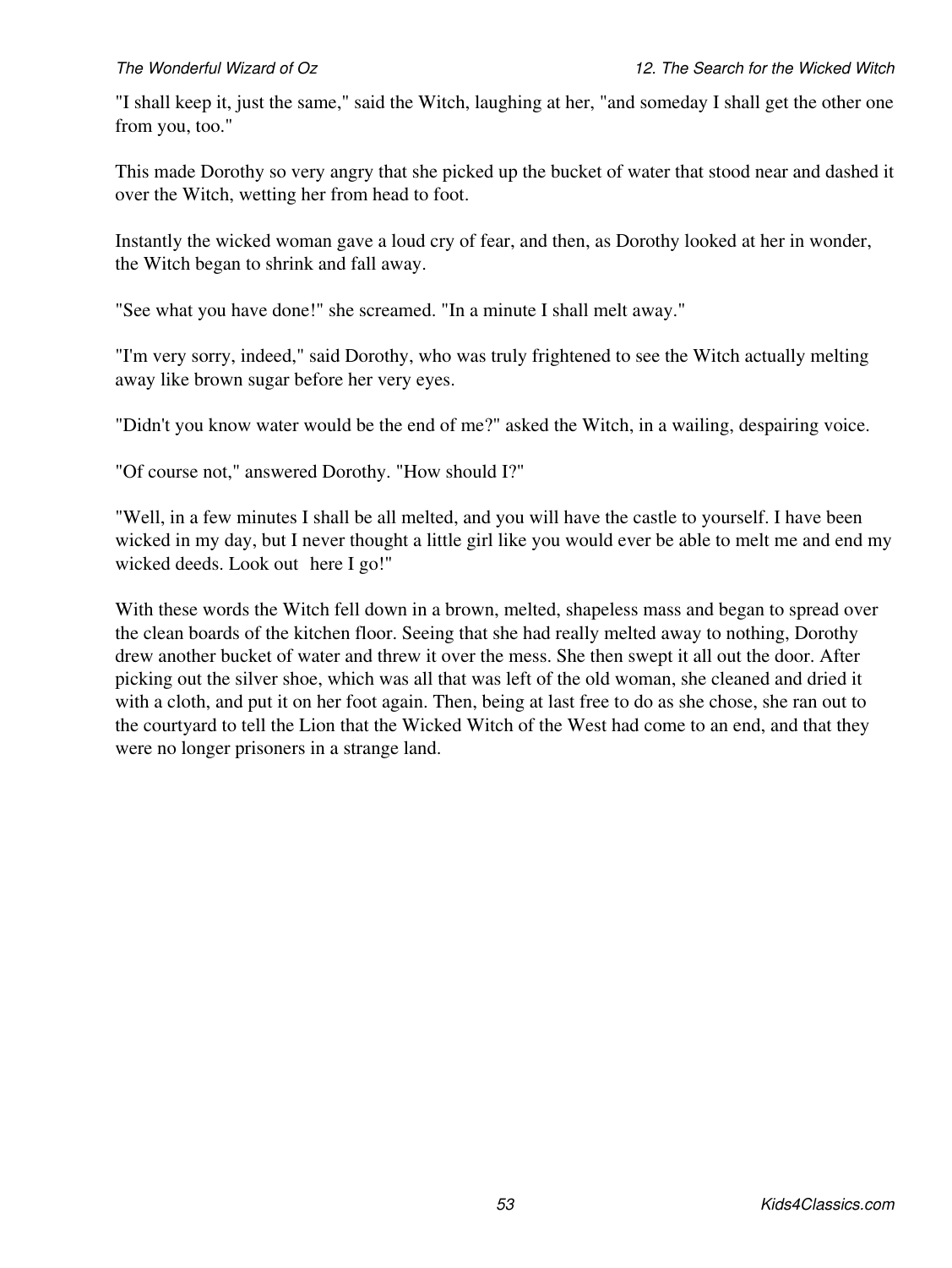"I shall keep it, just the same," said the Witch, laughing at her, "and someday I shall get the other one from you, too."

This made Dorothy so very angry that she picked up the bucket of water that stood near and dashed it over the Witch, wetting her from head to foot.

Instantly the wicked woman gave a loud cry of fear, and then, as Dorothy looked at her in wonder, the Witch began to shrink and fall away.

"See what you have done!" she screamed. "In a minute I shall melt away."

"I'm very sorry, indeed," said Dorothy, who was truly frightened to see the Witch actually melting away like brown sugar before her very eyes.

"Didn't you know water would be the end of me?" asked the Witch, in a wailing, despairing voice.

"Of course not," answered Dorothy. "How should I?"

"Well, in a few minutes I shall be all melted, and you will have the castle to yourself. I have been wicked in my day, but I never thought a little girl like you would ever be able to melt me and end my wicked deeds. Look out here I go!"

With these words the Witch fell down in a brown, melted, shapeless mass and began to spread over the clean boards of the kitchen floor. Seeing that she had really melted away to nothing, Dorothy drew another bucket of water and threw it over the mess. She then swept it all out the door. After picking out the silver shoe, which was all that was left of the old woman, she cleaned and dried it with a cloth, and put it on her foot again. Then, being at last free to do as she chose, she ran out to the courtyard to tell the Lion that the Wicked Witch of the West had come to an end, and that they were no longer prisoners in a strange land.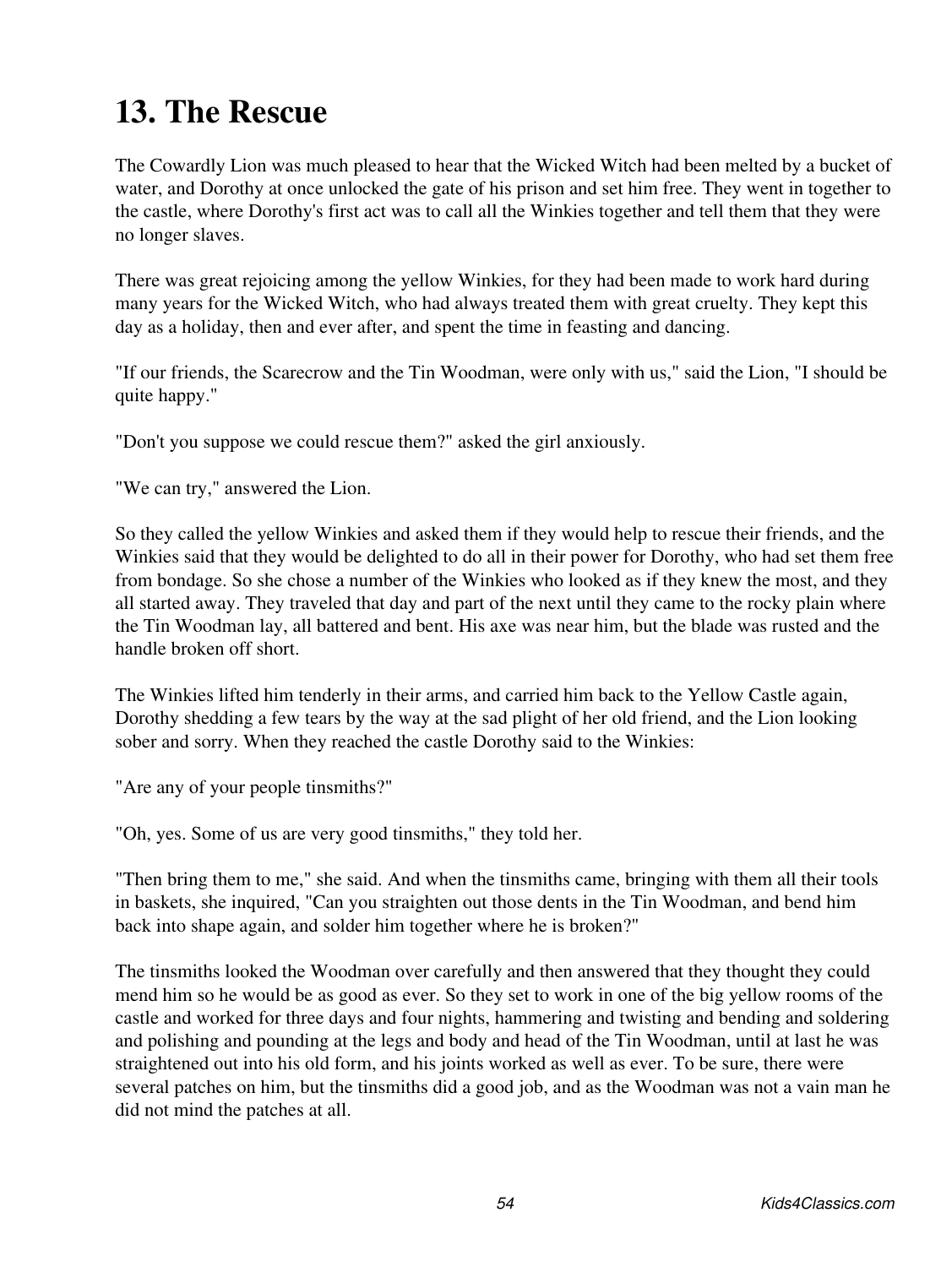# 13. The Rescue

The Cowardly Lion was much pleased to hear that the Wicked Witch had been melted by a bucket of water, and Dorothy at once unlocked the gate of his prison and set him free. They went in together to the castle, where Dorothy's first act was to call all the Winkies together and tell them that they were no longer slaves.

There was great rejoicing among the yellow Winkies, for they had been made to work hard during many years for the Wicked Witch, who had always treated them with great cruelty. They kept this day as a holiday, then and ever after, and spent the time in feasting and dancing.

"If our friends, the Scarecrow and the Tin Woodman, were only with us," said the Lion, "I should be quite happy."

"Don't you suppose we could rescue them?" asked the girl anxiously.

"We can try," answered the Lion.

So they called the yellow Winkies and asked them if they would help to rescue their friends, and the Winkies said that they would be delighted to do all in their power for Dorothy, who had set them free from bondage. So she chose a number of the Winkies who looked as if they knew the most, and they all started away. They traveled that day and part of the next until they came to the rocky plain where the Tin Woodman lay, all battered and bent. His axe was near him, but the blade was rusted and the handle broken off short.

The Winkies lifted him tenderly in their arms, and carried him back to the Yellow Castle again, Dorothy shedding a few tears by the way at the sad plight of her old friend, and the Lion looking sober and sorry. When they reached the castle Dorothy said to the Winkies:

"Are any of your people tinsmiths?"

"Oh, yes. Some of us are very good tinsmiths," they told her.

"Then bring them to me," she said. And when the tinsmiths came, bringing with them all their tools in baskets, she inquired, "Can you straighten out those dents in the Tin Woodman, and bend him back into shape again, and solder him together where he is broken?"

The tinsmiths looked the Woodman over carefully and then answered that they thought they could mend him so he would be as good as ever. So they set to work in one of the big yellow rooms of the castle and worked for three days and four nights, hammering and twisting and bending and soldering and polishing and pounding at the legs and body and head of the Tin Woodman, until at last he was straightened out into his old form, and his joints worked as well as ever. To be sure, there were several patches on him, but the tinsmiths did a good job, and as the Woodman was not a vain man he did not mind the patches at all.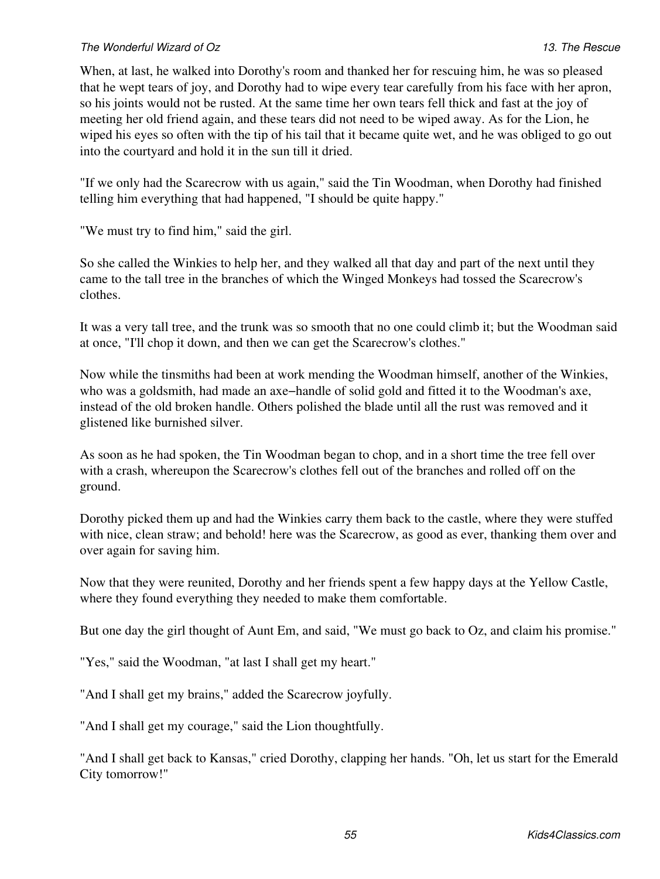When, at last, he walked into Dorothy's room and thanked her for rescuing him, he was so pleased that he wept tears of joy, and Dorothy had to wipe every tear carefully from his face with her apron, so his joints would not be rusted. At the same time her own tears fell thick and fast at the joy of meeting her old friend again, and these tears did not need to be wiped away. As for the Lion, he wiped his eyes so often with the tip of his tail that it became quite wet, and he was obliged to go out into the courtyard and hold it in the sun till it dried.

"If we only had the Scarecrow with us again," said the Tin Woodman, when Dorothy had finished telling him everything that had happened, "I should be quite happy."

"We must try to find him," said the girl.

So she called the Winkies to help her, and they walked all that day and part of the next until they came to the tall tree in the branches of which the Winged Monkeys had tossed the Scarecrow's clothes.

It was a very tall tree, and the trunk was so smooth that no one could climb it; but the Woodman said at once, "I'll chop it down, and then we can get the Scarecrow's clothes."

Now while the tinsmiths had been at work mending the Woodman himself, another of the Winkies, who was a goldsmith, had made an axe–handle of solid gold and fitted it to the Woodman's axe, instead of the old broken handle. Others polished the blade until all the rust was removed and it glistened like burnished silver.

As soon as he had spoken, the Tin Woodman began to chop, and in a short time the tree fell over with a crash, whereupon the Scarecrow's clothes fell out of the branches and rolled off on the ground.

Dorothy picked them up and had the Winkies carry them back to the castle, where they were stuffed with nice, clean straw; and behold! here was the Scarecrow, as good as ever, thanking them over and over again for saving him.

Now that they were reunited, Dorothy and her friends spent a few happy days at the Yellow Castle, where they found everything they needed to make them comfortable.

But one day the girl thought of Aunt Em, and said, "We must go back to Oz, and claim his promise."

"Yes," said the Woodman, "at last I shall get my heart."

"And I shall get my brains," added the Scarecrow joyfully.

"And I shall get my courage," said the Lion thoughtfully.

"And I shall get back to Kansas," cried Dorothy, clapping her hands. "Oh, let us start for the Emerald City tomorrow!"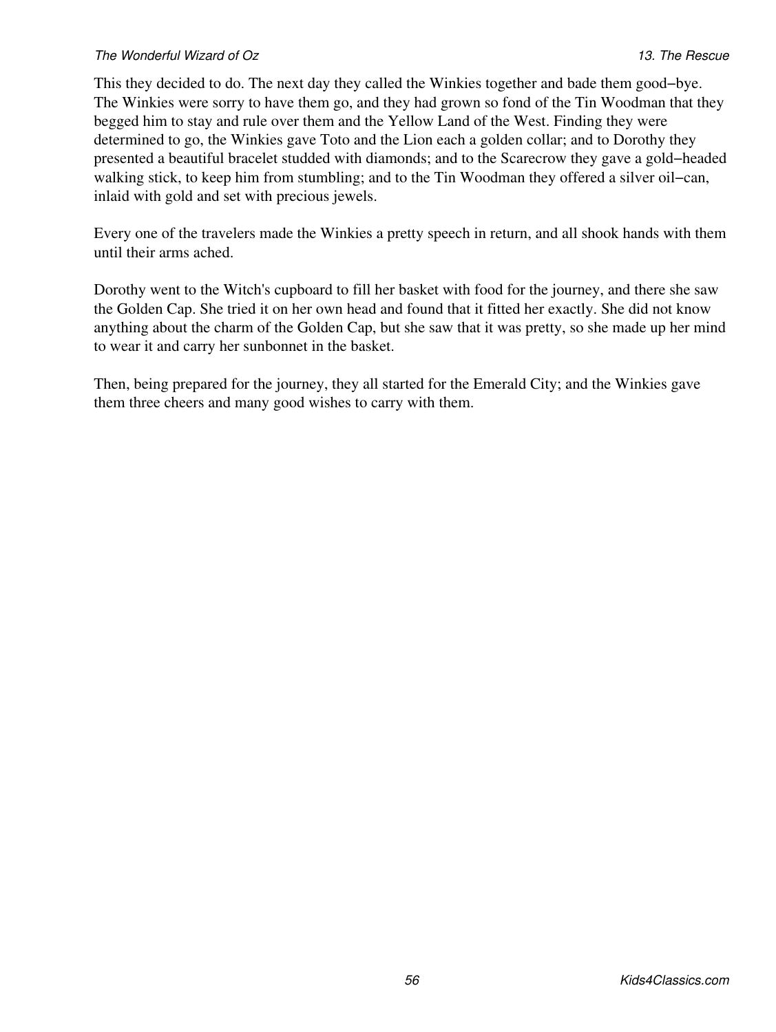This they decided to do. The next day they called the Winkies together and bade them good−bye. The Winkies were sorry to have them go, and they had grown so fond of the Tin Woodman that they begged him to stay and rule over them and the Yellow Land of the West. Finding they were determined to go, the Winkies gave Toto and the Lion each a golden collar; and to Dorothy they presented a beautiful bracelet studded with diamonds; and to the Scarecrow they gave a gold−headed walking stick, to keep him from stumbling; and to the Tin Woodman they offered a silver oil−can, inlaid with gold and set with precious jewels.

Every one of the travelers made the Winkies a pretty speech in return, and all shook hands with them until their arms ached.

Dorothy went to the Witch's cupboard to fill her basket with food for the journey, and there she saw the Golden Cap. She tried it on her own head and found that it fitted her exactly. She did not know anything about the charm of the Golden Cap, but she saw that it was pretty, so she made up her mind to wear it and carry her sunbonnet in the basket.

Then, being prepared for the journey, they all started for the Emerald City; and the Winkies gave them three cheers and many good wishes to carry with them.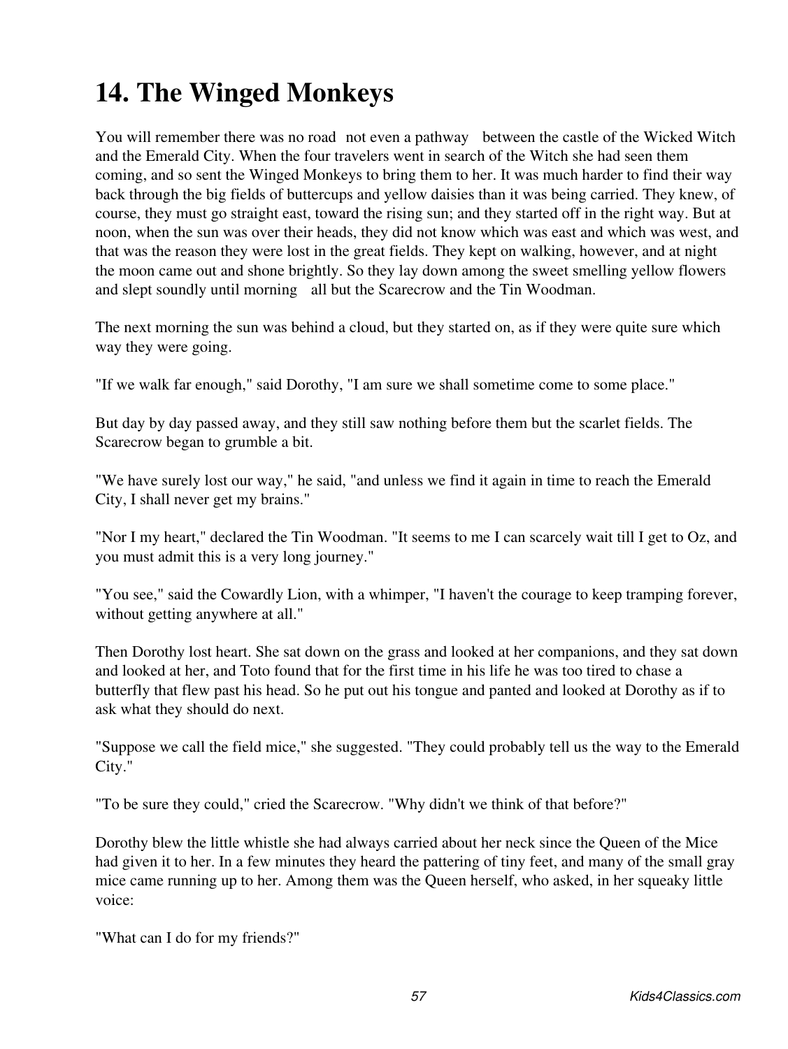# 14. The Winged Monkeys

You will remember there was no road  not even a pathway  between the castle of the Wicked Witch and the Emerald City. When the four travelers went in search of the Witch she had seen them coming, and so sent the Winged Monkeys to bring them to her. It was much harder to find their way back through the big fields of buttercups and yellow daisies than it was being carried. They knew, of course, they must go straight east, toward the rising sun; and they started off in the right way. But at noon, when the sun was over their heads, they did not know which was east and which was west, and that was the reason they were lost in the great fields. They kept on walking, however, and at night the moon came out and shone brightly. So they lay down among the sweet smelling yellow flowers and slept soundly until morning  all but the Scarecrow and the Tin Woodman.

The next morning the sun was behind a cloud, but they started on, as if they were quite sure which way they were going.

"If we walk far enough," said Dorothy, "I am sure we shall sometime come to some place."

But day by day passed away, and they still saw nothing before them but the scarlet fields. The Scarecrow began to grumble a bit.

"We have surely lost our way," he said, "and unless we find it again in time to reach the Emerald City, I shall never get my brains."

"Nor I my heart," declared the Tin Woodman. "It seems to me I can scarcely wait till I get to Oz, and you must admit this is a very long journey."

"You see," said the Cowardly Lion, with a whimper, "I haven't the courage to keep tramping forever, without getting anywhere at all."

Then Dorothy lost heart. She sat down on the grass and looked at her companions, and they sat down and looked at her, and Toto found that for the first time in his life he was too tired to chase a butterfly that flew past his head. So he put out his tongue and panted and looked at Dorothy as if to ask what they should do next.

"Suppose we call the field mice," she suggested. "They could probably tell us the way to the Emerald City."

"To be sure they could," cried the Scarecrow. "Why didn't we think of that before?"

Dorothy blew the little whistle she had always carried about her neck since the Queen of the Mice had given it to her. In a few minutes they heard the pattering of tiny feet, and many of the small gray mice came running up to her. Among them was the Queen herself, who asked, in her squeaky little voice:

"What can I do for my friends?"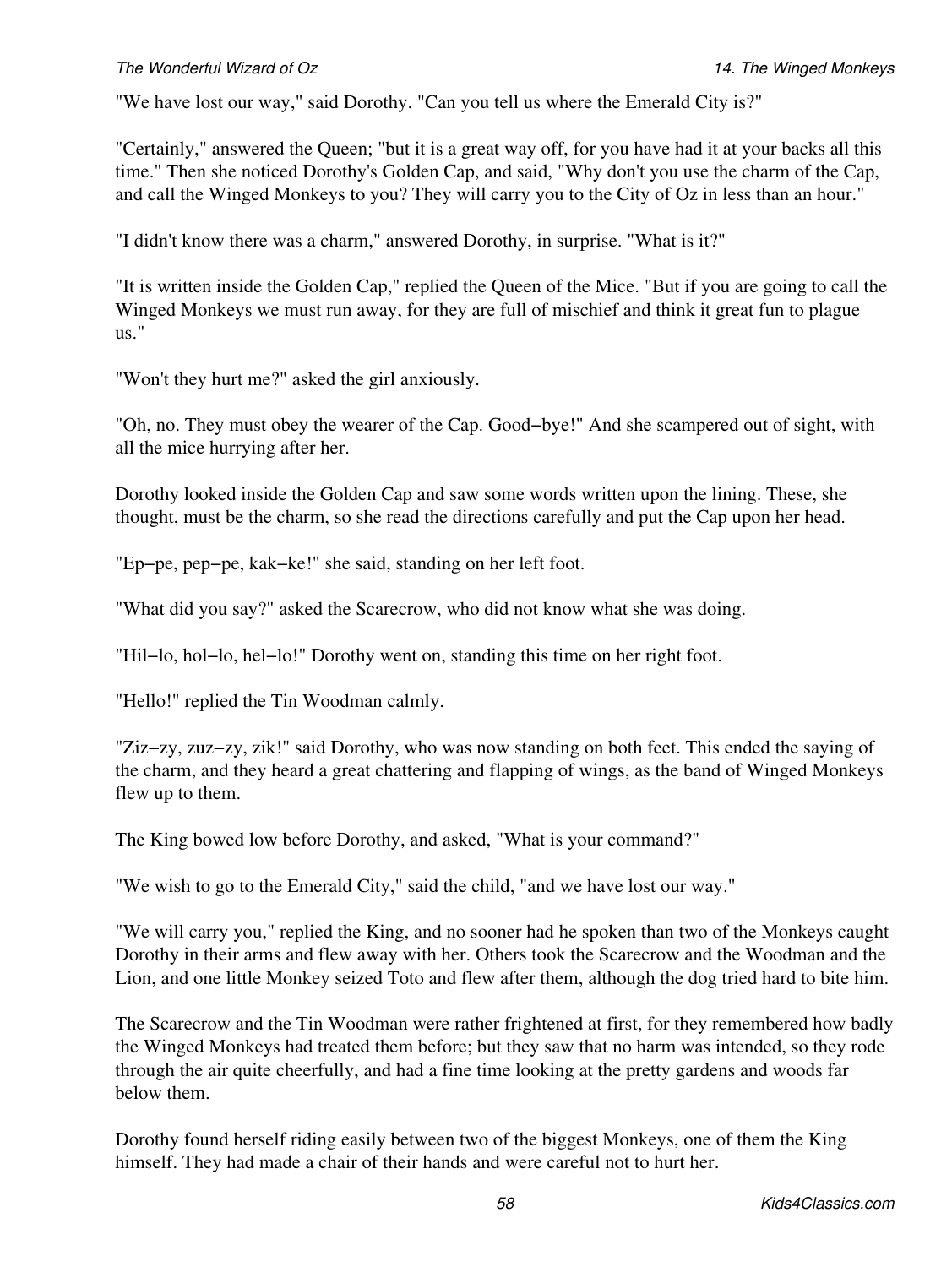"We have lost our way," said Dorothy. "Can you tell us where the Emerald City is?"

"Certainly," answered the Queen; "but it is a great way off, for you have had it at your backs all this time." Then she noticed Dorothy's Golden Cap, and said, "Why don't you use the charm of the Cap, and call the Winged Monkeys to you? They will carry you to the City of Oz in less than an hour."

"I didn't know there was a charm," answered Dorothy, in surprise. "What is it?"

"It is written inside the Golden Cap," replied the Queen of the Mice. "But if you are going to call the Winged Monkeys we must run away, for they are full of mischief and think it great fun to plague us."

"Won't they hurt me?" asked the girl anxiously.

"Oh, no. They must obey the wearer of the Cap. Good−bye!" And she scampered out of sight, with all the mice hurrying after her.

Dorothy looked inside the Golden Cap and saw some words written upon the lining. These, she thought, must be the charm, so she read the directions carefully and put the Cap upon her head.

"Ep−pe, pep−pe, kak−ke!" she said, standing on her left foot.

"What did you say?" asked the Scarecrow, who did not know what she was doing.

"Hil−lo, hol−lo, hel−lo!" Dorothy went on, standing this time on her right foot.

"Hello!" replied the Tin Woodman calmly.

"Ziz−zy, zuz−zy, zik!" said Dorothy, who was now standing on both feet. This ended the saying of the charm, and they heard a great chattering and flapping of wings, as the band of Winged Monkeys flew up to them.

The King bowed low before Dorothy, and asked, "What is your command?"

"We wish to go to the Emerald City," said the child, "and we have lost our way."

"We will carry you," replied the King, and no sooner had he spoken than two of the Monkeys caught Dorothy in their arms and flew away with her. Others took the Scarecrow and the Woodman and the Lion, and one little Monkey seized Toto and flew after them, although the dog tried hard to bite him.

The Scarecrow and the Tin Woodman were rather frightened at first, for they remembered how badly the Winged Monkeys had treated them before; but they saw that no harm was intended, so they rode through the air quite cheerfully, and had a fine time looking at the pretty gardens and woods far below them.

Dorothy found herself riding easily between two of the biggest Monkeys, one of them the King himself. They had made a chair of their hands and were careful not to hurt her.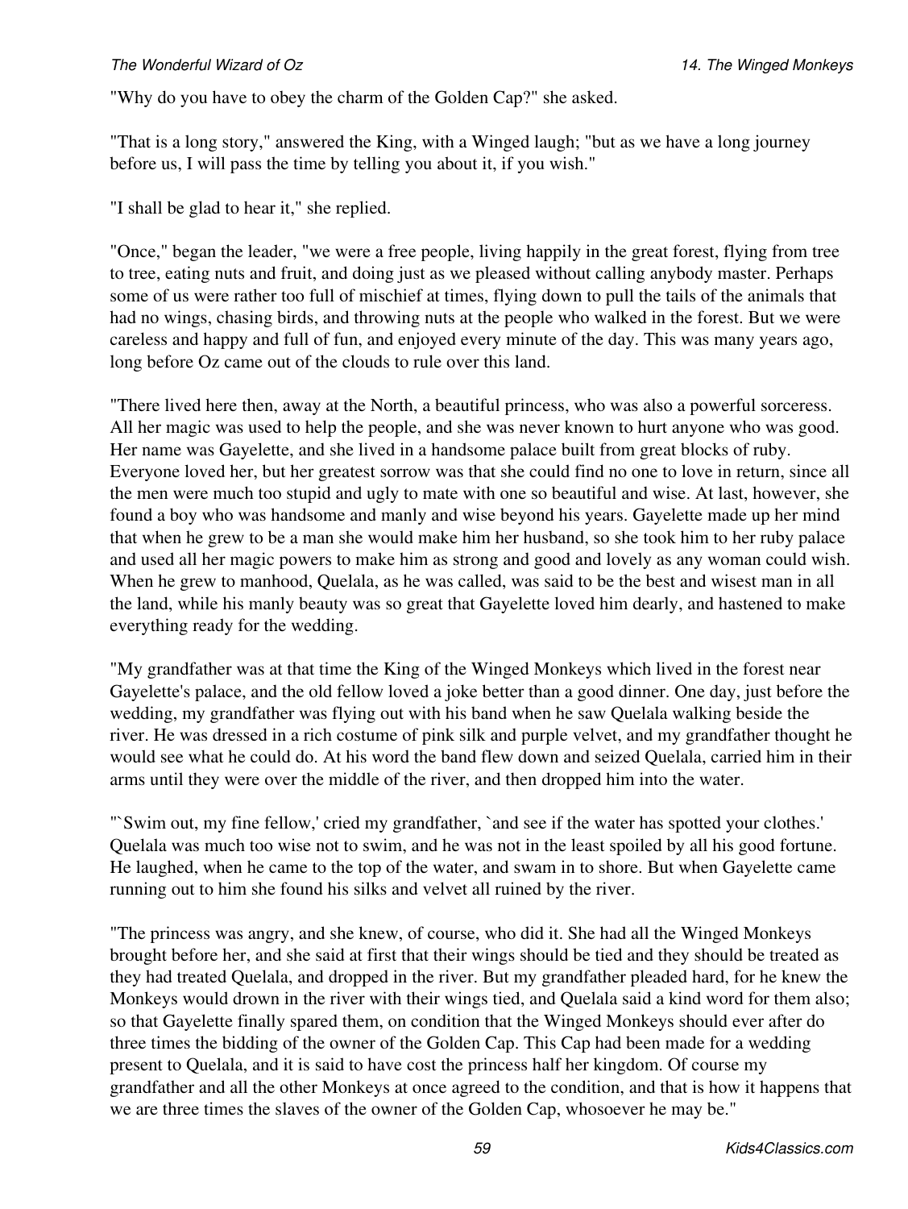"Why do you have to obey the charm of the Golden Cap?" she asked.

"That is a long story," answered the King, with a Winged laugh; "but as we have a long journey before us, I will pass the time by telling you about it, if you wish."

"I shall be glad to hear it," she replied.

"Once," began the leader, "we were a free people, living happily in the great forest, flying from tree to tree, eating nuts and fruit, and doing just as we pleased without calling anybody master. Perhaps some of us were rather too full of mischief at times, flying down to pull the tails of the animals that had no wings, chasing birds, and throwing nuts at the people who walked in the forest. But we were careless and happy and full of fun, and enjoyed every minute of the day. This was many years ago, long before Oz came out of the clouds to rule over this land.

"There lived here then, away at the North, a beautiful princess, who was also a powerful sorceress. All her magic was used to help the people, and she was never known to hurt anyone who was good. Her name was Gayelette, and she lived in a handsome palace built from great blocks of ruby. Everyone loved her, but her greatest sorrow was that she could find no one to love in return, since all the men were much too stupid and ugly to mate with one so beautiful and wise. At last, however, she found a boy who was handsome and manly and wise beyond his years. Gayelette made up her mind that when he grew to be a man she would make him her husband, so she took him to her ruby palace and used all her magic powers to make him as strong and good and lovely as any woman could wish. When he grew to manhood, Quelala, as he was called, was said to be the best and wisest man in all the land, while his manly beauty was so great that Gayelette loved him dearly, and hastened to make everything ready for the wedding.

"My grandfather was at that time the King of the Winged Monkeys which lived in the forest near Gayelette's palace, and the old fellow loved a joke better than a good dinner. One day, just before the wedding, my grandfather was flying out with his band when he saw Quelala walking beside the river. He was dressed in a rich costume of pink silk and purple velvet, and my grandfather thought he would see what he could do. At his word the band flew down and seized Quelala, carried him in their arms until they were over the middle of the river, and then dropped him into the water.

"`Swim out, my fine fellow,' cried my grandfather, `and see if the water has spotted your clothes.' Quelala was much too wise not to swim, and he was not in the least spoiled by all his good fortune. He laughed, when he came to the top of the water, and swam in to shore. But when Gayelette came running out to him she found his silks and velvet all ruined by the river.

"The princess was angry, and she knew, of course, who did it. She had all the Winged Monkeys brought before her, and she said at first that their wings should be tied and they should be treated as they had treated Quelala, and dropped in the river. But my grandfather pleaded hard, for he knew the Monkeys would drown in the river with their wings tied, and Quelala said a kind word for them also; so that Gayelette finally spared them, on condition that the Winged Monkeys should ever after do three times the bidding of the owner of the Golden Cap. This Cap had been made for a wedding present to Quelala, and it is said to have cost the princess half her kingdom. Of course my grandfather and all the other Monkeys at once agreed to the condition, and that is how it happens that we are three times the slaves of the owner of the Golden Cap, whosoever he may be."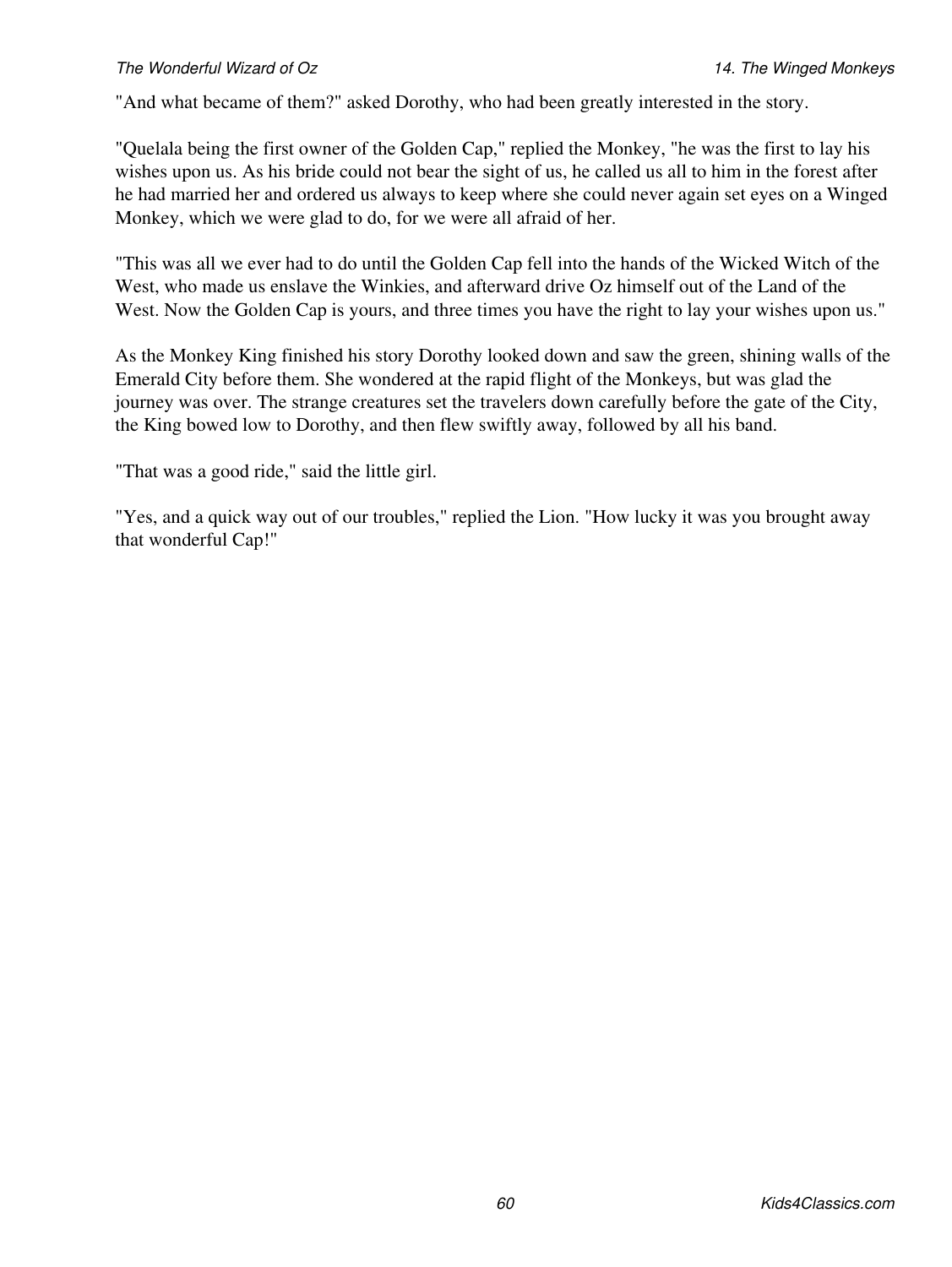"And what became of them?" asked Dorothy, who had been greatly interested in the story.

"Quelala being the first owner of the Golden Cap," replied the Monkey, "he was the first to lay his wishes upon us. As his bride could not bear the sight of us, he called us all to him in the forest after he had married her and ordered us always to keep where she could never again set eyes on a Winged Monkey, which we were glad to do, for we were all afraid of her.

"This was all we ever had to do until the Golden Cap fell into the hands of the Wicked Witch of the West, who made us enslave the Winkies, and afterward drive Oz himself out of the Land of the West. Now the Golden Cap is yours, and three times you have the right to lay your wishes upon us."

As the Monkey King finished his story Dorothy looked down and saw the green, shining walls of the Emerald City before them. She wondered at the rapid flight of the Monkeys, but was glad the journey was over. The strange creatures set the travelers down carefully before the gate of the City, the King bowed low to Dorothy, and then flew swiftly away, followed by all his band.

"That was a good ride," said the little girl.

"Yes, and a quick way out of our troubles," replied the Lion. "How lucky it was you brought away that wonderful Cap!"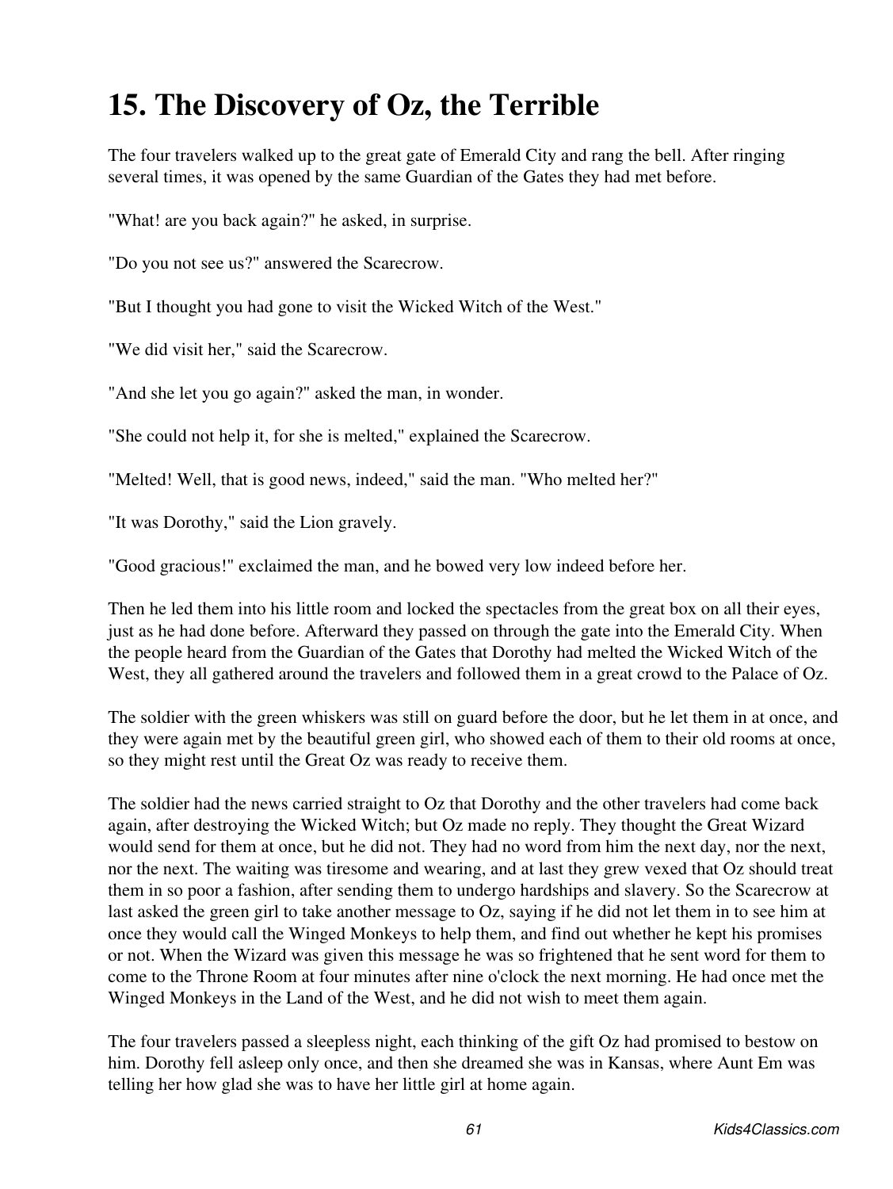# 15. The Discovery of Oz, the Terrible

The four travelers walked up to the great gate of Emerald City and rang the bell. After ringing several times, it was opened by the same Guardian of the Gates they had met before.

"What! are you back again?" he asked, in surprise.

"Do you not see us?" answered the Scarecrow.

"But I thought you had gone to visit the Wicked Witch of the West."

"We did visit her," said the Scarecrow.

"And she let you go again?" asked the man, in wonder.

"She could not help it, for she is melted," explained the Scarecrow.

"Melted! Well, that is good news, indeed," said the man. "Who melted her?"

"It was Dorothy," said the Lion gravely.

"Good gracious!" exclaimed the man, and he bowed very low indeed before her.

Then he led them into his little room and locked the spectacles from the great box on all their eyes, just as he had done before. Afterward they passed on through the gate into the Emerald City. When the people heard from the Guardian of the Gates that Dorothy had melted the Wicked Witch of the West, they all gathered around the travelers and followed them in a great crowd to the Palace of Oz.

The soldier with the green whiskers was still on guard before the door, but he let them in at once, and they were again met by the beautiful green girl, who showed each of them to their old rooms at once, so they might rest until the Great Oz was ready to receive them.

The soldier had the news carried straight to Oz that Dorothy and the other travelers had come back again, after destroying the Wicked Witch; but Oz made no reply. They thought the Great Wizard would send for them at once, but he did not. They had no word from him the next day, nor the next, nor the next. The waiting was tiresome and wearing, and at last they grew vexed that Oz should treat them in so poor a fashion, after sending them to undergo hardships and slavery. So the Scarecrow at last asked the green girl to take another message to Oz, saying if he did not let them in to see him at once they would call the Winged Monkeys to help them, and find out whether he kept his promises or not. When the Wizard was given this message he was so frightened that he sent word for them to come to the Throne Room at four minutes after nine o'clock the next morning. He had once met the Winged Monkeys in the Land of the West, and he did not wish to meet them again.

The four travelers passed a sleepless night, each thinking of the gift Oz had promised to bestow on him. Dorothy fell asleep only once, and then she dreamed she was in Kansas, where Aunt Em was telling her how glad she was to have her little girl at home again.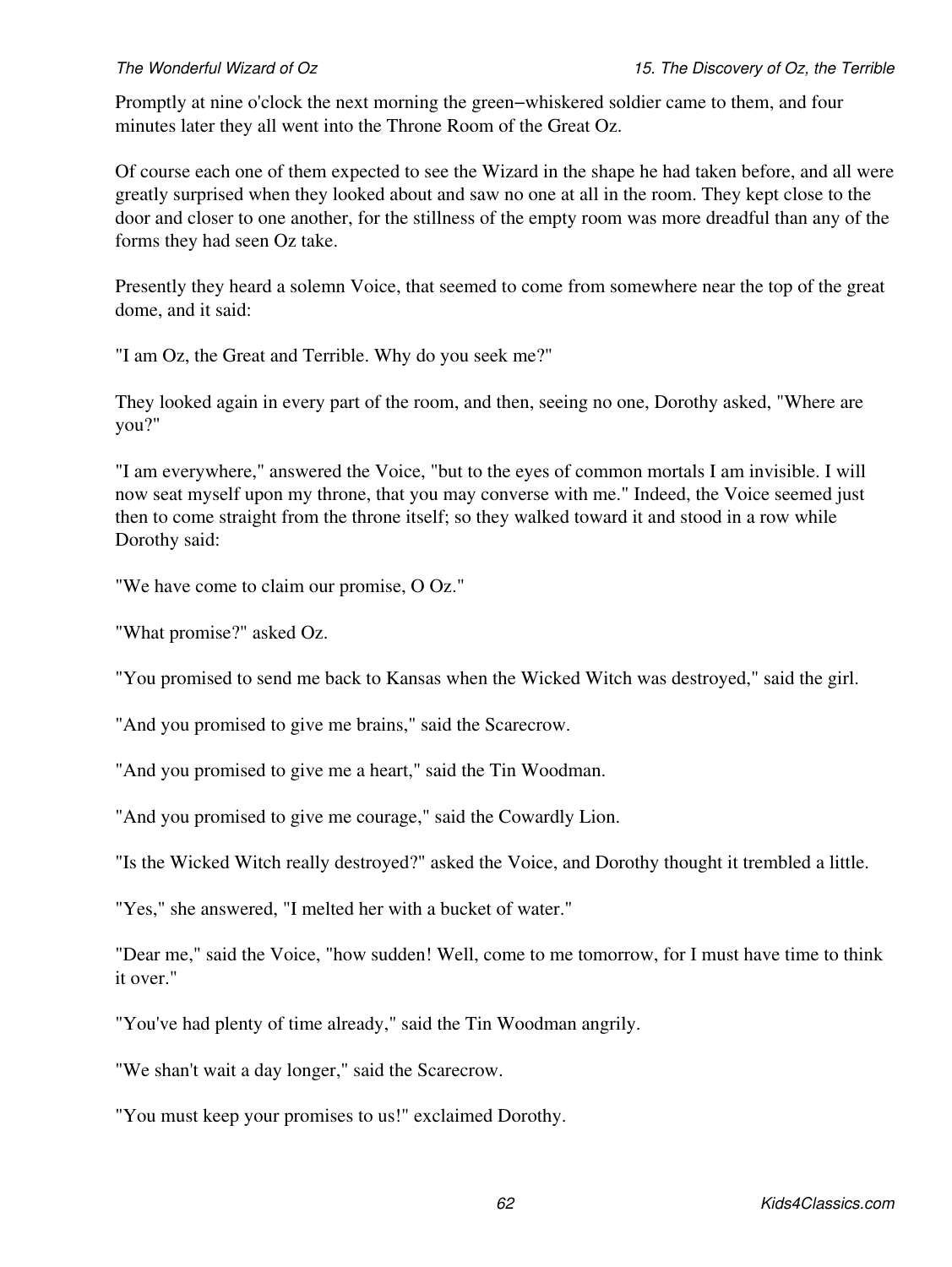Promptly at nine o'clock the next morning the green−whiskered soldier came to them, and four minutes later they all went into the Throne Room of the Great Oz.

Of course each one of them expected to see the Wizard in the shape he had taken before, and all were greatly surprised when they looked about and saw no one at all in the room. They kept close to the door and closer to one another, for the stillness of the empty room was more dreadful than any of the forms they had seen Oz take.

Presently they heard a solemn Voice, that seemed to come from somewhere near the top of the great dome, and it said:

"I am Oz, the Great and Terrible. Why do you seek me?"

They looked again in every part of the room, and then, seeing no one, Dorothy asked, "Where are you?"

"I am everywhere," answered the Voice, "but to the eyes of common mortals I am invisible. I will now seat myself upon my throne, that you may converse with me." Indeed, the Voice seemed just then to come straight from the throne itself; so they walked toward it and stood in a row while Dorothy said:

"We have come to claim our promise, O Oz."

"What promise?" asked Oz.

"You promised to send me back to Kansas when the Wicked Witch was destroyed," said the girl.

"And you promised to give me brains," said the Scarecrow.

"And you promised to give me a heart," said the Tin Woodman.

"And you promised to give me courage," said the Cowardly Lion.

"Is the Wicked Witch really destroyed?" asked the Voice, and Dorothy thought it trembled a little.

"Yes," she answered, "I melted her with a bucket of water."

"Dear me," said the Voice, "how sudden! Well, come to me tomorrow, for I must have time to think it over."

"You've had plenty of time already," said the Tin Woodman angrily.

"We shan't wait a day longer," said the Scarecrow.

"You must keep your promises to us!" exclaimed Dorothy.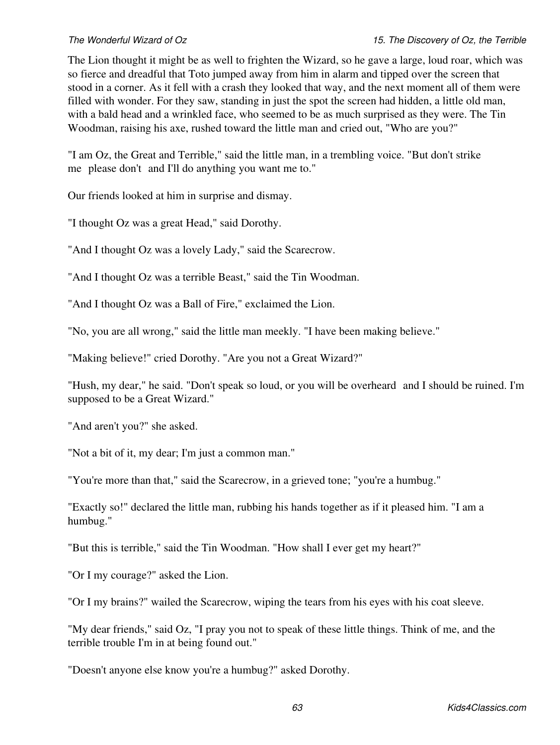The Lion thought it might be as well to frighten the Wizard, so he gave a large, loud roar, which was so fierce and dreadful that Toto jumped away from him in alarm and tipped over the screen that stood in a corner. As it fell with a crash they looked that way, and the next moment all of them were filled with wonder. For they saw, standing in just the spot the screen had hidden, a little old man, with a bald head and a wrinkled face, who seemed to be as much surprised as they were. The Tin Woodman, raising his axe, rushed toward the little man and cried out, "Who are you?"

"I am Oz, the Great and Terrible," said the little man, in a trembling voice. "But don't strike me please don't and I'll do anything you want me to."

Our friends looked at him in surprise and dismay.

"I thought Oz was a great Head," said Dorothy.

"And I thought Oz was a lovely Lady," said the Scarecrow.

"And I thought Oz was a terrible Beast," said the Tin Woodman.

"And I thought Oz was a Ball of Fire," exclaimed the Lion.

"No, you are all wrong," said the little man meekly. "I have been making believe."

"Making believe!" cried Dorothy. "Are you not a Great Wizard?"

"Hush, my dear," he said. "Don't speak so loud, or you will be overheard and I should be ruined. I'm supposed to be a Great Wizard."

"And aren't you?" she asked.

"Not a bit of it, my dear; I'm just a common man."

"You're more than that," said the Scarecrow, in a grieved tone; "you're a humbug."

"Exactly so!" declared the little man, rubbing his hands together as if it pleased him. "I am a humbug."

"But this is terrible," said the Tin Woodman. "How shall I ever get my heart?"

"Or I my courage?" asked the Lion.

"Or I my brains?" wailed the Scarecrow, wiping the tears from his eyes with his coat sleeve.

"My dear friends," said Oz, "I pray you not to speak of these little things. Think of me, and the terrible trouble I'm in at being found out."

"Doesn't anyone else know you're a humbug?" asked Dorothy.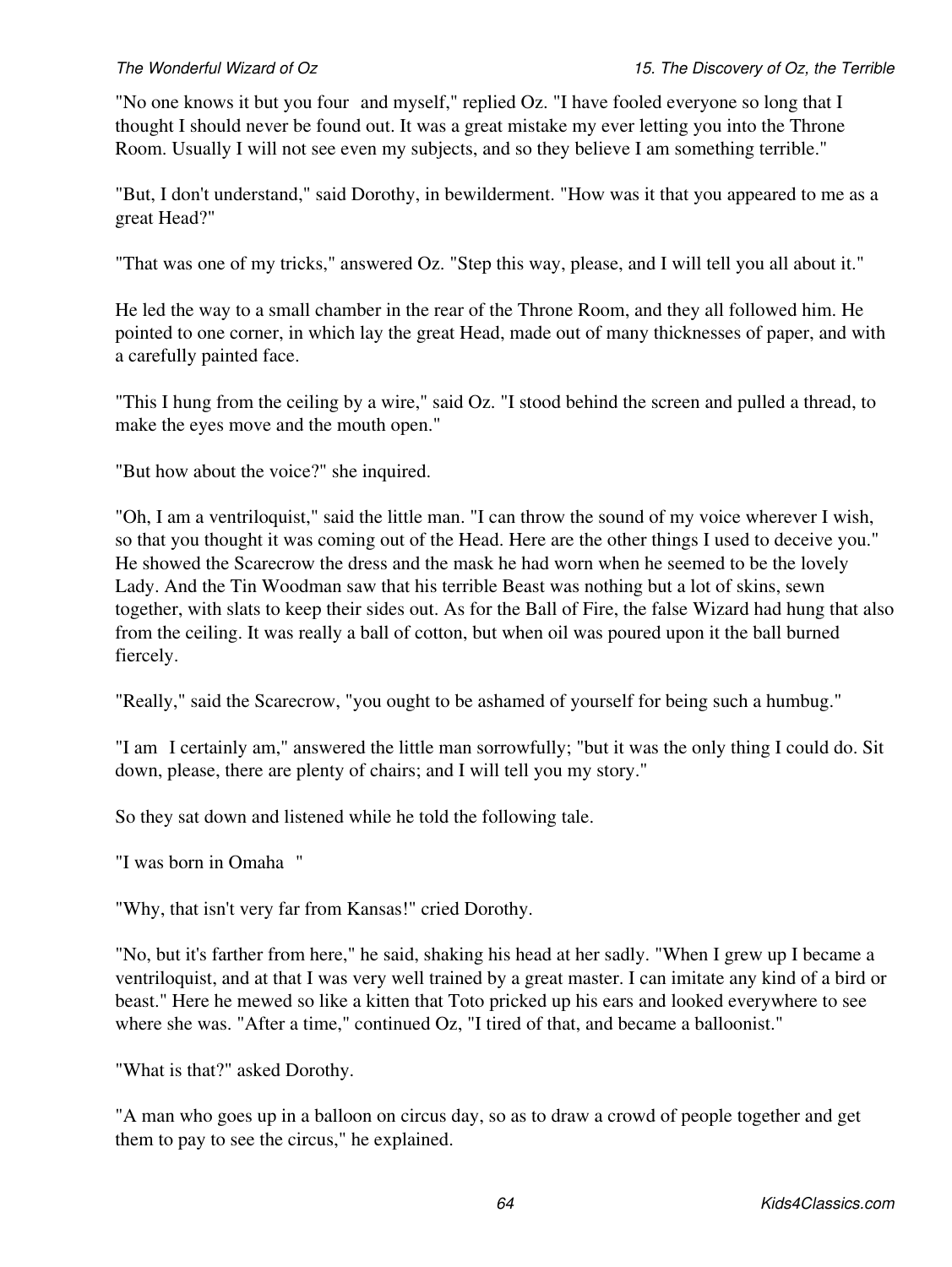"No one knows it but you four and myself," replied Oz. "I have fooled everyone so long that I thought I should never be found out. It was a great mistake my ever letting you into the Throne Room. Usually I will not see even my subjects, and so they believe I am something terrible."

"But, I don't understand," said Dorothy, in bewilderment. "How was it that you appeared to me as a great Head?"

"That was one of my tricks," answered Oz. "Step this way, please, and I will tell you all about it."

He led the way to a small chamber in the rear of the Throne Room, and they all followed him. He pointed to one corner, in which lay the great Head, made out of many thicknesses of paper, and with a carefully painted face.

"This I hung from the ceiling by a wire," said Oz. "I stood behind the screen and pulled a thread, to make the eyes move and the mouth open."

"But how about the voice?" she inquired.

"Oh, I am a ventriloquist," said the little man. "I can throw the sound of my voice wherever I wish, so that you thought it was coming out of the Head. Here are the other things I used to deceive you." He showed the Scarecrow the dress and the mask he had worn when he seemed to be the lovely Lady. And the Tin Woodman saw that his terrible Beast was nothing but a lot of skins, sewn together, with slats to keep their sides out. As for the Ball of Fire, the false Wizard had hung that also from the ceiling. It was really a ball of cotton, but when oil was poured upon it the ball burned fiercely.

"Really," said the Scarecrow, "you ought to be ashamed of yourself for being such a humbug."

"I am I certainly am," answered the little man sorrowfully; "but it was the only thing I could do. Sit down, please, there are plenty of chairs; and I will tell you my story."

So they sat down and listened while he told the following tale.

"I was born in Omaha "

"Why, that isn't very far from Kansas!" cried Dorothy.

"No, but it's farther from here," he said, shaking his head at her sadly. "When I grew up I became a ventriloquist, and at that I was very well trained by a great master. I can imitate any kind of a bird or beast." Here he mewed so like a kitten that Toto pricked up his ears and looked everywhere to see where she was. "After a time," continued Oz, "I tired of that, and became a balloonist."

"What is that?" asked Dorothy.

"A man who goes up in a balloon on circus day, so as to draw a crowd of people together and get them to pay to see the circus," he explained.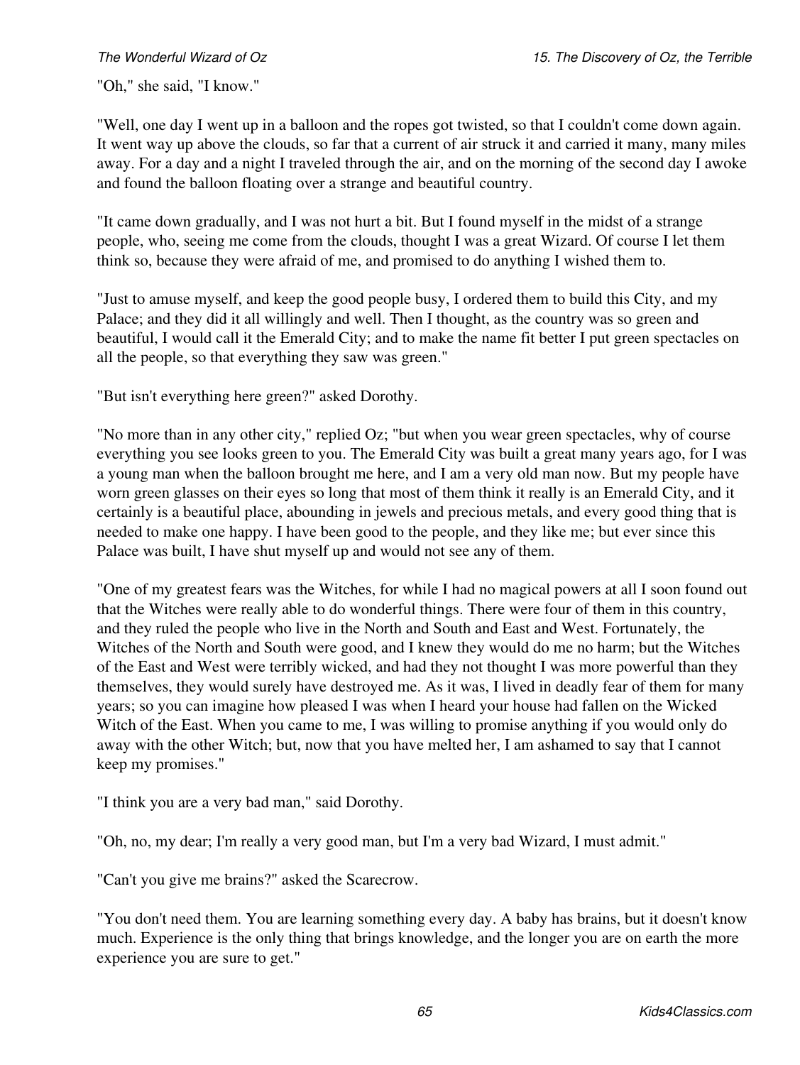"Oh," she said, "I know."

"Well, one day I went up in a balloon and the ropes got twisted, so that I couldn't come down again. It went way up above the clouds, so far that a current of air struck it and carried it many, many miles away. For a day and a night I traveled through the air, and on the morning of the second day I awoke and found the balloon floating over a strange and beautiful country.

"It came down gradually, and I was not hurt a bit. But I found myself in the midst of a strange people, who, seeing me come from the clouds, thought I was a great Wizard. Of course I let them think so, because they were afraid of me, and promised to do anything I wished them to.

"Just to amuse myself, and keep the good people busy, I ordered them to build this City, and my Palace; and they did it all willingly and well. Then I thought, as the country was so green and beautiful, I would call it the Emerald City; and to make the name fit better I put green spectacles on all the people, so that everything they saw was green."

"But isn't everything here green?" asked Dorothy.

"No more than in any other city," replied Oz; "but when you wear green spectacles, why of course everything you see looks green to you. The Emerald City was built a great many years ago, for I was a young man when the balloon brought me here, and I am a very old man now. But my people have worn green glasses on their eyes so long that most of them think it really is an Emerald City, and it certainly is a beautiful place, abounding in jewels and precious metals, and every good thing that is needed to make one happy. I have been good to the people, and they like me; but ever since this Palace was built, I have shut myself up and would not see any of them.

"One of my greatest fears was the Witches, for while I had no magical powers at all I soon found out that the Witches were really able to do wonderful things. There were four of them in this country, and they ruled the people who live in the North and South and East and West. Fortunately, the Witches of the North and South were good, and I knew they would do me no harm; but the Witches of the East and West were terribly wicked, and had they not thought I was more powerful than they themselves, they would surely have destroyed me. As it was, I lived in deadly fear of them for many years; so you can imagine how pleased I was when I heard your house had fallen on the Wicked Witch of the East. When you came to me, I was willing to promise anything if you would only do away with the other Witch; but, now that you have melted her, I am ashamed to say that I cannot keep my promises."

"I think you are a very bad man," said Dorothy.

"Oh, no, my dear; I'm really a very good man, but I'm a very bad Wizard, I must admit."

"Can't you give me brains?" asked the Scarecrow.

"You don't need them. You are learning something every day. A baby has brains, but it doesn't know much. Experience is the only thing that brings knowledge, and the longer you are on earth the more experience you are sure to get."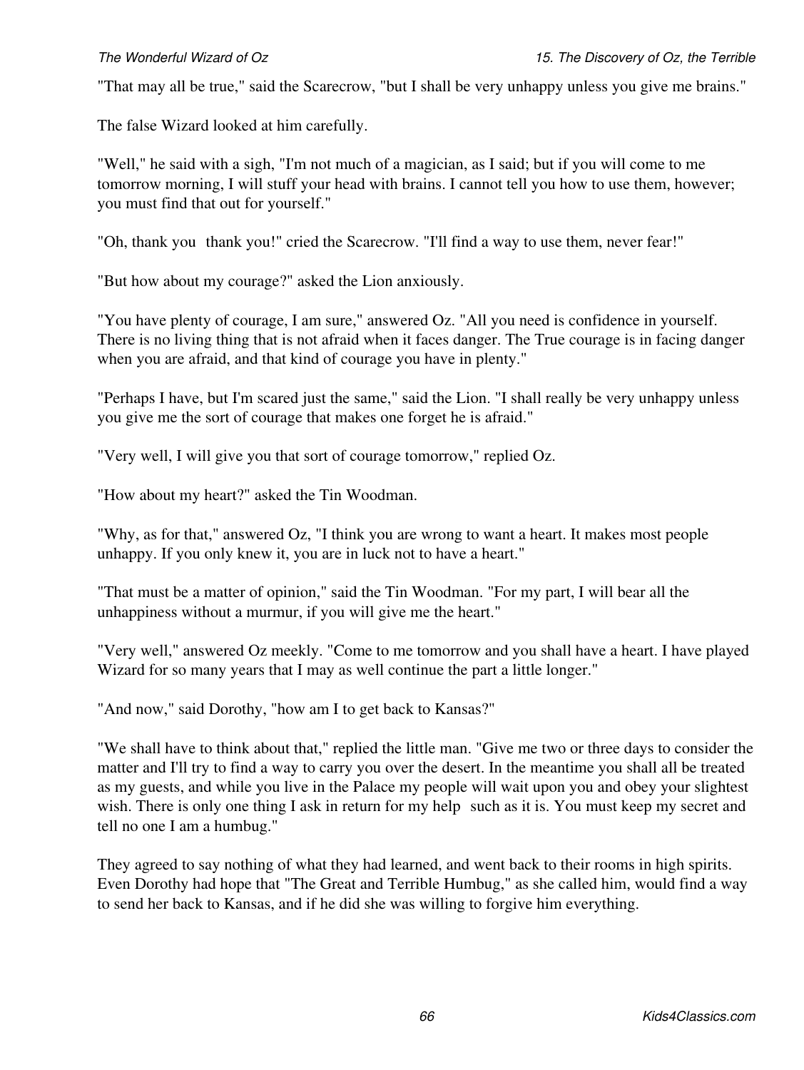"That may all be true," said the Scarecrow, "but I shall be very unhappy unless you give me brains."

The false Wizard looked at him carefully.

"Well," he said with a sigh, "I'm not much of a magician, as I said; but if you will come to me tomorrow morning, I will stuff your head with brains. I cannot tell you how to use them, however; you must find that out for yourself."

"Oh, thank you  thank you!" cried the Scarecrow. "I'll find a way to use them, never fear!"

"But how about my courage?" asked the Lion anxiously.

"You have plenty of courage, I am sure," answered Oz. "All you need is confidence in yourself. There is no living thing that is not afraid when it faces danger. The True courage is in facing danger when you are afraid, and that kind of courage you have in plenty."

"Perhaps I have, but I'm scared just the same," said the Lion. "I shall really be very unhappy unless you give me the sort of courage that makes one forget he is afraid."

"Very well, I will give you that sort of courage tomorrow," replied Oz.

"How about my heart?" asked the Tin Woodman.

"Why, as for that," answered Oz, "I think you are wrong to want a heart. It makes most people unhappy. If you only knew it, you are in luck not to have a heart."

"That must be a matter of opinion," said the Tin Woodman. "For my part, I will bear all the unhappiness without a murmur, if you will give me the heart."

"Very well," answered Oz meekly. "Come to me tomorrow and you shall have a heart. I have played Wizard for so many years that I may as well continue the part a little longer."

"And now," said Dorothy, "how am I to get back to Kansas?"

"We shall have to think about that," replied the little man. "Give me two or three days to consider the matter and I'll try to find a way to carry you over the desert. In the meantime you shall all be treated as my guests, and while you live in the Palace my people will wait upon you and obey your slightest wish. There is only one thing I ask in return for my help  such as it is. You must keep my secret and tell no one I am a humbug."

They agreed to say nothing of what they had learned, and went back to their rooms in high spirits. Even Dorothy had hope that "The Great and Terrible Humbug," as she called him, would find a way to send her back to Kansas, and if he did she was willing to forgive him everything.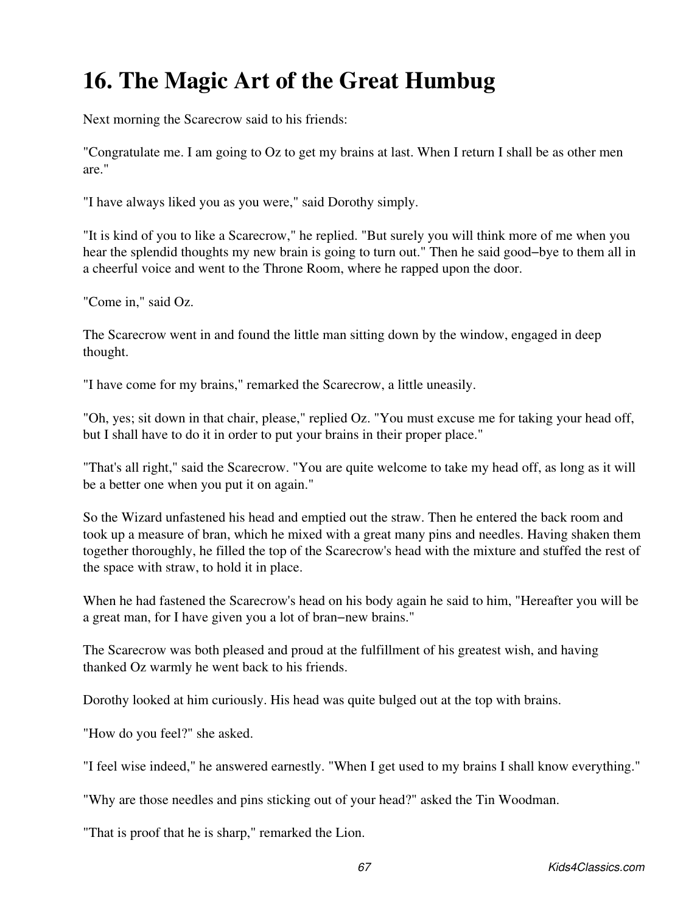# 16. The Magic Art of the Great Humbug

Next morning the Scarecrow said to his friends:

"Congratulate me. I am going to Oz to get my brains at last. When I return I shall be as other men are."

"I have always liked you as you were," said Dorothy simply.

"It is kind of you to like a Scarecrow," he replied. "But surely you will think more of me when you hear the splendid thoughts my new brain is going to turn out." Then he said good−bye to them all in a cheerful voice and went to the Throne Room, where he rapped upon the door.

"Come in," said Oz.

The Scarecrow went in and found the little man sitting down by the window, engaged in deep thought.

"I have come for my brains," remarked the Scarecrow, a little uneasily.

"Oh, yes; sit down in that chair, please," replied Oz. "You must excuse me for taking your head off, but I shall have to do it in order to put your brains in their proper place."

"That's all right," said the Scarecrow. "You are quite welcome to take my head off, as long as it will be a better one when you put it on again."

So the Wizard unfastened his head and emptied out the straw. Then he entered the back room and took up a measure of bran, which he mixed with a great many pins and needles. Having shaken them together thoroughly, he filled the top of the Scarecrow's head with the mixture and stuffed the rest of the space with straw, to hold it in place.

When he had fastened the Scarecrow's head on his body again he said to him, "Hereafter you will be a great man, for I have given you a lot of bran−new brains."

The Scarecrow was both pleased and proud at the fulfillment of his greatest wish, and having thanked Oz warmly he went back to his friends.

Dorothy looked at him curiously. His head was quite bulged out at the top with brains.

"How do you feel?" she asked.

"I feel wise indeed," he answered earnestly. "When I get used to my brains I shall know everything."

"Why are those needles and pins sticking out of your head?" asked the Tin Woodman.

"That is proof that he is sharp," remarked the Lion.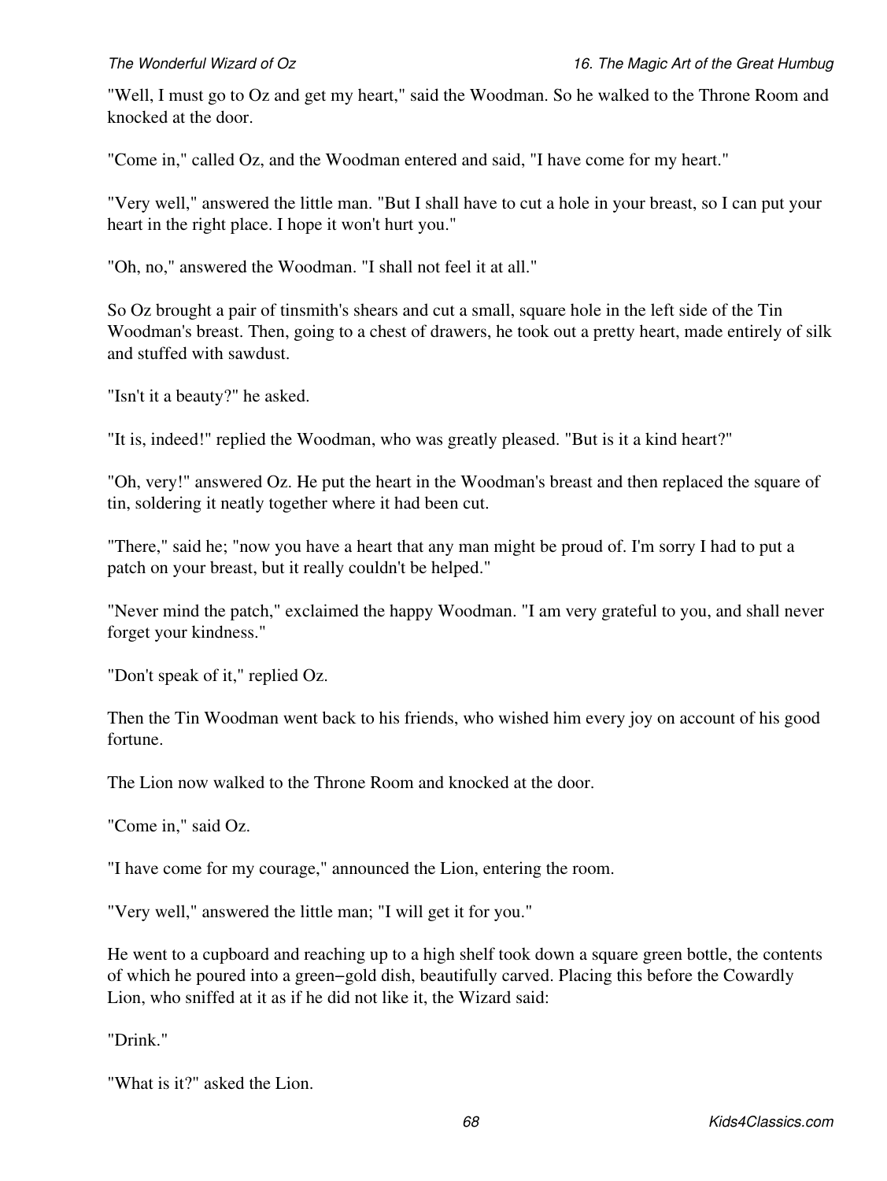"Well, I must go to Oz and get my heart," said the Woodman. So he walked to the Throne Room and knocked at the door.

"Come in," called Oz, and the Woodman entered and said, "I have come for my heart."

"Very well," answered the little man. "But I shall have to cut a hole in your breast, so I can put your heart in the right place. I hope it won't hurt you."

"Oh, no," answered the Woodman. "I shall not feel it at all."

So Oz brought a pair of tinsmith's shears and cut a small, square hole in the left side of the Tin Woodman's breast. Then, going to a chest of drawers, he took out a pretty heart, made entirely of silk and stuffed with sawdust.

"Isn't it a beauty?" he asked.

"It is, indeed!" replied the Woodman, who was greatly pleased. "But is it a kind heart?"

"Oh, very!" answered Oz. He put the heart in the Woodman's breast and then replaced the square of tin, soldering it neatly together where it had been cut.

"There," said he; "now you have a heart that any man might be proud of. I'm sorry I had to put a patch on your breast, but it really couldn't be helped."

"Never mind the patch," exclaimed the happy Woodman. "I am very grateful to you, and shall never forget your kindness."

"Don't speak of it," replied Oz.

Then the Tin Woodman went back to his friends, who wished him every joy on account of his good fortune.

The Lion now walked to the Throne Room and knocked at the door.

"Come in," said Oz.

"I have come for my courage," announced the Lion, entering the room.

"Very well," answered the little man; "I will get it for you."

He went to a cupboard and reaching up to a high shelf took down a square green bottle, the contents of which he poured into a green−gold dish, beautifully carved. Placing this before the Cowardly Lion, who sniffed at it as if he did not like it, the Wizard said:

"Drink."

"What is it?" asked the Lion.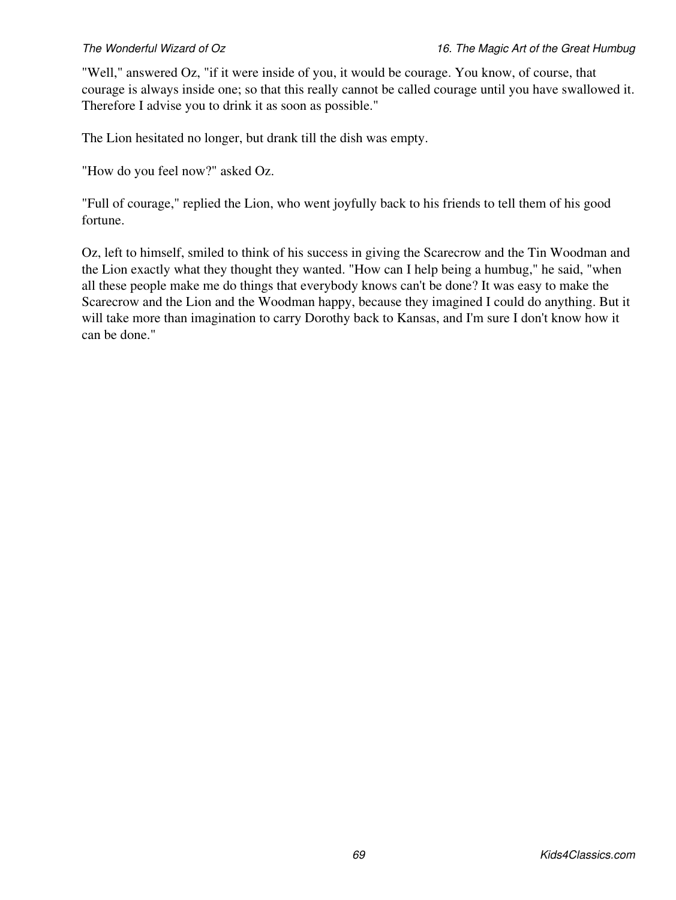"Well," answered Oz, "if it were inside of you, it would be courage. You know, of course, that courage is always inside one; so that this really cannot be called courage until you have swallowed it. Therefore I advise you to drink it as soon as possible."

The Lion hesitated no longer, but drank till the dish was empty.

"How do you feel now?" asked Oz.

"Full of courage," replied the Lion, who went joyfully back to his friends to tell them of his good fortune.

Oz, left to himself, smiled to think of his success in giving the Scarecrow and the Tin Woodman and the Lion exactly what they thought they wanted. "How can I help being a humbug," he said, "when all these people make me do things that everybody knows can't be done? It was easy to make the Scarecrow and the Lion and the Woodman happy, because they imagined I could do anything. But it will take more than imagination to carry Dorothy back to Kansas, and I'm sure I don't know how it can be done."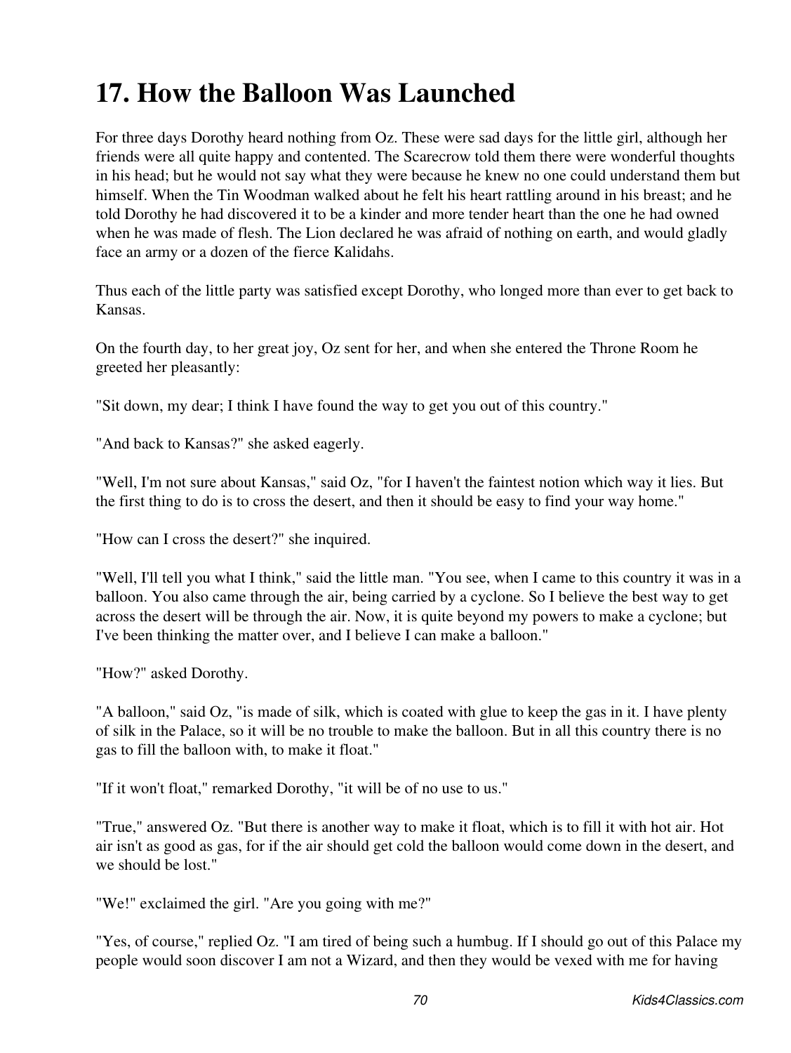# 17. How the Balloon Was Launched

For three days Dorothy heard nothing from Oz. These were sad days for the little girl, although her friends were all quite happy and contented. The Scarecrow told them there were wonderful thoughts in his head; but he would not say what they were because he knew no one could understand them but himself. When the Tin Woodman walked about he felt his heart rattling around in his breast; and he told Dorothy he had discovered it to be a kinder and more tender heart than the one he had owned when he was made of flesh. The Lion declared he was afraid of nothing on earth, and would gladly face an army or a dozen of the fierce Kalidahs.

Thus each of the little party was satisfied except Dorothy, who longed more than ever to get back to Kansas.

On the fourth day, to her great joy, Oz sent for her, and when she entered the Throne Room he greeted her pleasantly:

"Sit down, my dear; I think I have found the way to get you out of this country."

"And back to Kansas?" she asked eagerly.

"Well, I'm not sure about Kansas," said Oz, "for I haven't the faintest notion which way it lies. But the first thing to do is to cross the desert, and then it should be easy to find your way home."

"How can I cross the desert?" she inquired.

"Well, I'll tell you what I think," said the little man. "You see, when I came to this country it was in a balloon. You also came through the air, being carried by a cyclone. So I believe the best way to get across the desert will be through the air. Now, it is quite beyond my powers to make a cyclone; but I've been thinking the matter over, and I believe I can make a balloon."

"How?" asked Dorothy.

"A balloon," said Oz, "is made of silk, which is coated with glue to keep the gas in it. I have plenty of silk in the Palace, so it will be no trouble to make the balloon. But in all this country there is no gas to fill the balloon with, to make it float."

"If it won't float," remarked Dorothy, "it will be of no use to us."

"True," answered Oz. "But there is another way to make it float, which is to fill it with hot air. Hot air isn't as good as gas, for if the air should get cold the balloon would come down in the desert, and we should be lost."

"We!" exclaimed the girl. "Are you going with me?"

"Yes, of course," replied Oz. "I am tired of being such a humbug. If I should go out of this Palace my people would soon discover I am not a Wizard, and then they would be vexed with me for having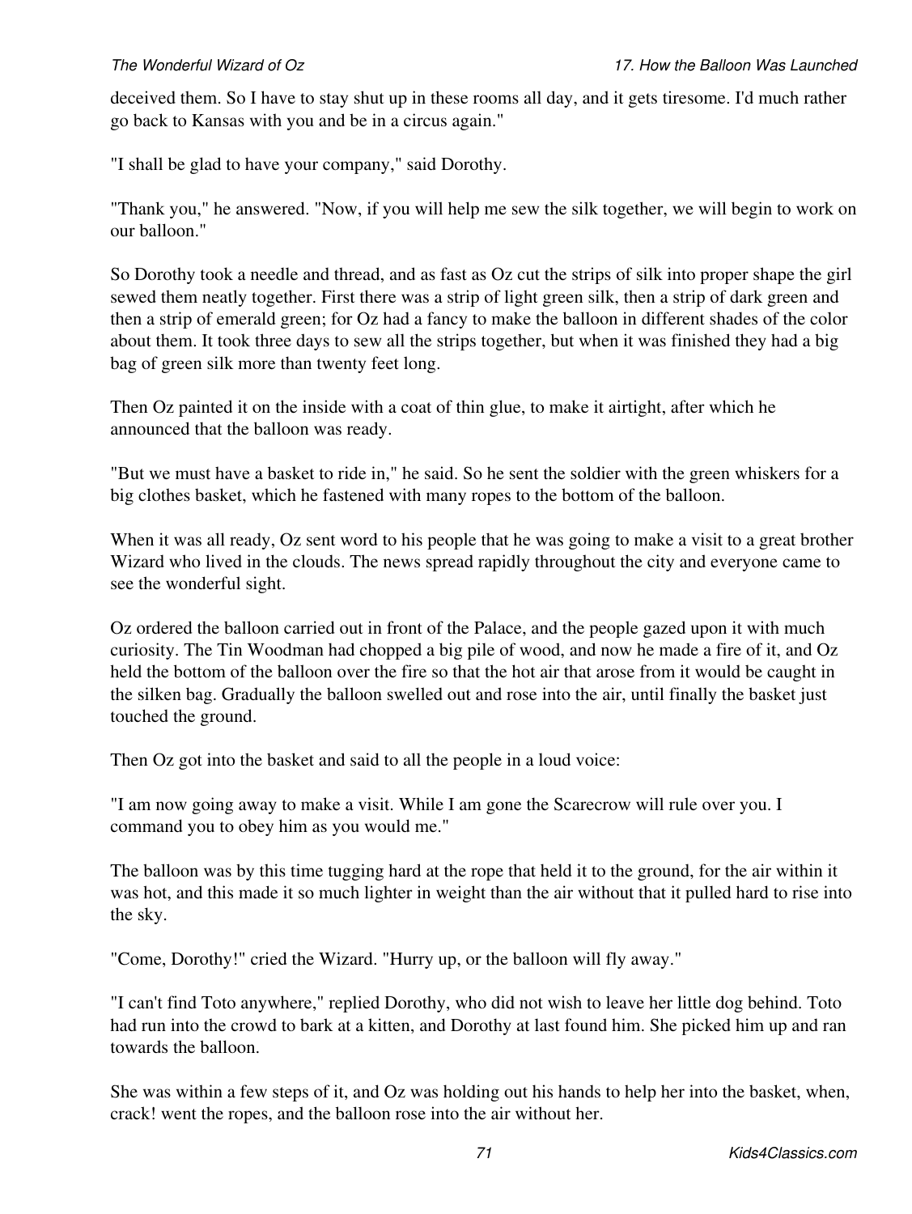deceived them. So I have to stay shut up in these rooms all day, and it gets tiresome. I'd much rather go back to Kansas with you and be in a circus again."

"I shall be glad to have your company," said Dorothy.

"Thank you," he answered. "Now, if you will help me sew the silk together, we will begin to work on our balloon."

So Dorothy took a needle and thread, and as fast as Oz cut the strips of silk into proper shape the girl sewed them neatly together. First there was a strip of light green silk, then a strip of dark green and then a strip of emerald green; for Oz had a fancy to make the balloon in different shades of the color about them. It took three days to sew all the strips together, but when it was finished they had a big bag of green silk more than twenty feet long.

Then Oz painted it on the inside with a coat of thin glue, to make it airtight, after which he announced that the balloon was ready.

"But we must have a basket to ride in," he said. So he sent the soldier with the green whiskers for a big clothes basket, which he fastened with many ropes to the bottom of the balloon.

When it was all ready, Oz sent word to his people that he was going to make a visit to a great brother Wizard who lived in the clouds. The news spread rapidly throughout the city and everyone came to see the wonderful sight.

Oz ordered the balloon carried out in front of the Palace, and the people gazed upon it with much curiosity. The Tin Woodman had chopped a big pile of wood, and now he made a fire of it, and Oz held the bottom of the balloon over the fire so that the hot air that arose from it would be caught in the silken bag. Gradually the balloon swelled out and rose into the air, until finally the basket just touched the ground.

Then Oz got into the basket and said to all the people in a loud voice:

"I am now going away to make a visit. While I am gone the Scarecrow will rule over you. I command you to obey him as you would me."

The balloon was by this time tugging hard at the rope that held it to the ground, for the air within it was hot, and this made it so much lighter in weight than the air without that it pulled hard to rise into the sky.

"Come, Dorothy!" cried the Wizard. "Hurry up, or the balloon will fly away."

"I can't find Toto anywhere," replied Dorothy, who did not wish to leave her little dog behind. Toto had run into the crowd to bark at a kitten, and Dorothy at last found him. She picked him up and ran towards the balloon.

She was within a few steps of it, and Oz was holding out his hands to help her into the basket, when, crack! went the ropes, and the balloon rose into the air without her.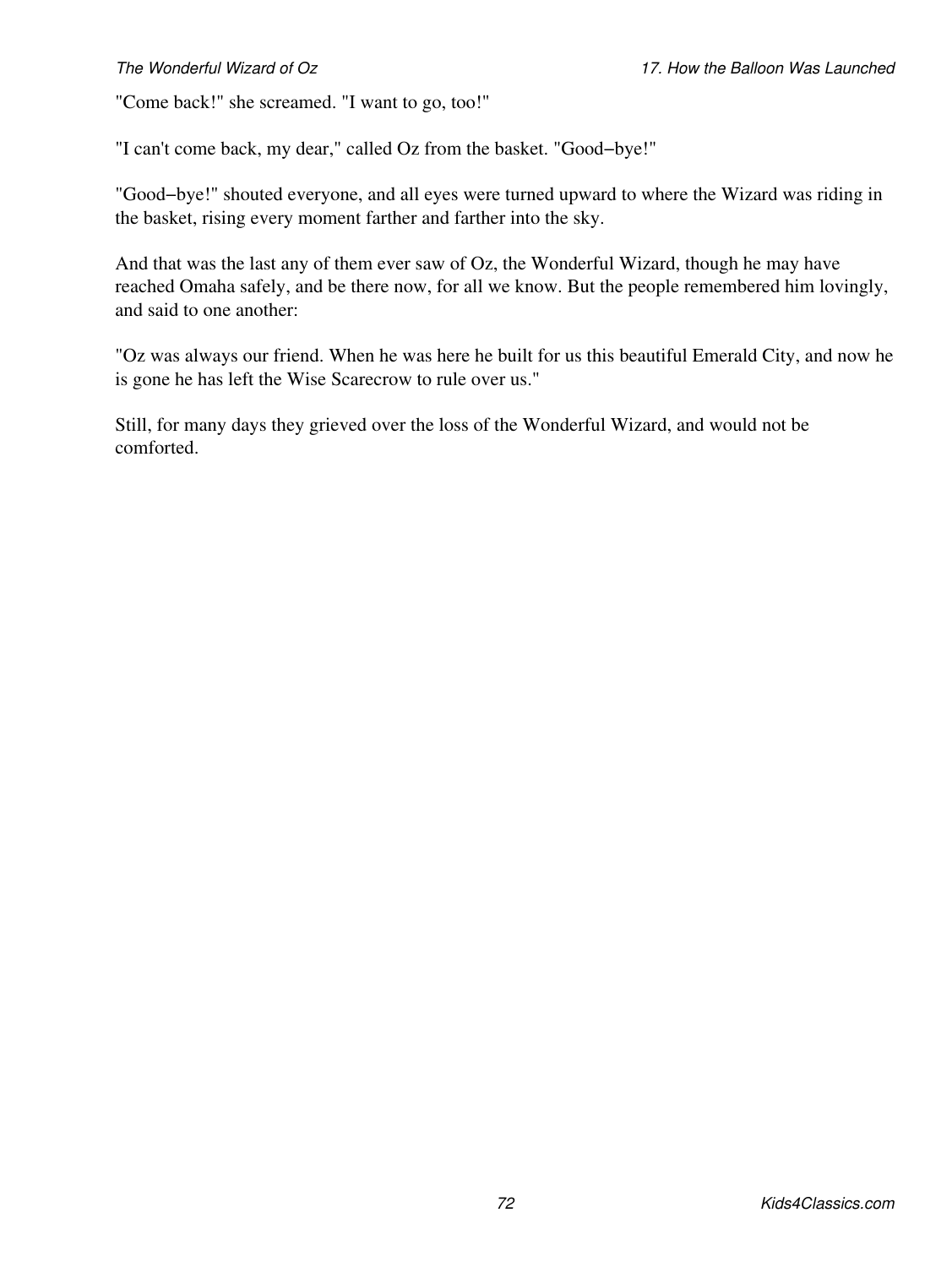"Come back!" she screamed. "I want to go, too!"

"I can't come back, my dear," called Oz from the basket. "Good−bye!"

"Good−bye!" shouted everyone, and all eyes were turned upward to where the Wizard was riding in the basket, rising every moment farther and farther into the sky.

And that was the last any of them ever saw of Oz, the Wonderful Wizard, though he may have reached Omaha safely, and be there now, for all we know. But the people remembered him lovingly, and said to one another:

"Oz was always our friend. When he was here he built for us this beautiful Emerald City, and now he is gone he has left the Wise Scarecrow to rule over us."

Still, for many days they grieved over the loss of the Wonderful Wizard, and would not be comforted.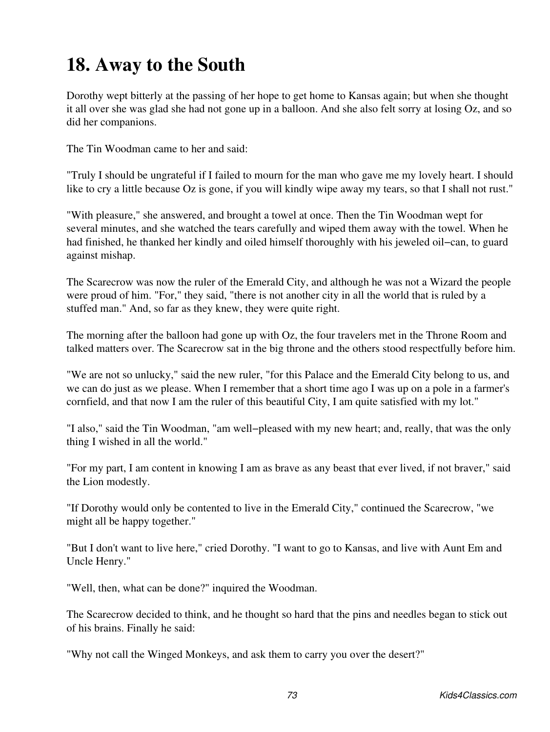# 18. Away to the South

Dorothy wept bitterly at the passing of her hope to get home to Kansas again; but when she thought it all over she was glad she had not gone up in a balloon. And she also felt sorry at losing Oz, and so did her companions.

The Tin Woodman came to her and said:

"Truly I should be ungrateful if I failed to mourn for the man who gave me my lovely heart. I should like to cry a little because Oz is gone, if you will kindly wipe away my tears, so that I shall not rust."

"With pleasure," she answered, and brought a towel at once. Then the Tin Woodman wept for several minutes, and she watched the tears carefully and wiped them away with the towel. When he had finished, he thanked her kindly and oiled himself thoroughly with his jeweled oil−can, to guard against mishap.

The Scarecrow was now the ruler of the Emerald City, and although he was not a Wizard the people were proud of him. "For," they said, "there is not another city in all the world that is ruled by a stuffed man." And, so far as they knew, they were quite right.

The morning after the balloon had gone up with Oz, the four travelers met in the Throne Room and talked matters over. The Scarecrow sat in the big throne and the others stood respectfully before him.

"We are not so unlucky," said the new ruler, "for this Palace and the Emerald City belong to us, and we can do just as we please. When I remember that a short time ago I was up on a pole in a farmer's cornfield, and that now I am the ruler of this beautiful City, I am quite satisfied with my lot."

"I also," said the Tin Woodman, "am well−pleased with my new heart; and, really, that was the only thing I wished in all the world."

"For my part, I am content in knowing I am as brave as any beast that ever lived, if not braver," said the Lion modestly.

"If Dorothy would only be contented to live in the Emerald City," continued the Scarecrow, "we might all be happy together."

"But I don't want to live here," cried Dorothy. "I want to go to Kansas, and live with Aunt Em and Uncle Henry."

"Well, then, what can be done?" inquired the Woodman.

The Scarecrow decided to think, and he thought so hard that the pins and needles began to stick out of his brains. Finally he said:

"Why not call the Winged Monkeys, and ask them to carry you over the desert?"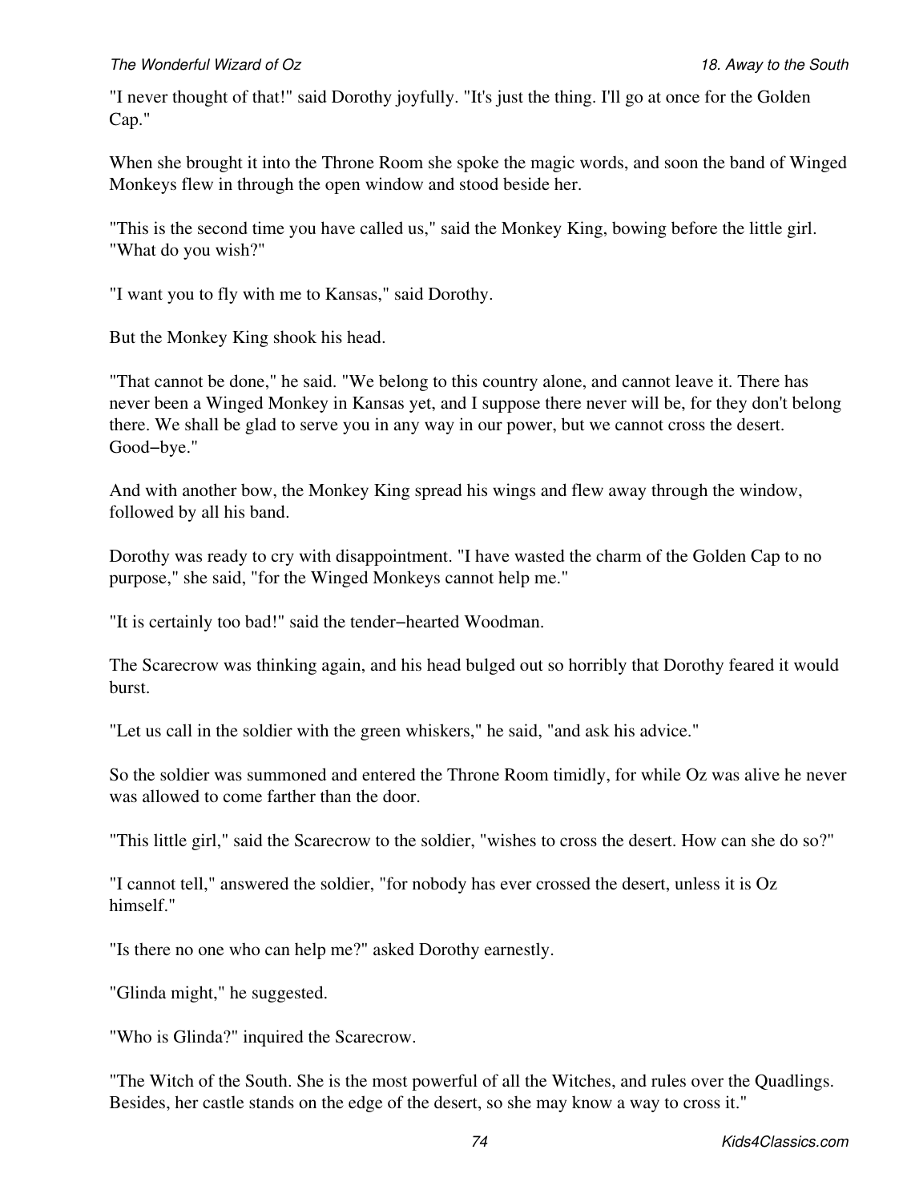"I never thought of that!" said Dorothy joyfully. "It's just the thing. I'll go at once for the Golden Cap."

When she brought it into the Throne Room she spoke the magic words, and soon the band of Winged Monkeys flew in through the open window and stood beside her.

"This is the second time you have called us," said the Monkey King, bowing before the little girl. "What do you wish?"

"I want you to fly with me to Kansas," said Dorothy.

But the Monkey King shook his head.

"That cannot be done," he said. "We belong to this country alone, and cannot leave it. There has never been a Winged Monkey in Kansas yet, and I suppose there never will be, for they don't belong there. We shall be glad to serve you in any way in our power, but we cannot cross the desert. Good−bye."

And with another bow, the Monkey King spread his wings and flew away through the window, followed by all his band.

Dorothy was ready to cry with disappointment. "I have wasted the charm of the Golden Cap to no purpose," she said, "for the Winged Monkeys cannot help me."

"It is certainly too bad!" said the tender−hearted Woodman.

The Scarecrow was thinking again, and his head bulged out so horribly that Dorothy feared it would burst.

"Let us call in the soldier with the green whiskers," he said, "and ask his advice."

So the soldier was summoned and entered the Throne Room timidly, for while Oz was alive he never was allowed to come farther than the door.

"This little girl," said the Scarecrow to the soldier, "wishes to cross the desert. How can she do so?"

"I cannot tell," answered the soldier, "for nobody has ever crossed the desert, unless it is Oz himself."

"Is there no one who can help me?" asked Dorothy earnestly.

"Glinda might," he suggested.

"Who is Glinda?" inquired the Scarecrow.

"The Witch of the South. She is the most powerful of all the Witches, and rules over the Quadlings. Besides, her castle stands on the edge of the desert, so she may know a way to cross it."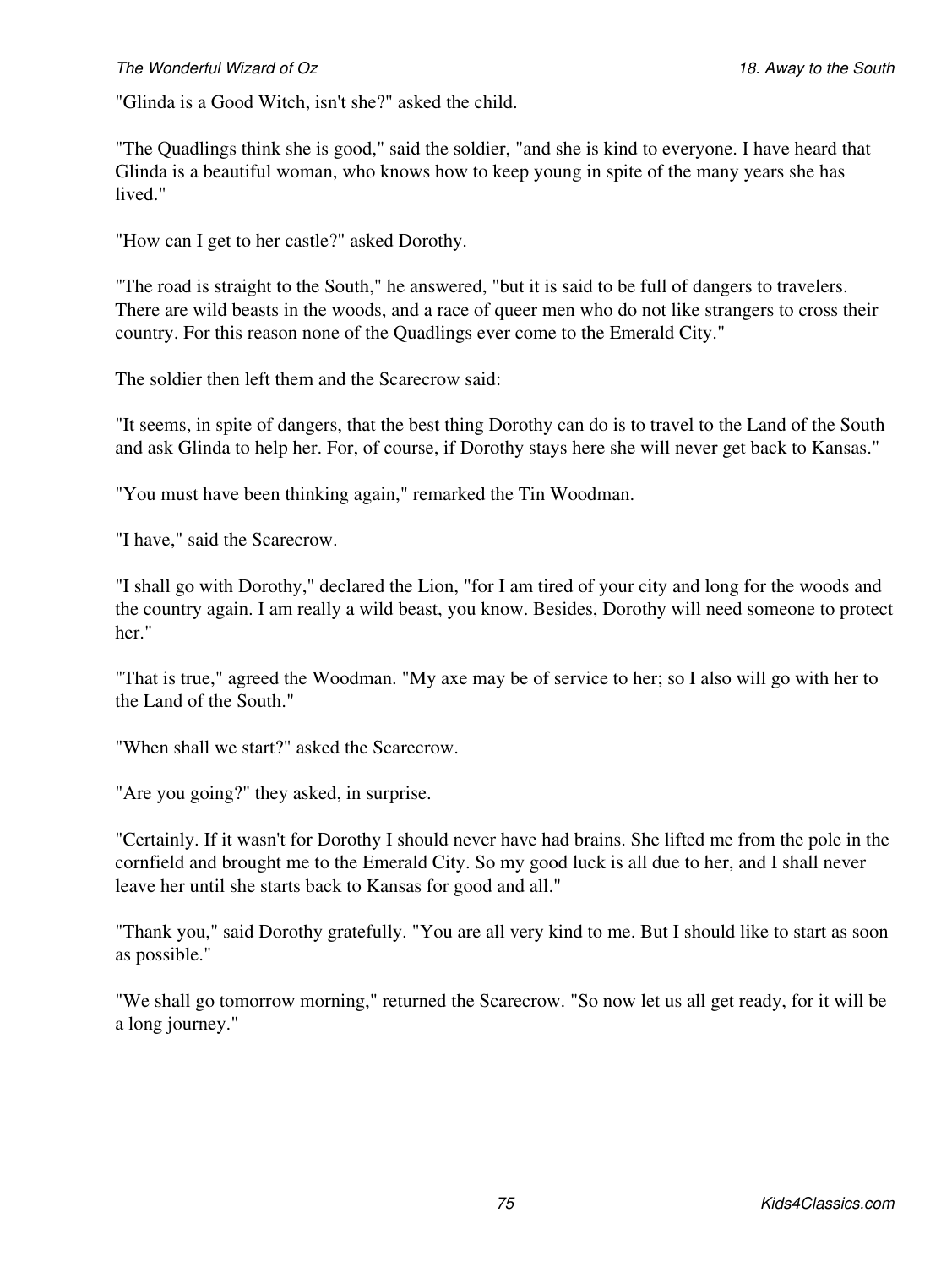"Glinda is a Good Witch, isn't she?" asked the child.

"The Quadlings think she is good," said the soldier, "and she is kind to everyone. I have heard that Glinda is a beautiful woman, who knows how to keep young in spite of the many years she has lived."

"How can I get to her castle?" asked Dorothy.

"The road is straight to the South," he answered, "but it is said to be full of dangers to travelers. There are wild beasts in the woods, and a race of queer men who do not like strangers to cross their country. For this reason none of the Quadlings ever come to the Emerald City."

The soldier then left them and the Scarecrow said:

"It seems, in spite of dangers, that the best thing Dorothy can do is to travel to the Land of the South and ask Glinda to help her. For, of course, if Dorothy stays here she will never get back to Kansas."

"You must have been thinking again," remarked the Tin Woodman.

"I have," said the Scarecrow.

"I shall go with Dorothy," declared the Lion, "for I am tired of your city and long for the woods and the country again. I am really a wild beast, you know. Besides, Dorothy will need someone to protect her."

"That is true," agreed the Woodman. "My axe may be of service to her; so I also will go with her to the Land of the South."

"When shall we start?" asked the Scarecrow.

"Are you going?" they asked, in surprise.

"Certainly. If it wasn't for Dorothy I should never have had brains. She lifted me from the pole in the cornfield and brought me to the Emerald City. So my good luck is all due to her, and I shall never leave her until she starts back to Kansas for good and all."

"Thank you," said Dorothy gratefully. "You are all very kind to me. But I should like to start as soon as possible."

"We shall go tomorrow morning," returned the Scarecrow. "So now let us all get ready, for it will be a long journey."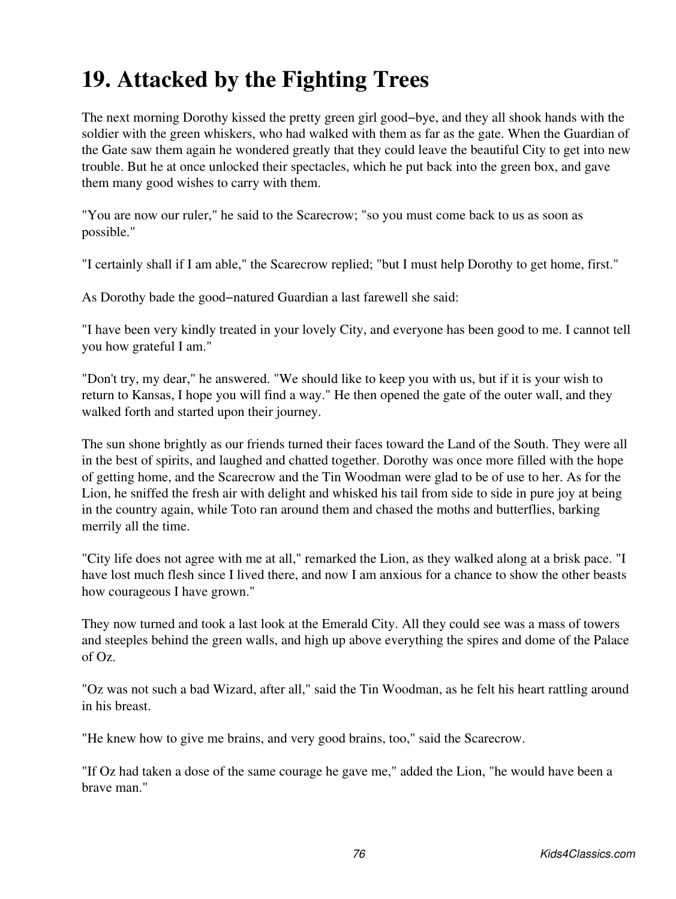# 19. Attacked by the Fighting Trees

The next morning Dorothy kissed the pretty green girl good−bye, and they all shook hands with the soldier with the green whiskers, who had walked with them as far as the gate. When the Guardian of the Gate saw them again he wondered greatly that they could leave the beautiful City to get into new trouble. But he at once unlocked their spectacles, which he put back into the green box, and gave them many good wishes to carry with them.

"You are now our ruler," he said to the Scarecrow; "so you must come back to us as soon as possible."

"I certainly shall if I am able," the Scarecrow replied; "but I must help Dorothy to get home, first."

As Dorothy bade the good−natured Guardian a last farewell she said:

"I have been very kindly treated in your lovely City, and everyone has been good to me. I cannot tell you how grateful I am."

"Don't try, my dear," he answered. "We should like to keep you with us, but if it is your wish to return to Kansas, I hope you will find a way." He then opened the gate of the outer wall, and they walked forth and started upon their journey.

The sun shone brightly as our friends turned their faces toward the Land of the South. They were all in the best of spirits, and laughed and chatted together. Dorothy was once more filled with the hope of getting home, and the Scarecrow and the Tin Woodman were glad to be of use to her. As for the Lion, he sniffed the fresh air with delight and whisked his tail from side to side in pure joy at being in the country again, while Toto ran around them and chased the moths and butterflies, barking merrily all the time.

"City life does not agree with me at all," remarked the Lion, as they walked along at a brisk pace. "I have lost much flesh since I lived there, and now I am anxious for a chance to show the other beasts how courageous I have grown."

They now turned and took a last look at the Emerald City. All they could see was a mass of towers and steeples behind the green walls, and high up above everything the spires and dome of the Palace of Oz.

"Oz was not such a bad Wizard, after all," said the Tin Woodman, as he felt his heart rattling around in his breast.

"He knew how to give me brains, and very good brains, too," said the Scarecrow.

"If Oz had taken a dose of the same courage he gave me," added the Lion, "he would have been a brave man."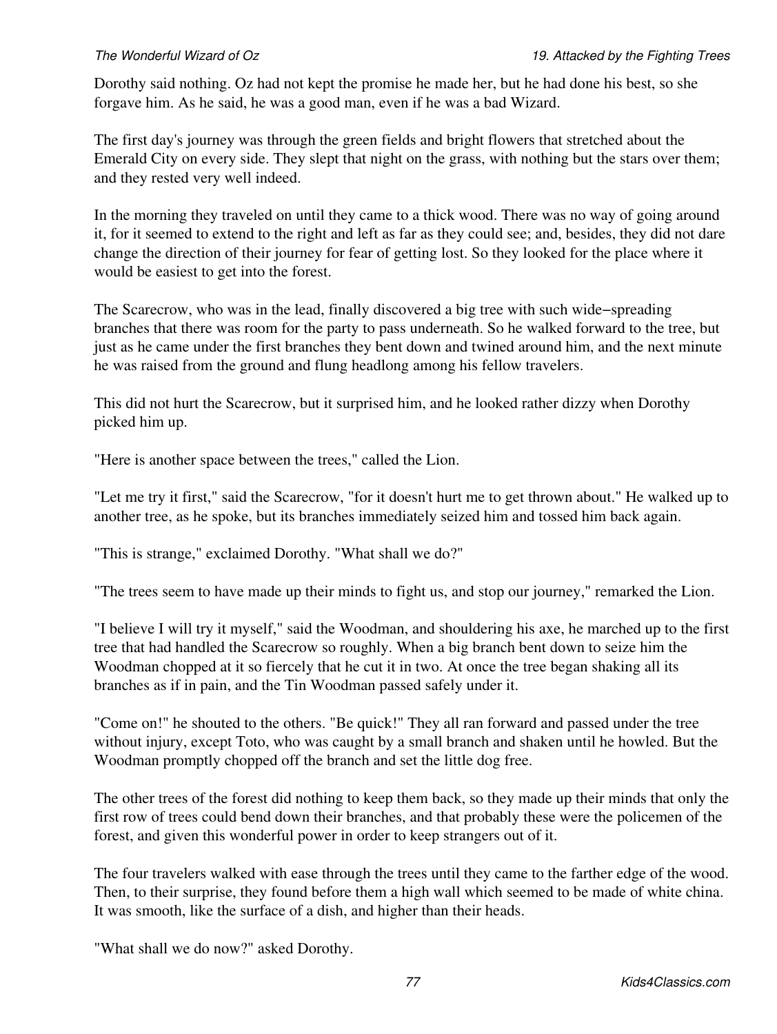Dorothy said nothing. Oz had not kept the promise he made her, but he had done his best, so she forgave him. As he said, he was a good man, even if he was a bad Wizard.

The first day's journey was through the green fields and bright flowers that stretched about the Emerald City on every side. They slept that night on the grass, with nothing but the stars over them; and they rested very well indeed.

In the morning they traveled on until they came to a thick wood. There was no way of going around it, for it seemed to extend to the right and left as far as they could see; and, besides, they did not dare change the direction of their journey for fear of getting lost. So they looked for the place where it would be easiest to get into the forest.

The Scarecrow, who was in the lead, finally discovered a big tree with such wide−spreading branches that there was room for the party to pass underneath. So he walked forward to the tree, but just as he came under the first branches they bent down and twined around him, and the next minute he was raised from the ground and flung headlong among his fellow travelers.

This did not hurt the Scarecrow, but it surprised him, and he looked rather dizzy when Dorothy picked him up.

"Here is another space between the trees," called the Lion.

"Let me try it first," said the Scarecrow, "for it doesn't hurt me to get thrown about." He walked up to another tree, as he spoke, but its branches immediately seized him and tossed him back again.

"This is strange," exclaimed Dorothy. "What shall we do?"

"The trees seem to have made up their minds to fight us, and stop our journey," remarked the Lion.

"I believe I will try it myself," said the Woodman, and shouldering his axe, he marched up to the first tree that had handled the Scarecrow so roughly. When a big branch bent down to seize him the Woodman chopped at it so fiercely that he cut it in two. At once the tree began shaking all its branches as if in pain, and the Tin Woodman passed safely under it.

"Come on!" he shouted to the others. "Be quick!" They all ran forward and passed under the tree without injury, except Toto, who was caught by a small branch and shaken until he howled. But the Woodman promptly chopped off the branch and set the little dog free.

The other trees of the forest did nothing to keep them back, so they made up their minds that only the first row of trees could bend down their branches, and that probably these were the policemen of the forest, and given this wonderful power in order to keep strangers out of it.

The four travelers walked with ease through the trees until they came to the farther edge of the wood. Then, to their surprise, they found before them a high wall which seemed to be made of white china. It was smooth, like the surface of a dish, and higher than their heads.

"What shall we do now?" asked Dorothy.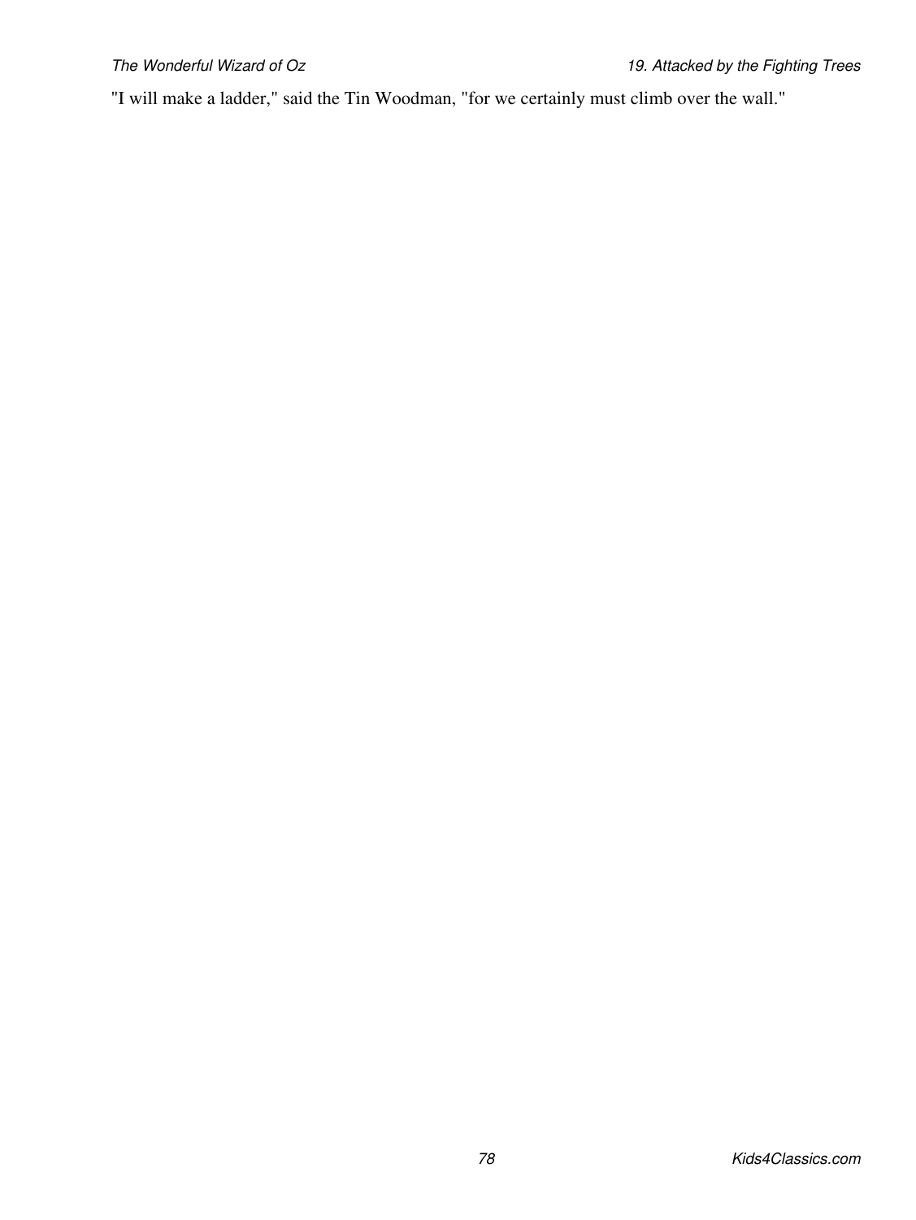"I will make a ladder," said the Tin Woodman, "for we certainly must climb over the wall."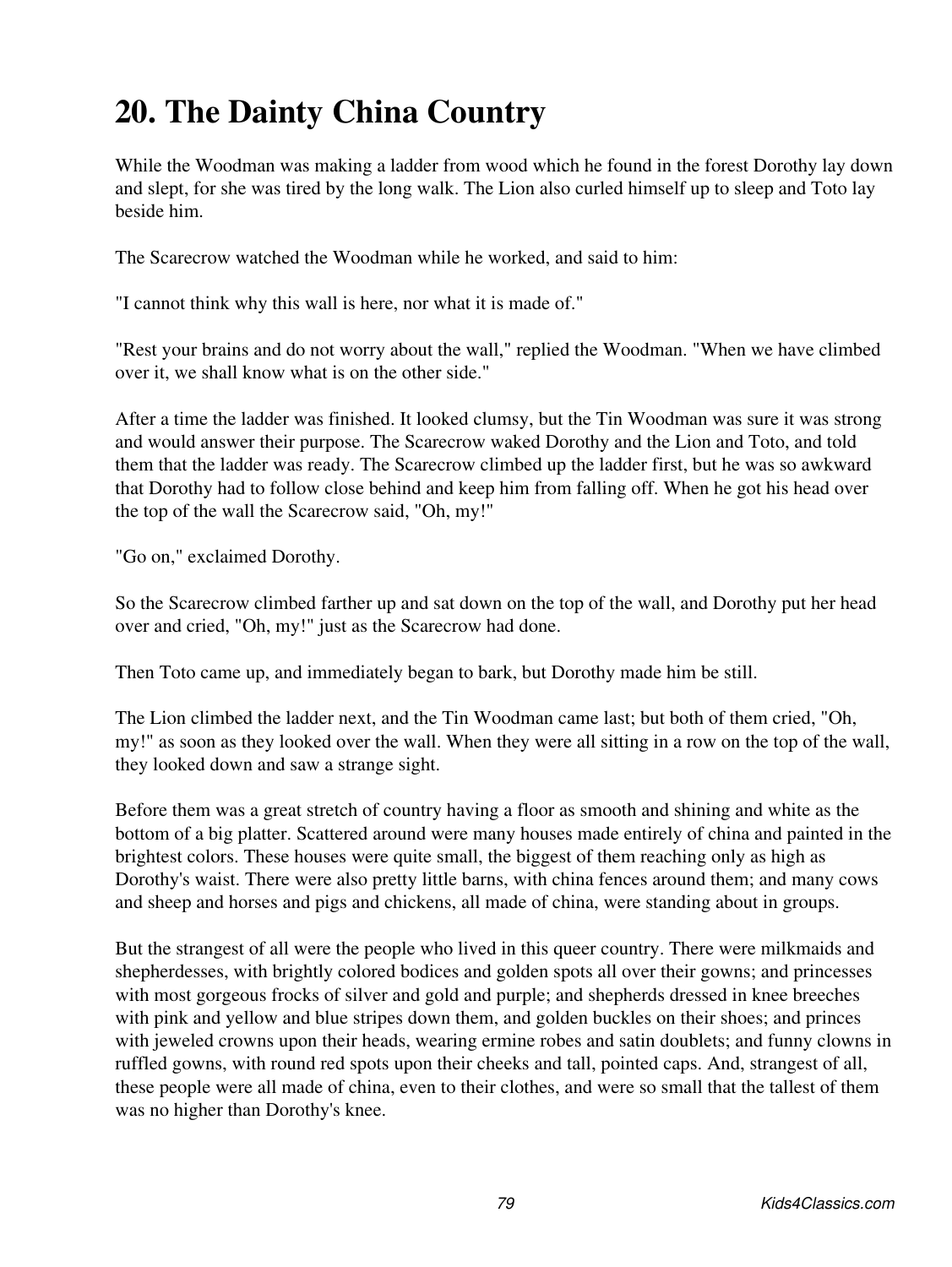# 20. The Dainty China Country

While the Woodman was making a ladder from wood which he found in the forest Dorothy lay down and slept, for she was tired by the long walk. The Lion also curled himself up to sleep and Toto lay beside him.

The Scarecrow watched the Woodman while he worked, and said to him:

"I cannot think why this wall is here, nor what it is made of."

"Rest your brains and do not worry about the wall," replied the Woodman. "When we have climbed over it, we shall know what is on the other side."

After a time the ladder was finished. It looked clumsy, but the Tin Woodman was sure it was strong and would answer their purpose. The Scarecrow waked Dorothy and the Lion and Toto, and told them that the ladder was ready. The Scarecrow climbed up the ladder first, but he was so awkward that Dorothy had to follow close behind and keep him from falling off. When he got his head over the top of the wall the Scarecrow said, "Oh, my!"

"Go on," exclaimed Dorothy.

So the Scarecrow climbed farther up and sat down on the top of the wall, and Dorothy put her head over and cried, "Oh, my!" just as the Scarecrow had done.

Then Toto came up, and immediately began to bark, but Dorothy made him be still.

The Lion climbed the ladder next, and the Tin Woodman came last; but both of them cried, "Oh, my!" as soon as they looked over the wall. When they were all sitting in a row on the top of the wall, they looked down and saw a strange sight.

Before them was a great stretch of country having a floor as smooth and shining and white as the bottom of a big platter. Scattered around were many houses made entirely of china and painted in the brightest colors. These houses were quite small, the biggest of them reaching only as high as Dorothy's waist. There were also pretty little barns, with china fences around them; and many cows and sheep and horses and pigs and chickens, all made of china, were standing about in groups.

But the strangest of all were the people who lived in this queer country. There were milkmaids and shepherdesses, with brightly colored bodices and golden spots all over their gowns; and princesses with most gorgeous frocks of silver and gold and purple; and shepherds dressed in knee breeches with pink and yellow and blue stripes down them, and golden buckles on their shoes; and princes with jeweled crowns upon their heads, wearing ermine robes and satin doublets; and funny clowns in ruffled gowns, with round red spots upon their cheeks and tall, pointed caps. And, strangest of all, these people were all made of china, even to their clothes, and were so small that the tallest of them was no higher than Dorothy's knee.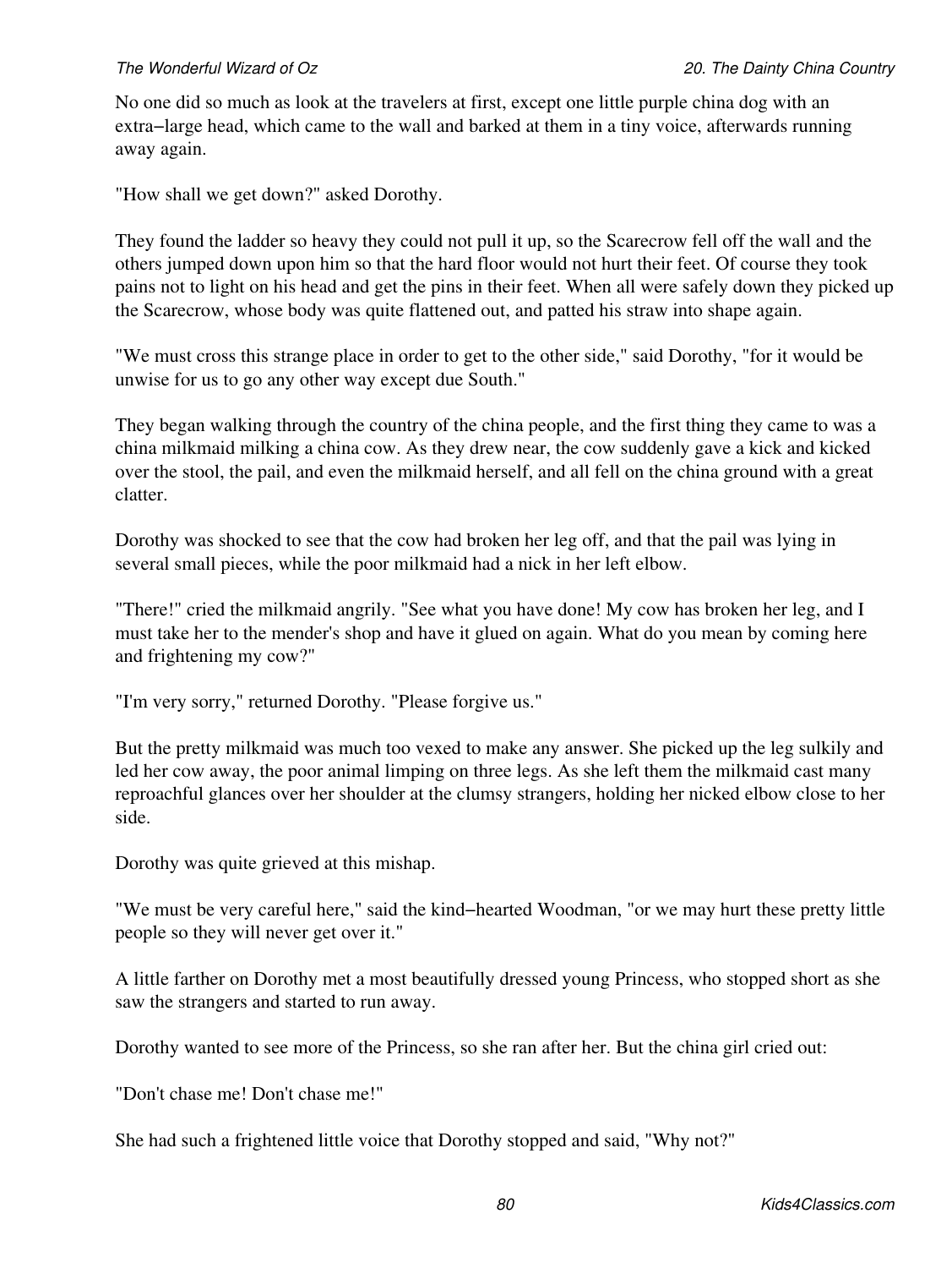No one did so much as look at the travelers at first, except one little purple china dog with an extra–large head, which came to the wall and barked at them in a tiny voice, afterwards running away again.

"How shall we get down?" asked Dorothy.

They found the ladder so heavy they could not pull it up, so the Scarecrow fell off the wall and the others jumped down upon him so that the hard floor would not hurt their feet. Of course they took pains not to light on his head and get the pins in their feet. When all were safely down they picked up the Scarecrow, whose body was quite flattened out, and patted his straw into shape again.

"We must cross this strange place in order to get to the other side," said Dorothy, "for it would be unwise for us to go any other way except due South."

They began walking through the country of the china people, and the first thing they came to was a china milkmaid milking a china cow. As they drew near, the cow suddenly gave a kick and kicked over the stool, the pail, and even the milkmaid herself, and all fell on the china ground with a great clatter.

Dorothy was shocked to see that the cow had broken her leg off, and that the pail was lying in several small pieces, while the poor milkmaid had a nick in her left elbow.

"There!" cried the milkmaid angrily. "See what you have done! My cow has broken her leg, and I must take her to the mender's shop and have it glued on again. What do you mean by coming here and frightening my cow?"

"I'm very sorry," returned Dorothy. "Please forgive us."

But the pretty milkmaid was much too vexed to make any answer. She picked up the leg sulkily and led her cow away, the poor animal limping on three legs. As she left them the milkmaid cast many reproachful glances over her shoulder at the clumsy strangers, holding her nicked elbow close to her side.

Dorothy was quite grieved at this mishap.

"We must be very careful here," said the kind–hearted Woodman, "or we may hurt these pretty little people so they will never get over it."

A little farther on Dorothy met a most beautifully dressed young Princess, who stopped short as she saw the strangers and started to run away.

Dorothy wanted to see more of the Princess, so she ran after her. But the china girl cried out:

"Don't chase me! Don't chase me!"

She had such a frightened little voice that Dorothy stopped and said, "Why not?"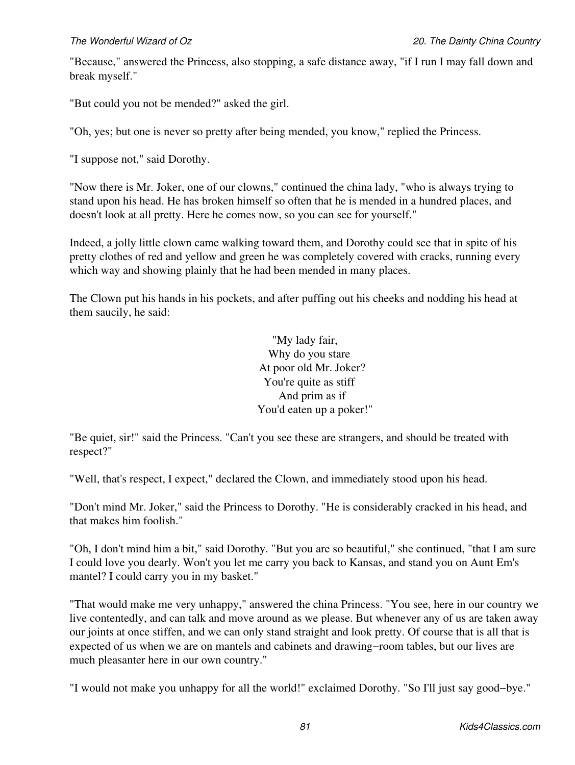"Because," answered the Princess, also stopping, a safe distance away, "if I run I may fall down and break myself."

"But could you not be mended?" asked the girl.

"Oh, yes; but one is never so pretty after being mended, you know," replied the Princess.

"I suppose not," said Dorothy.

"Now there is Mr. Joker, one of our clowns," continued the china lady, "who is always trying to stand upon his head. He has broken himself so often that he is mended in a hundred places, and doesn't look at all pretty. Here he comes now, so you can see for yourself."

Indeed, a jolly little clown came walking toward them, and Dorothy could see that in spite of his pretty clothes of red and yellow and green he was completely covered with cracks, running every which way and showing plainly that he had been mended in many places.

The Clown put his hands in his pockets, and after puffing out his cheeks and nodding his head at them saucily, he said:

"My lady fair,  
Why do you stare  
At poor old Mr. Joker?  
You're quite as stiff  
And prim as if  
You'd eaten up a poker!"

"Be quiet, sir!" said the Princess. "Can't you see these are strangers, and should be treated with respect?"

"Well, that's respect, I expect," declared the Clown, and immediately stood upon his head.

"Don't mind Mr. Joker," said the Princess to Dorothy. "He is considerably cracked in his head, and that makes him foolish."

"Oh, I don't mind him a bit," said Dorothy. "But you are so beautiful," she continued, "that I am sure I could love you dearly. Won't you let me carry you back to Kansas, and stand you on Aunt Em's mantel? I could carry you in my basket."

"That would make me very unhappy," answered the china Princess. "You see, here in our country we live contentedly, and can talk and move around as we please. But whenever any of us are taken away our joints at once stiffen, and we can only stand straight and look pretty. Of course that is all that is expected of us when we are on mantels and cabinets and drawing−room tables, but our lives are much pleasanter here in our own country."

"I would not make you unhappy for all the world!" exclaimed Dorothy. "So I'll just say good−bye."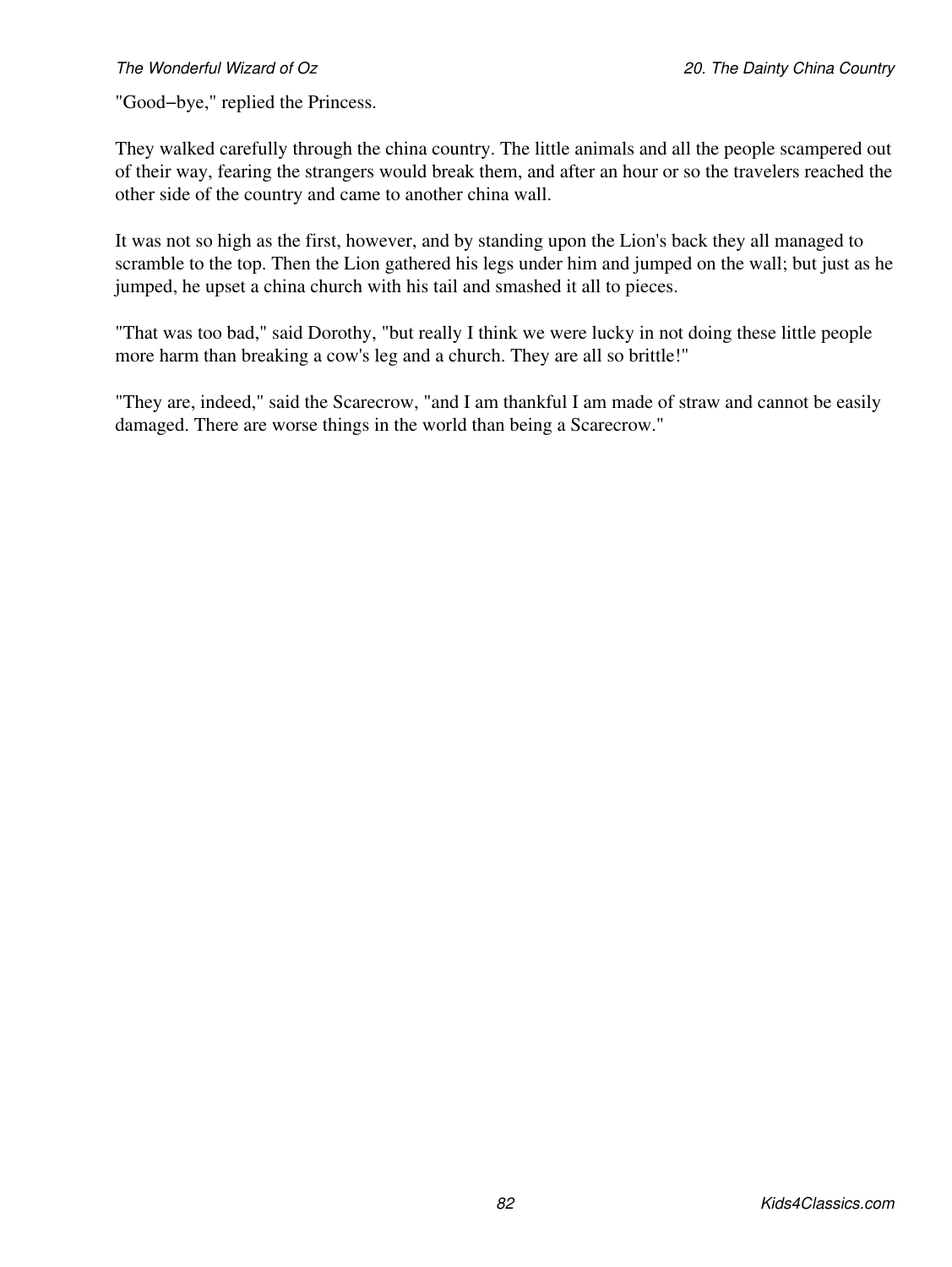"Good−bye," replied the Princess.

They walked carefully through the china country. The little animals and all the people scampered out of their way, fearing the strangers would break them, and after an hour or so the travelers reached the other side of the country and came to another china wall.

It was not so high as the first, however, and by standing upon the Lion's back they all managed to scramble to the top. Then the Lion gathered his legs under him and jumped on the wall; but just as he jumped, he upset a china church with his tail and smashed it all to pieces.

"That was too bad," said Dorothy, "but really I think we were lucky in not doing these little people more harm than breaking a cow's leg and a church. They are all so brittle!"

"They are, indeed," said the Scarecrow, "and I am thankful I am made of straw and cannot be easily damaged. There are worse things in the world than being a Scarecrow."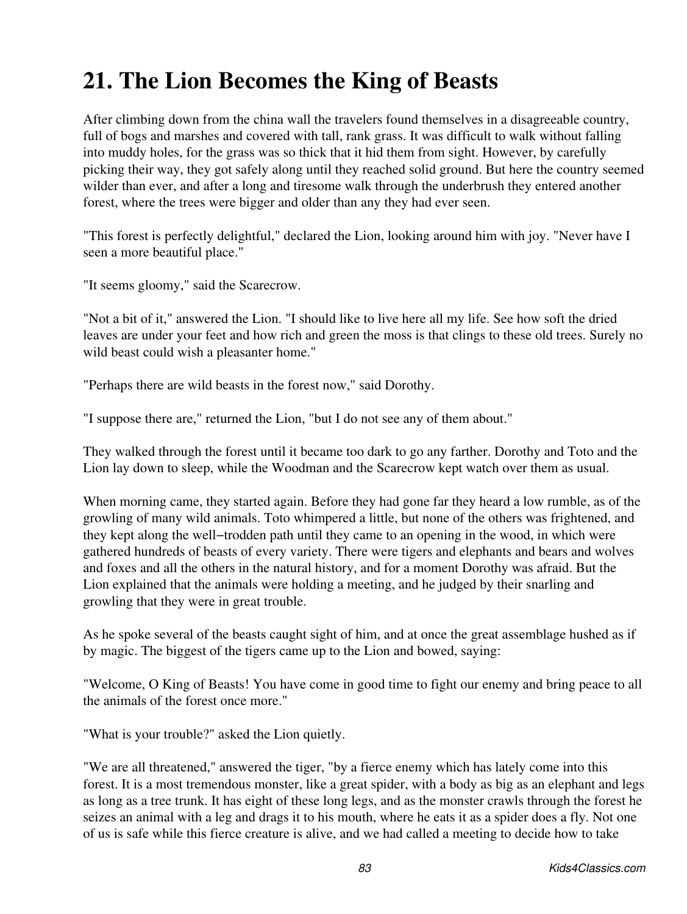# 21. The Lion Becomes the King of Beasts

After climbing down from the china wall the travelers found themselves in a disagreeable country, full of bogs and marshes and covered with tall, rank grass. It was difficult to walk without falling into muddy holes, for the grass was so thick that it hid them from sight. However, by carefully picking their way, they got safely along until they reached solid ground. But here the country seemed wilder than ever, and after a long and tiresome walk through the underbrush they entered another forest, where the trees were bigger and older than any they had ever seen.

"This forest is perfectly delightful," declared the Lion, looking around him with joy. "Never have I seen a more beautiful place."

"It seems gloomy," said the Scarecrow.

"Not a bit of it," answered the Lion. "I should like to live here all my life. See how soft the dried leaves are under your feet and how rich and green the moss is that clings to these old trees. Surely no wild beast could wish a pleasanter home."

"Perhaps there are wild beasts in the forest now," said Dorothy.

"I suppose there are," returned the Lion, "but I do not see any of them about."

They walked through the forest until it became too dark to go any farther. Dorothy and Toto and the Lion lay down to sleep, while the Woodman and the Scarecrow kept watch over them as usual.

When morning came, they started again. Before they had gone far they heard a low rumble, as of the growling of many wild animals. Toto whimpered a little, but none of the others was frightened, and they kept along the well–trodden path until they came to an opening in the wood, in which were gathered hundreds of beasts of every variety. There were tigers and elephants and bears and wolves and foxes and all the others in the natural history, and for a moment Dorothy was afraid. But the Lion explained that the animals were holding a meeting, and he judged by their snarling and growling that they were in great trouble.

As he spoke several of the beasts caught sight of him, and at once the great assemblage hushed as if by magic. The biggest of the tigers came up to the Lion and bowed, saying:

"Welcome, O King of Beasts! You have come in good time to fight our enemy and bring peace to all the animals of the forest once more."

"What is your trouble?" asked the Lion quietly.

"We are all threatened," answered the tiger, "by a fierce enemy which has lately come into this forest. It is a most tremendous monster, like a great spider, with a body as big as an elephant and legs as long as a tree trunk. It has eight of these long legs, and as the monster crawls through the forest he seizes an animal with a leg and drags it to his mouth, where he eats it as a spider does a fly. Not one of us is safe while this fierce creature is alive, and we had called a meeting to decide how to take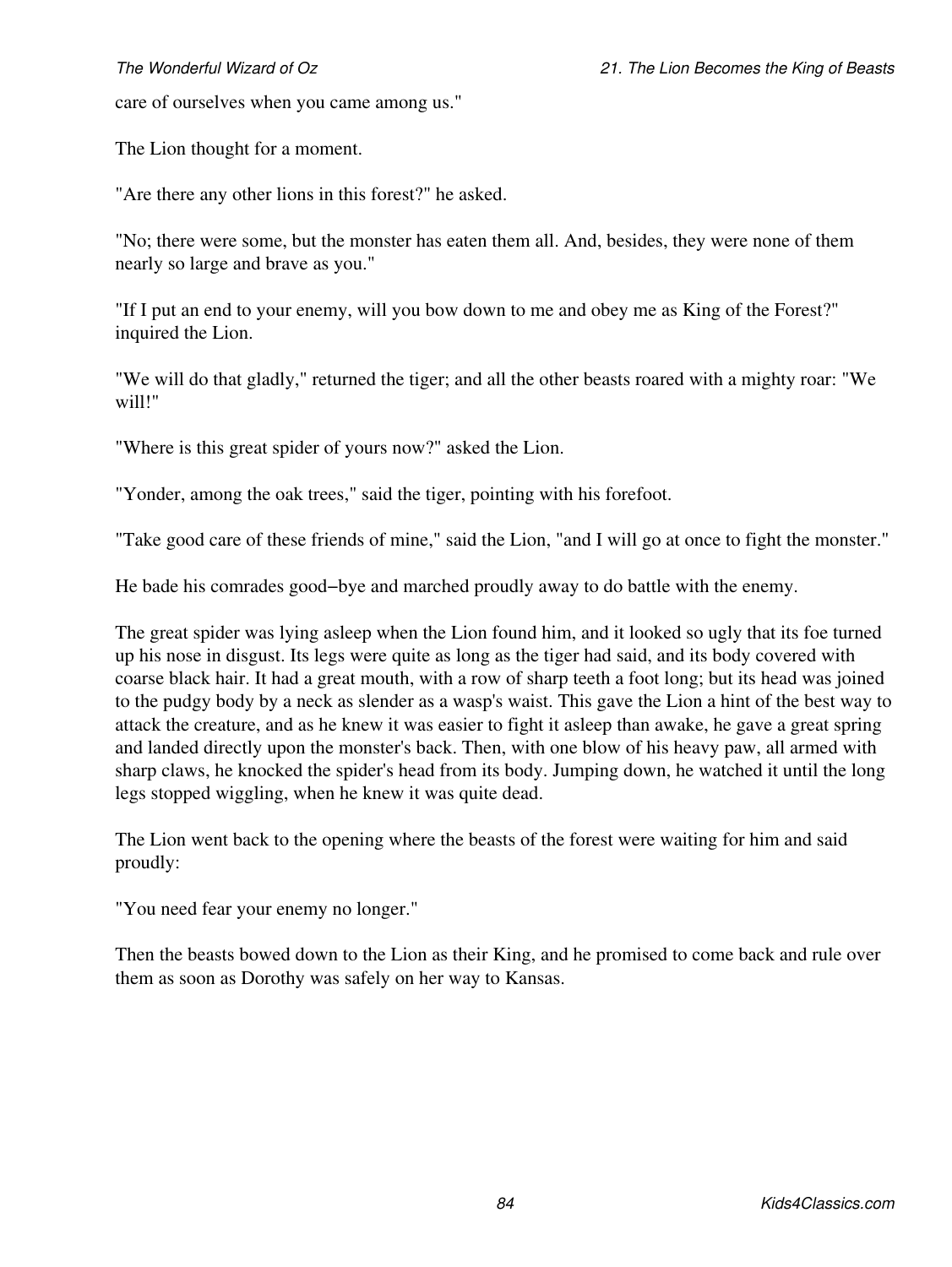care of ourselves when you came among us."

The Lion thought for a moment.

"Are there any other lions in this forest?" he asked.

"No; there were some, but the monster has eaten them all. And, besides, they were none of them nearly so large and brave as you."

"If I put an end to your enemy, will you bow down to me and obey me as King of the Forest?" inquired the Lion.

"We will do that gladly," returned the tiger; and all the other beasts roared with a mighty roar: "We will!"

"Where is this great spider of yours now?" asked the Lion.

"Yonder, among the oak trees," said the tiger, pointing with his forefoot.

"Take good care of these friends of mine," said the Lion, "and I will go at once to fight the monster."

He bade his comrades good−bye and marched proudly away to do battle with the enemy.

The great spider was lying asleep when the Lion found him, and it looked so ugly that its foe turned up his nose in disgust. Its legs were quite as long as the tiger had said, and its body covered with coarse black hair. It had a great mouth, with a row of sharp teeth a foot long; but its head was joined to the pudgy body by a neck as slender as a wasp's waist. This gave the Lion a hint of the best way to attack the creature, and as he knew it was easier to fight it asleep than awake, he gave a great spring and landed directly upon the monster's back. Then, with one blow of his heavy paw, all armed with sharp claws, he knocked the spider's head from its body. Jumping down, he watched it until the long legs stopped wiggling, when he knew it was quite dead.

The Lion went back to the opening where the beasts of the forest were waiting for him and said proudly:

"You need fear your enemy no longer."

Then the beasts bowed down to the Lion as their King, and he promised to come back and rule over them as soon as Dorothy was safely on her way to Kansas.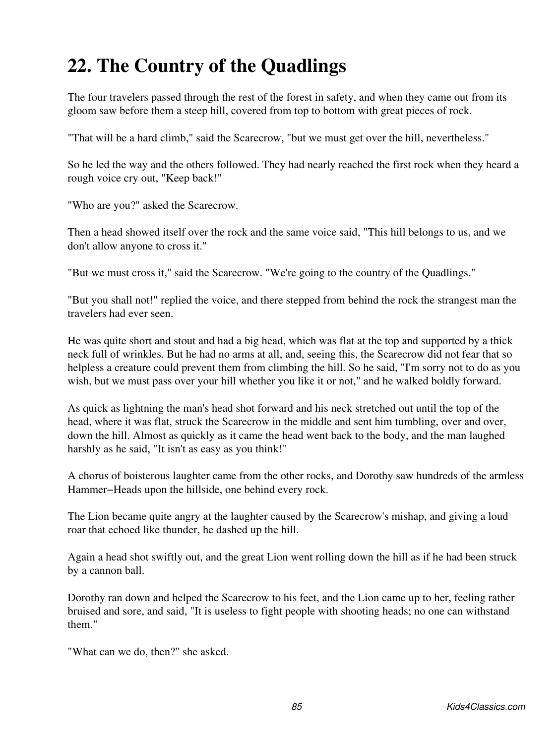# 22. The Country of the Quadlings

The four travelers passed through the rest of the forest in safety, and when they came out from its gloom saw before them a steep hill, covered from top to bottom with great pieces of rock.

"That will be a hard climb," said the Scarecrow, "but we must get over the hill, nevertheless."

So he led the way and the others followed. They had nearly reached the first rock when they heard a rough voice cry out, "Keep back!"

"Who are you?" asked the Scarecrow.

Then a head showed itself over the rock and the same voice said, "This hill belongs to us, and we don't allow anyone to cross it."

"But we must cross it," said the Scarecrow. "We're going to the country of the Quadlings."

"But you shall not!" replied the voice, and there stepped from behind the rock the strangest man the travelers had ever seen.

He was quite short and stout and had a big head, which was flat at the top and supported by a thick neck full of wrinkles. But he had no arms at all, and, seeing this, the Scarecrow did not fear that so helpless a creature could prevent them from climbing the hill. So he said, "I'm sorry not to do as you wish, but we must pass over your hill whether you like it or not," and he walked boldly forward.

As quick as lightning the man's head shot forward and his neck stretched out until the top of the head, where it was flat, struck the Scarecrow in the middle and sent him tumbling, over and over, down the hill. Almost as quickly as it came the head went back to the body, and the man laughed harshly as he said, "It isn't as easy as you think!"

A chorus of boisterous laughter came from the other rocks, and Dorothy saw hundreds of the armless Hammer–Heads upon the hillside, one behind every rock.

The Lion became quite angry at the laughter caused by the Scarecrow's mishap, and giving a loud roar that echoed like thunder, he dashed up the hill.

Again a head shot swiftly out, and the great Lion went rolling down the hill as if he had been struck by a cannon ball.

Dorothy ran down and helped the Scarecrow to his feet, and the Lion came up to her, feeling rather bruised and sore, and said, "It is useless to fight people with shooting heads; no one can withstand them."

"What can we do, then?" she asked.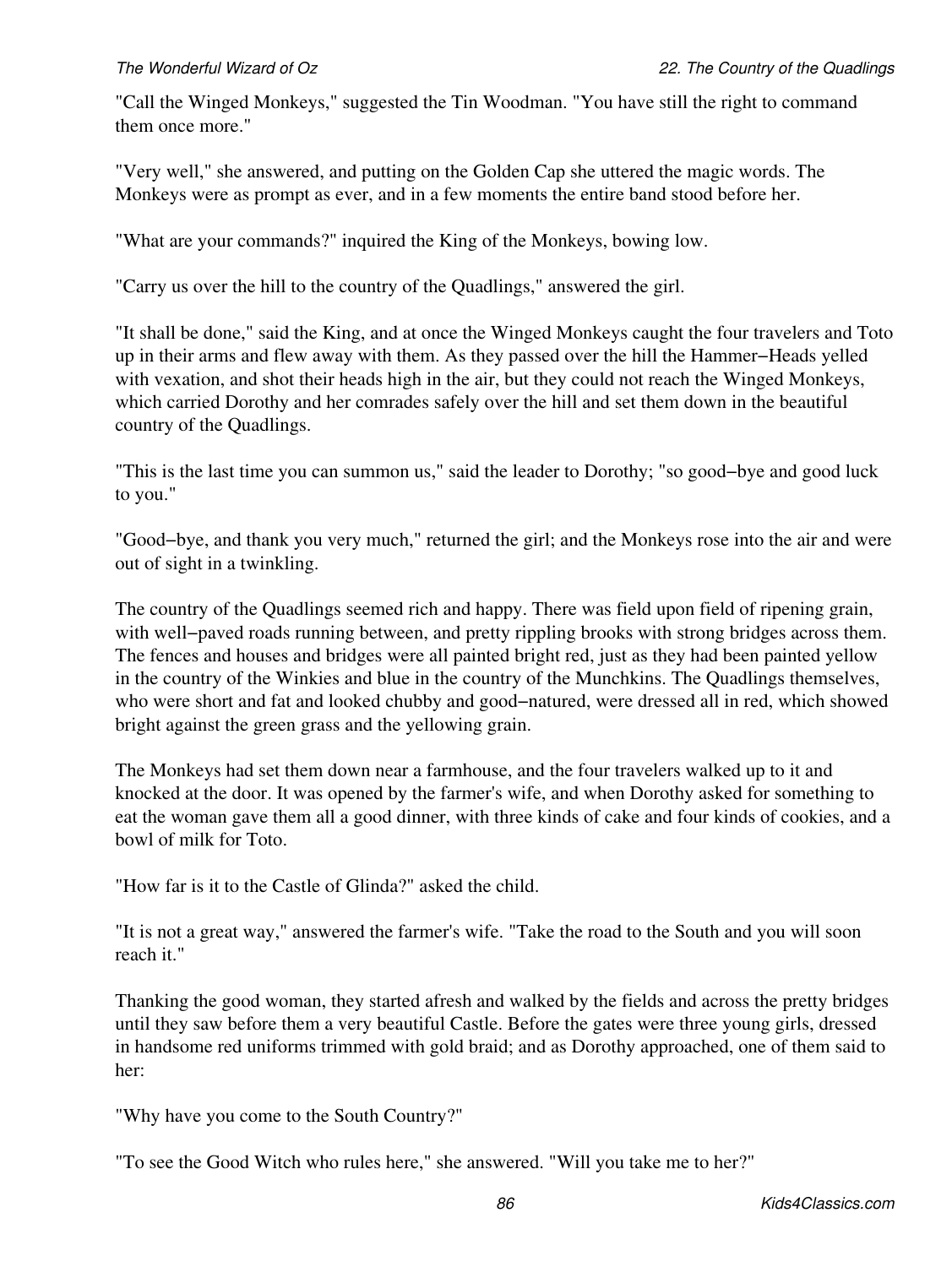"Call the Winged Monkeys," suggested the Tin Woodman. "You have still the right to command them once more."

"Very well," she answered, and putting on the Golden Cap she uttered the magic words. The Monkeys were as prompt as ever, and in a few moments the entire band stood before her.

"What are your commands?" inquired the King of the Monkeys, bowing low.

"Carry us over the hill to the country of the Quadlings," answered the girl.

"It shall be done," said the King, and at once the Winged Monkeys caught the four travelers and Toto up in their arms and flew away with them. As they passed over the hill the Hammer−Heads yelled with vexation, and shot their heads high in the air, but they could not reach the Winged Monkeys, which carried Dorothy and her comrades safely over the hill and set them down in the beautiful country of the Quadlings.

"This is the last time you can summon us," said the leader to Dorothy; "so good−bye and good luck to you."

"Good−bye, and thank you very much," returned the girl; and the Monkeys rose into the air and were out of sight in a twinkling.

The country of the Quadlings seemed rich and happy. There was field upon field of ripening grain, with well−paved roads running between, and pretty rippling brooks with strong bridges across them. The fences and houses and bridges were all painted bright red, just as they had been painted yellow in the country of the Winkies and blue in the country of the Munchkins. The Quadlings themselves, who were short and fat and looked chubby and good−natured, were dressed all in red, which showed bright against the green grass and the yellowing grain.

The Monkeys had set them down near a farmhouse, and the four travelers walked up to it and knocked at the door. It was opened by the farmer's wife, and when Dorothy asked for something to eat the woman gave them all a good dinner, with three kinds of cake and four kinds of cookies, and a bowl of milk for Toto.

"How far is it to the Castle of Glinda?" asked the child.

"It is not a great way," answered the farmer's wife. "Take the road to the South and you will soon reach it."

Thanking the good woman, they started afresh and walked by the fields and across the pretty bridges until they saw before them a very beautiful Castle. Before the gates were three young girls, dressed in handsome red uniforms trimmed with gold braid; and as Dorothy approached, one of them said to her:

"Why have you come to the South Country?"

"To see the Good Witch who rules here," she answered. "Will you take me to her?"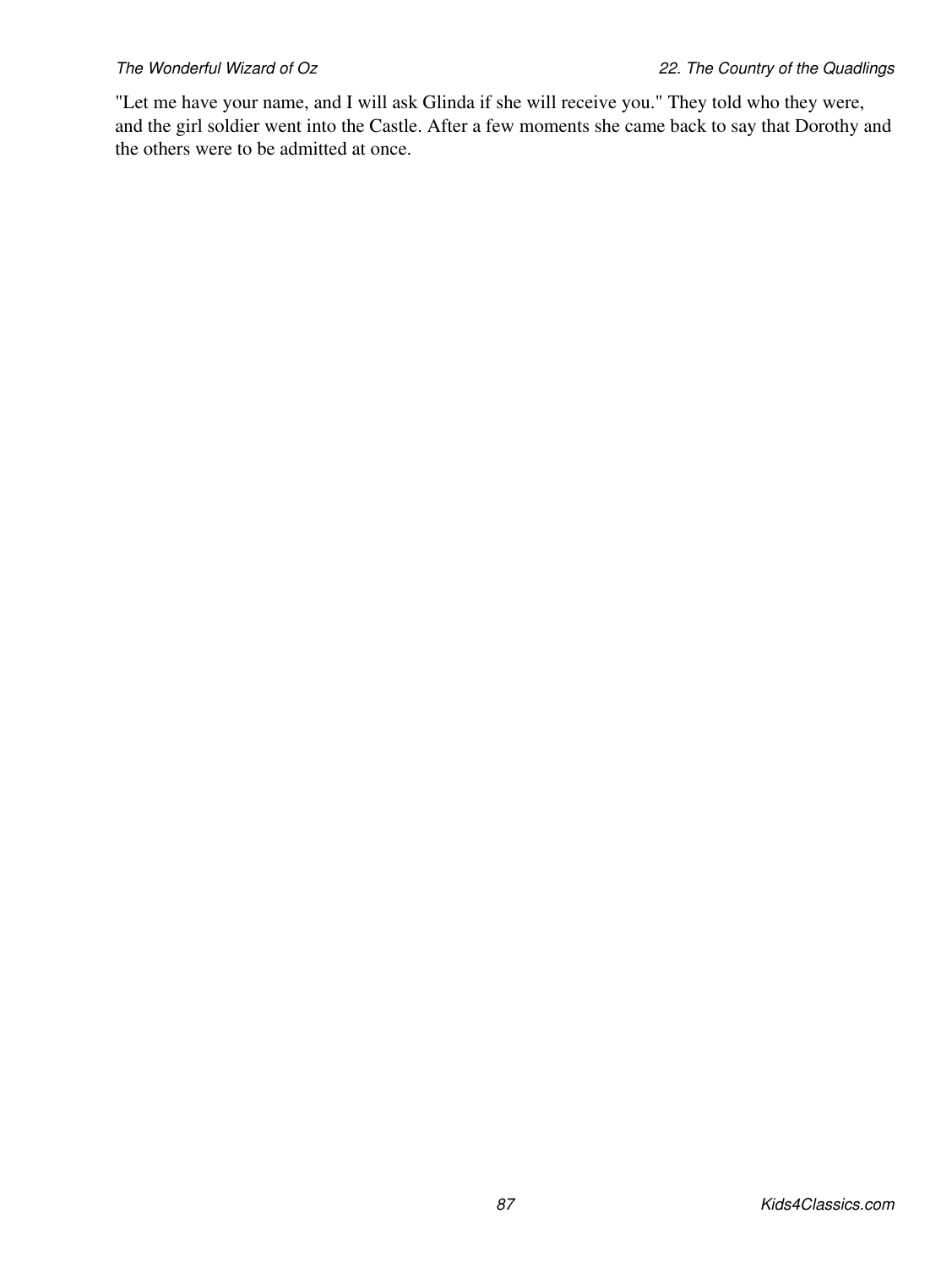"Let me have your name, and I will ask Glinda if she will receive you." They told who they were, and the girl soldier went into the Castle. After a few moments she came back to say that Dorothy and the others were to be admitted at once.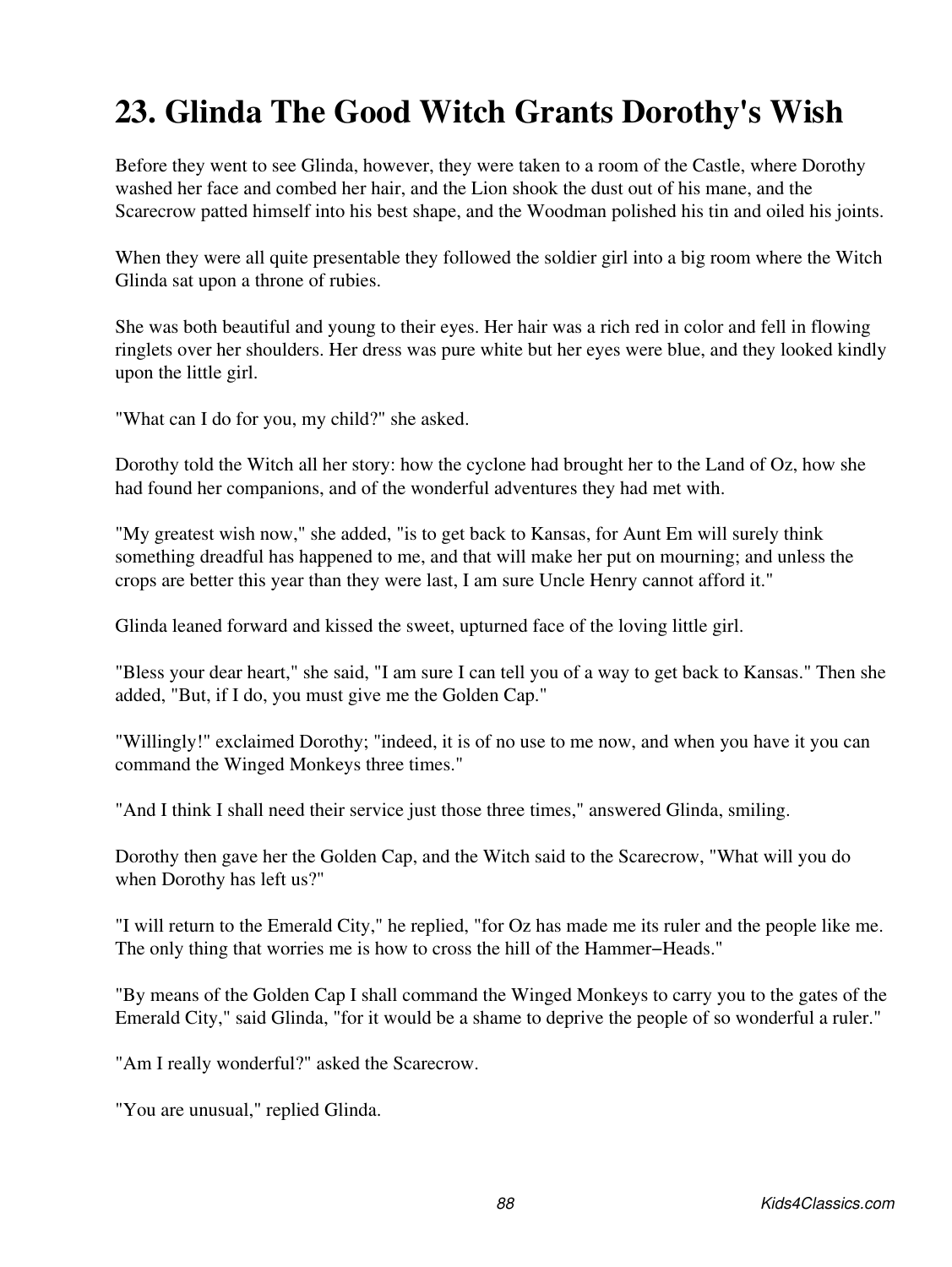# 23. Glinda The Good Witch Grants Dorothy's Wish

Before they went to see Glinda, however, they were taken to a room of the Castle, where Dorothy washed her face and combed her hair, and the Lion shook the dust out of his mane, and the Scarecrow patted himself into his best shape, and the Woodman polished his tin and oiled his joints.

When they were all quite presentable they followed the soldier girl into a big room where the Witch Glinda sat upon a throne of rubies.

She was both beautiful and young to their eyes. Her hair was a rich red in color and fell in flowing ringlets over her shoulders. Her dress was pure white but her eyes were blue, and they looked kindly upon the little girl.

"What can I do for you, my child?" she asked.

Dorothy told the Witch all her story: how the cyclone had brought her to the Land of Oz, how she had found her companions, and of the wonderful adventures they had met with.

"My greatest wish now," she added, "is to get back to Kansas, for Aunt Em will surely think something dreadful has happened to me, and that will make her put on mourning; and unless the crops are better this year than they were last, I am sure Uncle Henry cannot afford it."

Glinda leaned forward and kissed the sweet, upturned face of the loving little girl.

"Bless your dear heart," she said, "I am sure I can tell you of a way to get back to Kansas." Then she added, "But, if I do, you must give me the Golden Cap."

"Willingly!" exclaimed Dorothy; "indeed, it is of no use to me now, and when you have it you can command the Winged Monkeys three times."

"And I think I shall need their service just those three times," answered Glinda, smiling.

Dorothy then gave her the Golden Cap, and the Witch said to the Scarecrow, "What will you do when Dorothy has left us?"

"I will return to the Emerald City," he replied, "for Oz has made me its ruler and the people like me. The only thing that worries me is how to cross the hill of the Hammer−Heads."

"By means of the Golden Cap I shall command the Winged Monkeys to carry you to the gates of the Emerald City," said Glinda, "for it would be a shame to deprive the people of so wonderful a ruler."

"Am I really wonderful?" asked the Scarecrow.

"You are unusual," replied Glinda.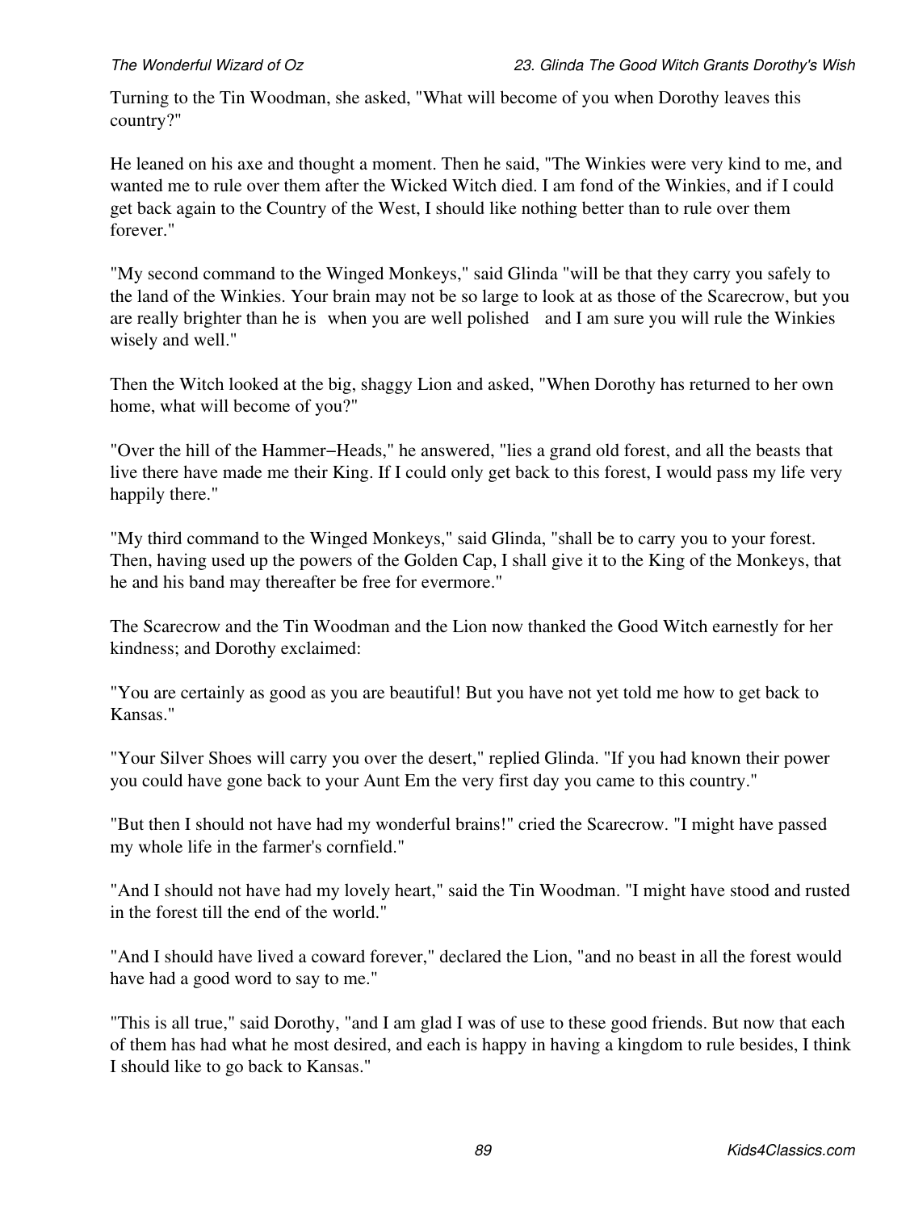Turning to the Tin Woodman, she asked, "What will become of you when Dorothy leaves this country?"

He leaned on his axe and thought a moment. Then he said, "The Winkies were very kind to me, and wanted me to rule over them after the Wicked Witch died. I am fond of the Winkies, and if I could get back again to the Country of the West, I should like nothing better than to rule over them forever."

"My second command to the Winged Monkeys," said Glinda "will be that they carry you safely to the land of the Winkies. Your brain may not be so large to look at as those of the Scarecrow, but you are really brighter than he is when you are well polished and I am sure you will rule the Winkies wisely and well."

Then the Witch looked at the big, shaggy Lion and asked, "When Dorothy has returned to her own home, what will become of you?"

"Over the hill of the Hammer−Heads," he answered, "lies a grand old forest, and all the beasts that live there have made me their King. If I could only get back to this forest, I would pass my life very happily there."

"My third command to the Winged Monkeys," said Glinda, "shall be to carry you to your forest. Then, having used up the powers of the Golden Cap, I shall give it to the King of the Monkeys, that he and his band may thereafter be free for evermore."

The Scarecrow and the Tin Woodman and the Lion now thanked the Good Witch earnestly for her kindness; and Dorothy exclaimed:

"You are certainly as good as you are beautiful! But you have not yet told me how to get back to Kansas."

"Your Silver Shoes will carry you over the desert," replied Glinda. "If you had known their power you could have gone back to your Aunt Em the very first day you came to this country."

"But then I should not have had my wonderful brains!" cried the Scarecrow. "I might have passed my whole life in the farmer's cornfield."

"And I should not have had my lovely heart," said the Tin Woodman. "I might have stood and rusted in the forest till the end of the world."

"And I should have lived a coward forever," declared the Lion, "and no beast in all the forest would have had a good word to say to me."

"This is all true," said Dorothy, "and I am glad I was of use to these good friends. But now that each of them has had what he most desired, and each is happy in having a kingdom to rule besides, I think I should like to go back to Kansas."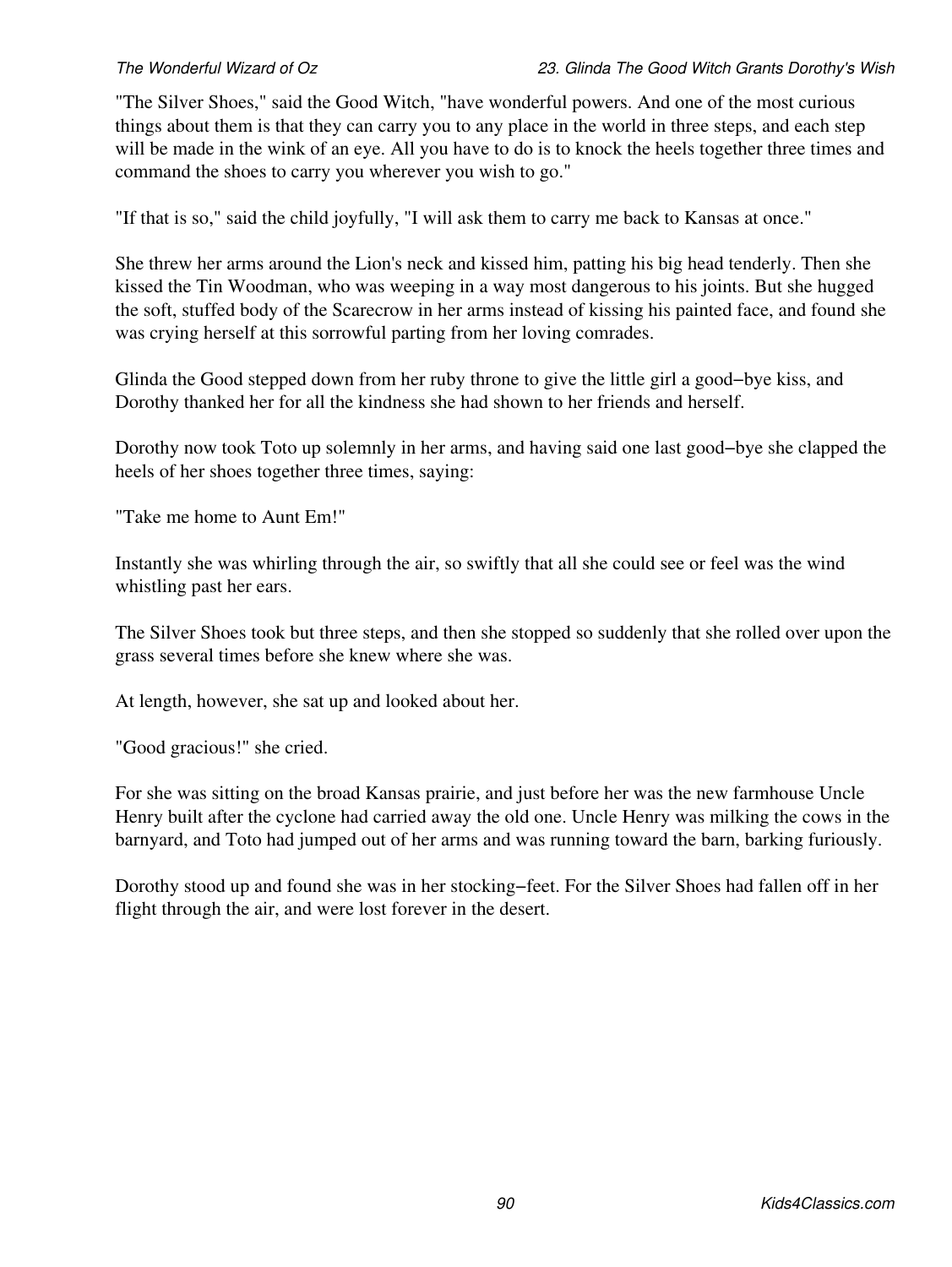"The Silver Shoes," said the Good Witch, "have wonderful powers. And one of the most curious things about them is that they can carry you to any place in the world in three steps, and each step will be made in the wink of an eye. All you have to do is to knock the heels together three times and command the shoes to carry you wherever you wish to go."

"If that is so," said the child joyfully, "I will ask them to carry me back to Kansas at once."

She threw her arms around the Lion's neck and kissed him, patting his big head tenderly. Then she kissed the Tin Woodman, who was weeping in a way most dangerous to his joints. But she hugged the soft, stuffed body of the Scarecrow in her arms instead of kissing his painted face, and found she was crying herself at this sorrowful parting from her loving comrades.

Glinda the Good stepped down from her ruby throne to give the little girl a good−bye kiss, and Dorothy thanked her for all the kindness she had shown to her friends and herself.

Dorothy now took Toto up solemnly in her arms, and having said one last good−bye she clapped the heels of her shoes together three times, saying:

"Take me home to Aunt Em!"

Instantly she was whirling through the air, so swiftly that all she could see or feel was the wind whistling past her ears.

The Silver Shoes took but three steps, and then she stopped so suddenly that she rolled over upon the grass several times before she knew where she was.

At length, however, she sat up and looked about her.

"Good gracious!" she cried.

For she was sitting on the broad Kansas prairie, and just before her was the new farmhouse Uncle Henry built after the cyclone had carried away the old one. Uncle Henry was milking the cows in the barnyard, and Toto had jumped out of her arms and was running toward the barn, barking furiously.

Dorothy stood up and found she was in her stocking−feet. For the Silver Shoes had fallen off in her flight through the air, and were lost forever in the desert.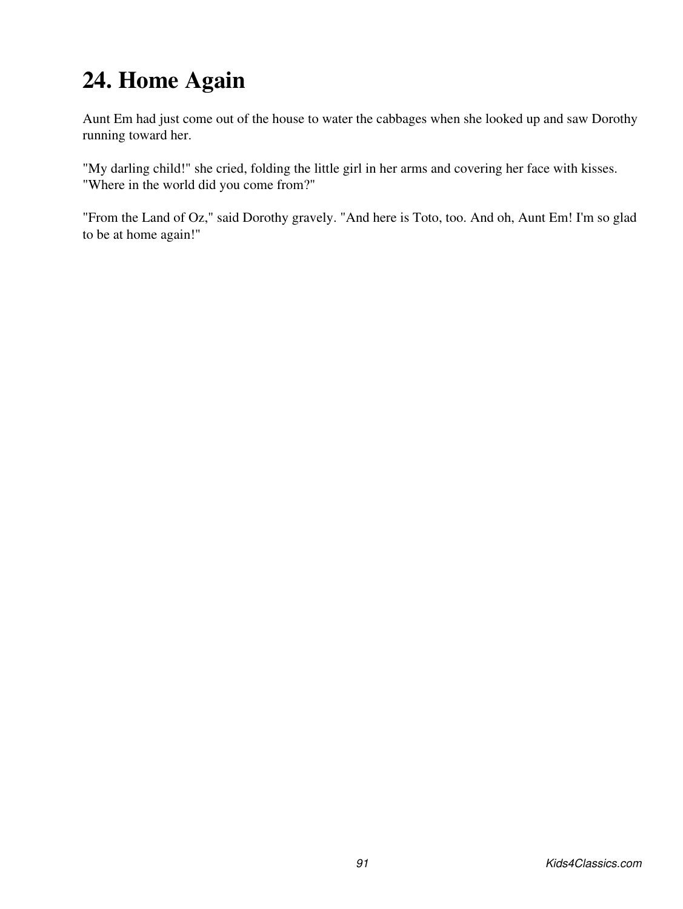# 24. Home Again

Aunt Em had just come out of the house to water the cabbages when she looked up and saw Dorothy running toward her.

"My darling child!" she cried, folding the little girl in her arms and covering her face with kisses. "Where in the world did you come from?"

"From the Land of Oz," said Dorothy gravely. "And here is Toto, too. And oh, Aunt Em! I'm so glad to be at home again!"